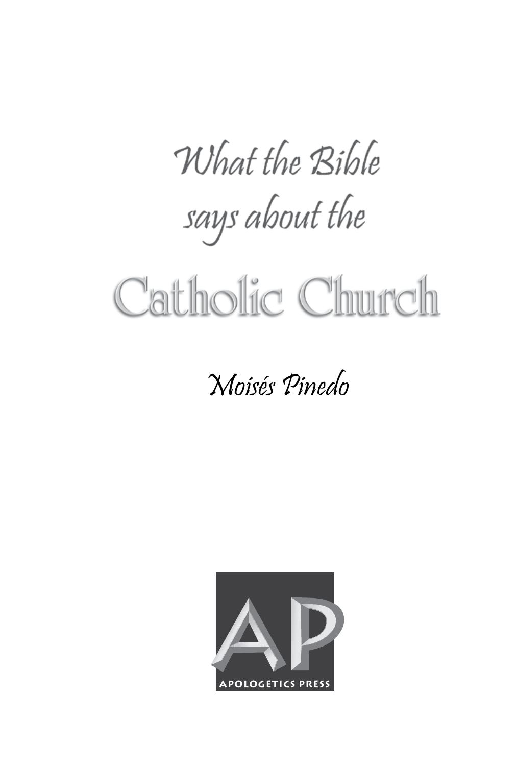# What the Bible says about the Catholic Church

Moisés Pinedo

APOLOGETICS PRESS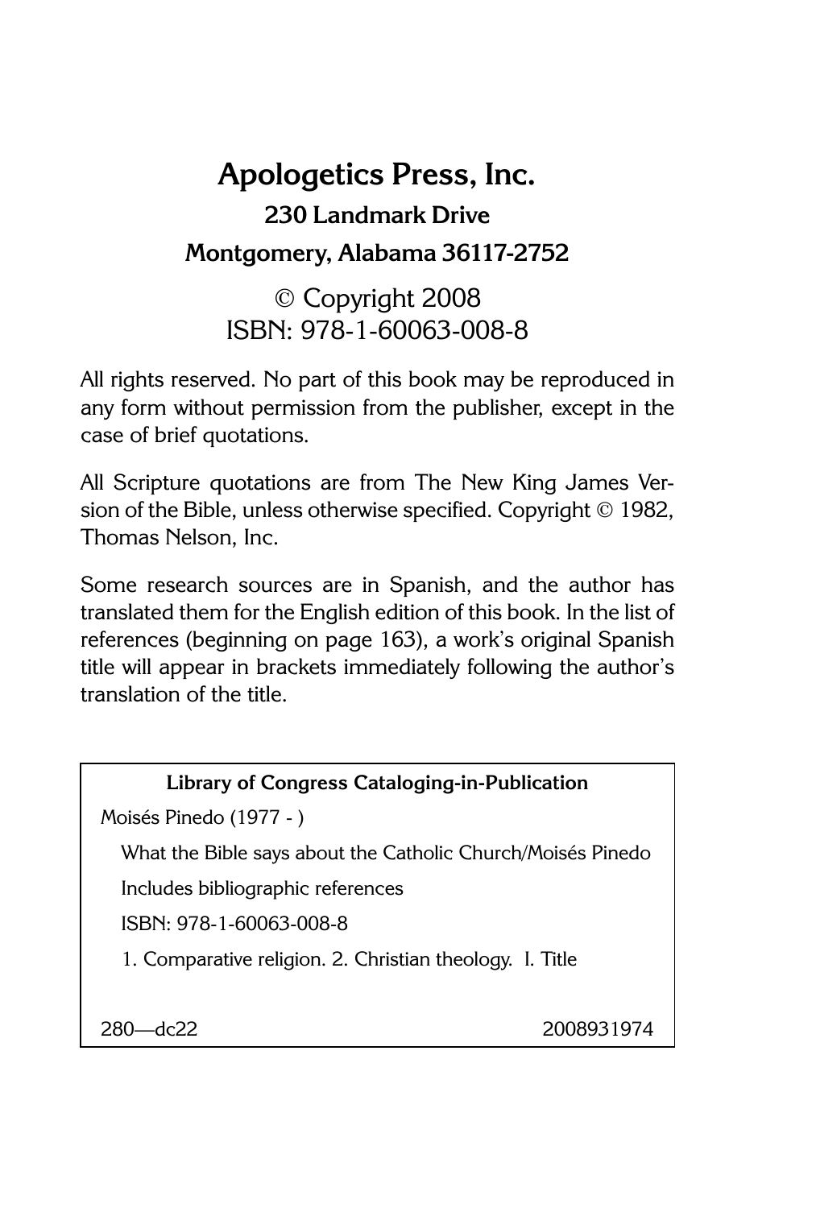**Apologetics Press, Inc.**

**230 Landmark Drive**

**Montgomery, Alabama 36117-2752**

© Copyright 2008

ISBN: 978-1-60063-008-8

All rights reserved. No part of this book may be reproduced in any form without permission from the publisher, except in the case of brief quotations.

All Scripture quotations are from The New King James Version of the Bible, unless otherwise specified. Copyright © 1982, Thomas Nelson, Inc.

Some research sources are in Spanish, and the author has translated them for the English edition of this book. In the list of references (beginning on page 163), a work's original Spanish title will appear in brackets immediately following the author's translation of the title.

**Library of Congress Cataloging-in-Publication**

Moisés Pinedo (1977 - )

What the Bible says about the Catholic Church/Moisés Pinedo

Includes bibliographic references

ISBN: 978-1-60063-008-8

1. Comparative religion. 2. Christian theology. I. Title

280—dc22 2008931974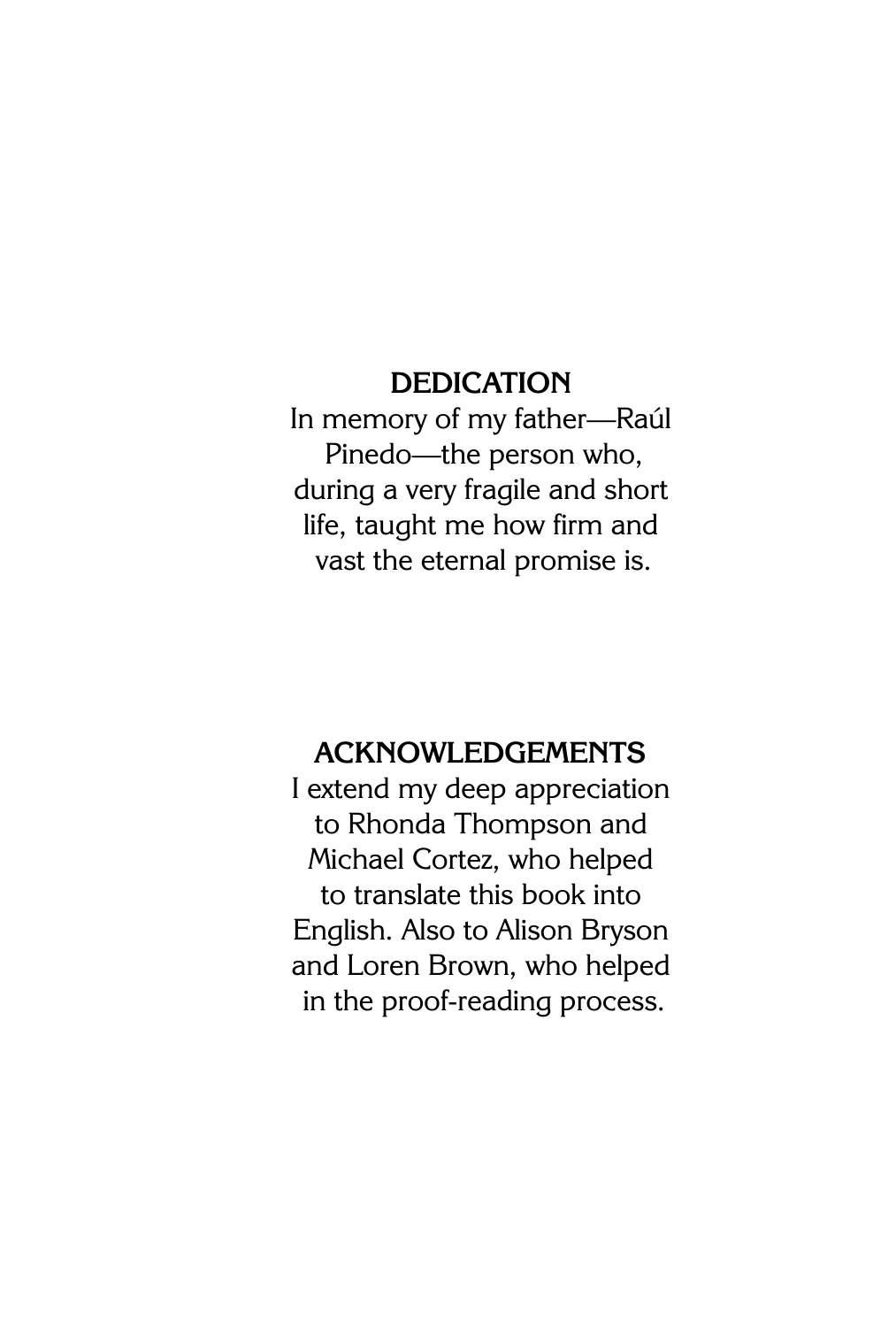## DEDICATION

In memory of my father—Raúl Pinedo—the person who, during a very fragile and short life, taught me how firm and vast the eternal promise is.

## ACKNOWLEDGEMENTS

I extend my deep appreciation to Rhonda Thompson and Michael Cortez, who helped to translate this book into English. Also to Alison Bryson and Loren Brown, who helped in the proof-reading process.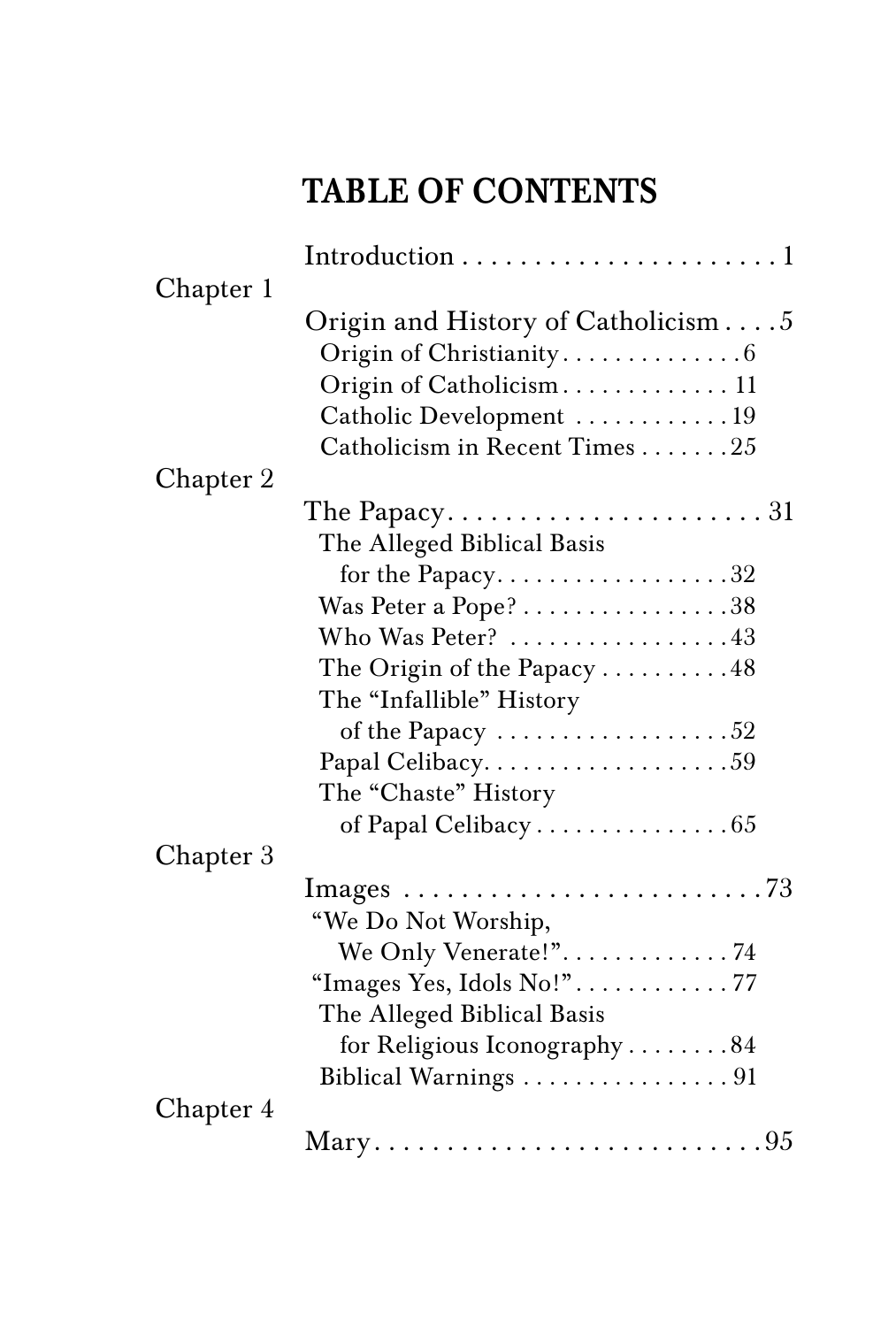# TABLE OF CONTENTS

Introduction . . . . . . . . . . . . . . . . . . . . . . 1

Chapter 1

Origin and History of Catholicism . . . . 5

- Origin of Christianity . . . . . . . . . . . . . . 6
- Origin of Catholicism . . . . . . . . . . . . . 11
- Catholic Development . . . . . . . . . . . . 19
- Catholicism in Recent Times . . . . . . . 25

Chapter 2

The Papacy . . . . . . . . . . . . . . . . . . . . . . . 31

- The Alleged Biblical Basis for the Papacy . . . . . . . . . . . . . . . . . . 32
- Was Peter a Pope? . . . . . . . . . . . . . . . . 38
- Who Was Peter? . . . . . . . . . . . . . . . . . 43
- The Origin of the Papacy . . . . . . . . . . 48
- The "Infallible" History of the Papacy . . . . . . . . . . . . . . . . . . 52
- Papal Celibacy . . . . . . . . . . . . . . . . . . . 59
- The "Chaste" History of Papal Celibacy . . . . . . . . . . . . . . . 65

Chapter 3

Images . . . . . . . . . . . . . . . . . . . . . . . . . . 73

- "We Do Not Worship, We Only Venerate!" . . . . . . . . . . . . . 74
- "Images Yes, Idols No!" . . . . . . . . . . . . 77
- The Alleged Biblical Basis for Religious Iconography . . . . . . . . 84
- Biblical Warnings . . . . . . . . . . . . . . . . 91

Chapter 4

Mary . . . . . . . . . . . . . . . . . . . . . . . . . . . 95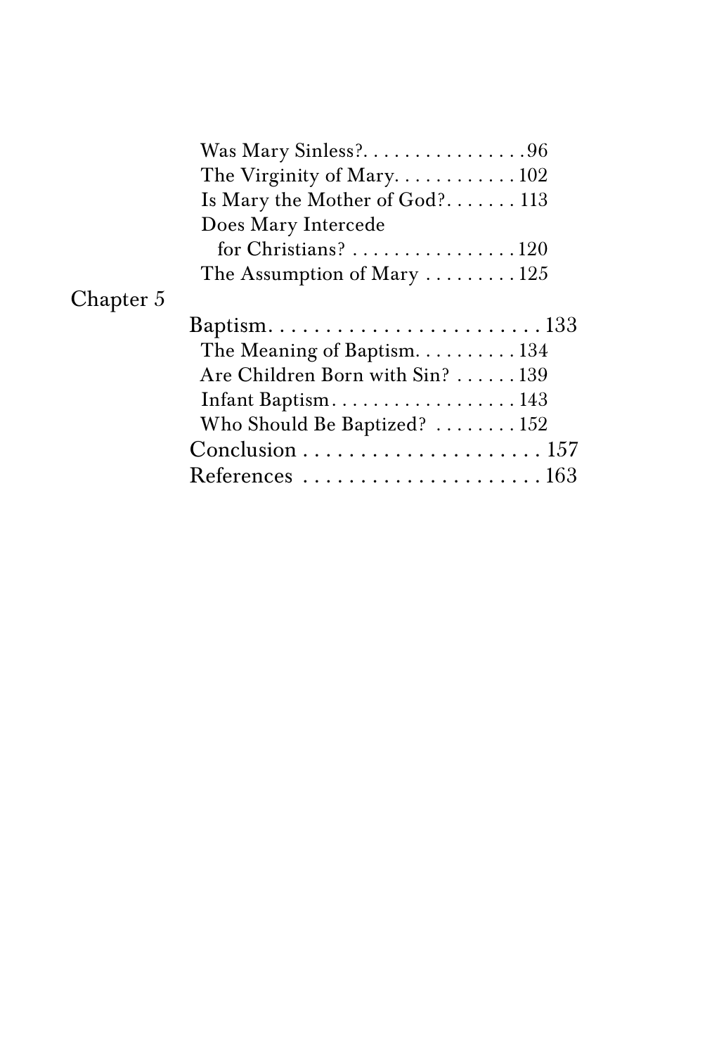Was Mary Sinless? . . . . . . . . . . . . . . . . 96

The Virginity of Mary. . . . . . . . . . . . 102

Is Mary the Mother of God? . . . . . . . 113

Does Mary Intercede for Christians? . . . . . . . . . . . . . . . . 120

The Assumption of Mary . . . . . . . . . 125

Chapter 5

Baptism. . . . . . . . . . . . . . . . . . . . . . . . 133

The Meaning of Baptism. . . . . . . . . . 134

Are Children Born with Sin? . . . . . . 139

Infant Baptism. . . . . . . . . . . . . . . . . . 143

Who Should Be Baptized? . . . . . . . . 152

Conclusion . . . . . . . . . . . . . . . . . . . . . 157

References . . . . . . . . . . . . . . . . . . . . 163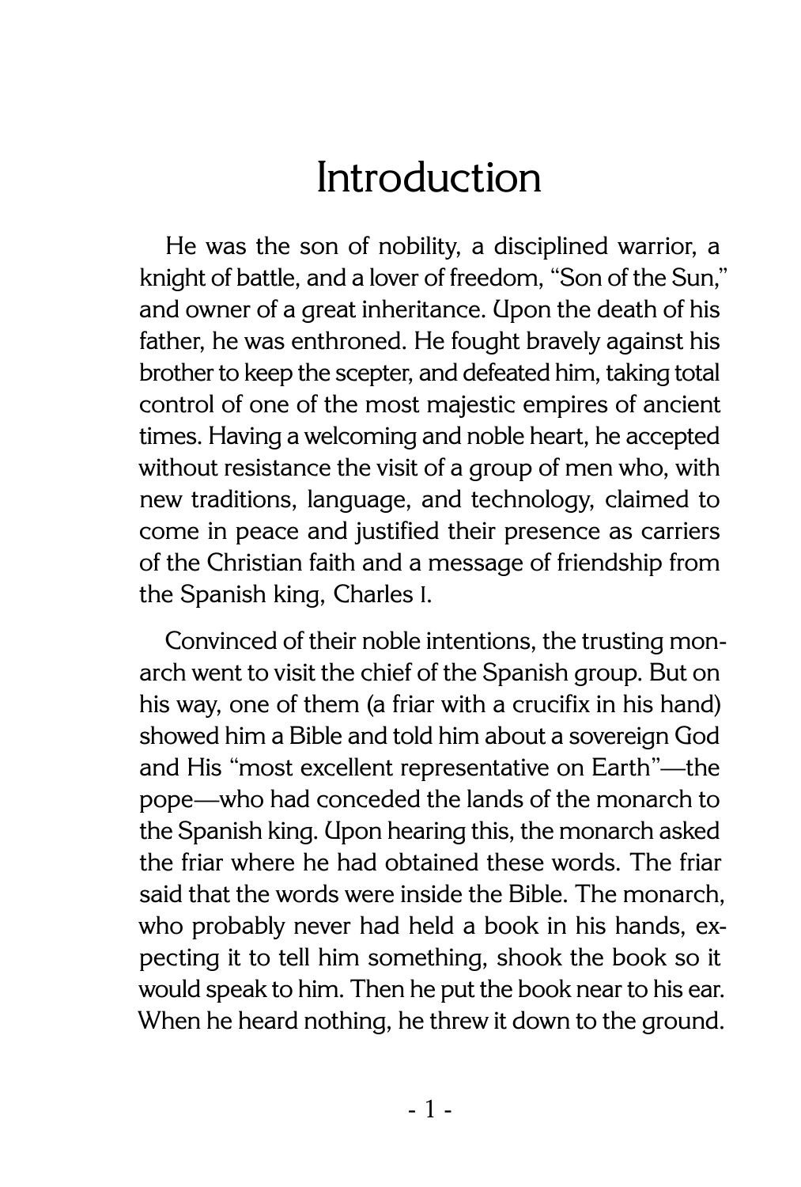# Introduction

He was the son of nobility, a disciplined warrior, a knight of battle, and a lover of freedom, "Son of the Sun," and owner of a great inheritance. Upon the death of his father, he was enthroned. He fought bravely against his brother to keep the scepter, and defeated him, taking total control of one of the most majestic empires of ancient times. Having a welcoming and noble heart, he accepted without resistance the visit of a group of men who, with new traditions, language, and technology, claimed to come in peace and justified their presence as carriers of the Christian faith and a message of friendship from the Spanish king, Charles I.

Convinced of their noble intentions, the trusting monarch went to visit the chief of the Spanish group. But on his way, one of them (a friar with a crucifix in his hand) showed him a Bible and told him about a sovereign God and His "most excellent representative on Earth"—the pope—who had conceded the lands of the monarch to the Spanish king. Upon hearing this, the monarch asked the friar where he had obtained these words. The friar said that the words were inside the Bible. The monarch, who probably never had held a book in his hands, expecting it to tell him something, shook the book so it would speak to him. Then he put the book near to his ear. When he heard nothing, he threw it down to the ground.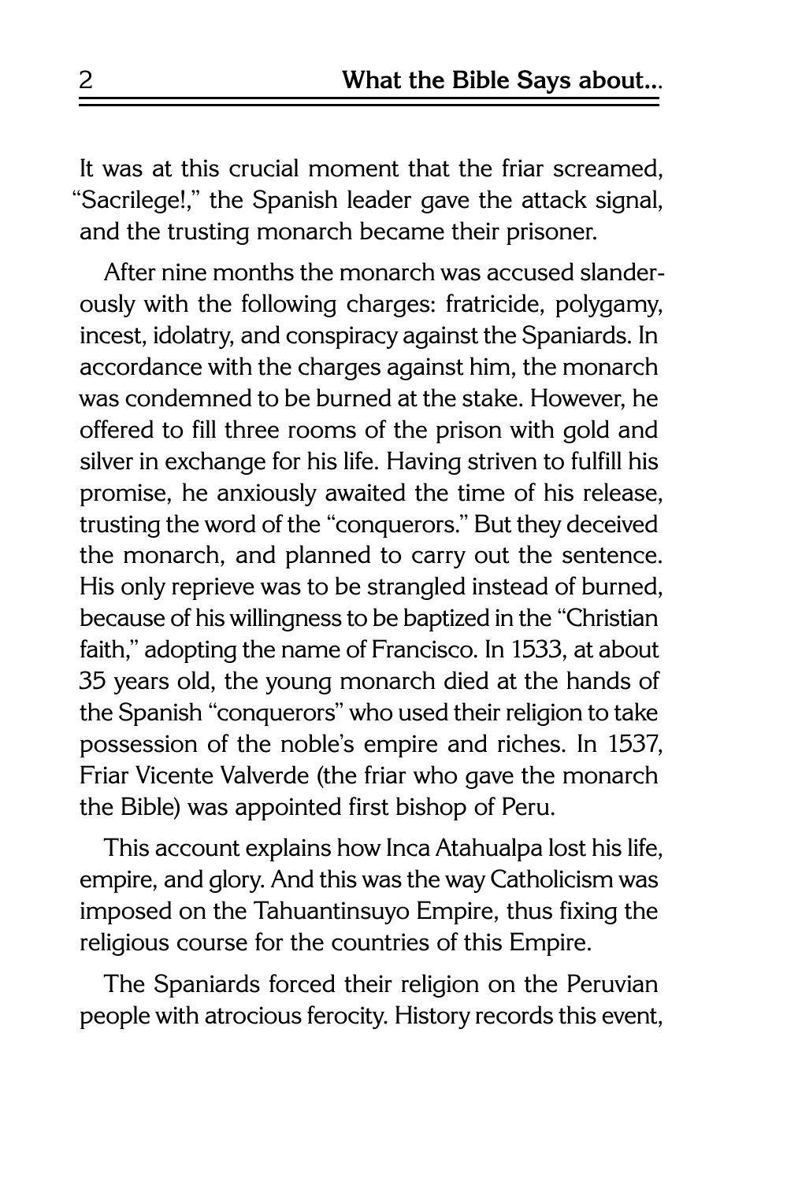It was at this crucial moment that the friar screamed, "Sacrilege!," the Spanish leader gave the attack signal, and the trusting monarch became their prisoner.

After nine months the monarch was accused slanderously with the following charges: fratricide, polygamy, incest, idolatry, and conspiracy against the Spaniards. In accordance with the charges against him, the monarch was condemned to be burned at the stake. However, he offered to fill three rooms of the prison with gold and silver in exchange for his life. Having striven to fulfill his promise, he anxiously awaited the time of his release, trusting the word of the "conquerors." But they deceived the monarch, and planned to carry out the sentence. His only reprieve was to be strangled instead of burned, because of his willingness to be baptized in the "Christian faith," adopting the name of Francisco. In 1533, at about 35 years old, the young monarch died at the hands of the Spanish "conquerors" who used their religion to take possession of the noble's empire and riches. In 1537, Friar Vicente Valverde (the friar who gave the monarch the Bible) was appointed first bishop of Peru.

This account explains how Inca Atahualpa lost his life, empire, and glory. And this was the way Catholicism was imposed on the Tahuantinsuyo Empire, thus fixing the religious course for the countries of this Empire.

The Spaniards forced their religion on the Peruvian people with atrocious ferocity. History records this event,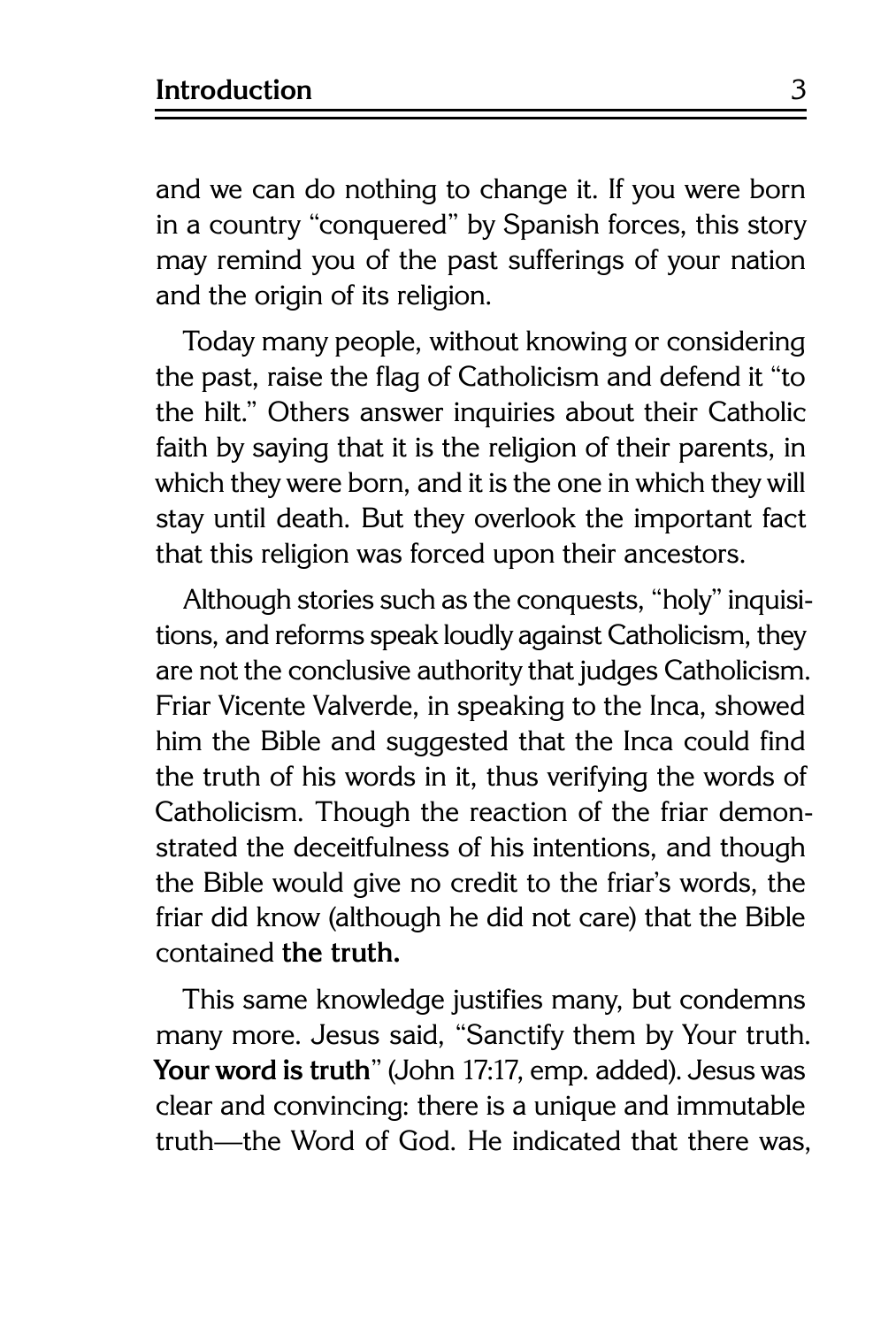and we can do nothing to change it. If you were born in a country "conquered" by Spanish forces, this story may remind you of the past sufferings of your nation and the origin of its religion.

Today many people, without knowing or considering the past, raise the flag of Catholicism and defend it "to the hilt." Others answer inquiries about their Catholic faith by saying that it is the religion of their parents, in which they were born, and it is the one in which they will stay until death. But they overlook the important fact that this religion was forced upon their ancestors.

Although stories such as the conquests, "holy" inquisitions, and reforms speak loudly against Catholicism, they are not the conclusive authority that judges Catholicism. Friar Vicente Valverde, in speaking to the Inca, showed him the Bible and suggested that the Inca could find the truth of his words in it, thus verifying the words of Catholicism. Though the reaction of the friar demonstrated the deceitfulness of his intentions, and though the Bible would give no credit to the friar's words, the friar did know (although he did not care) that the Bible contained **the truth.**

This same knowledge justifies many, but condemns many more. Jesus said, "Sanctify them by Your truth. **Your word is truth**" (John 17:17, emp. added). Jesus was clear and convincing: there is a unique and immutable truth—the Word of God. He indicated that there was,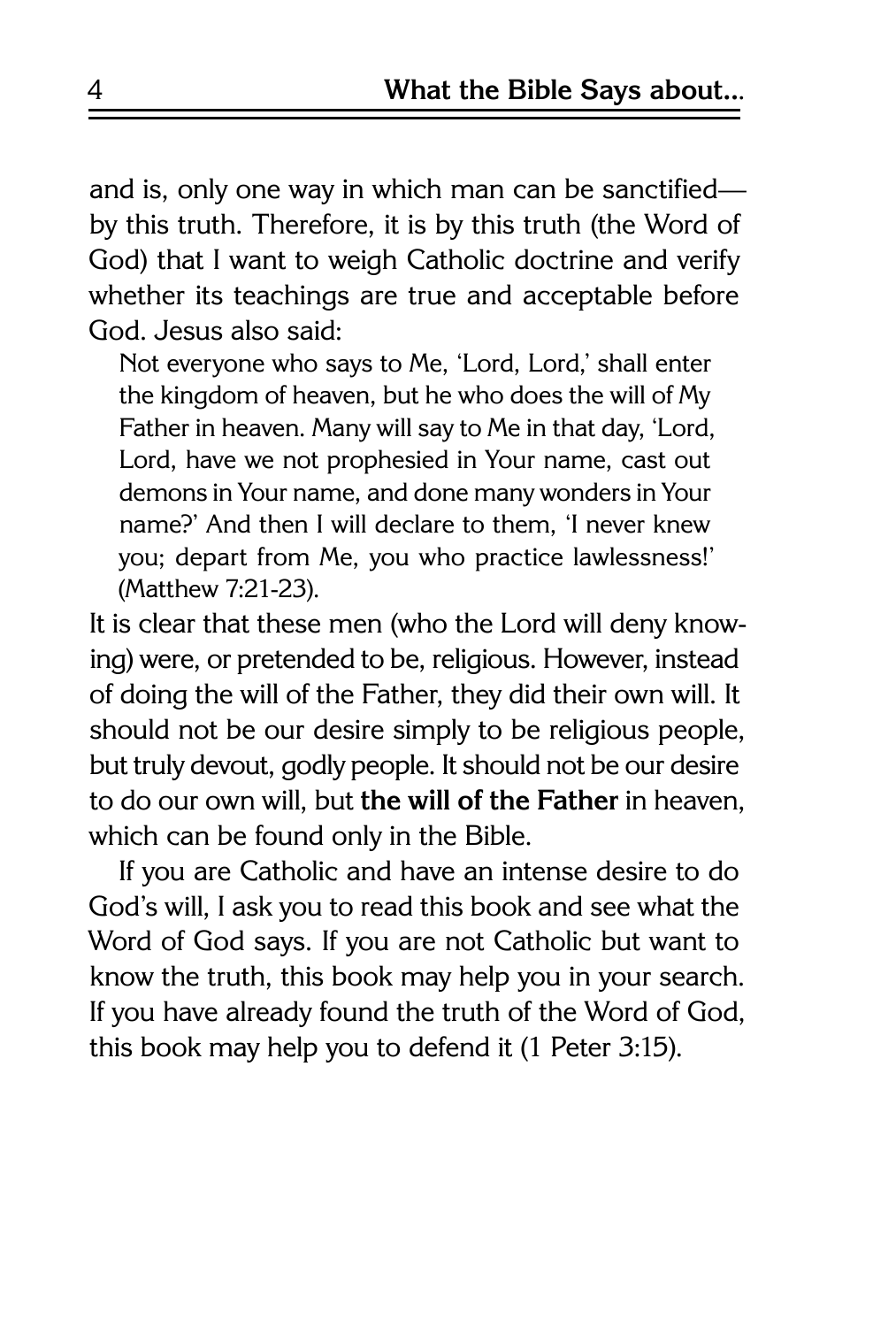and is, only one way in which man can be sanctified—by this truth. Therefore, it is by this truth (the Word of God) that I want to weigh Catholic doctrine and verify whether its teachings are true and acceptable before God. Jesus also said:

> Not everyone who says to Me, 'Lord, Lord,' shall enter the kingdom of heaven, but he who does the will of My Father in heaven. Many will say to Me in that day, 'Lord, Lord, have we not prophesied in Your name, cast out demons in Your name, and done many wonders in Your name?' And then I will declare to them, 'I never knew you; depart from Me, you who practice lawlessness!' (Matthew 7:21-23).

It is clear that these men (who the Lord will deny knowing) were, or pretended to be, religious. However, instead of doing the will of the Father, they did their own will. It should not be our desire simply to be religious people, but truly devout, godly people. It should not be our desire to do our own will, but **the will of the Father** in heaven, which can be found only in the Bible.

If you are Catholic and have an intense desire to do God's will, I ask you to read this book and see what the Word of God says. If you are not Catholic but want to know the truth, this book may help you in your search. If you have already found the truth of the Word of God, this book may help you to defend it (1 Peter 3:15).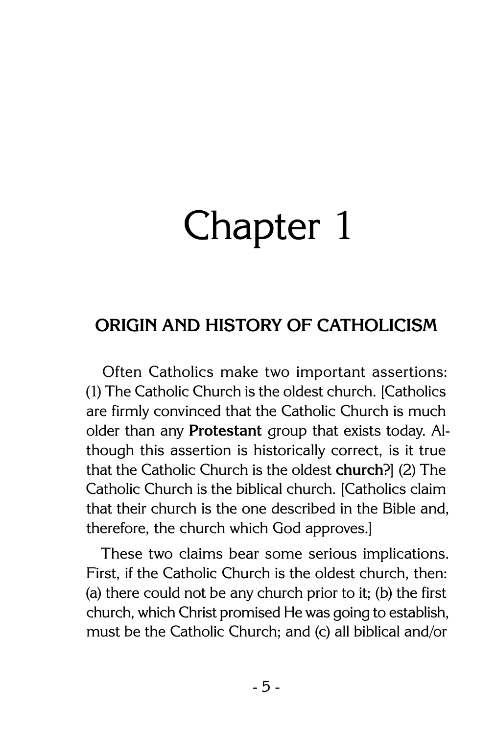# Chapter 1

## ORIGIN AND HISTORY OF CATHOLICISM

Often Catholics make two important assertions: (1) The Catholic Church is the oldest church. [Catholics are firmly convinced that the Catholic Church is much older than any **Protestant** group that exists today. Although this assertion is historically correct, is it true that the Catholic Church is the oldest **church**?] (2) The Catholic Church is the biblical church. [Catholics claim that their church is the one described in the Bible and, therefore, the church which God approves.]

These two claims bear some serious implications. First, if the Catholic Church is the oldest church, then: (a) there could not be any church prior to it; (b) the first church, which Christ promised He was going to establish, must be the Catholic Church; and (c) all biblical and/or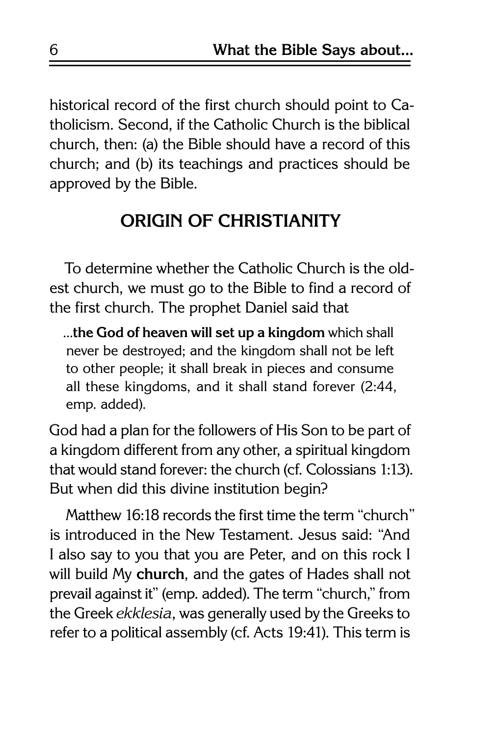historical record of the first church should point to Catholicism. Second, if the Catholic Church is the biblical church, then: (a) the Bible should have a record of this church; and (b) its teachings and practices should be approved by the Bible.

## ORIGIN OF CHRISTIANITY

To determine whether the Catholic Church is the oldest church, we must go to the Bible to find a record of the first church. The prophet Daniel said that

> ...**the God of heaven will set up a kingdom** which shall never be destroyed; and the kingdom shall not be left to other people; it shall break in pieces and consume all these kingdoms, and it shall stand forever (2:44, emp. added).

God had a plan for the followers of His Son to be part of a kingdom different from any other, a spiritual kingdom that would stand forever: the church (cf. Colossians 1:13). But when did this divine institution begin?

Matthew 16:18 records the first time the term "church" is introduced in the New Testament. Jesus said: "And I also say to you that you are Peter, and on this rock I will build My **church**, and the gates of Hades shall not prevail against it" (emp. added). The term "church," from the Greek *ekklesia*, was generally used by the Greeks to refer to a political assembly (cf. Acts 19:41). This term is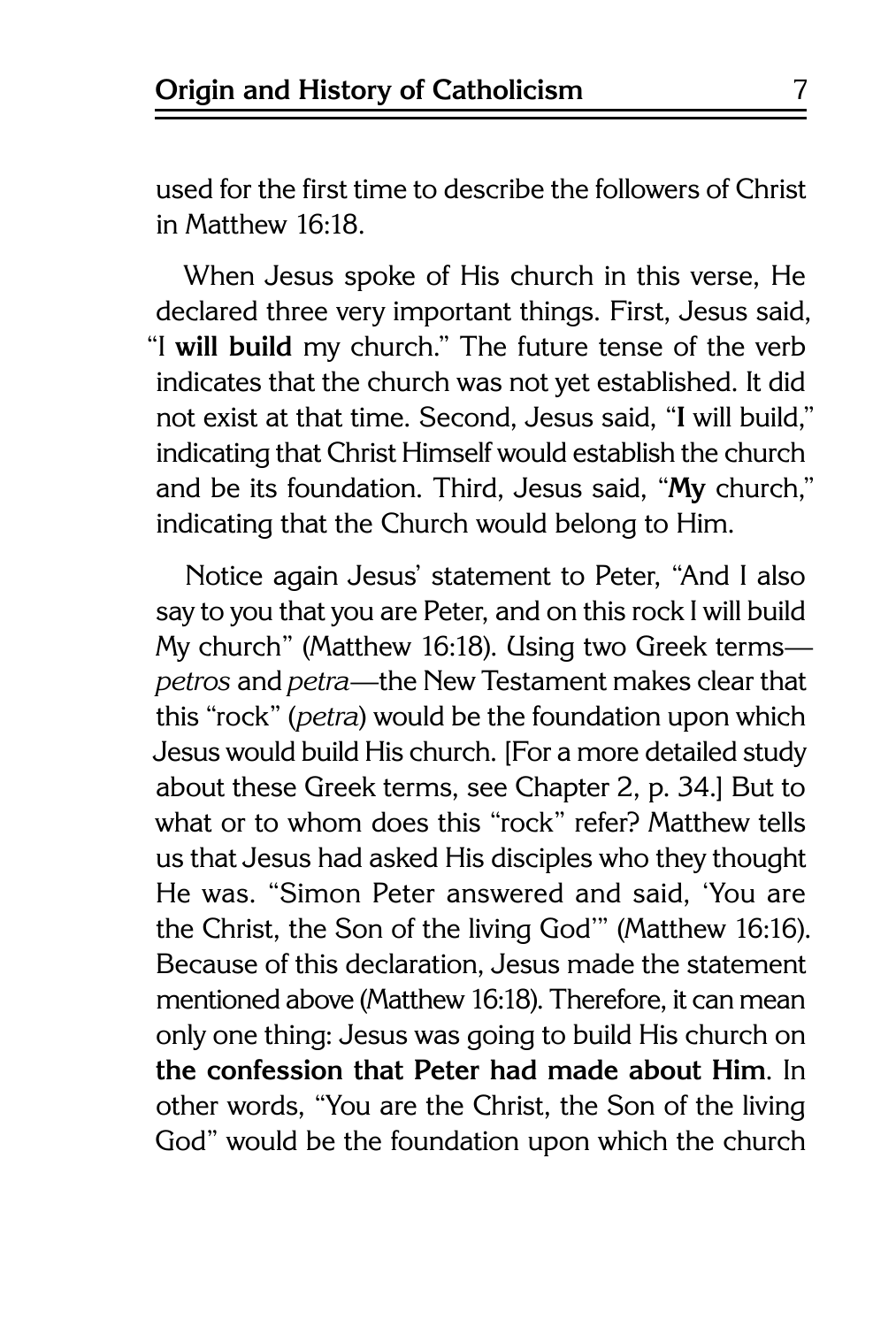used for the first time to describe the followers of Christ in Matthew 16:18.

When Jesus spoke of His church in this verse, He declared three very important things. First, Jesus said, "I **will build** my church." The future tense of the verb indicates that the church was not yet established. It did not exist at that time. Second, Jesus said, "**I** will build," indicating that Christ Himself would establish the church and be its foundation. Third, Jesus said, "**My** church," indicating that the Church would belong to Him.

Notice again Jesus' statement to Peter, "And I also say to you that you are Peter, and on this rock I will build My church" (Matthew 16:18). Using two Greek terms—*petros* and *petra*—the New Testament makes clear that this "rock" (*petra*) would be the foundation upon which Jesus would build His church. [For a more detailed study about these Greek terms, see Chapter 2, p. 34.] But to what or to whom does this "rock" refer? Matthew tells us that Jesus had asked His disciples who they thought He was. "Simon Peter answered and said, 'You are the Christ, the Son of the living God'" (Matthew 16:16). Because of this declaration, Jesus made the statement mentioned above (Matthew 16:18). Therefore, it can mean only one thing: Jesus was going to build His church on **the confession that Peter had made about Him**. In other words, "You are the Christ, the Son of the living God" would be the foundation upon which the church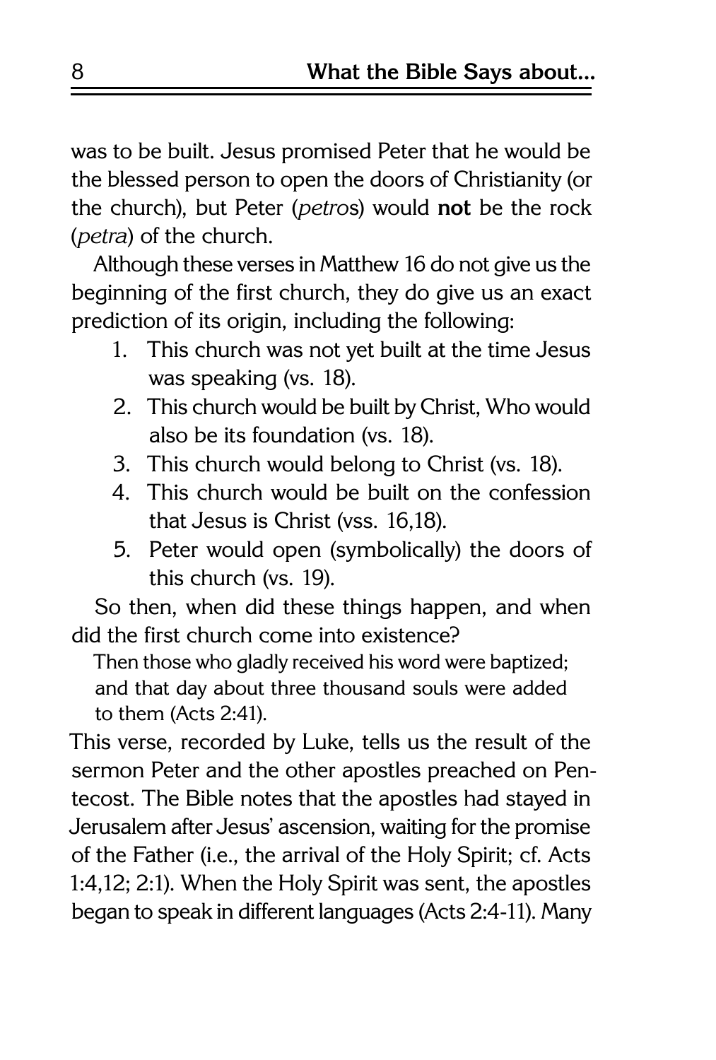was to be built. Jesus promised Peter that he would be the blessed person to open the doors of Christianity (or the church), but Peter (*petros*) would **not** be the rock (*petra*) of the church.

Although these verses in Matthew 16 do not give us the beginning of the first church, they do give us an exact prediction of its origin, including the following:

1. This church was not yet built at the time Jesus was speaking (vs. 18).
2. This church would be built by Christ, Who would also be its foundation (vs. 18).
3. This church would belong to Christ (vs. 18).
4. This church would be built on the confession that Jesus is Christ (vss. 16,18).
5. Peter would open (symbolically) the doors of this church (vs. 19).

So then, when did these things happen, and when did the first church come into existence?

> Then those who gladly received his word were baptized; and that day about three thousand souls were added to them (Acts 2:41).

This verse, recorded by Luke, tells us the result of the sermon Peter and the other apostles preached on Pentecost. The Bible notes that the apostles had stayed in Jerusalem after Jesus' ascension, waiting for the promise of the Father (i.e., the arrival of the Holy Spirit; cf. Acts 1:4,12; 2:1). When the Holy Spirit was sent, the apostles began to speak in different languages (Acts 2:4-11). Many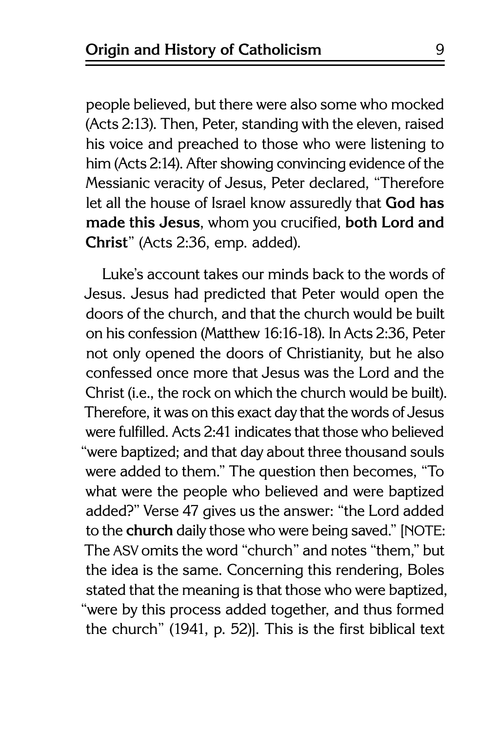people believed, but there were also some who mocked (Acts 2:13). Then, Peter, standing with the eleven, raised his voice and preached to those who were listening to him (Acts 2:14). After showing convincing evidence of the Messianic veracity of Jesus, Peter declared, "Therefore let all the house of Israel know assuredly that **God has made this Jesus**, whom you crucified, **both Lord and Christ**" (Acts 2:36, emp. added).

Luke's account takes our minds back to the words of Jesus. Jesus had predicted that Peter would open the doors of the church, and that the church would be built on his confession (Matthew 16:16-18). In Acts 2:36, Peter not only opened the doors of Christianity, but he also confessed once more that Jesus was the Lord and the Christ (i.e., the rock on which the church would be built). Therefore, it was on this exact day that the words of Jesus were fulfilled. Acts 2:41 indicates that those who believed "were baptized; and that day about three thousand souls were added to them." The question then becomes, "To what were the people who believed and were baptized added?" Verse 47 gives us the answer: "the Lord added to the **church** daily those who were being saved." [NOTE: The ASV omits the word "church" and notes "them," but the idea is the same. Concerning this rendering, Boles stated that the meaning is that those who were baptized, "were by this process added together, and thus formed the church" (1941, p. 52)]. This is the first biblical text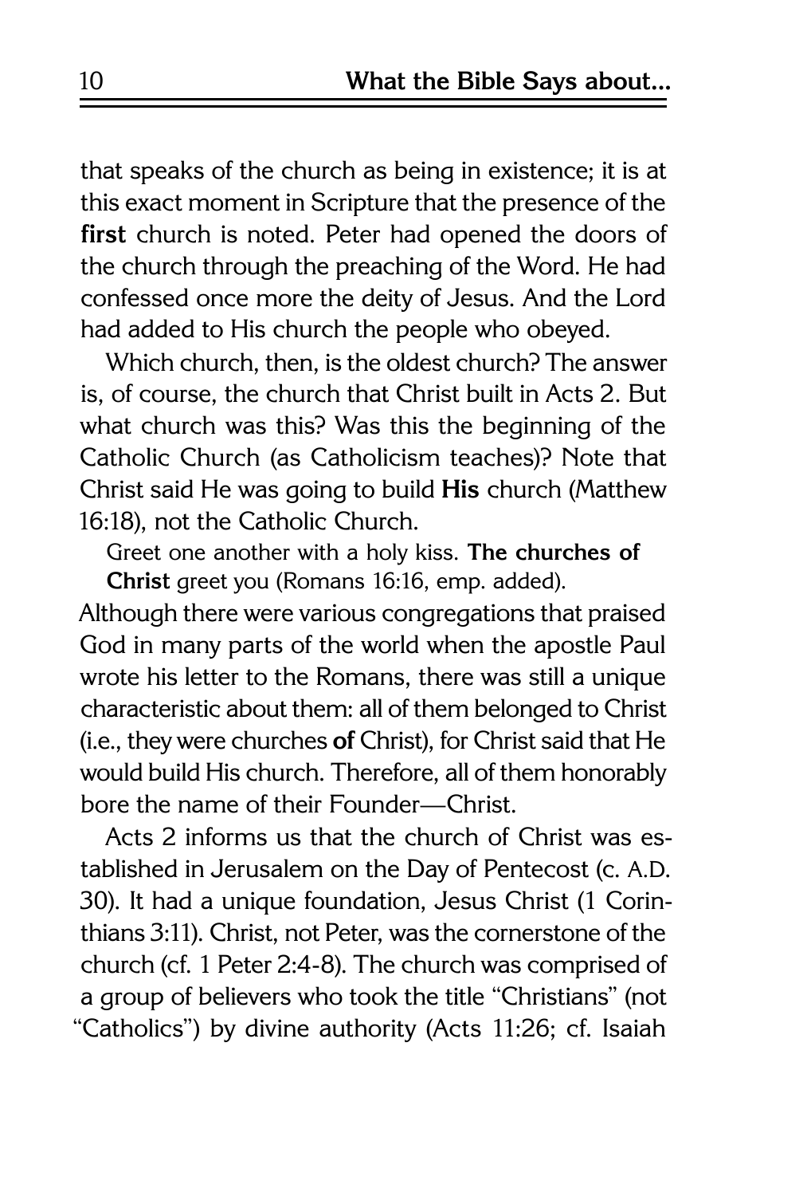that speaks of the church as being in existence; it is at this exact moment in Scripture that the presence of the **first** church is noted. Peter had opened the doors of the church through the preaching of the Word. He had confessed once more the deity of Jesus. And the Lord had added to His church the people who obeyed.

Which church, then, is the oldest church? The answer is, of course, the church that Christ built in Acts 2. But what church was this? Was this the beginning of the Catholic Church (as Catholicism teaches)? Note that Christ said He was going to build **His** church (Matthew 16:18), not the Catholic Church.

> Greet one another with a holy kiss. **The churches of Christ** greet you (Romans 16:16, emp. added).

Although there were various congregations that praised God in many parts of the world when the apostle Paul wrote his letter to the Romans, there was still a unique characteristic about them: all of them belonged to Christ (i.e., they were churches **of** Christ), for Christ said that He would build His church. Therefore, all of them honorably bore the name of their Founder—Christ.

Acts 2 informs us that the church of Christ was established in Jerusalem on the Day of Pentecost (c. A.D. 30). It had a unique foundation, Jesus Christ (1 Corinthians 3:11). Christ, not Peter, was the cornerstone of the church (cf. 1 Peter 2:4-8). The church was comprised of a group of believers who took the title "Christians" (not "Catholics") by divine authority (Acts 11:26; cf. Isaiah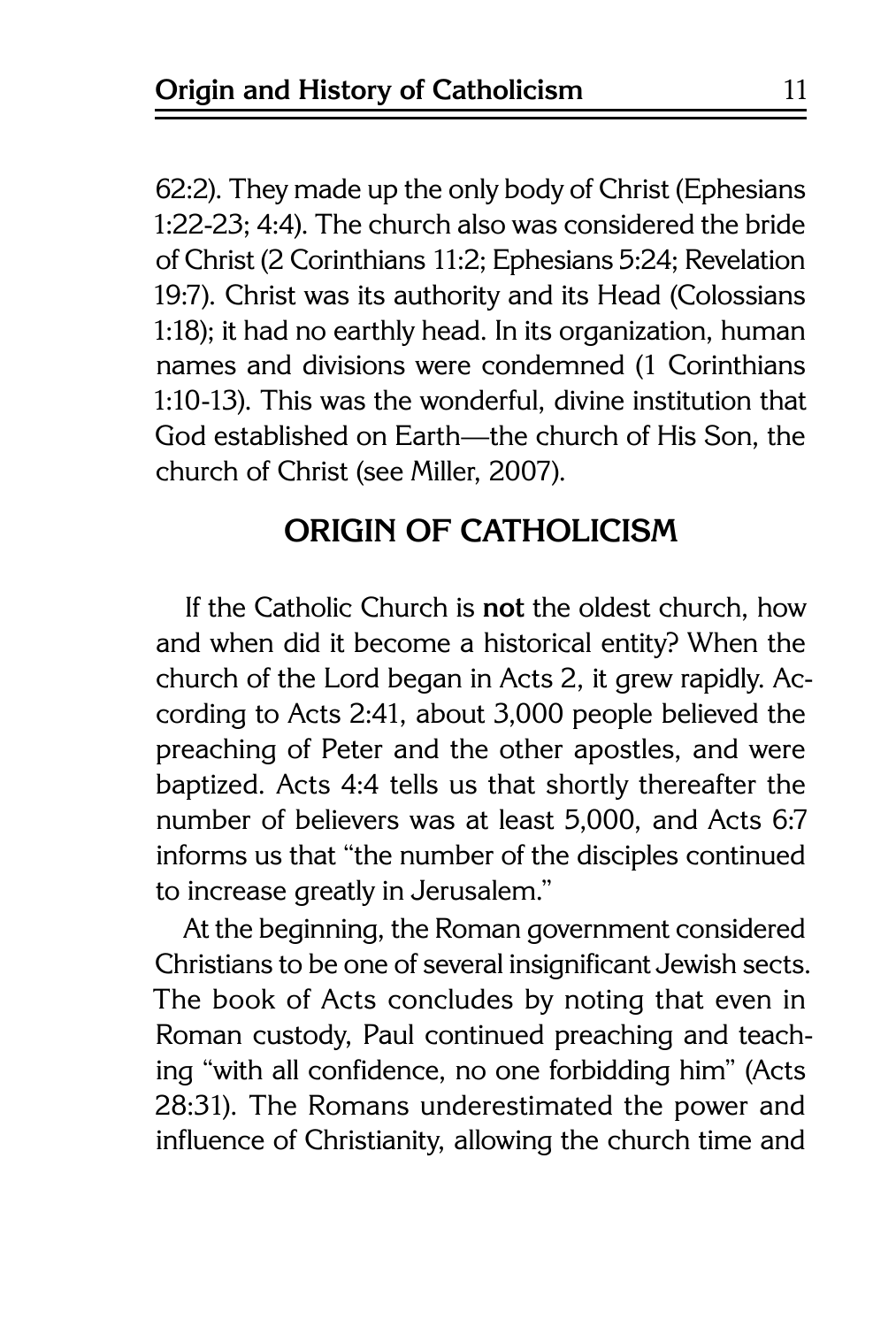62:2). They made up the only body of Christ (Ephesians 1:22-23; 4:4). The church also was considered the bride of Christ (2 Corinthians 11:2; Ephesians 5:24; Revelation 19:7). Christ was its authority and its Head (Colossians 1:18); it had no earthly head. In its organization, human names and divisions were condemned (1 Corinthians 1:10-13). This was the wonderful, divine institution that God established on Earth—the church of His Son, the church of Christ (see Miller, 2007).

## ORIGIN OF CATHOLICISM

If the Catholic Church is **not** the oldest church, how and when did it become a historical entity? When the church of the Lord began in Acts 2, it grew rapidly. According to Acts 2:41, about 3,000 people believed the preaching of Peter and the other apostles, and were baptized. Acts 4:4 tells us that shortly thereafter the number of believers was at least 5,000, and Acts 6:7 informs us that "the number of the disciples continued to increase greatly in Jerusalem."

At the beginning, the Roman government considered Christians to be one of several insignificant Jewish sects. The book of Acts concludes by noting that even in Roman custody, Paul continued preaching and teaching "with all confidence, no one forbidding him" (Acts 28:31). The Romans underestimated the power and influence of Christianity, allowing the church time and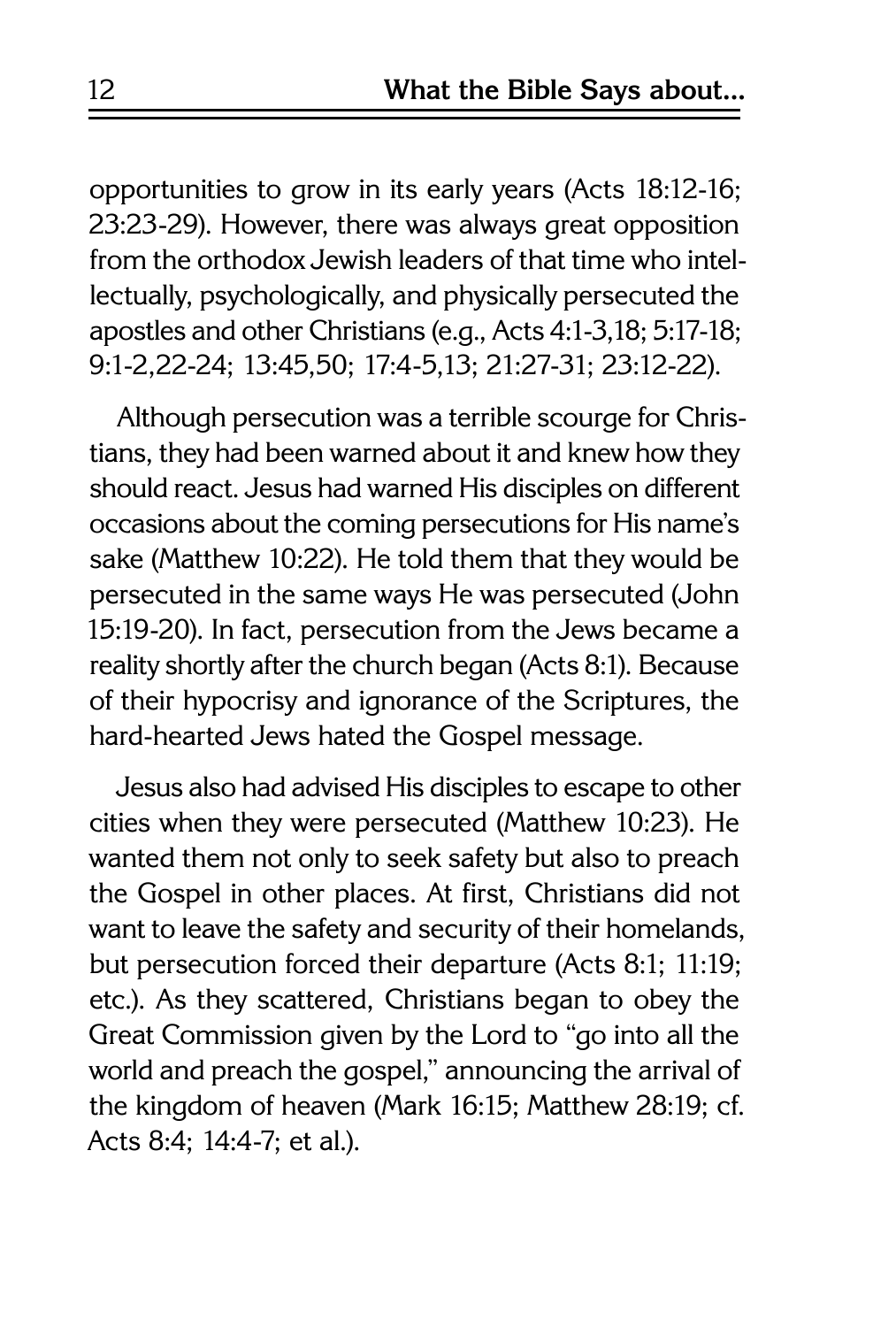opportunities to grow in its early years (Acts 18:12-16; 23:23-29). However, there was always great opposition from the orthodox Jewish leaders of that time who intellectually, psychologically, and physically persecuted the apostles and other Christians (e.g., Acts 4:1-3,18; 5:17-18; 9:1-2,22-24; 13:45,50; 17:4-5,13; 21:27-31; 23:12-22).

Although persecution was a terrible scourge for Christians, they had been warned about it and knew how they should react. Jesus had warned His disciples on different occasions about the coming persecutions for His name's sake (Matthew 10:22). He told them that they would be persecuted in the same ways He was persecuted (John 15:19-20). In fact, persecution from the Jews became a reality shortly after the church began (Acts 8:1). Because of their hypocrisy and ignorance of the Scriptures, the hard-hearted Jews hated the Gospel message.

Jesus also had advised His disciples to escape to other cities when they were persecuted (Matthew 10:23). He wanted them not only to seek safety but also to preach the Gospel in other places. At first, Christians did not want to leave the safety and security of their homelands, but persecution forced their departure (Acts 8:1; 11:19; etc.). As they scattered, Christians began to obey the Great Commission given by the Lord to "go into all the world and preach the gospel," announcing the arrival of the kingdom of heaven (Mark 16:15; Matthew 28:19; cf. Acts 8:4; 14:4-7; et al.).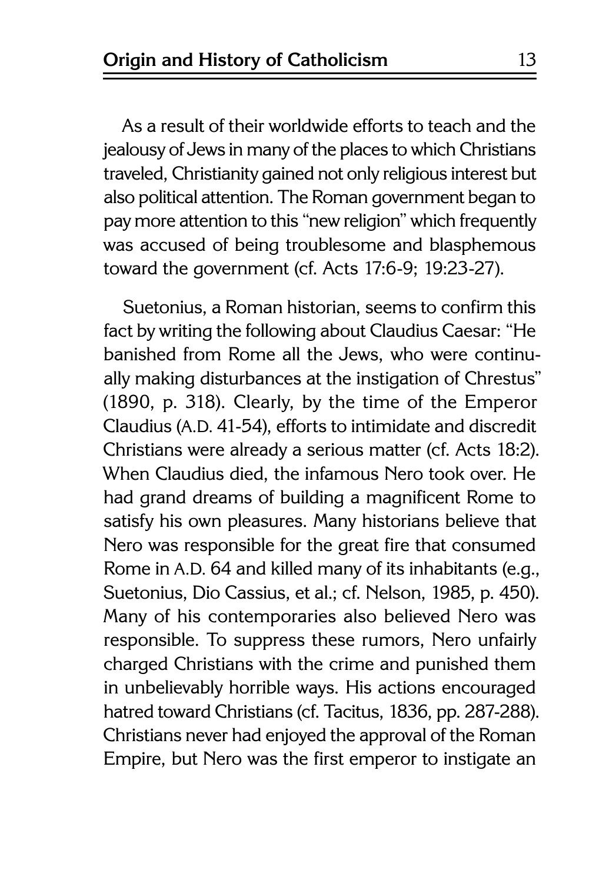As a result of their worldwide efforts to teach and the jealousy of Jews in many of the places to which Christians traveled, Christianity gained not only religious interest but also political attention. The Roman government began to pay more attention to this "new religion" which frequently was accused of being troublesome and blasphemous toward the government (cf. Acts 17:6-9; 19:23-27).

Suetonius, a Roman historian, seems to confirm this fact by writing the following about Claudius Caesar: "He banished from Rome all the Jews, who were continually making disturbances at the instigation of Chrestus" (1890, p. 318). Clearly, by the time of the Emperor Claudius (A.D. 41-54), efforts to intimidate and discredit Christians were already a serious matter (cf. Acts 18:2). When Claudius died, the infamous Nero took over. He had grand dreams of building a magnificent Rome to satisfy his own pleasures. Many historians believe that Nero was responsible for the great fire that consumed Rome in A.D. 64 and killed many of its inhabitants (e.g., Suetonius, Dio Cassius, et al.; cf. Nelson, 1985, p. 450). Many of his contemporaries also believed Nero was responsible. To suppress these rumors, Nero unfairly charged Christians with the crime and punished them in unbelievably horrible ways. His actions encouraged hatred toward Christians (cf. Tacitus, 1836, pp. 287-288). Christians never had enjoyed the approval of the Roman Empire, but Nero was the first emperor to instigate an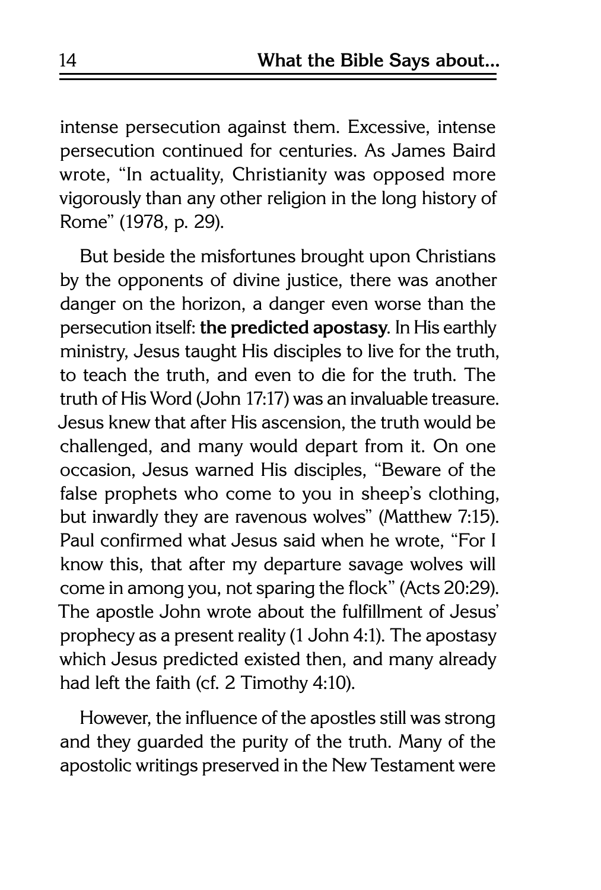intense persecution against them. Excessive, intense persecution continued for centuries. As James Baird wrote, "In actuality, Christianity was opposed more vigorously than any other religion in the long history of Rome" (1978, p. 29).

But beside the misfortunes brought upon Christians by the opponents of divine justice, there was another danger on the horizon, a danger even worse than the persecution itself: **the predicted apostasy**. In His earthly ministry, Jesus taught His disciples to live for the truth, to teach the truth, and even to die for the truth. The truth of His Word (John 17:17) was an invaluable treasure. Jesus knew that after His ascension, the truth would be challenged, and many would depart from it. On one occasion, Jesus warned His disciples, "Beware of the false prophets who come to you in sheep's clothing, but inwardly they are ravenous wolves" (Matthew 7:15). Paul confirmed what Jesus said when he wrote, "For I know this, that after my departure savage wolves will come in among you, not sparing the flock" (Acts 20:29). The apostle John wrote about the fulfillment of Jesus' prophecy as a present reality (1 John 4:1). The apostasy which Jesus predicted existed then, and many already had left the faith (cf. 2 Timothy 4:10).

However, the influence of the apostles still was strong and they guarded the purity of the truth. Many of the apostolic writings preserved in the New Testament were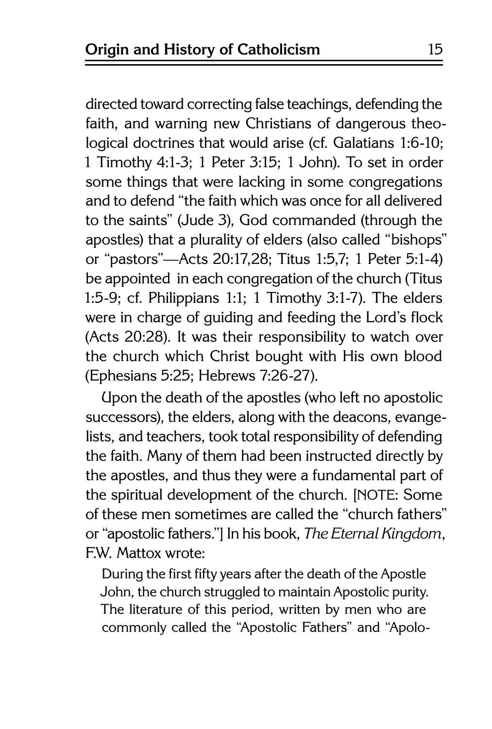directed toward correcting false teachings, defending the faith, and warning new Christians of dangerous theological doctrines that would arise (cf. Galatians 1:6-10; 1 Timothy 4:1-3; 1 Peter 3:15; 1 John). To set in order some things that were lacking in some congregations and to defend "the faith which was once for all delivered to the saints" (Jude 3), God commanded (through the apostles) that a plurality of elders (also called "bishops" or "pastors"—Acts 20:17,28; Titus 1:5,7; 1 Peter 5:1-4) be appointed in each congregation of the church (Titus 1:5-9; cf. Philippians 1:1; 1 Timothy 3:1-7). The elders were in charge of guiding and feeding the Lord's flock (Acts 20:28). It was their responsibility to watch over the church which Christ bought with His own blood (Ephesians 5:25; Hebrews 7:26-27).

Upon the death of the apostles (who left no apostolic successors), the elders, along with the deacons, evangelists, and teachers, took total responsibility of defending the faith. Many of them had been instructed directly by the apostles, and thus they were a fundamental part of the spiritual development of the church. [NOTE: Some of these men sometimes are called the "church fathers" or "apostolic fathers."] In his book, *The Eternal Kingdom*, F.W. Mattox wrote:

> During the first fifty years after the death of the Apostle John, the church struggled to maintain Apostolic purity. The literature of this period, written by men who are commonly called the "Apostolic Fathers" and "Apolo-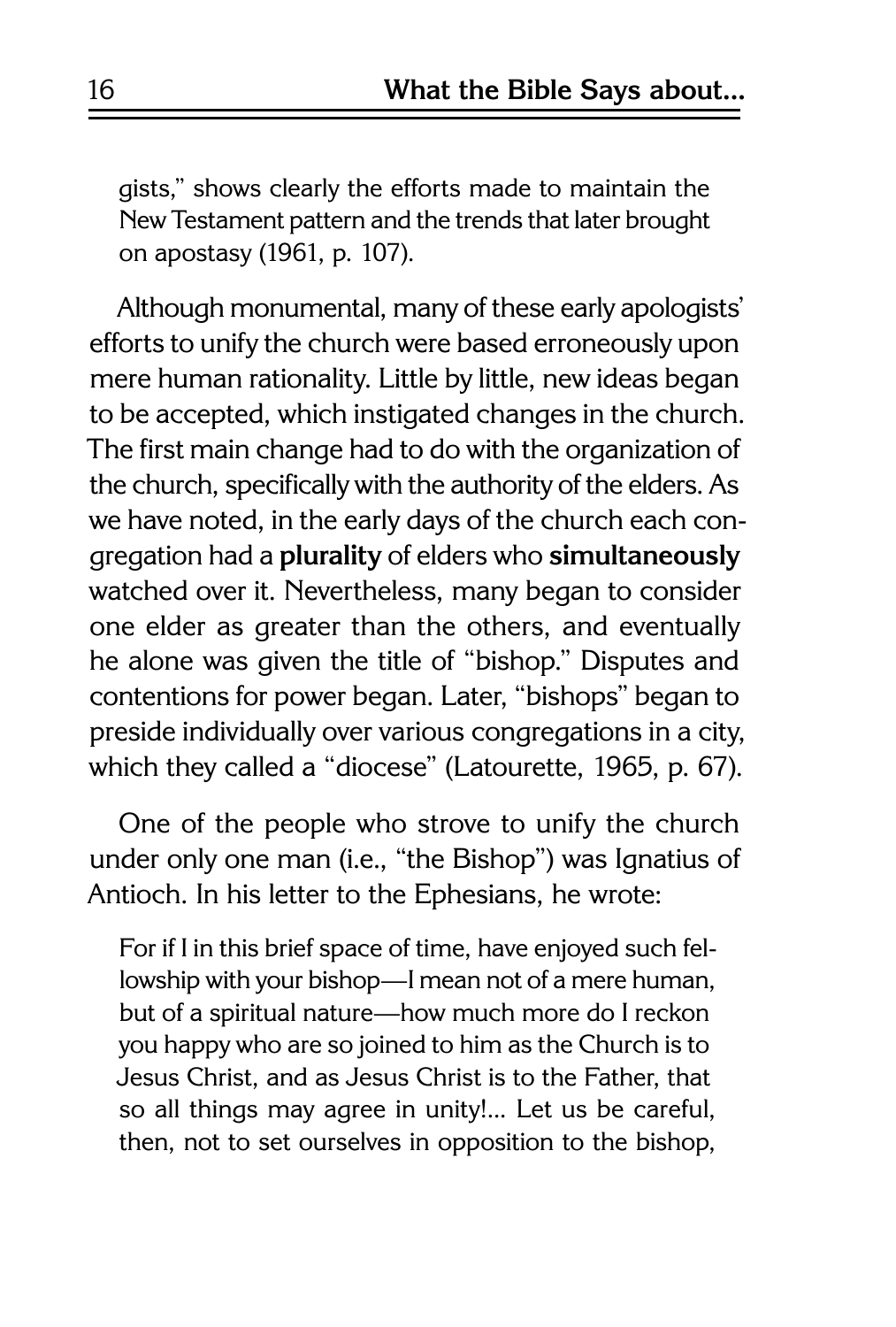gists," shows clearly the efforts made to maintain the New Testament pattern and the trends that later brought on apostasy (1961, p. 107).

Although monumental, many of these early apologists' efforts to unify the church were based erroneously upon mere human rationality. Little by little, new ideas began to be accepted, which instigated changes in the church. The first main change had to do with the organization of the church, specifically with the authority of the elders. As we have noted, in the early days of the church each congregation had a **plurality** of elders who **simultaneously** watched over it. Nevertheless, many began to consider one elder as greater than the others, and eventually he alone was given the title of "bishop." Disputes and contentions for power began. Later, "bishops" began to preside individually over various congregations in a city, which they called a "diocese" (Latourette, 1965, p. 67).

One of the people who strove to unify the church under only one man (i.e., "the Bishop") was Ignatius of Antioch. In his letter to the Ephesians, he wrote:

> For if I in this brief space of time, have enjoyed such fellowship with your bishop—I mean not of a mere human, but of a spiritual nature—how much more do I reckon you happy who are so joined to him as the Church is to Jesus Christ, and as Jesus Christ is to the Father, that so all things may agree in unity!... Let us be careful, then, not to set ourselves in opposition to the bishop,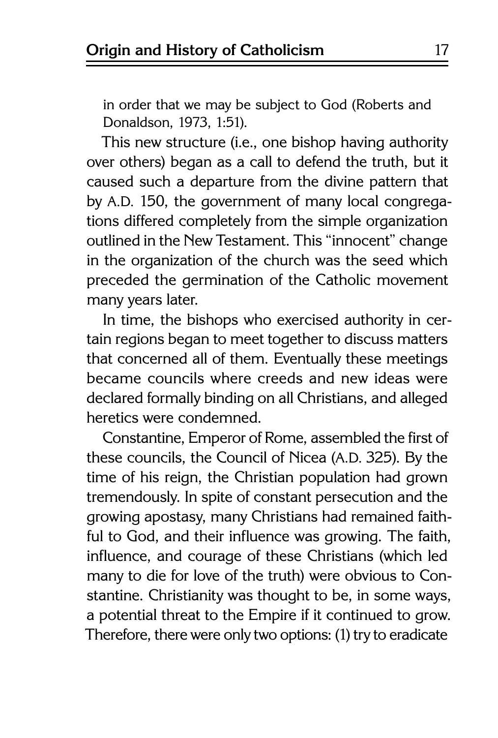in order that we may be subject to God (Roberts and Donaldson, 1973, 1:51).

This new structure (i.e., one bishop having authority over others) began as a call to defend the truth, but it caused such a departure from the divine pattern that by A.D. 150, the government of many local congregations differed completely from the simple organization outlined in the New Testament. This "innocent" change in the organization of the church was the seed which preceded the germination of the Catholic movement many years later.

In time, the bishops who exercised authority in certain regions began to meet together to discuss matters that concerned all of them. Eventually these meetings became councils where creeds and new ideas were declared formally binding on all Christians, and alleged heretics were condemned.

Constantine, Emperor of Rome, assembled the first of these councils, the Council of Nicea (A.D. 325). By the time of his reign, the Christian population had grown tremendously. In spite of constant persecution and the growing apostasy, many Christians had remained faithful to God, and their influence was growing. The faith, influence, and courage of these Christians (which led many to die for love of the truth) were obvious to Constantine. Christianity was thought to be, in some ways, a potential threat to the Empire if it continued to grow. Therefore, there were only two options: (1) try to eradicate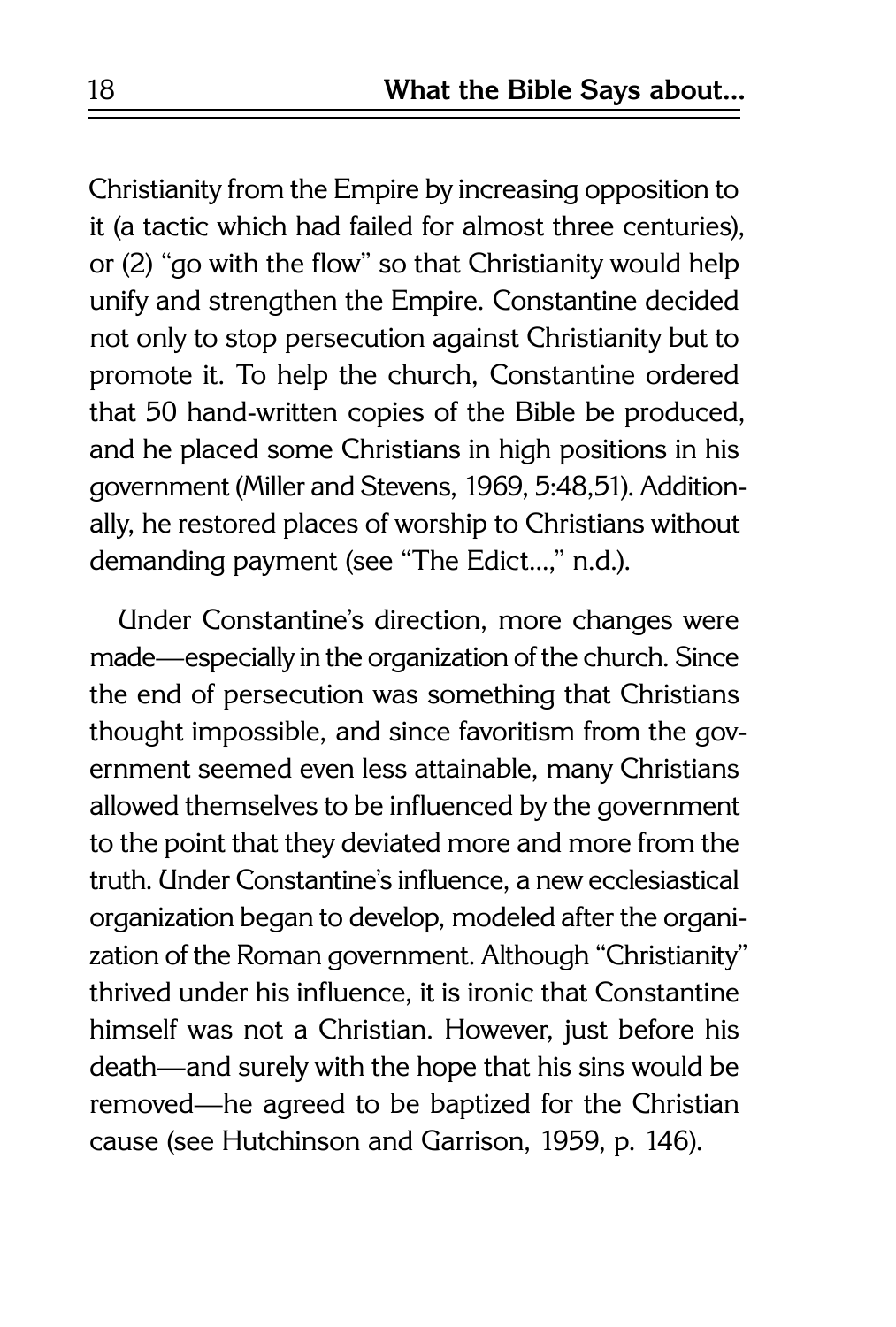Christianity from the Empire by increasing opposition to it (a tactic which had failed for almost three centuries), or (2) "go with the flow" so that Christianity would help unify and strengthen the Empire. Constantine decided not only to stop persecution against Christianity but to promote it. To help the church, Constantine ordered that 50 hand-written copies of the Bible be produced, and he placed some Christians in high positions in his government (Miller and Stevens, 1969, 5:48,51). Additionally, he restored places of worship to Christians without demanding payment (see "The Edict...," n.d.).

Under Constantine's direction, more changes were made—especially in the organization of the church. Since the end of persecution was something that Christians thought impossible, and since favoritism from the government seemed even less attainable, many Christians allowed themselves to be influenced by the government to the point that they deviated more and more from the truth. Under Constantine's influence, a new ecclesiastical organization began to develop, modeled after the organization of the Roman government. Although "Christianity" thrived under his influence, it is ironic that Constantine himself was not a Christian. However, just before his death—and surely with the hope that his sins would be removed—he agreed to be baptized for the Christian cause (see Hutchinson and Garrison, 1959, p. 146).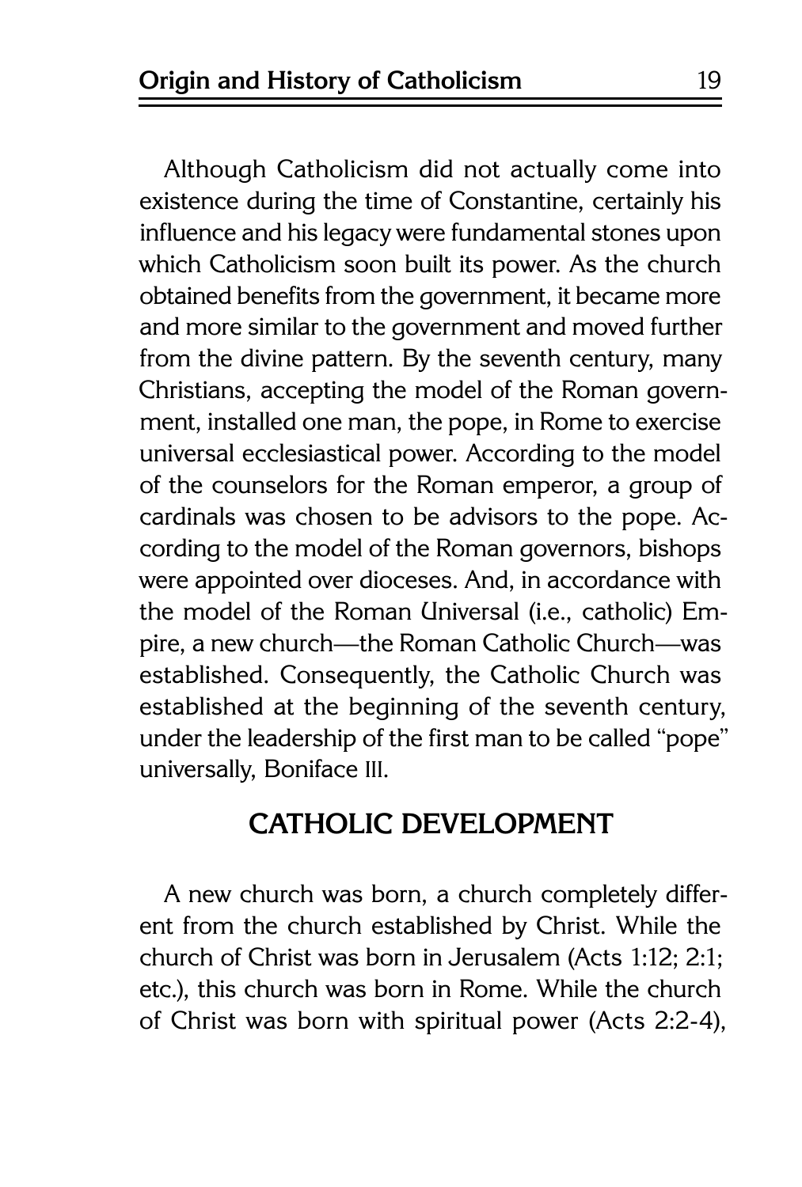Although Catholicism did not actually come into existence during the time of Constantine, certainly his influence and his legacy were fundamental stones upon which Catholicism soon built its power. As the church obtained benefits from the government, it became more and more similar to the government and moved further from the divine pattern. By the seventh century, many Christians, accepting the model of the Roman government, installed one man, the pope, in Rome to exercise universal ecclesiastical power. According to the model of the counselors for the Roman emperor, a group of cardinals was chosen to be advisors to the pope. According to the model of the Roman governors, bishops were appointed over dioceses. And, in accordance with the model of the Roman Universal (i.e., catholic) Empire, a new church—the Roman Catholic Church—was established. Consequently, the Catholic Church was established at the beginning of the seventh century, under the leadership of the first man to be called "pope" universally, Boniface III.

## CATHOLIC DEVELOPMENT

A new church was born, a church completely different from the church established by Christ. While the church of Christ was born in Jerusalem (Acts 1:12; 2:1; etc.), this church was born in Rome. While the church of Christ was born with spiritual power (Acts 2:2-4),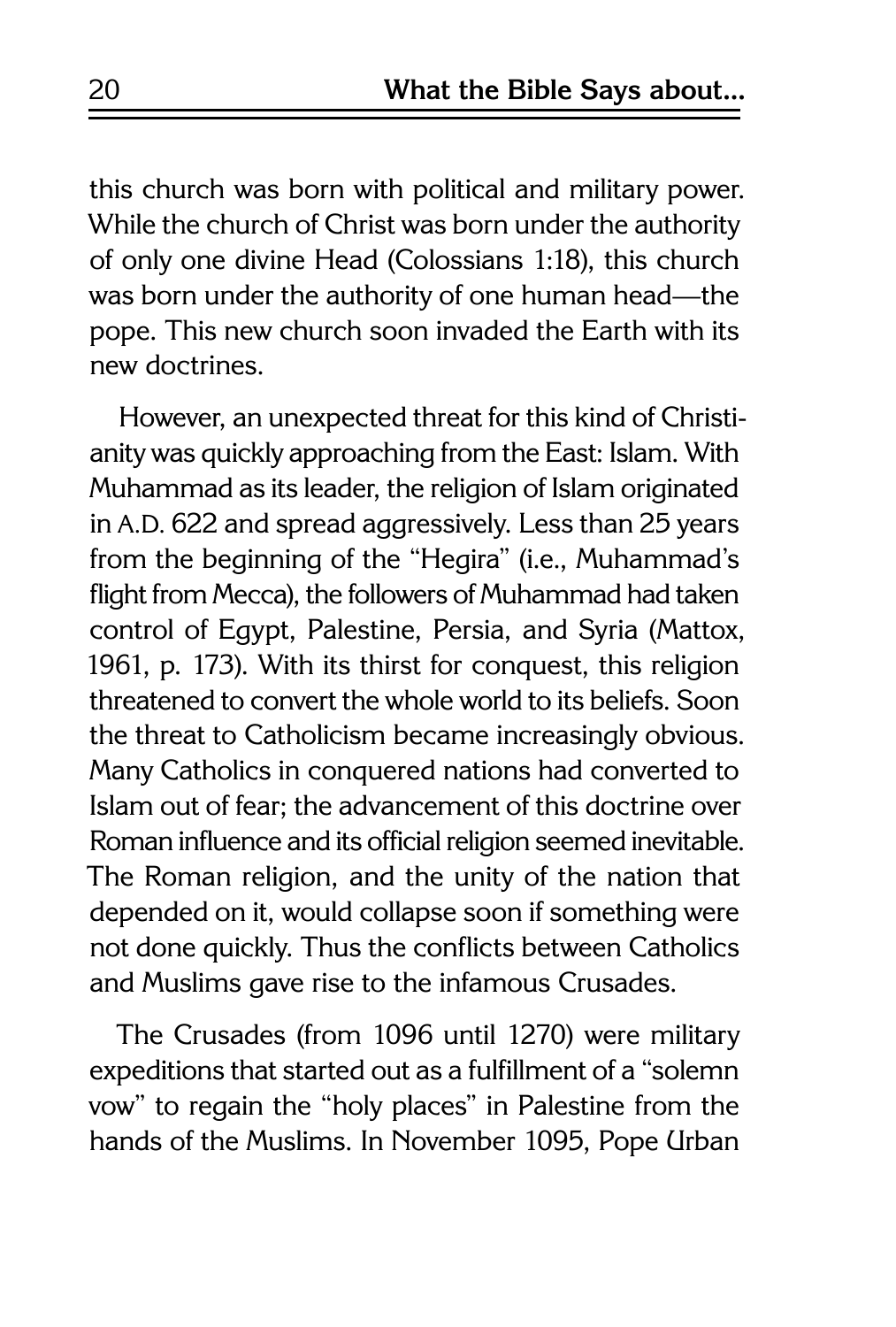this church was born with political and military power. While the church of Christ was born under the authority of only one divine Head (Colossians 1:18), this church was born under the authority of one human head—the pope. This new church soon invaded the Earth with its new doctrines.

However, an unexpected threat for this kind of Christianity was quickly approaching from the East: Islam. With Muhammad as its leader, the religion of Islam originated in A.D. 622 and spread aggressively. Less than 25 years from the beginning of the "Hegira" (i.e., Muhammad's flight from Mecca), the followers of Muhammad had taken control of Egypt, Palestine, Persia, and Syria (Mattox, 1961, p. 173). With its thirst for conquest, this religion threatened to convert the whole world to its beliefs. Soon the threat to Catholicism became increasingly obvious. Many Catholics in conquered nations had converted to Islam out of fear; the advancement of this doctrine over Roman influence and its official religion seemed inevitable. The Roman religion, and the unity of the nation that depended on it, would collapse soon if something were not done quickly. Thus the conflicts between Catholics and Muslims gave rise to the infamous Crusades.

The Crusades (from 1096 until 1270) were military expeditions that started out as a fulfillment of a "solemn vow" to regain the "holy places" in Palestine from the hands of the Muslims. In November 1095, Pope Urban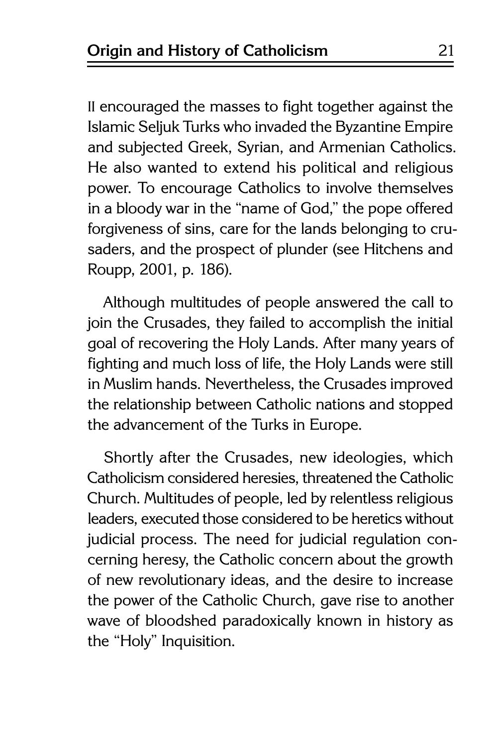II encouraged the masses to fight together against the Islamic Seljuk Turks who invaded the Byzantine Empire and subjected Greek, Syrian, and Armenian Catholics. He also wanted to extend his political and religious power. To encourage Catholics to involve themselves in a bloody war in the "name of God," the pope offered forgiveness of sins, care for the lands belonging to crusaders, and the prospect of plunder (see Hitchens and Roupp, 2001, p. 186).

Although multitudes of people answered the call to join the Crusades, they failed to accomplish the initial goal of recovering the Holy Lands. After many years of fighting and much loss of life, the Holy Lands were still in Muslim hands. Nevertheless, the Crusades improved the relationship between Catholic nations and stopped the advancement of the Turks in Europe.

Shortly after the Crusades, new ideologies, which Catholicism considered heresies, threatened the Catholic Church. Multitudes of people, led by relentless religious leaders, executed those considered to be heretics without judicial process. The need for judicial regulation concerning heresy, the Catholic concern about the growth of new revolutionary ideas, and the desire to increase the power of the Catholic Church, gave rise to another wave of bloodshed paradoxically known in history as the "Holy" Inquisition.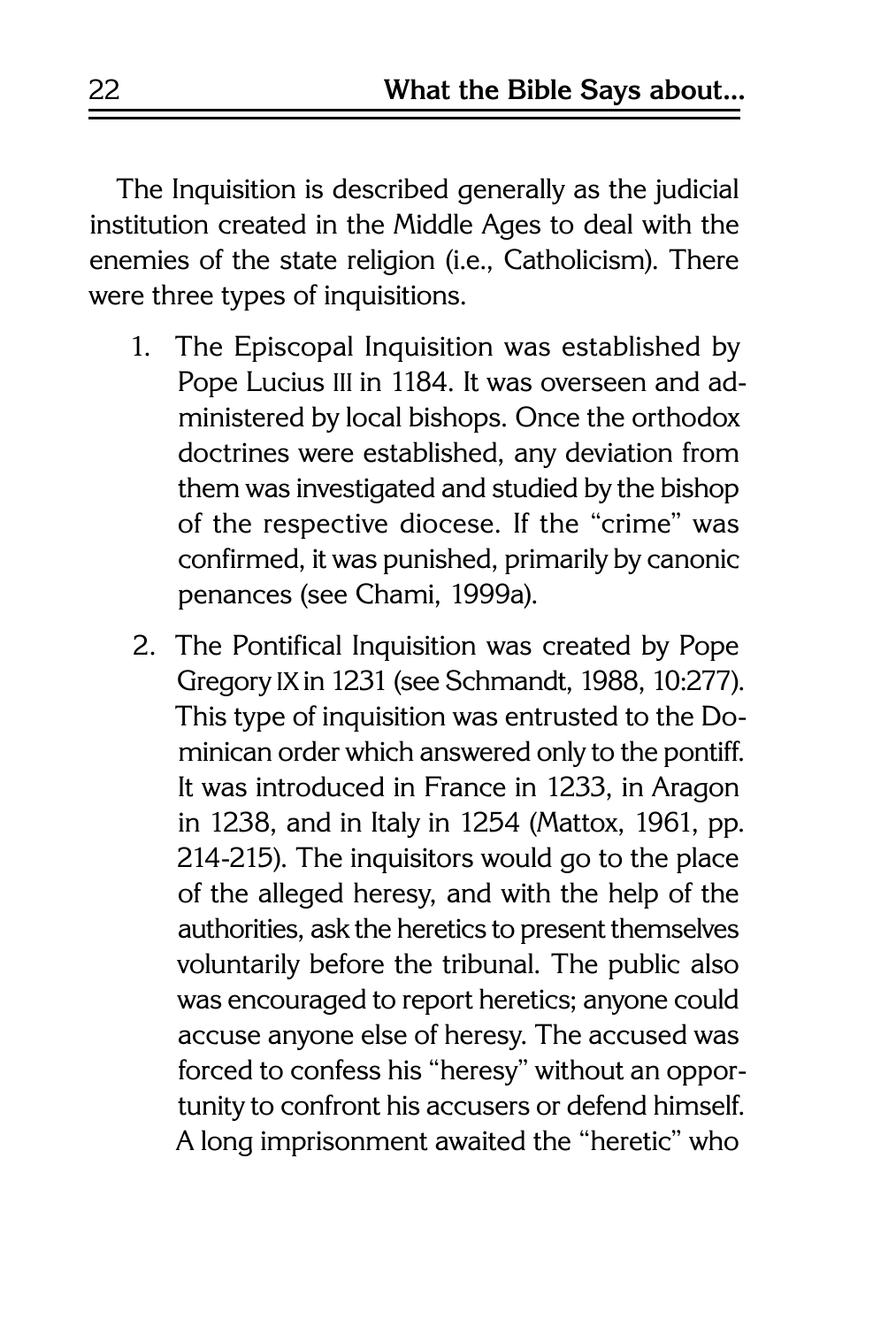The Inquisition is described generally as the judicial institution created in the Middle Ages to deal with the enemies of the state religion (i.e., Catholicism). There were three types of inquisitions.

1. The Episcopal Inquisition was established by Pope Lucius III in 1184. It was overseen and administered by local bishops. Once the orthodox doctrines were established, any deviation from them was investigated and studied by the bishop of the respective diocese. If the "crime" was confirmed, it was punished, primarily by canonic penances (see Chami, 1999a).

2. The Pontifical Inquisition was created by Pope Gregory IX in 1231 (see Schmandt, 1988, 10:277). This type of inquisition was entrusted to the Dominican order which answered only to the pontiff. It was introduced in France in 1233, in Aragon in 1238, and in Italy in 1254 (Mattox, 1961, pp. 214-215). The inquisitors would go to the place of the alleged heresy, and with the help of the authorities, ask the heretics to present themselves voluntarily before the tribunal. The public also was encouraged to report heretics; anyone could accuse anyone else of heresy. The accused was forced to confess his "heresy" without an opportunity to confront his accusers or defend himself. A long imprisonment awaited the "heretic" who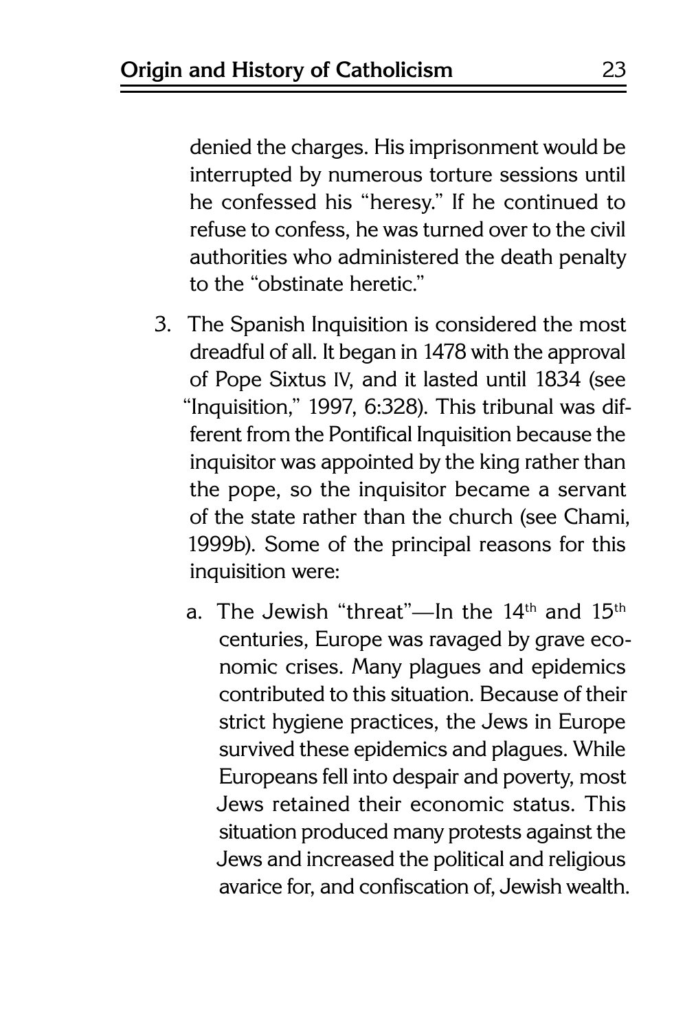denied the charges. His imprisonment would be interrupted by numerous torture sessions until he confessed his "heresy." If he continued to refuse to confess, he was turned over to the civil authorities who administered the death penalty to the "obstinate heretic."

3. The Spanish Inquisition is considered the most dreadful of all. It began in 1478 with the approval of Pope Sixtus IV, and it lasted until 1834 (see "Inquisition," 1997, 6:328). This tribunal was different from the Pontifical Inquisition because the inquisitor was appointed by the king rather than the pope, so the inquisitor became a servant of the state rather than the church (see Chami, 1999b). Some of the principal reasons for this inquisition were:

   a. The Jewish "threat"—In the 14th and 15th centuries, Europe was ravaged by grave economic crises. Many plagues and epidemics contributed to this situation. Because of their strict hygiene practices, the Jews in Europe survived these epidemics and plagues. While Europeans fell into despair and poverty, most Jews retained their economic status. This situation produced many protests against the Jews and increased the political and religious avarice for, and confiscation of, Jewish wealth.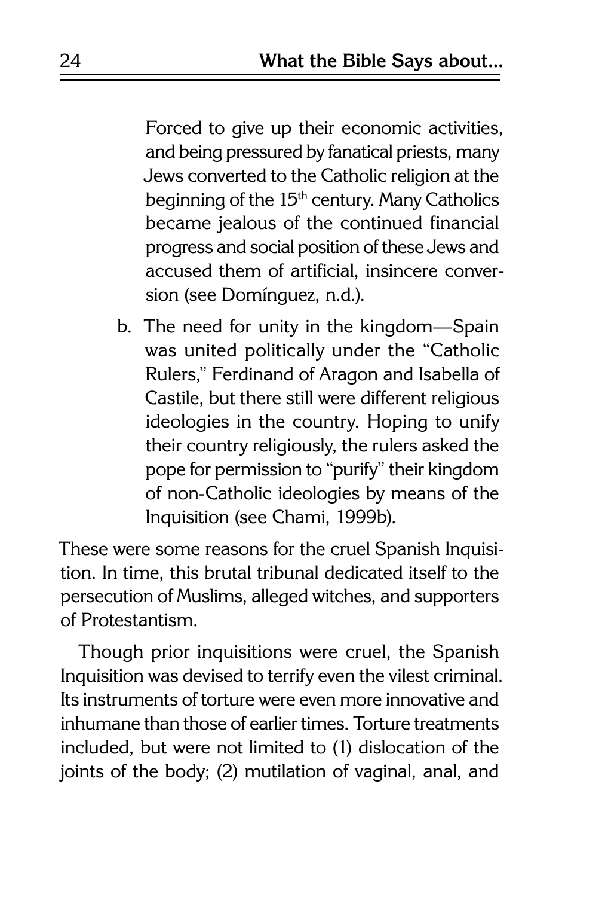Forced to give up their economic activities, and being pressured by fanatical priests, many Jews converted to the Catholic religion at the beginning of the 15th century. Many Catholics became jealous of the continued financial progress and social position of these Jews and accused them of artificial, insincere conversion (see Domínguez, n.d.).

b. The need for unity in the kingdom—Spain was united politically under the "Catholic Rulers," Ferdinand of Aragon and Isabella of Castile, but there still were different religious ideologies in the country. Hoping to unify their country religiously, the rulers asked the pope for permission to "purify" their kingdom of non-Catholic ideologies by means of the Inquisition (see Chami, 1999b).

These were some reasons for the cruel Spanish Inquisition. In time, this brutal tribunal dedicated itself to the persecution of Muslims, alleged witches, and supporters of Protestantism.

Though prior inquisitions were cruel, the Spanish Inquisition was devised to terrify even the vilest criminal. Its instruments of torture were even more innovative and inhumane than those of earlier times. Torture treatments included, but were not limited to (1) dislocation of the joints of the body; (2) mutilation of vaginal, anal, and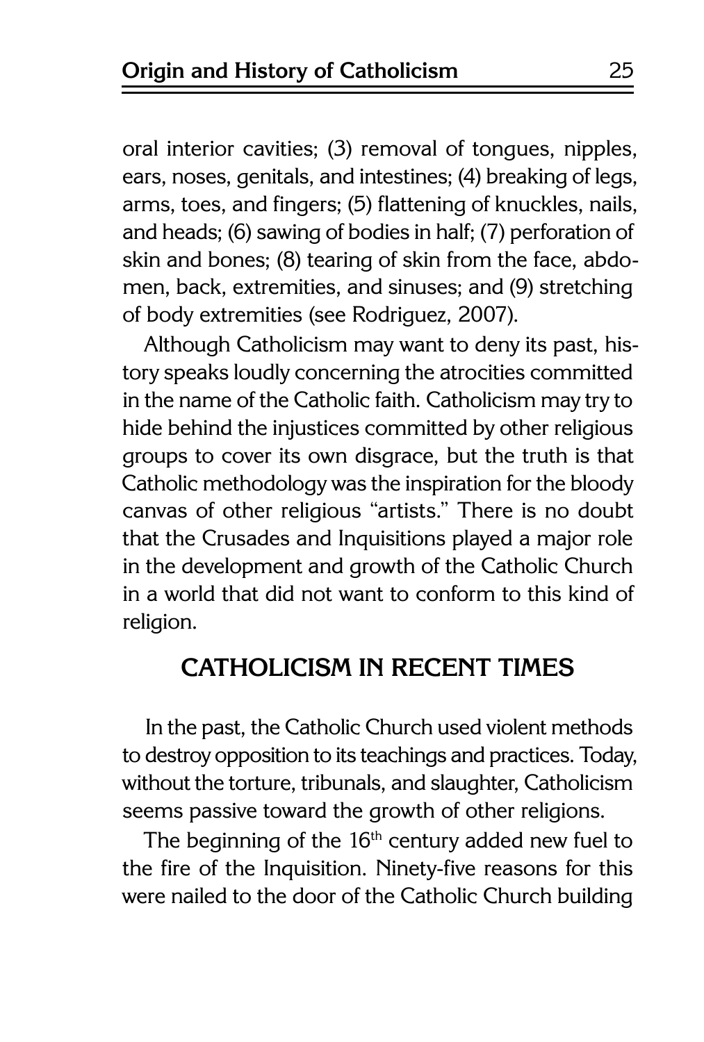oral interior cavities; (3) removal of tongues, nipples, ears, noses, genitals, and intestines; (4) breaking of legs, arms, toes, and fingers; (5) flattening of knuckles, nails, and heads; (6) sawing of bodies in half; (7) perforation of skin and bones; (8) tearing of skin from the face, abdomen, back, extremities, and sinuses; and (9) stretching of body extremities (see Rodriguez, 2007).

Although Catholicism may want to deny its past, history speaks loudly concerning the atrocities committed in the name of the Catholic faith. Catholicism may try to hide behind the injustices committed by other religious groups to cover its own disgrace, but the truth is that Catholic methodology was the inspiration for the bloody canvas of other religious "artists." There is no doubt that the Crusades and Inquisitions played a major role in the development and growth of the Catholic Church in a world that did not want to conform to this kind of religion.

## CATHOLICISM IN RECENT TIMES

In the past, the Catholic Church used violent methods to destroy opposition to its teachings and practices. Today, without the torture, tribunals, and slaughter, Catholicism seems passive toward the growth of other religions.

The beginning of the 16th century added new fuel to the fire of the Inquisition. Ninety-five reasons for this were nailed to the door of the Catholic Church building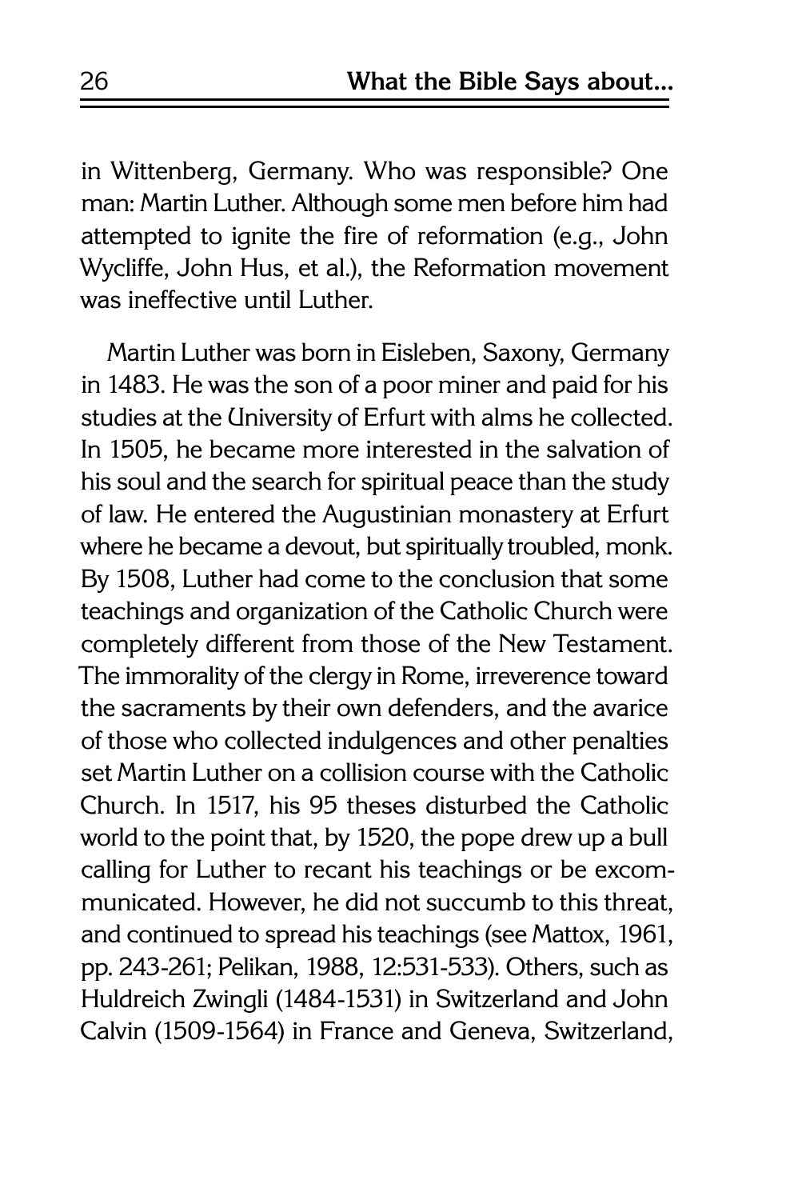in Wittenberg, Germany. Who was responsible? One man: Martin Luther. Although some men before him had attempted to ignite the fire of reformation (e.g., John Wycliffe, John Hus, et al.), the Reformation movement was ineffective until Luther.

Martin Luther was born in Eisleben, Saxony, Germany in 1483. He was the son of a poor miner and paid for his studies at the University of Erfurt with alms he collected. In 1505, he became more interested in the salvation of his soul and the search for spiritual peace than the study of law. He entered the Augustinian monastery at Erfurt where he became a devout, but spiritually troubled, monk. By 1508, Luther had come to the conclusion that some teachings and organization of the Catholic Church were completely different from those of the New Testament. The immorality of the clergy in Rome, irreverence toward the sacraments by their own defenders, and the avarice of those who collected indulgences and other penalties set Martin Luther on a collision course with the Catholic Church. In 1517, his 95 theses disturbed the Catholic world to the point that, by 1520, the pope drew up a bull calling for Luther to recant his teachings or be excommunicated. However, he did not succumb to this threat, and continued to spread his teachings (see Mattox, 1961, pp. 243-261; Pelikan, 1988, 12:531-533). Others, such as Huldreich Zwingli (1484-1531) in Switzerland and John Calvin (1509-1564) in France and Geneva, Switzerland,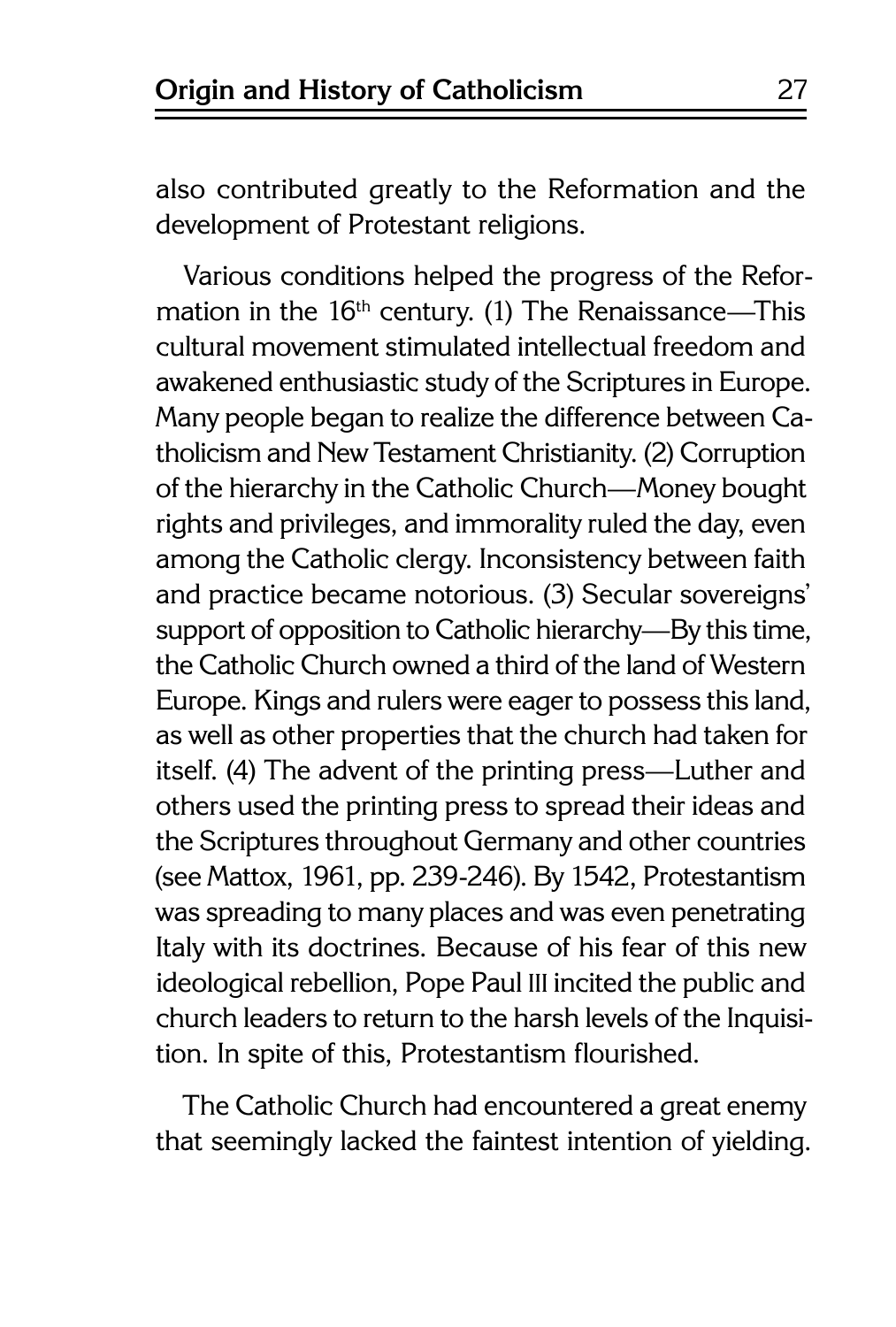also contributed greatly to the Reformation and the development of Protestant religions.

Various conditions helped the progress of the Reformation in the $16^{th}$ century. (1) The Renaissance—This cultural movement stimulated intellectual freedom and awakened enthusiastic study of the Scriptures in Europe. Many people began to realize the difference between Catholicism and New Testament Christianity. (2) Corruption of the hierarchy in the Catholic Church—Money bought rights and privileges, and immorality ruled the day, even among the Catholic clergy. Inconsistency between faith and practice became notorious. (3) Secular sovereigns' support of opposition to Catholic hierarchy—By this time, the Catholic Church owned a third of the land of Western Europe. Kings and rulers were eager to possess this land, as well as other properties that the church had taken for itself. (4) The advent of the printing press—Luther and others used the printing press to spread their ideas and the Scriptures throughout Germany and other countries (see Mattox, 1961, pp. 239-246). By 1542, Protestantism was spreading to many places and was even penetrating Italy with its doctrines. Because of his fear of this new ideological rebellion, Pope Paul III incited the public and church leaders to return to the harsh levels of the Inquisition. In spite of this, Protestantism flourished.

The Catholic Church had encountered a great enemy that seemingly lacked the faintest intention of yielding.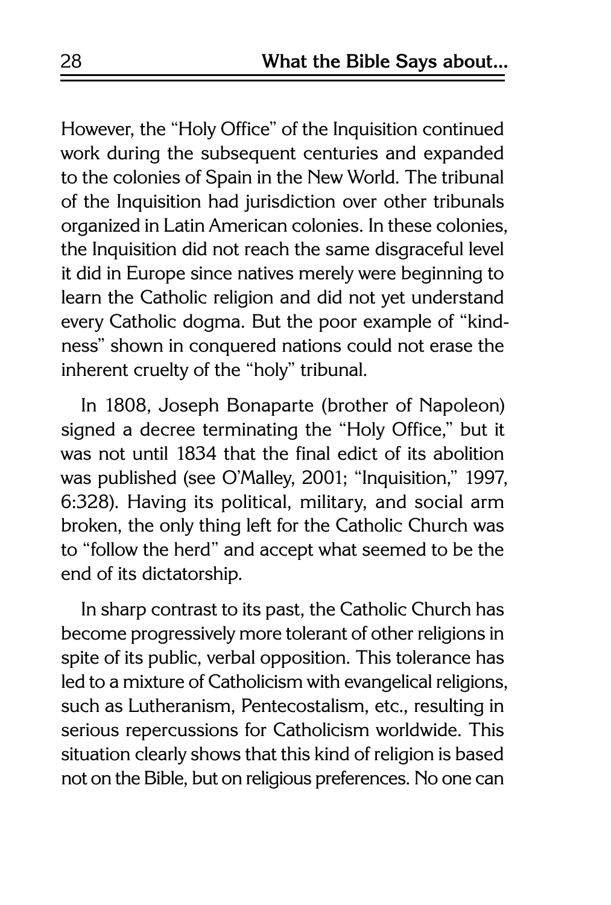However, the "Holy Office" of the Inquisition continued work during the subsequent centuries and expanded to the colonies of Spain in the New World. The tribunal of the Inquisition had jurisdiction over other tribunals organized in Latin American colonies. In these colonies, the Inquisition did not reach the same disgraceful level it did in Europe since natives merely were beginning to learn the Catholic religion and did not yet understand every Catholic dogma. But the poor example of "kindness" shown in conquered nations could not erase the inherent cruelty of the "holy" tribunal.

In 1808, Joseph Bonaparte (brother of Napoleon) signed a decree terminating the "Holy Office," but it was not until 1834 that the final edict of its abolition was published (see O'Malley, 2001; "Inquisition," 1997, 6:328). Having its political, military, and social arm broken, the only thing left for the Catholic Church was to "follow the herd" and accept what seemed to be the end of its dictatorship.

In sharp contrast to its past, the Catholic Church has become progressively more tolerant of other religions in spite of its public, verbal opposition. This tolerance has led to a mixture of Catholicism with evangelical religions, such as Lutheranism, Pentecostalism, etc., resulting in serious repercussions for Catholicism worldwide. This situation clearly shows that this kind of religion is based not on the Bible, but on religious preferences. No one can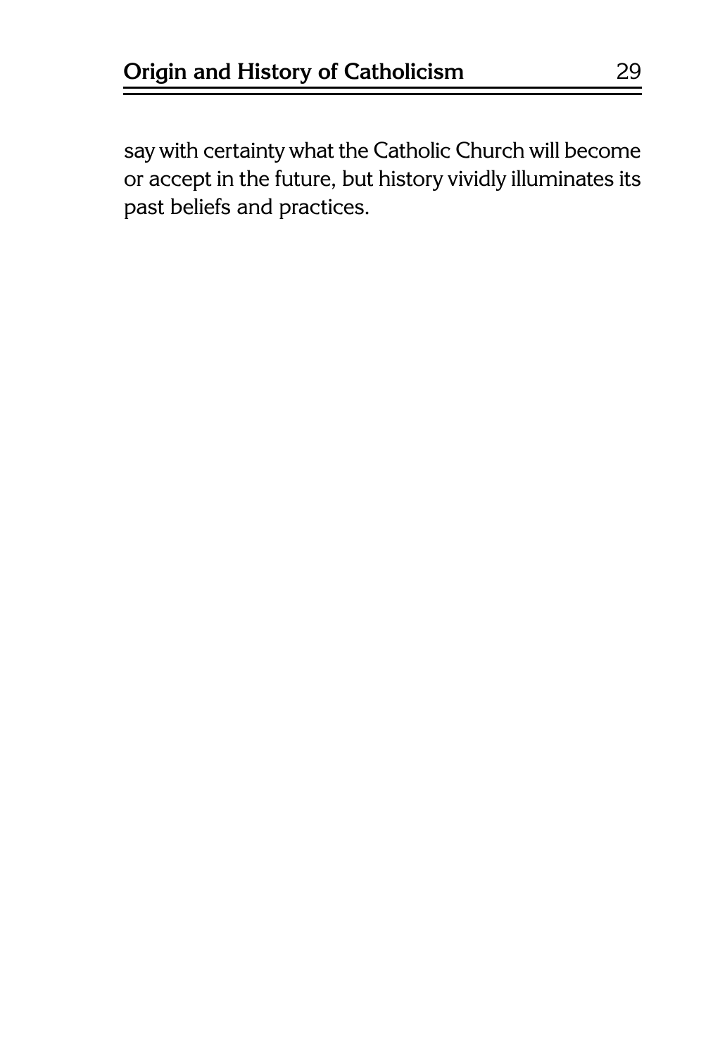say with certainty what the Catholic Church will become or accept in the future, but history vividly illuminates its past beliefs and practices.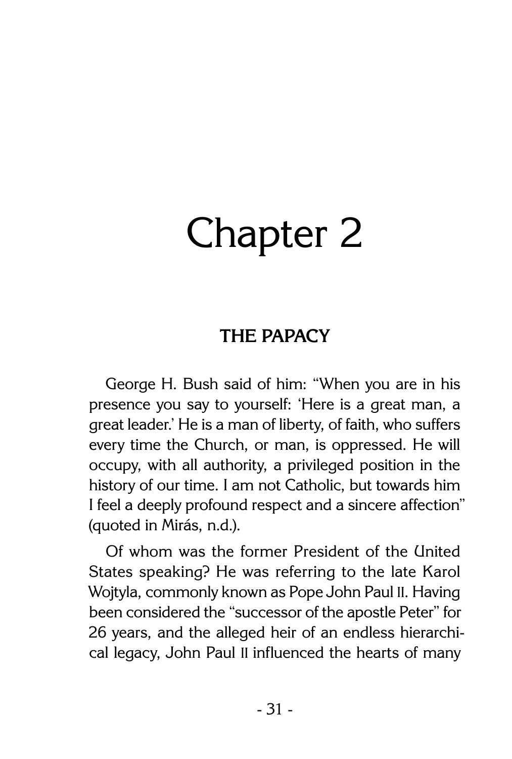# Chapter 2

## THE PAPACY

George H. Bush said of him: "When you are in his presence you say to yourself: 'Here is a great man, a great leader.' He is a man of liberty, of faith, who suffers every time the Church, or man, is oppressed. He will occupy, with all authority, a privileged position in the history of our time. I am not Catholic, but towards him I feel a deeply profound respect and a sincere affection" (quoted in Mirás, n.d.).

Of whom was the former President of the United States speaking? He was referring to the late Karol Wojtyla, commonly known as Pope John Paul II. Having been considered the "successor of the apostle Peter" for 26 years, and the alleged heir of an endless hierarchical legacy, John Paul II influenced the hearts of many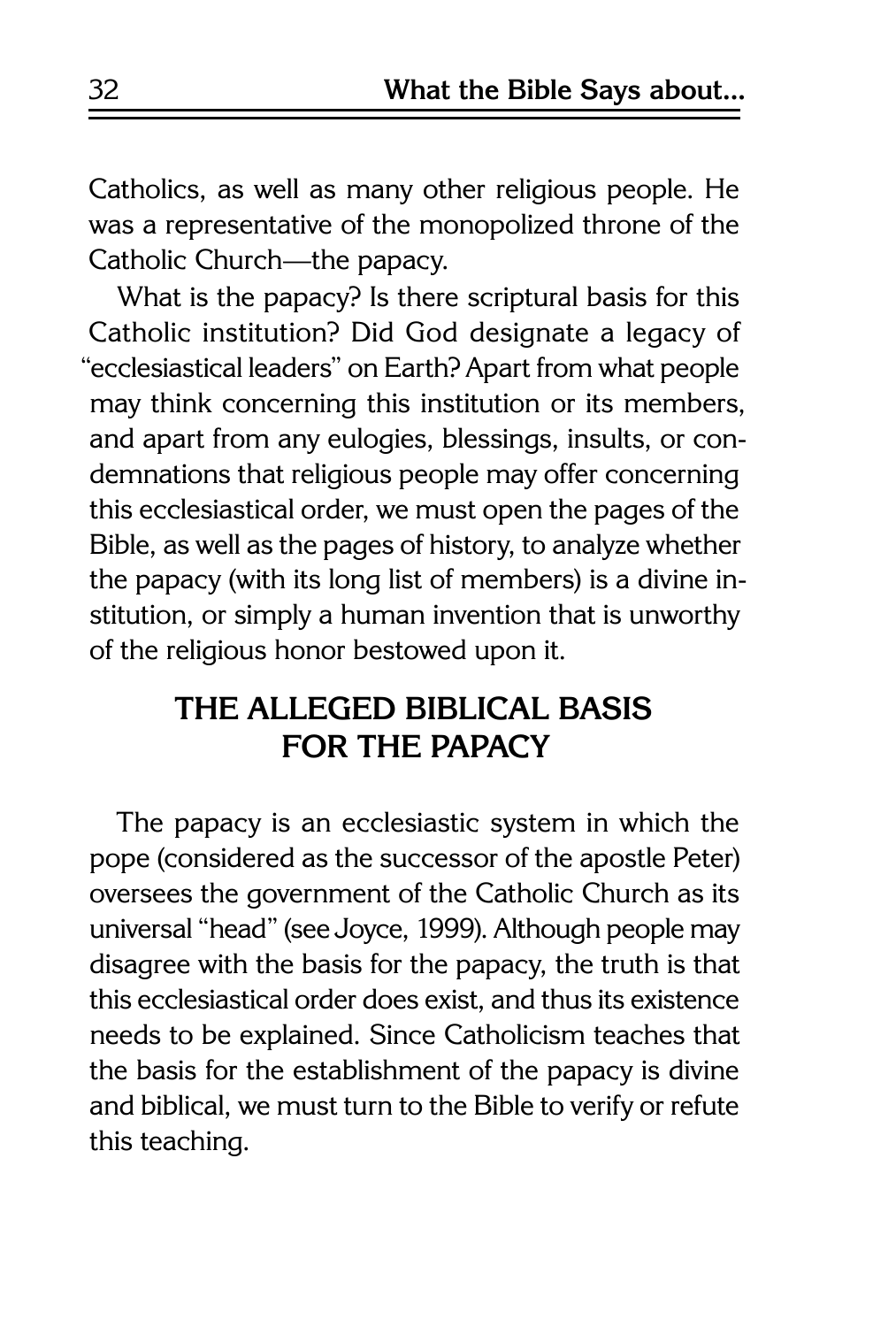Catholics, as well as many other religious people. He was a representative of the monopolized throne of the Catholic Church—the papacy.

What is the papacy? Is there scriptural basis for this Catholic institution? Did God designate a legacy of "ecclesiastical leaders" on Earth? Apart from what people may think concerning this institution or its members, and apart from any eulogies, blessings, insults, or condemnations that religious people may offer concerning this ecclesiastical order, we must open the pages of the Bible, as well as the pages of history, to analyze whether the papacy (with its long list of members) is a divine institution, or simply a human invention that is unworthy of the religious honor bestowed upon it.

## THE ALLEGED BIBLICAL BASIS FOR THE PAPACY

The papacy is an ecclesiastic system in which the pope (considered as the successor of the apostle Peter) oversees the government of the Catholic Church as its universal "head" (see Joyce, 1999). Although people may disagree with the basis for the papacy, the truth is that this ecclesiastical order does exist, and thus its existence needs to be explained. Since Catholicism teaches that the basis for the establishment of the papacy is divine and biblical, we must turn to the Bible to verify or refute this teaching.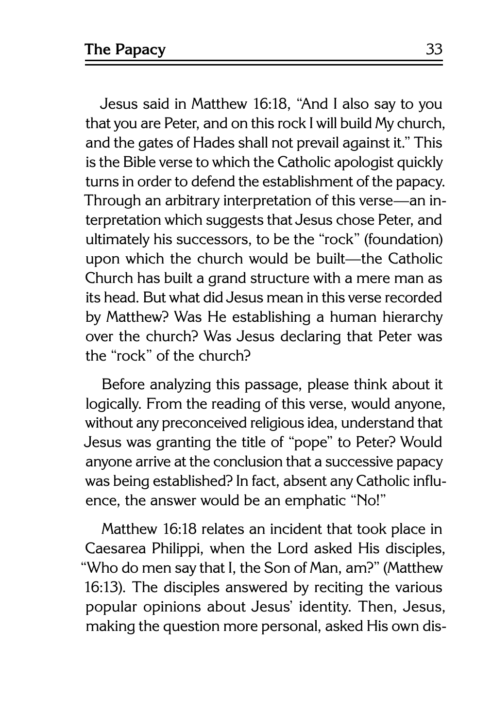Jesus said in Matthew 16:18, "And I also say to you that you are Peter, and on this rock I will build My church, and the gates of Hades shall not prevail against it." This is the Bible verse to which the Catholic apologist quickly turns in order to defend the establishment of the papacy. Through an arbitrary interpretation of this verse—an interpretation which suggests that Jesus chose Peter, and ultimately his successors, to be the "rock" (foundation) upon which the church would be built—the Catholic Church has built a grand structure with a mere man as its head. But what did Jesus mean in this verse recorded by Matthew? Was He establishing a human hierarchy over the church? Was Jesus declaring that Peter was the "rock" of the church?

Before analyzing this passage, please think about it logically. From the reading of this verse, would anyone, without any preconceived religious idea, understand that Jesus was granting the title of "pope" to Peter? Would anyone arrive at the conclusion that a successive papacy was being established? In fact, absent any Catholic influence, the answer would be an emphatic "No!"

Matthew 16:18 relates an incident that took place in Caesarea Philippi, when the Lord asked His disciples, "Who do men say that I, the Son of Man, am?" (Matthew 16:13). The disciples answered by reciting the various popular opinions about Jesus' identity. Then, Jesus, making the question more personal, asked His own dis-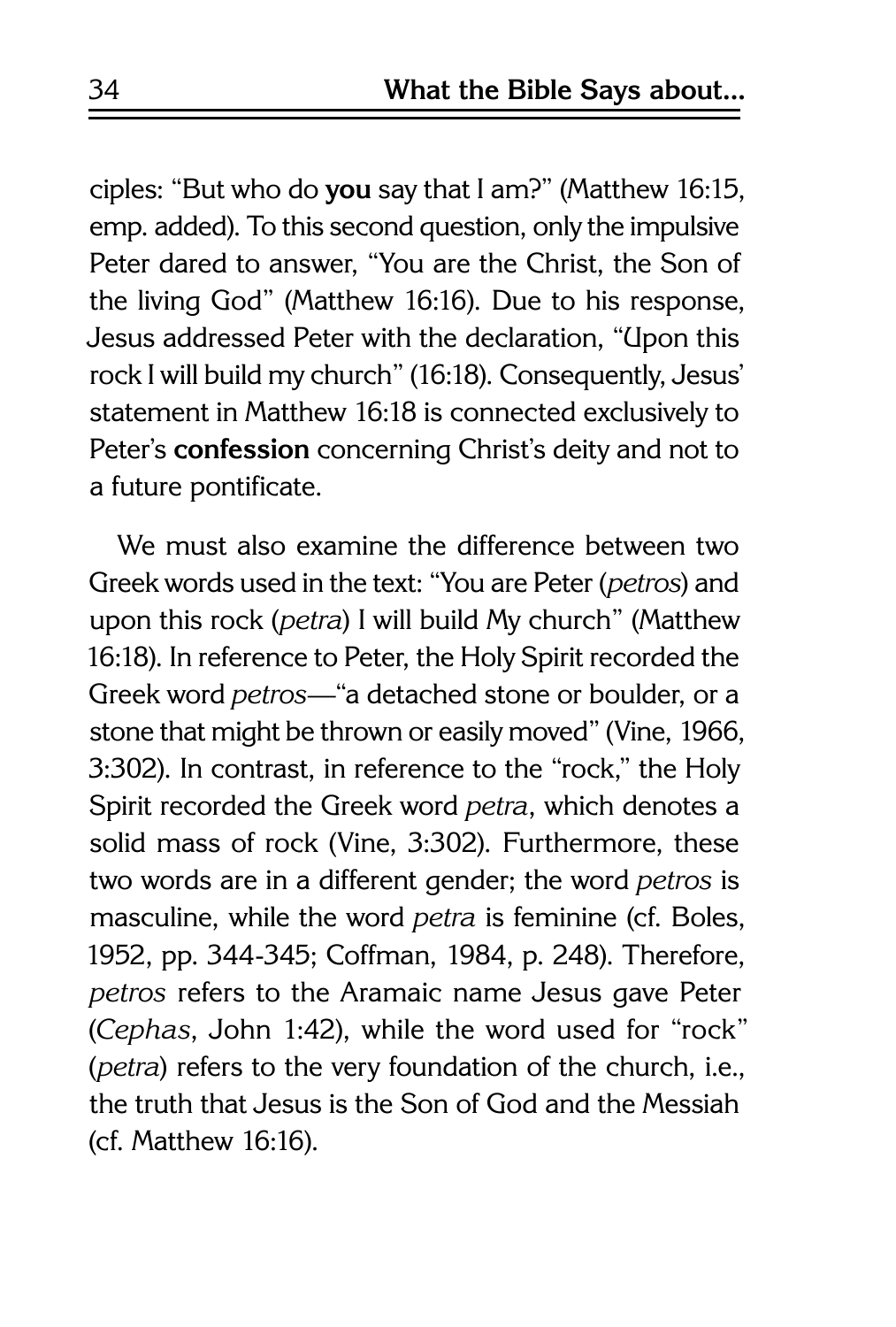ciples: "But who do **you** say that I am?" (Matthew 16:15, emp. added). To this second question, only the impulsive Peter dared to answer, "You are the Christ, the Son of the living God" (Matthew 16:16). Due to his response, Jesus addressed Peter with the declaration, "Upon this rock I will build my church" (16:18). Consequently, Jesus' statement in Matthew 16:18 is connected exclusively to Peter's **confession** concerning Christ's deity and not to a future pontificate.

We must also examine the difference between two Greek words used in the text: "You are Peter (*petros*) and upon this rock (*petra*) I will build My church" (Matthew 16:18). In reference to Peter, the Holy Spirit recorded the Greek word *petros*—"a detached stone or boulder, or a stone that might be thrown or easily moved" (Vine, 1966, 3:302). In contrast, in reference to the "rock," the Holy Spirit recorded the Greek word *petra*, which denotes a solid mass of rock (Vine, 3:302). Furthermore, these two words are in a different gender; the word *petros* is masculine, while the word *petra* is feminine (cf. Boles, 1952, pp. 344-345; Coffman, 1984, p. 248). Therefore, *petros* refers to the Aramaic name Jesus gave Peter (*Cephas*, John 1:42), while the word used for "rock" (*petra*) refers to the very foundation of the church, i.e., the truth that Jesus is the Son of God and the Messiah (cf. Matthew 16:16).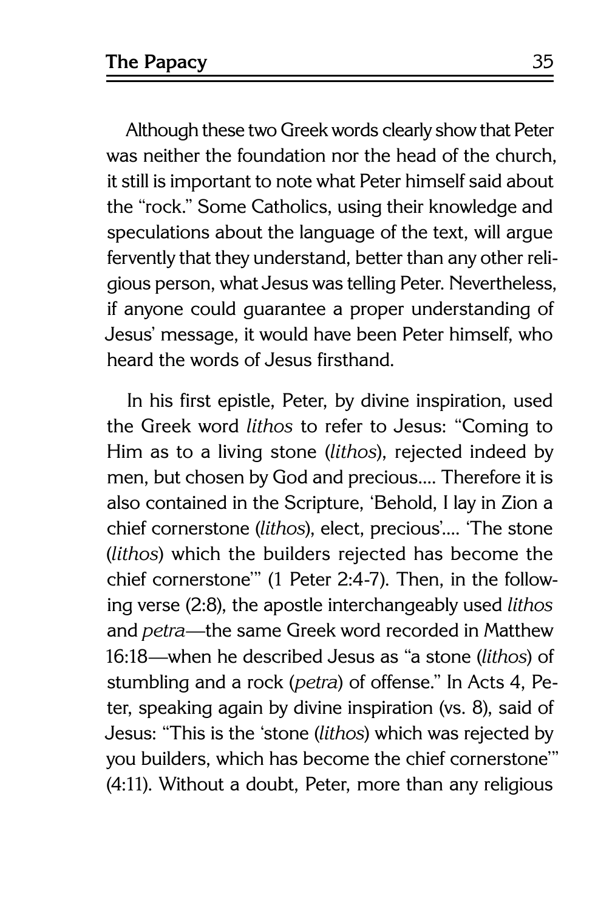Although these two Greek words clearly show that Peter was neither the foundation nor the head of the church, it still is important to note what Peter himself said about the "rock." Some Catholics, using their knowledge and speculations about the language of the text, will argue fervently that they understand, better than any other religious person, what Jesus was telling Peter. Nevertheless, if anyone could guarantee a proper understanding of Jesus' message, it would have been Peter himself, who heard the words of Jesus firsthand.

In his first epistle, Peter, by divine inspiration, used the Greek word *lithos* to refer to Jesus: "Coming to Him as to a living stone (*lithos*), rejected indeed by men, but chosen by God and precious.... Therefore it is also contained in the Scripture, 'Behold, I lay in Zion a chief cornerstone (*lithos*), elect, precious'.... 'The stone (*lithos*) which the builders rejected has become the chief cornerstone'" (1 Peter 2:4-7). Then, in the following verse (2:8), the apostle interchangeably used *lithos* and *petra*—the same Greek word recorded in Matthew 16:18—when he described Jesus as "a stone (*lithos*) of stumbling and a rock (*petra*) of offense." In Acts 4, Peter, speaking again by divine inspiration (vs. 8), said of Jesus: "This is the 'stone (*lithos*) which was rejected by you builders, which has become the chief cornerstone'" (4:11). Without a doubt, Peter, more than any religious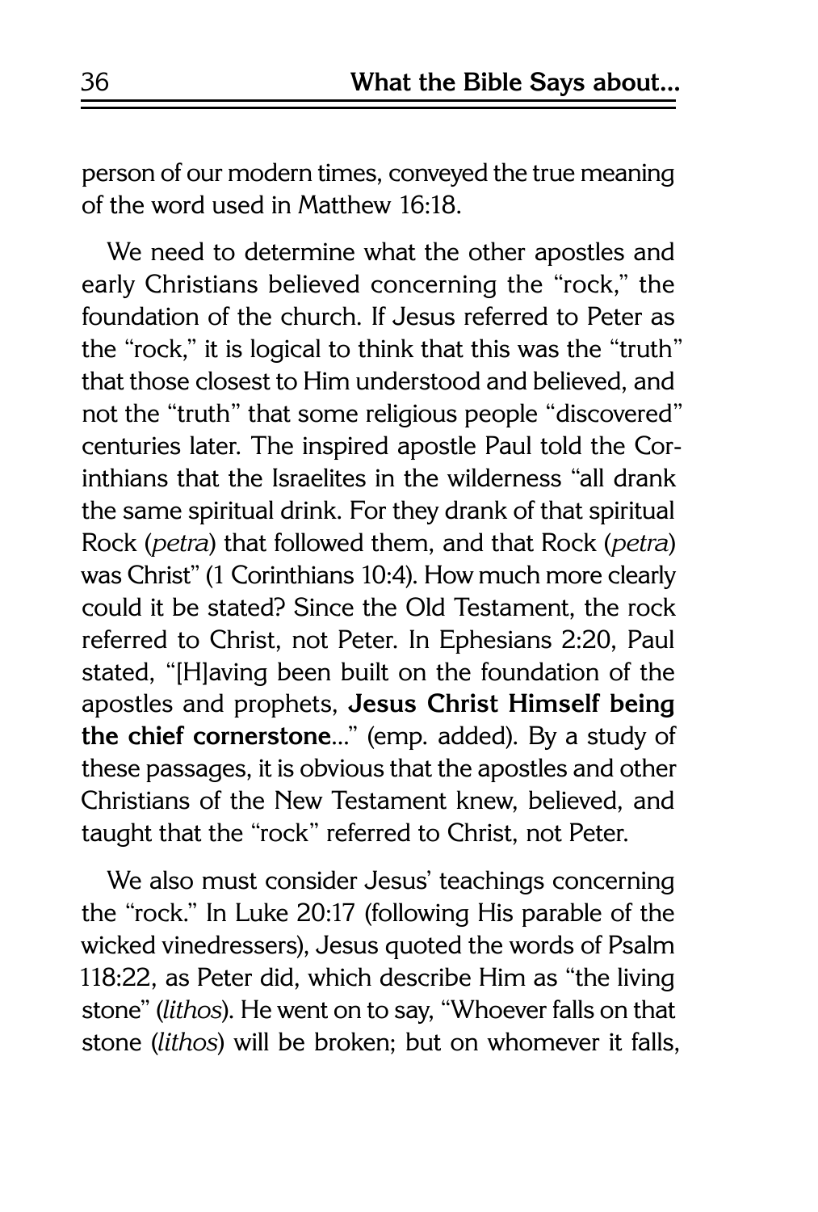person of our modern times, conveyed the true meaning of the word used in Matthew 16:18.

We need to determine what the other apostles and early Christians believed concerning the "rock," the foundation of the church. If Jesus referred to Peter as the "rock," it is logical to think that this was the "truth" that those closest to Him understood and believed, and not the "truth" that some religious people "discovered" centuries later. The inspired apostle Paul told the Corinthians that the Israelites in the wilderness "all drank the same spiritual drink. For they drank of that spiritual Rock (*petra*) that followed them, and that Rock (*petra*) was Christ" (1 Corinthians 10:4). How much more clearly could it be stated? Since the Old Testament, the rock referred to Christ, not Peter. In Ephesians 2:20, Paul stated, "[H]aving been built on the foundation of the apostles and prophets, **Jesus Christ Himself being the chief cornerstone**..." (emp. added). By a study of these passages, it is obvious that the apostles and other Christians of the New Testament knew, believed, and taught that the "rock" referred to Christ, not Peter.

We also must consider Jesus' teachings concerning the "rock." In Luke 20:17 (following His parable of the wicked vinedressers), Jesus quoted the words of Psalm 118:22, as Peter did, which describe Him as "the living stone" (*lithos*). He went on to say, "Whoever falls on that stone (*lithos*) will be broken; but on whomever it falls,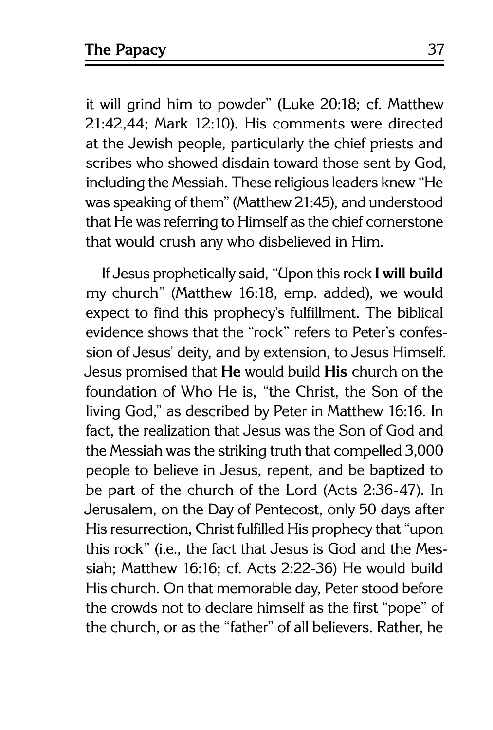it will grind him to powder" (Luke 20:18; cf. Matthew 21:42,44; Mark 12:10). His comments were directed at the Jewish people, particularly the chief priests and scribes who showed disdain toward those sent by God, including the Messiah. These religious leaders knew "He was speaking of them" (Matthew 21:45), and understood that He was referring to Himself as the chief cornerstone that would crush any who disbelieved in Him.

If Jesus prophetically said, "Upon this rock **I will build** my church" (Matthew 16:18, emp. added), we would expect to find this prophecy's fulfillment. The biblical evidence shows that the "rock" refers to Peter's confession of Jesus' deity, and by extension, to Jesus Himself. Jesus promised that **He** would build **His** church on the foundation of Who He is, "the Christ, the Son of the living God," as described by Peter in Matthew 16:16. In fact, the realization that Jesus was the Son of God and the Messiah was the striking truth that compelled 3,000 people to believe in Jesus, repent, and be baptized to be part of the church of the Lord (Acts 2:36-47). In Jerusalem, on the Day of Pentecost, only 50 days after His resurrection, Christ fulfilled His prophecy that "upon this rock" (i.e., the fact that Jesus is God and the Messiah; Matthew 16:16; cf. Acts 2:22-36) He would build His church. On that memorable day, Peter stood before the crowds not to declare himself as the first "pope" of the church, or as the "father" of all believers. Rather, he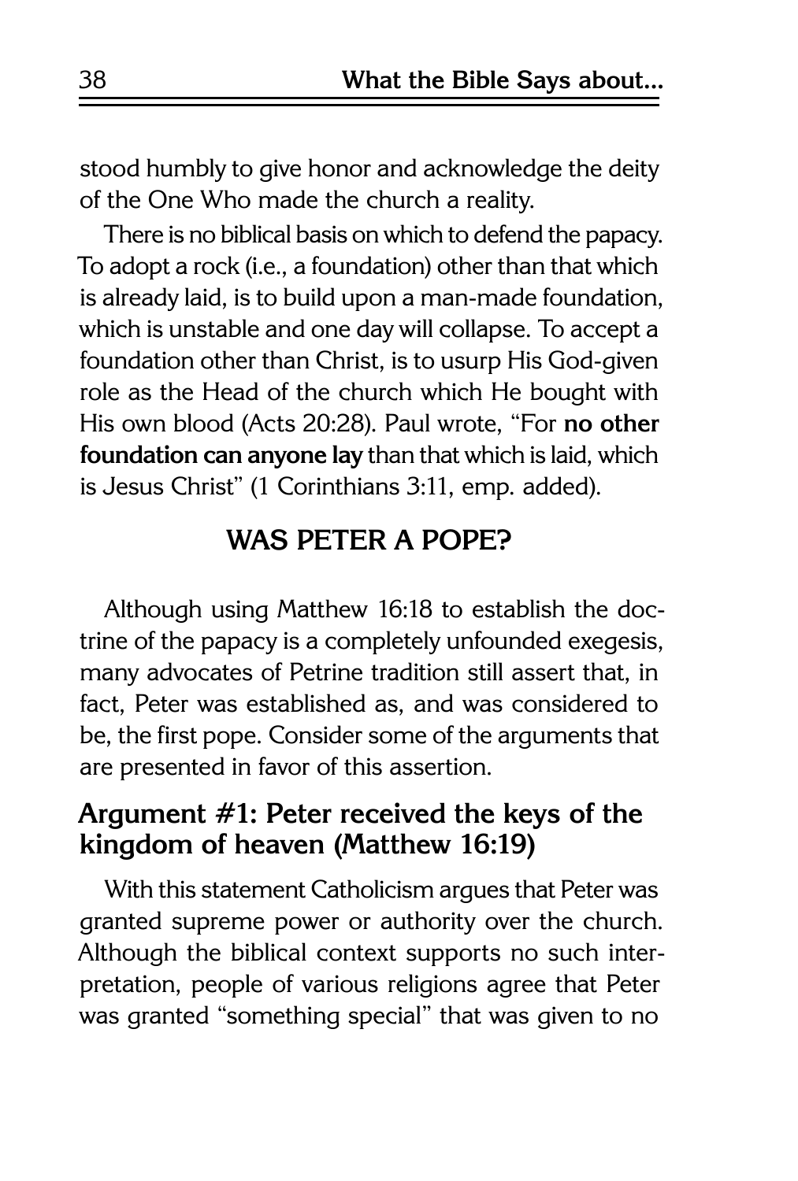stood humbly to give honor and acknowledge the deity of the One Who made the church a reality.

There is no biblical basis on which to defend the papacy. To adopt a rock (i.e., a foundation) other than that which is already laid, is to build upon a man-made foundation, which is unstable and one day will collapse. To accept a foundation other than Christ, is to usurp His God-given role as the Head of the church which He bought with His own blood (Acts 20:28). Paul wrote, "For **no other foundation can anyone lay** than that which is laid, which is Jesus Christ" (1 Corinthians 3:11, emp. added).

## WAS PETER A POPE?

Although using Matthew 16:18 to establish the doctrine of the papacy is a completely unfounded exegesis, many advocates of Petrine tradition still assert that, in fact, Peter was established as, and was considered to be, the first pope. Consider some of the arguments that are presented in favor of this assertion.

### Argument #1: Peter received the keys of the kingdom of heaven (Matthew 16:19)

With this statement Catholicism argues that Peter was granted supreme power or authority over the church. Although the biblical context supports no such interpretation, people of various religions agree that Peter was granted "something special" that was given to no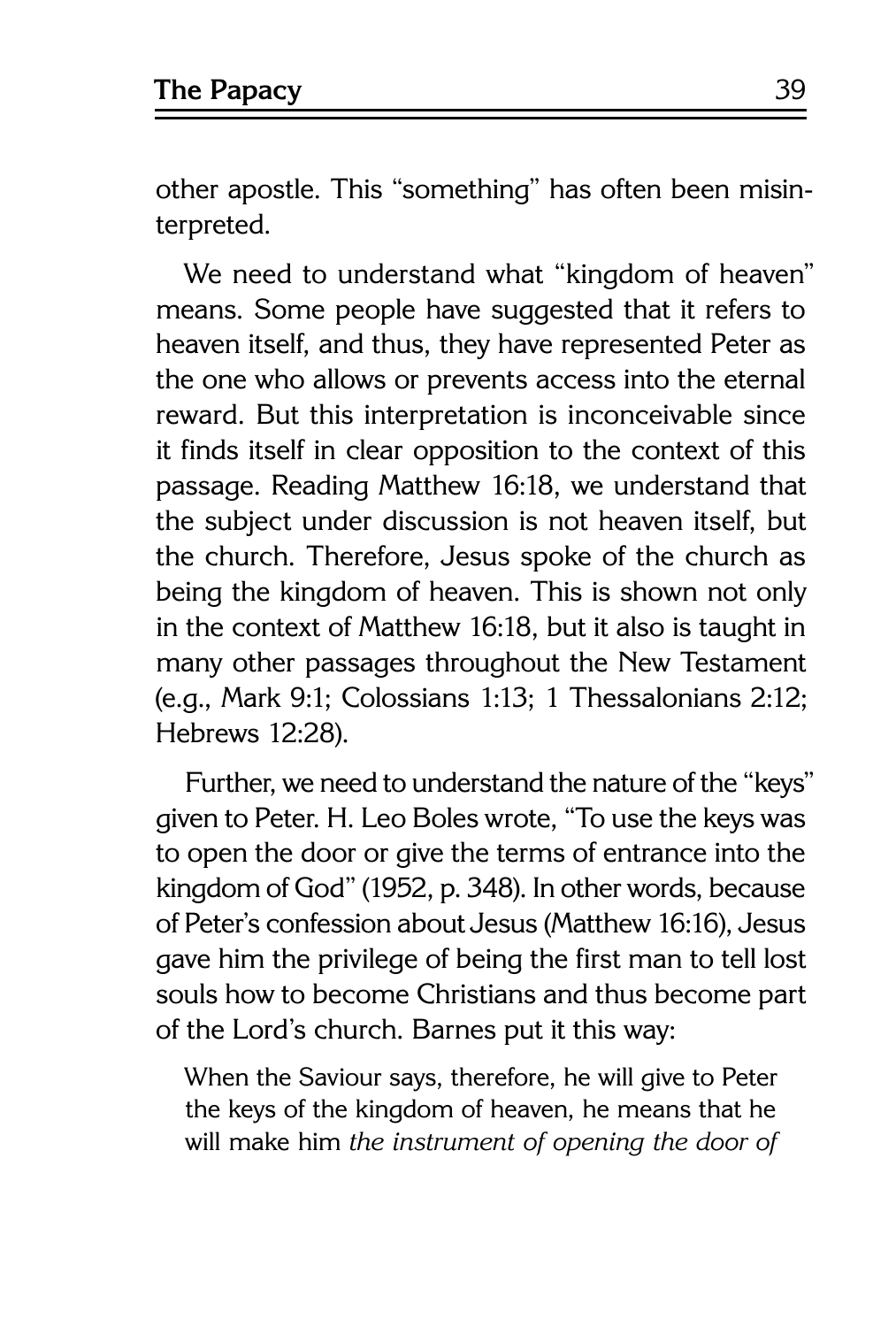other apostle. This "something" has often been misinterpreted.

We need to understand what "kingdom of heaven" means. Some people have suggested that it refers to heaven itself, and thus, they have represented Peter as the one who allows or prevents access into the eternal reward. But this interpretation is inconceivable since it finds itself in clear opposition to the context of this passage. Reading Matthew 16:18, we understand that the subject under discussion is not heaven itself, but the church. Therefore, Jesus spoke of the church as being the kingdom of heaven. This is shown not only in the context of Matthew 16:18, but it also is taught in many other passages throughout the New Testament (e.g., Mark 9:1; Colossians 1:13; 1 Thessalonians 2:12; Hebrews 12:28).

Further, we need to understand the nature of the "keys" given to Peter. H. Leo Boles wrote, "To use the keys was to open the door or give the terms of entrance into the kingdom of God" (1952, p. 348). In other words, because of Peter's confession about Jesus (Matthew 16:16), Jesus gave him the privilege of being the first man to tell lost souls how to become Christians and thus become part of the Lord's church. Barnes put it this way:

> When the Saviour says, therefore, he will give to Peter the keys of the kingdom of heaven, he means that he will make him *the instrument of opening the door of*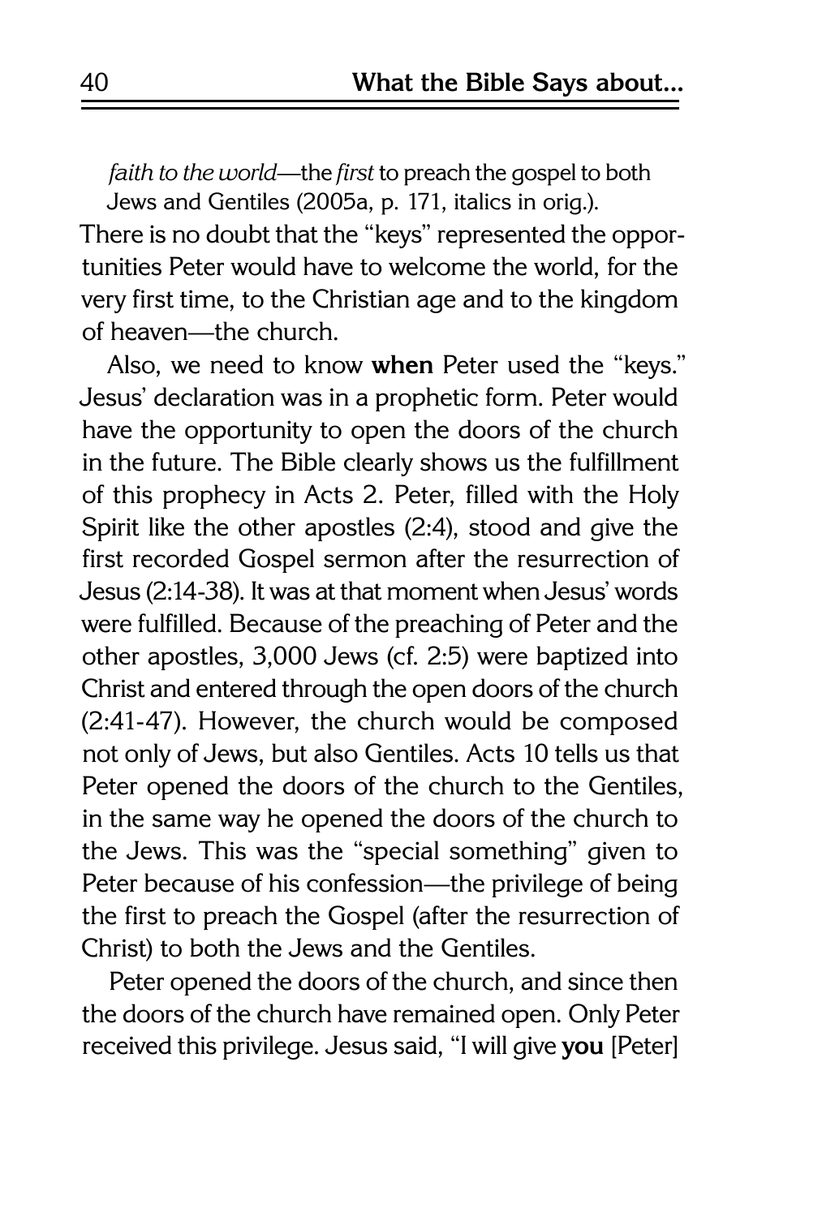*faith to the world*—the *first* to preach the gospel to both Jews and Gentiles (2005a, p. 171, italics in orig.).

There is no doubt that the "keys" represented the opportunities Peter would have to welcome the world, for the very first time, to the Christian age and to the kingdom of heaven—the church.

Also, we need to know **when** Peter used the "keys." Jesus' declaration was in a prophetic form. Peter would have the opportunity to open the doors of the church in the future. The Bible clearly shows us the fulfillment of this prophecy in Acts 2. Peter, filled with the Holy Spirit like the other apostles (2:4), stood and give the first recorded Gospel sermon after the resurrection of Jesus (2:14-38). It was at that moment when Jesus' words were fulfilled. Because of the preaching of Peter and the other apostles, 3,000 Jews (cf. 2:5) were baptized into Christ and entered through the open doors of the church (2:41-47). However, the church would be composed not only of Jews, but also Gentiles. Acts 10 tells us that Peter opened the doors of the church to the Gentiles, in the same way he opened the doors of the church to the Jews. This was the "special something" given to Peter because of his confession—the privilege of being the first to preach the Gospel (after the resurrection of Christ) to both the Jews and the Gentiles.

Peter opened the doors of the church, and since then the doors of the church have remained open. Only Peter received this privilege. Jesus said, "I will give **you** [Peter]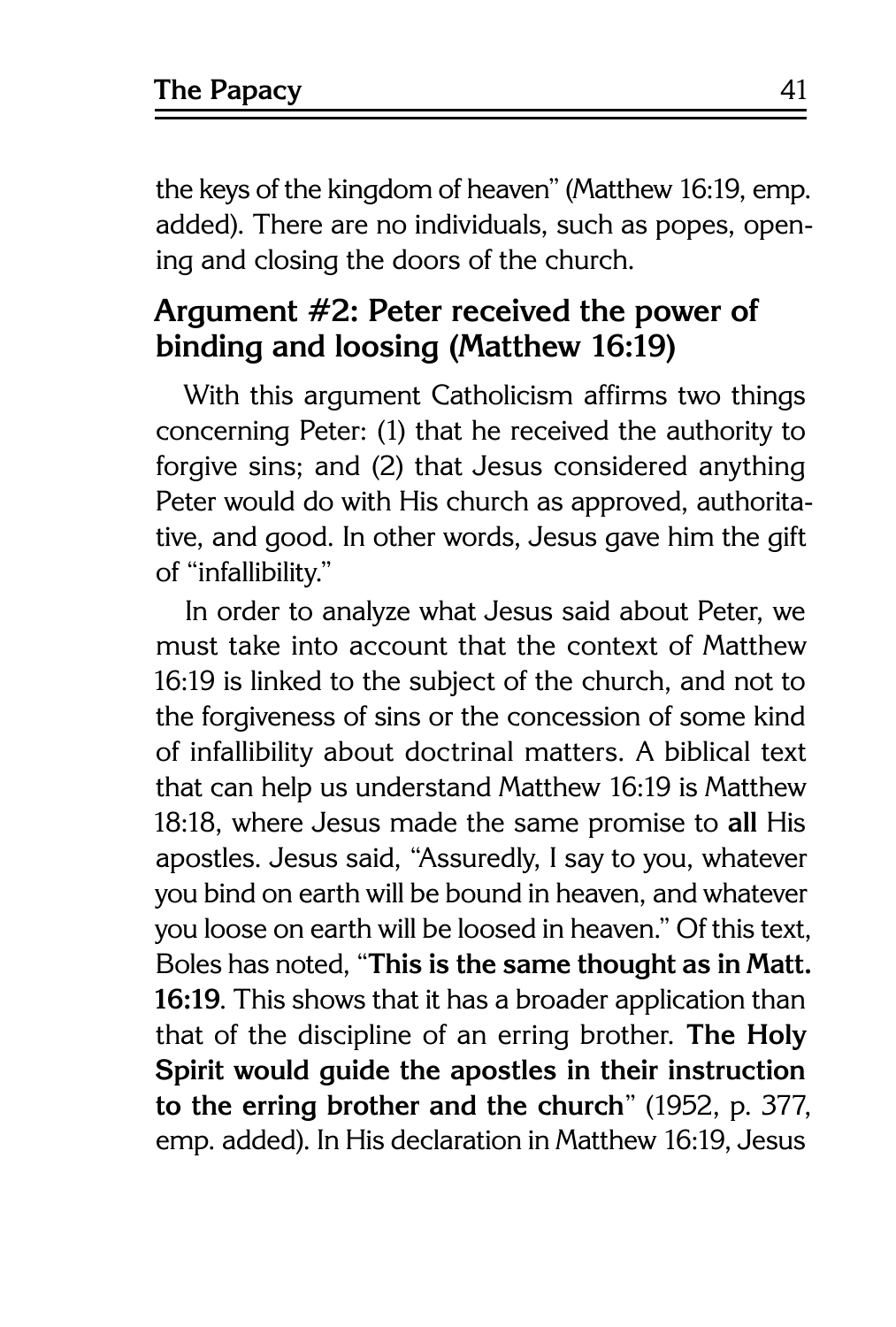the keys of the kingdom of heaven" (Matthew 16:19, emp. added). There are no individuals, such as popes, opening and closing the doors of the church.

## Argument #2: Peter received the power of binding and loosing (Matthew 16:19)

With this argument Catholicism affirms two things concerning Peter: (1) that he received the authority to forgive sins; and (2) that Jesus considered anything Peter would do with His church as approved, authoritative, and good. In other words, Jesus gave him the gift of "infallibility."

In order to analyze what Jesus said about Peter, we must take into account that the context of Matthew 16:19 is linked to the subject of the church, and not to the forgiveness of sins or the concession of some kind of infallibility about doctrinal matters. A biblical text that can help us understand Matthew 16:19 is Matthew 18:18, where Jesus made the same promise to **all** His apostles. Jesus said, "Assuredly, I say to you, whatever you bind on earth will be bound in heaven, and whatever you loose on earth will be loosed in heaven." Of this text, Boles has noted, "**This is the same thought as in Matt. 16:19**. This shows that it has a broader application than that of the discipline of an erring brother. **The Holy Spirit would guide the apostles in their instruction to the erring brother and the church**" (1952, p. 377, emp. added). In His declaration in Matthew 16:19, Jesus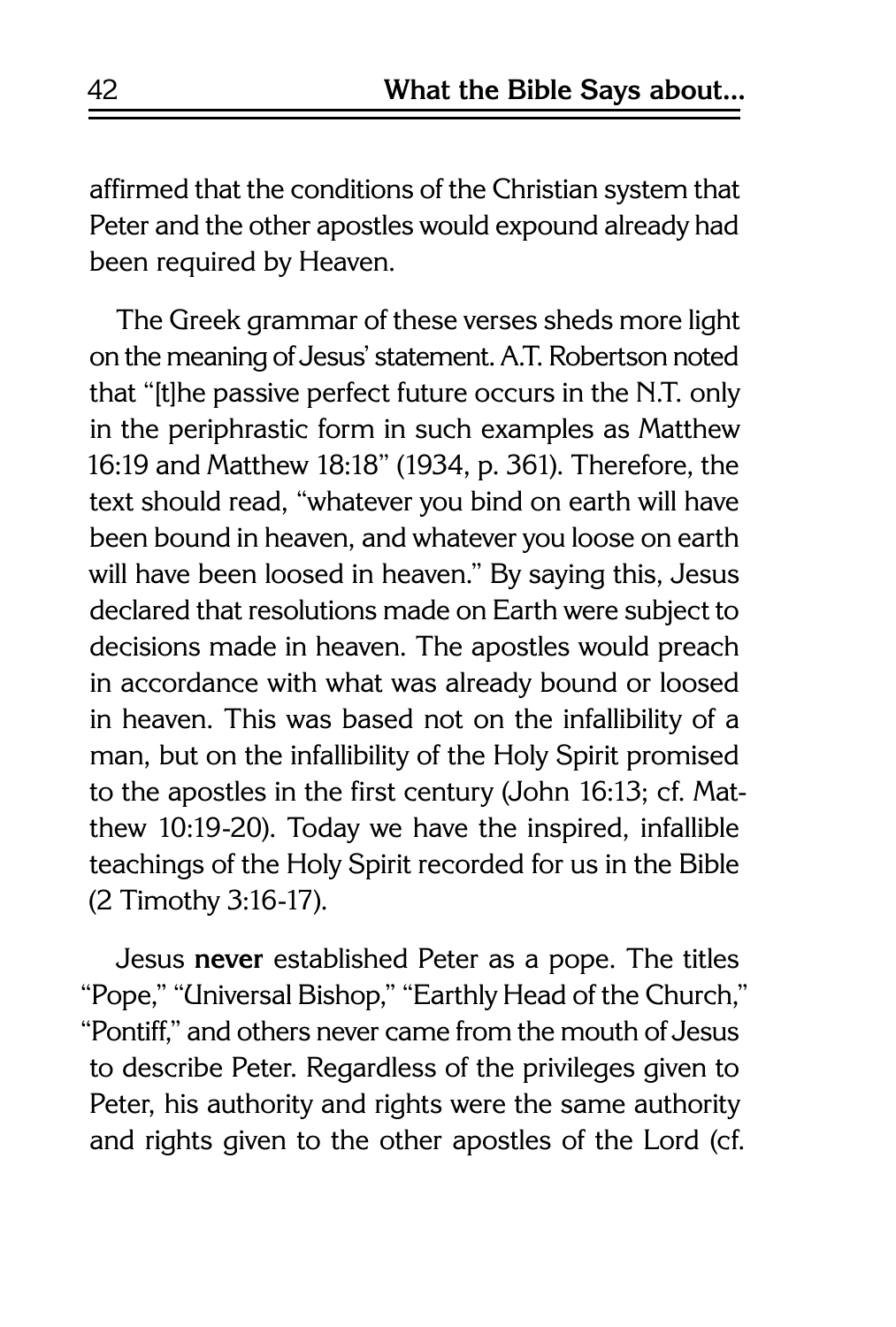affirmed that the conditions of the Christian system that Peter and the other apostles would expound already had been required by Heaven.

The Greek grammar of these verses sheds more light on the meaning of Jesus' statement. A.T. Robertson noted that "[t]he passive perfect future occurs in the N.T. only in the periphrastic form in such examples as Matthew 16:19 and Matthew 18:18" (1934, p. 361). Therefore, the text should read, "whatever you bind on earth will have been bound in heaven, and whatever you loose on earth will have been loosed in heaven." By saying this, Jesus declared that resolutions made on Earth were subject to decisions made in heaven. The apostles would preach in accordance with what was already bound or loosed in heaven. This was based not on the infallibility of a man, but on the infallibility of the Holy Spirit promised to the apostles in the first century (John 16:13; cf. Matthew 10:19-20). Today we have the inspired, infallible teachings of the Holy Spirit recorded for us in the Bible (2 Timothy 3:16-17).

Jesus **never** established Peter as a pope. The titles "Pope," "Universal Bishop," "Earthly Head of the Church," "Pontiff," and others never came from the mouth of Jesus to describe Peter. Regardless of the privileges given to Peter, his authority and rights were the same authority and rights given to the other apostles of the Lord (cf.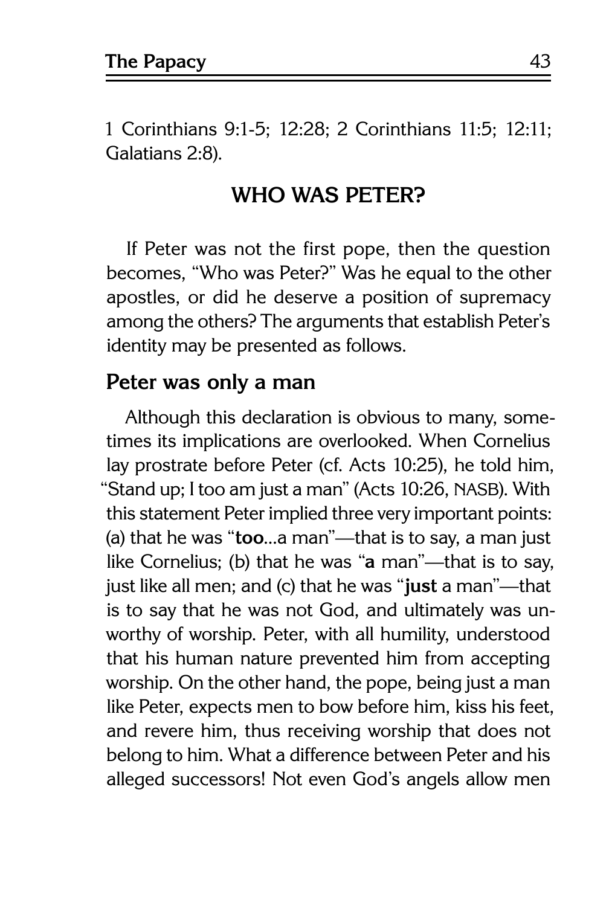1 Corinthians 9:1-5; 12:28; 2 Corinthians 11:5; 12:11; Galatians 2:8).

## WHO WAS PETER?

If Peter was not the first pope, then the question becomes, "Who was Peter?" Was he equal to the other apostles, or did he deserve a position of supremacy among the others? The arguments that establish Peter's identity may be presented as follows.

### Peter was only a man

Although this declaration is obvious to many, sometimes its implications are overlooked. When Cornelius lay prostrate before Peter (cf. Acts 10:25), he told him, "Stand up; I too am just a man" (Acts 10:26, NASB). With this statement Peter implied three very important points: (a) that he was "**too**...a man"—that is to say, a man just like Cornelius; (b) that he was "**a** man"—that is to say, just like all men; and (c) that he was "**just** a man"—that is to say that he was not God, and ultimately was unworthy of worship. Peter, with all humility, understood that his human nature prevented him from accepting worship. On the other hand, the pope, being just a man like Peter, expects men to bow before him, kiss his feet, and revere him, thus receiving worship that does not belong to him. What a difference between Peter and his alleged successors! Not even God's angels allow men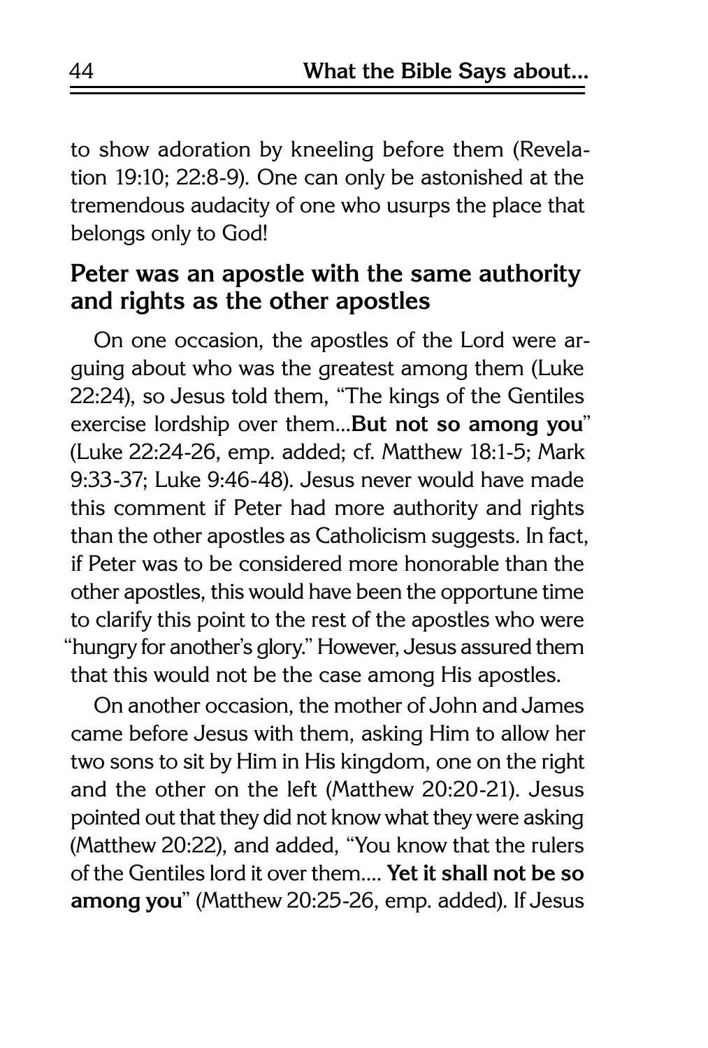to show adoration by kneeling before them (Revelation 19:10; 22:8-9). One can only be astonished at the tremendous audacity of one who usurps the place that belongs only to God!

## Peter was an apostle with the same authority and rights as the other apostles

On one occasion, the apostles of the Lord were arguing about who was the greatest among them (Luke 22:24), so Jesus told them, "The kings of the Gentiles exercise lordship over them...**But not so among you**" (Luke 22:24-26, emp. added; cf. Matthew 18:1-5; Mark 9:33-37; Luke 9:46-48). Jesus never would have made this comment if Peter had more authority and rights than the other apostles as Catholicism suggests. In fact, if Peter was to be considered more honorable than the other apostles, this would have been the opportune time to clarify this point to the rest of the apostles who were "hungry for another's glory." However, Jesus assured them that this would not be the case among His apostles.

On another occasion, the mother of John and James came before Jesus with them, asking Him to allow her two sons to sit by Him in His kingdom, one on the right and the other on the left (Matthew 20:20-21). Jesus pointed out that they did not know what they were asking (Matthew 20:22), and added, "You know that the rulers of the Gentiles lord it over them.... **Yet it shall not be so among you**" (Matthew 20:25-26, emp. added). If Jesus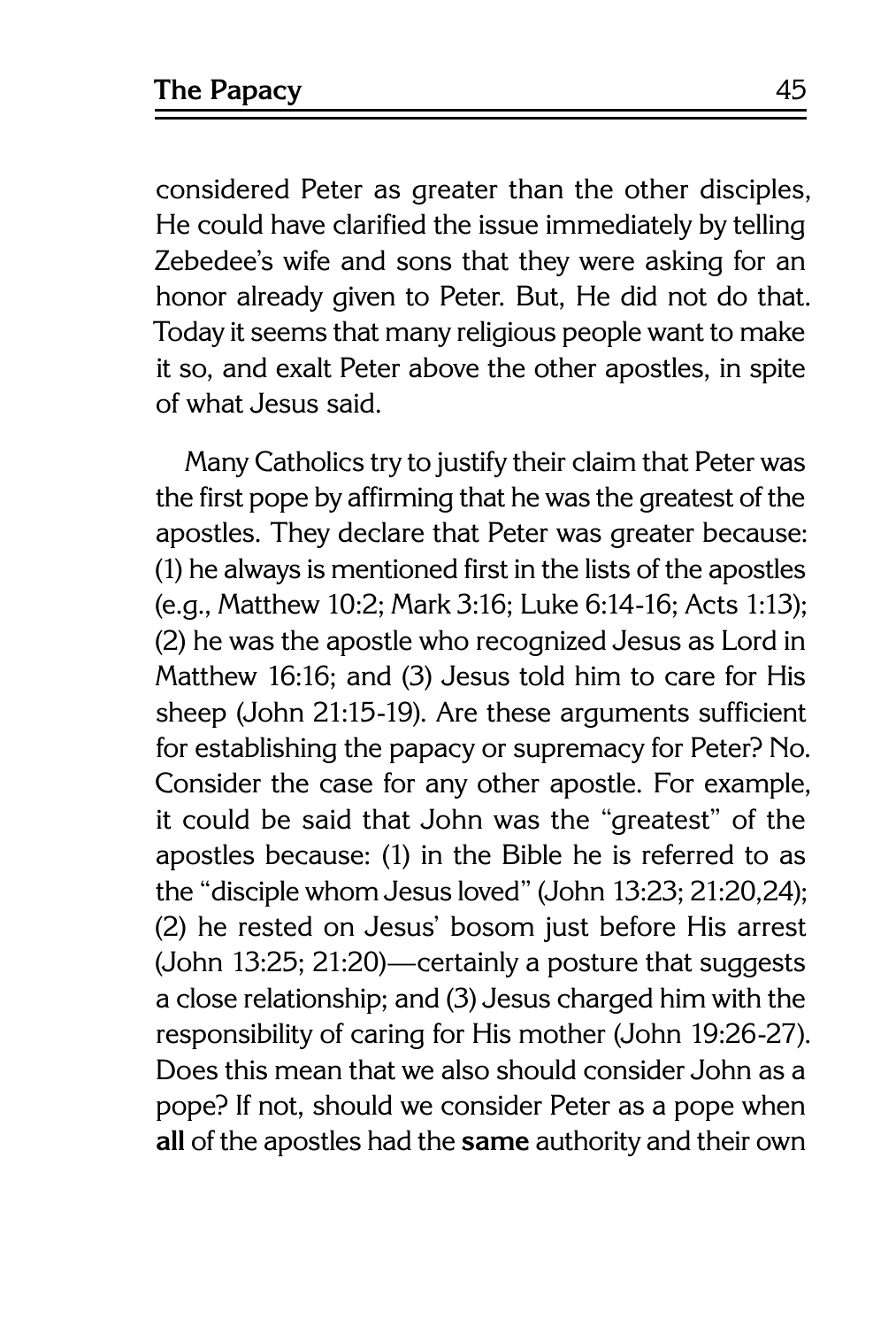considered Peter as greater than the other disciples, He could have clarified the issue immediately by telling Zebedee's wife and sons that they were asking for an honor already given to Peter. But, He did not do that. Today it seems that many religious people want to make it so, and exalt Peter above the other apostles, in spite of what Jesus said.

Many Catholics try to justify their claim that Peter was the first pope by affirming that he was the greatest of the apostles. They declare that Peter was greater because: (1) he always is mentioned first in the lists of the apostles (e.g., Matthew 10:2; Mark 3:16; Luke 6:14-16; Acts 1:13); (2) he was the apostle who recognized Jesus as Lord in Matthew 16:16; and (3) Jesus told him to care for His sheep (John 21:15-19). Are these arguments sufficient for establishing the papacy or supremacy for Peter? No. Consider the case for any other apostle. For example, it could be said that John was the "greatest" of the apostles because: (1) in the Bible he is referred to as the "disciple whom Jesus loved" (John 13:23; 21:20,24); (2) he rested on Jesus' bosom just before His arrest (John 13:25; 21:20)—certainly a posture that suggests a close relationship; and (3) Jesus charged him with the responsibility of caring for His mother (John 19:26-27). Does this mean that we also should consider John as a pope? If not, should we consider Peter as a pope when **all** of the apostles had the **same** authority and their own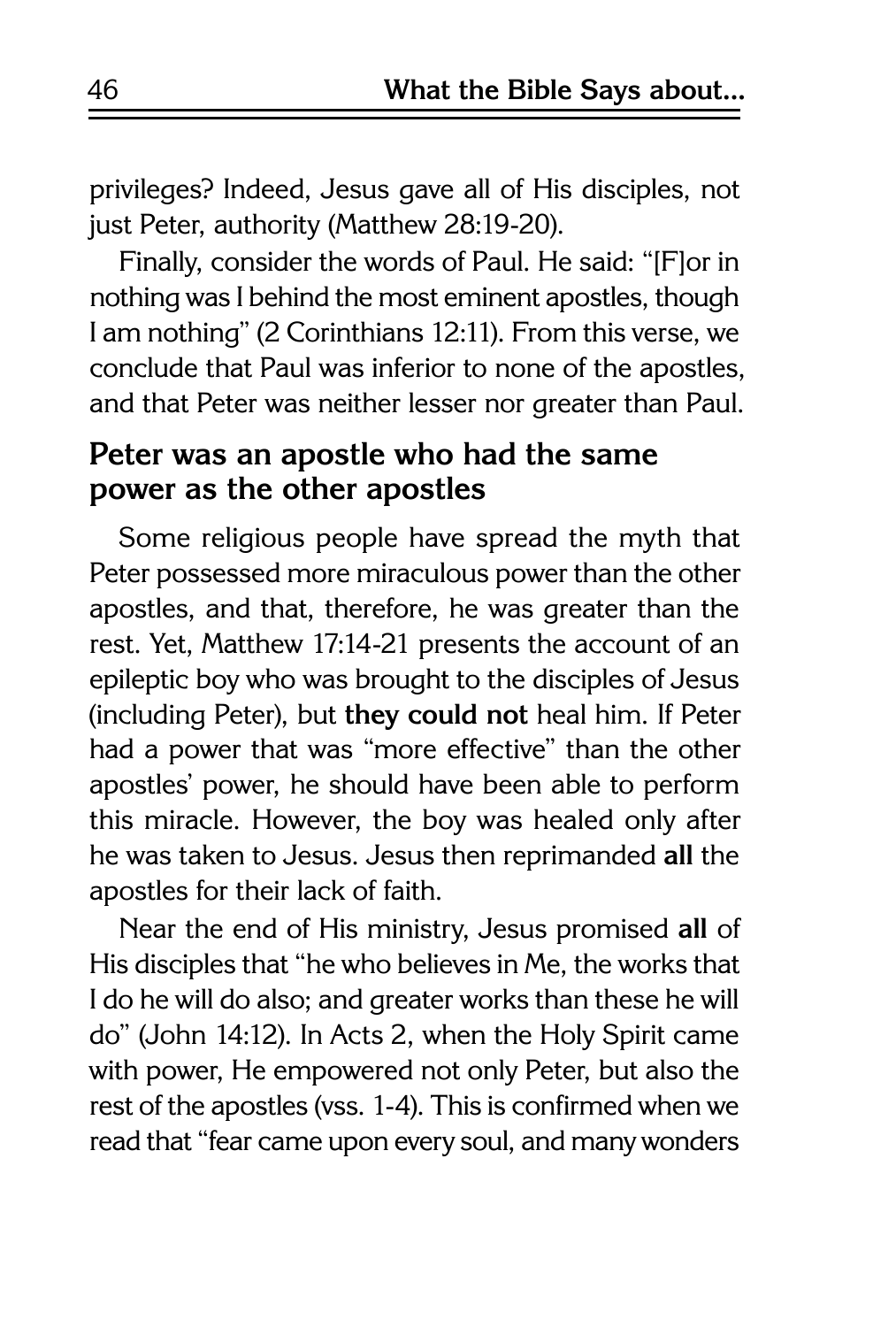privileges? Indeed, Jesus gave all of His disciples, not just Peter, authority (Matthew 28:19-20).

Finally, consider the words of Paul. He said: "[F]or in nothing was I behind the most eminent apostles, though I am nothing" (2 Corinthians 12:11). From this verse, we conclude that Paul was inferior to none of the apostles, and that Peter was neither lesser nor greater than Paul.

## Peter was an apostle who had the same power as the other apostles

Some religious people have spread the myth that Peter possessed more miraculous power than the other apostles, and that, therefore, he was greater than the rest. Yet, Matthew 17:14-21 presents the account of an epileptic boy who was brought to the disciples of Jesus (including Peter), but **they could not** heal him. If Peter had a power that was "more effective" than the other apostles' power, he should have been able to perform this miracle. However, the boy was healed only after he was taken to Jesus. Jesus then reprimanded **all** the apostles for their lack of faith.

Near the end of His ministry, Jesus promised **all** of His disciples that "he who believes in Me, the works that I do he will do also; and greater works than these he will do" (John 14:12). In Acts 2, when the Holy Spirit came with power, He empowered not only Peter, but also the rest of the apostles (vss. 1-4). This is confirmed when we read that "fear came upon every soul, and many wonders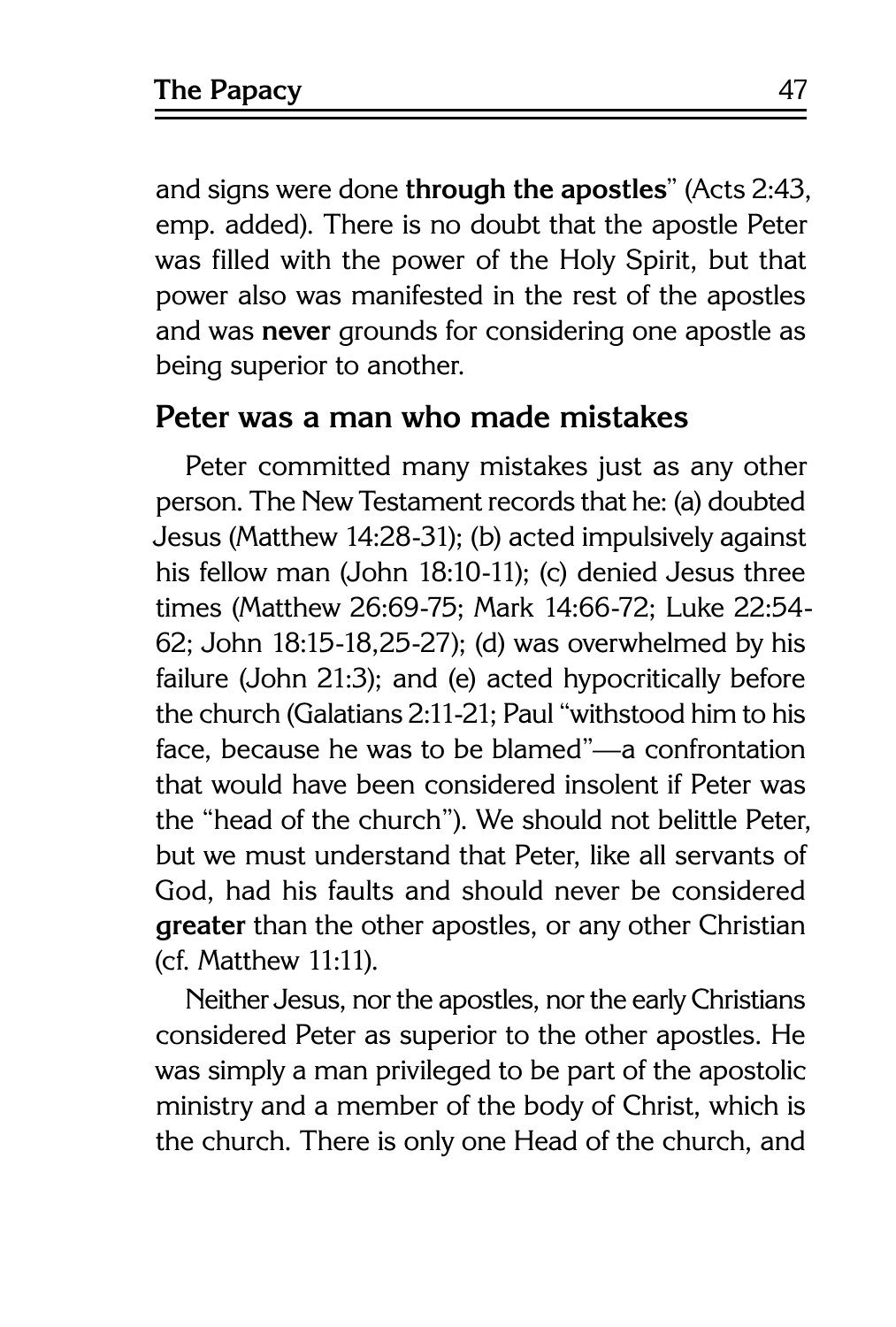and signs were done **through the apostles**" (Acts 2:43, emp. added). There is no doubt that the apostle Peter was filled with the power of the Holy Spirit, but that power also was manifested in the rest of the apostles and was **never** grounds for considering one apostle as being superior to another.

## Peter was a man who made mistakes

Peter committed many mistakes just as any other person. The New Testament records that he: (a) doubted Jesus (Matthew 14:28-31); (b) acted impulsively against his fellow man (John 18:10-11); (c) denied Jesus three times (Matthew 26:69-75; Mark 14:66-72; Luke 22:54-62; John 18:15-18,25-27); (d) was overwhelmed by his failure (John 21:3); and (e) acted hypocritically before the church (Galatians 2:11-21; Paul "withstood him to his face, because he was to be blamed"—a confrontation that would have been considered insolent if Peter was the "head of the church"). We should not belittle Peter, but we must understand that Peter, like all servants of God, had his faults and should never be considered **greater** than the other apostles, or any other Christian (cf. Matthew 11:11).

Neither Jesus, nor the apostles, nor the early Christians considered Peter as superior to the other apostles. He was simply a man privileged to be part of the apostolic ministry and a member of the body of Christ, which is the church. There is only one Head of the church, and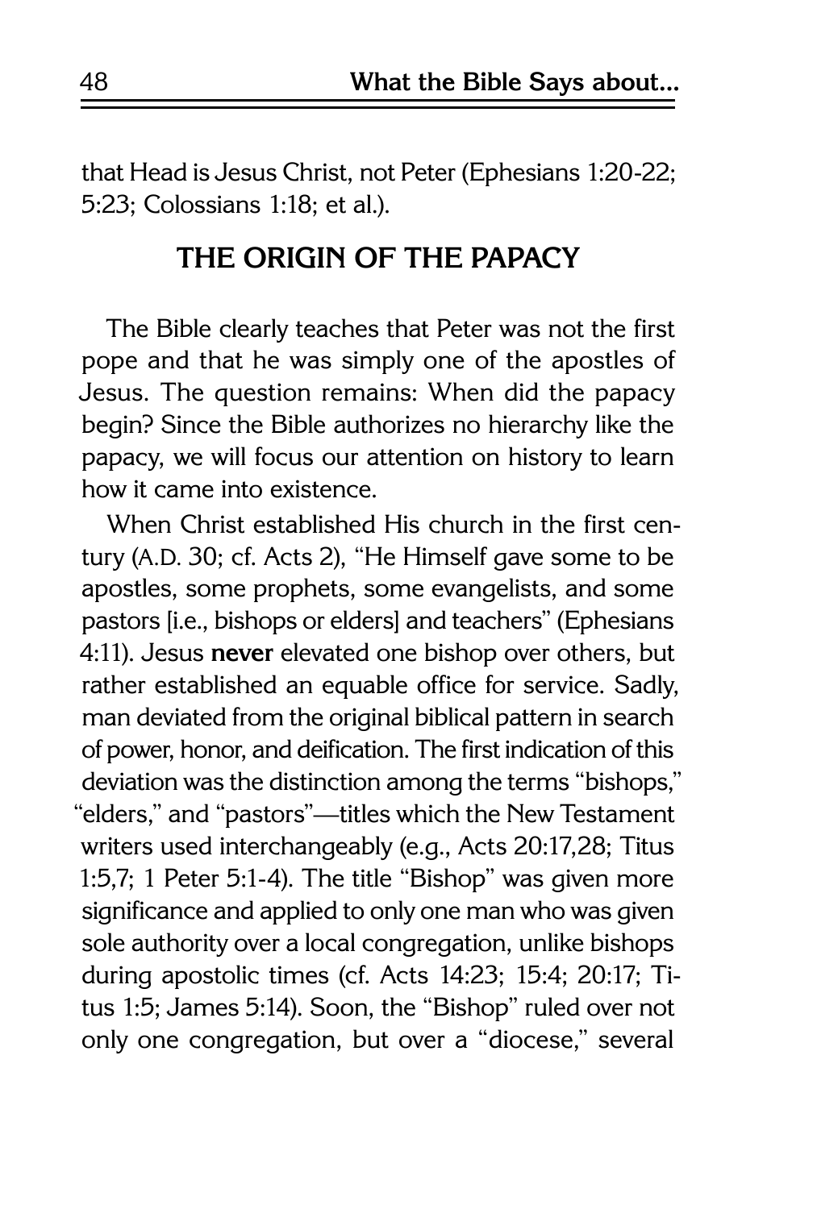that Head is Jesus Christ, not Peter (Ephesians 1:20-22; 5:23; Colossians 1:18; et al.).

## THE ORIGIN OF THE PAPACY

The Bible clearly teaches that Peter was not the first pope and that he was simply one of the apostles of Jesus. The question remains: When did the papacy begin? Since the Bible authorizes no hierarchy like the papacy, we will focus our attention on history to learn how it came into existence.

When Christ established His church in the first century (A.D. 30; cf. Acts 2), "He Himself gave some to be apostles, some prophets, some evangelists, and some pastors [i.e., bishops or elders] and teachers" (Ephesians 4:11). Jesus **never** elevated one bishop over others, but rather established an equable office for service. Sadly, man deviated from the original biblical pattern in search of power, honor, and deification. The first indication of this deviation was the distinction among the terms "bishops," "elders," and "pastors"—titles which the New Testament writers used interchangeably (e.g., Acts 20:17,28; Titus 1:5,7; 1 Peter 5:1-4). The title "Bishop" was given more significance and applied to only one man who was given sole authority over a local congregation, unlike bishops during apostolic times (cf. Acts 14:23; 15:4; 20:17; Titus 1:5; James 5:14). Soon, the "Bishop" ruled over not only one congregation, but over a "diocese," several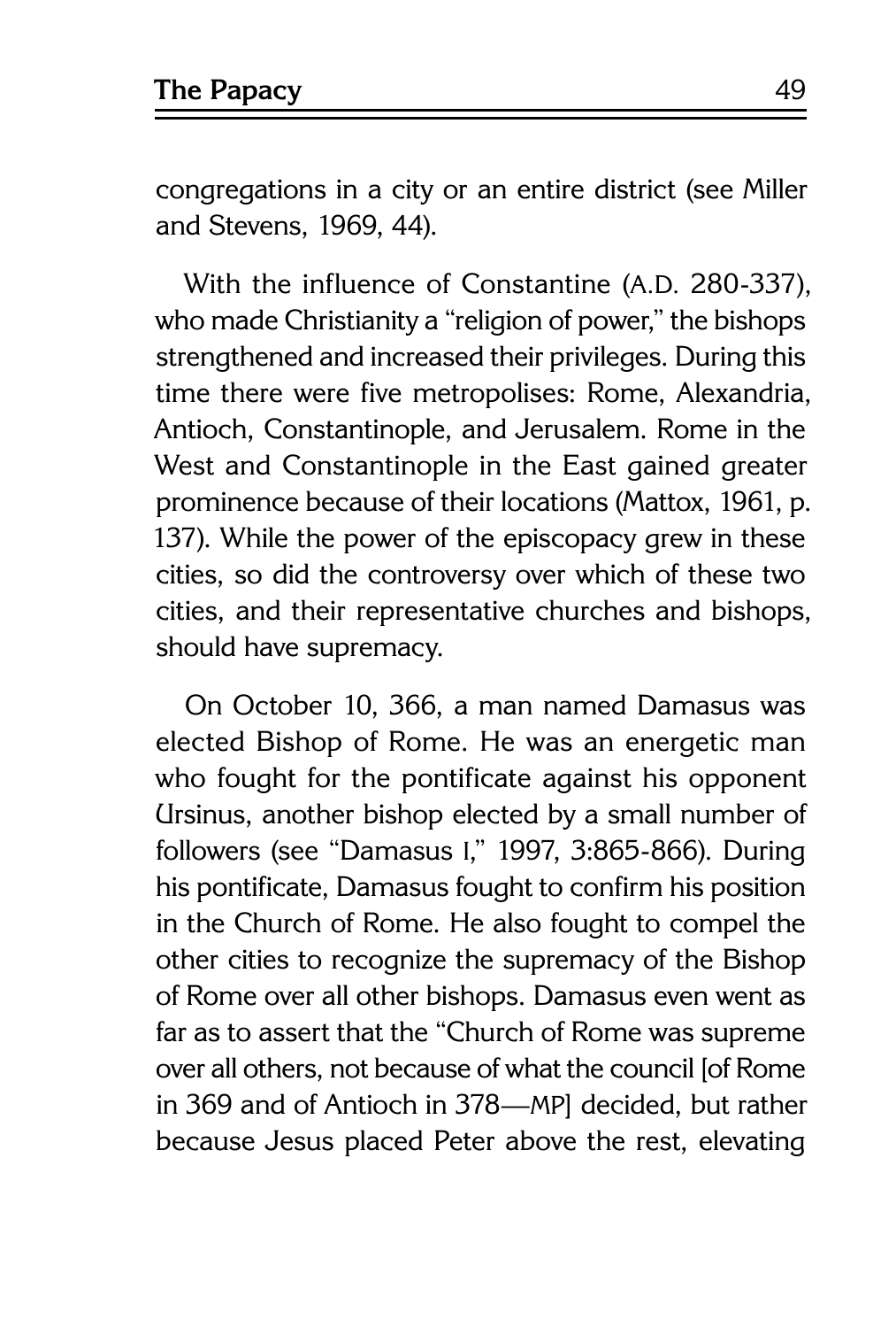congregations in a city or an entire district (see Miller and Stevens, 1969, 44).

With the influence of Constantine (A.D. 280-337), who made Christianity a "religion of power," the bishops strengthened and increased their privileges. During this time there were five metropolises: Rome, Alexandria, Antioch, Constantinople, and Jerusalem. Rome in the West and Constantinople in the East gained greater prominence because of their locations (Mattox, 1961, p. 137). While the power of the episcopacy grew in these cities, so did the controversy over which of these two cities, and their representative churches and bishops, should have supremacy.

On October 10, 366, a man named Damasus was elected Bishop of Rome. He was an energetic man who fought for the pontificate against his opponent Ursinus, another bishop elected by a small number of followers (see "Damasus I," 1997, 3:865-866). During his pontificate, Damasus fought to confirm his position in the Church of Rome. He also fought to compel the other cities to recognize the supremacy of the Bishop of Rome over all other bishops. Damasus even went as far as to assert that the "Church of Rome was supreme over all others, not because of what the council [of Rome in 369 and of Antioch in 378—MP] decided, but rather because Jesus placed Peter above the rest, elevating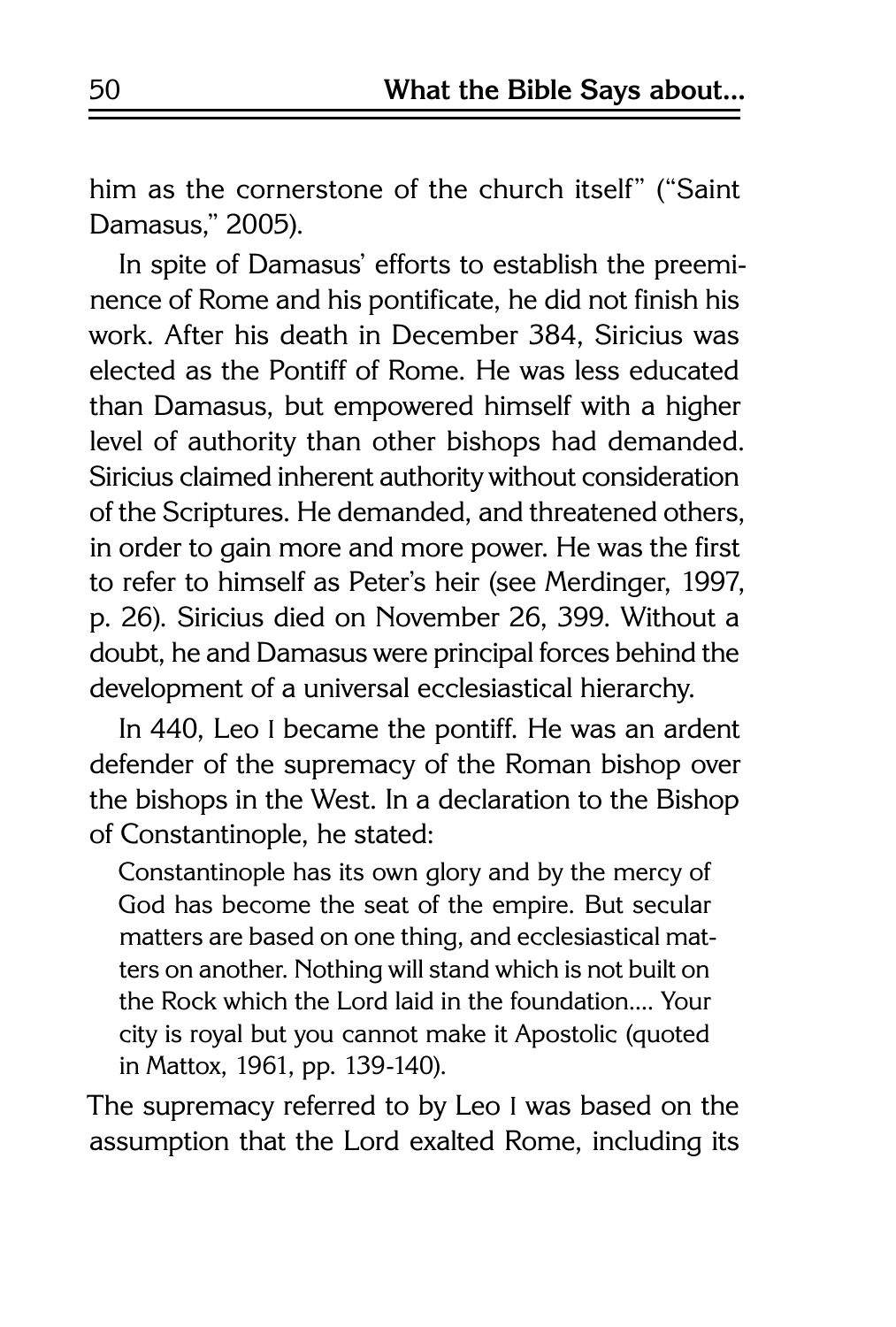him as the cornerstone of the church itself" ("Saint Damasus," 2005).

In spite of Damasus' efforts to establish the preeminence of Rome and his pontificate, he did not finish his work. After his death in December 384, Siricius was elected as the Pontiff of Rome. He was less educated than Damasus, but empowered himself with a higher level of authority than other bishops had demanded. Siricius claimed inherent authority without consideration of the Scriptures. He demanded, and threatened others, in order to gain more and more power. He was the first to refer to himself as Peter's heir (see Merdinger, 1997, p. 26). Siricius died on November 26, 399. Without a doubt, he and Damasus were principal forces behind the development of a universal ecclesiastical hierarchy.

In 440, Leo I became the pontiff. He was an ardent defender of the supremacy of the Roman bishop over the bishops in the West. In a declaration to the Bishop of Constantinople, he stated:

> Constantinople has its own glory and by the mercy of God has become the seat of the empire. But secular matters are based on one thing, and ecclesiastical matters on another. Nothing will stand which is not built on the Rock which the Lord laid in the foundation.... Your city is royal but you cannot make it Apostolic (quoted in Mattox, 1961, pp. 139-140).

The supremacy referred to by Leo I was based on the assumption that the Lord exalted Rome, including its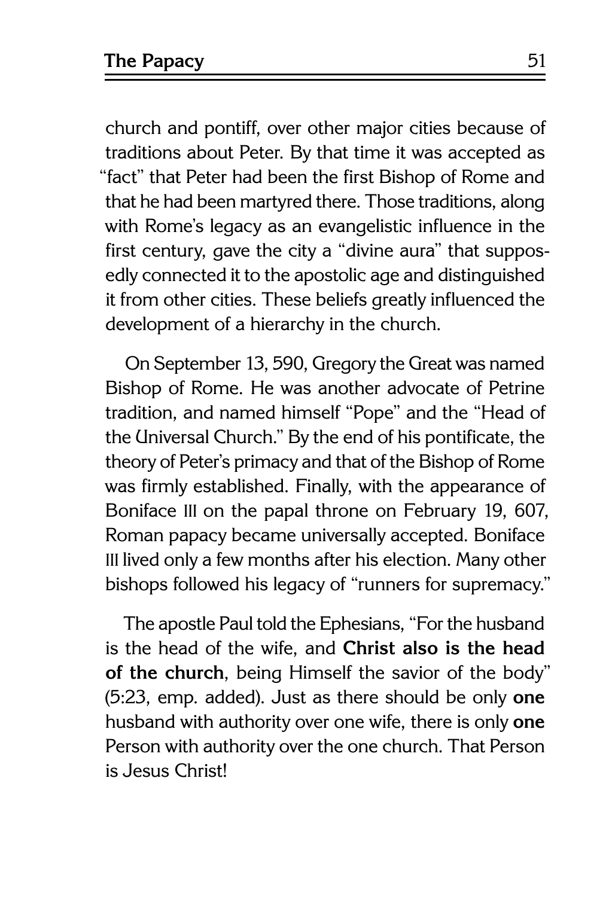church and pontiff, over other major cities because of traditions about Peter. By that time it was accepted as "fact" that Peter had been the first Bishop of Rome and that he had been martyred there. Those traditions, along with Rome's legacy as an evangelistic influence in the first century, gave the city a "divine aura" that supposedly connected it to the apostolic age and distinguished it from other cities. These beliefs greatly influenced the development of a hierarchy in the church.

On September 13, 590, Gregory the Great was named Bishop of Rome. He was another advocate of Petrine tradition, and named himself "Pope" and the "Head of the Universal Church." By the end of his pontificate, the theory of Peter's primacy and that of the Bishop of Rome was firmly established. Finally, with the appearance of Boniface III on the papal throne on February 19, 607, Roman papacy became universally accepted. Boniface III lived only a few months after his election. Many other bishops followed his legacy of "runners for supremacy."

The apostle Paul told the Ephesians, "For the husband is the head of the wife, and **Christ also is the head of the church**, being Himself the savior of the body" (5:23, emp. added). Just as there should be only **one** husband with authority over one wife, there is only **one** Person with authority over the one church. That Person is Jesus Christ!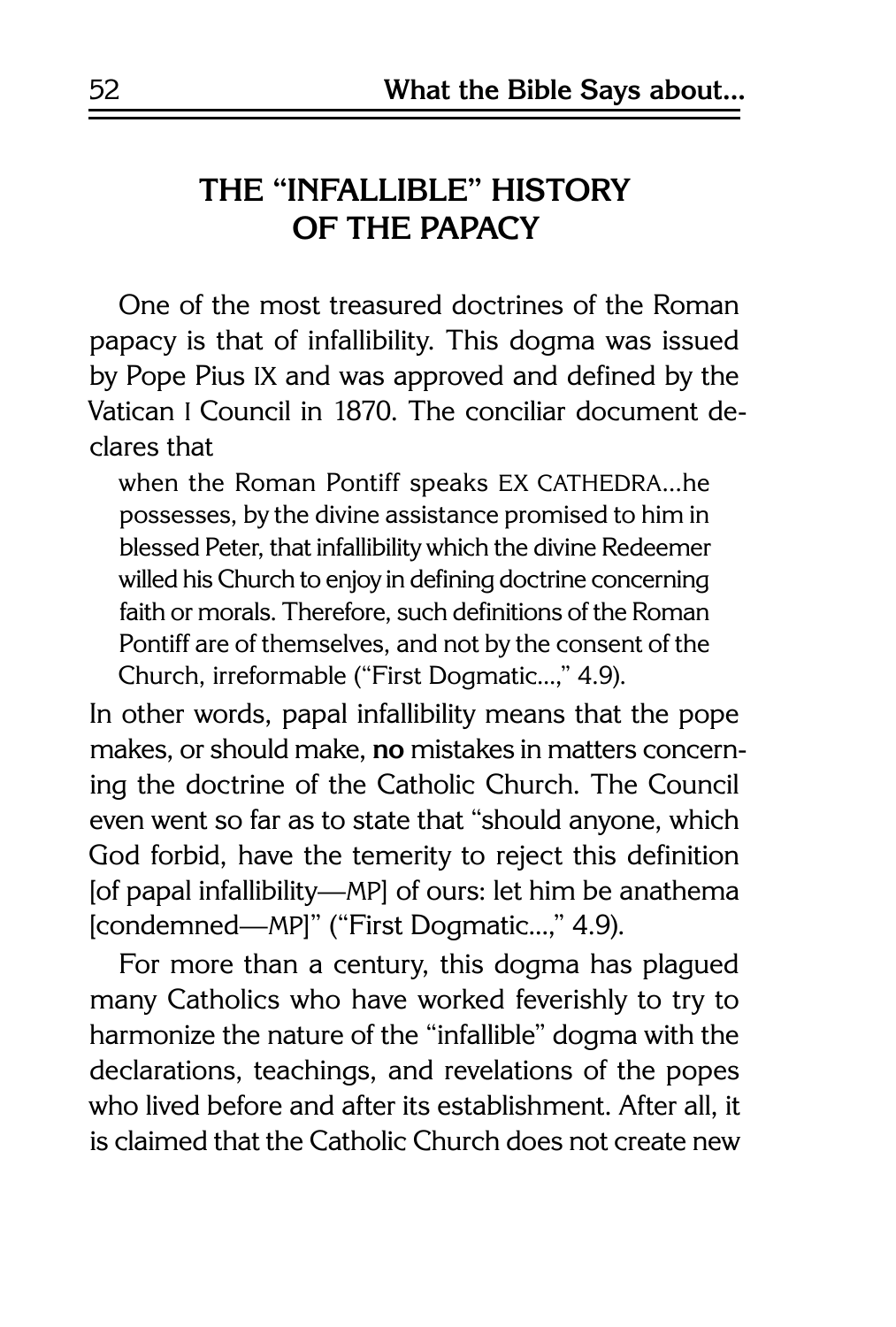## THE "INFALLIBLE" HISTORY OF THE PAPACY

One of the most treasured doctrines of the Roman papacy is that of infallibility. This dogma was issued by Pope Pius IX and was approved and defined by the Vatican I Council in 1870. The conciliar document declares that

> when the Roman Pontiff speaks EX CATHEDRA...he possesses, by the divine assistance promised to him in blessed Peter, that infallibility which the divine Redeemer willed his Church to enjoy in defining doctrine concerning faith or morals. Therefore, such definitions of the Roman Pontiff are of themselves, and not by the consent of the Church, irreformable ("First Dogmatic...," 4.9).

In other words, papal infallibility means that the pope makes, or should make, **no** mistakes in matters concerning the doctrine of the Catholic Church. The Council even went so far as to state that "should anyone, which God forbid, have the temerity to reject this definition [of papal infallibility—MP] of ours: let him be anathema [condemned—MP]" ("First Dogmatic...," 4.9).

For more than a century, this dogma has plagued many Catholics who have worked feverishly to try to harmonize the nature of the "infallible" dogma with the declarations, teachings, and revelations of the popes who lived before and after its establishment. After all, it is claimed that the Catholic Church does not create new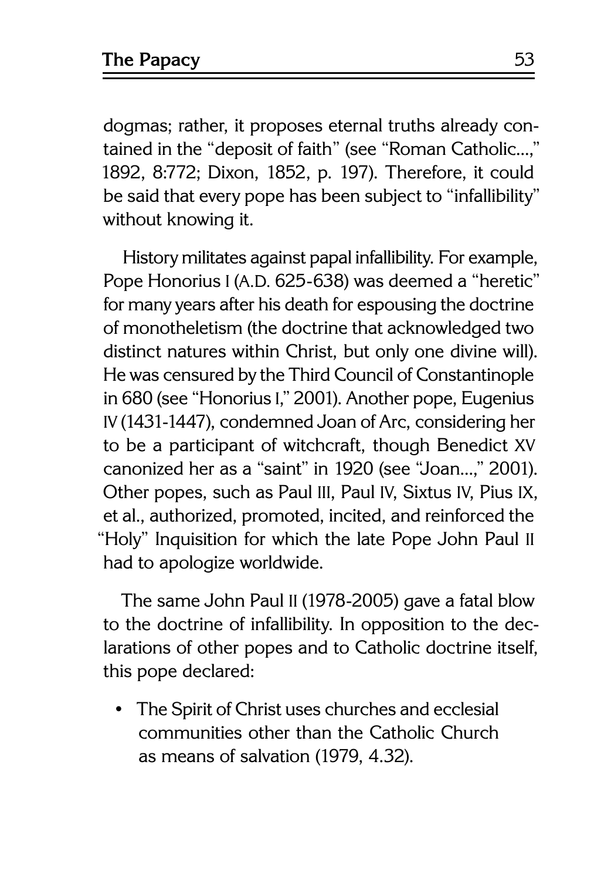dogmas; rather, it proposes eternal truths already contained in the "deposit of faith" (see "Roman Catholic...," 1892, 8:772; Dixon, 1852, p. 197). Therefore, it could be said that every pope has been subject to "infallibility" without knowing it.

History militates against papal infallibility. For example, Pope Honorius I (A.D. 625-638) was deemed a "heretic" for many years after his death for espousing the doctrine of monotheletism (the doctrine that acknowledged two distinct natures within Christ, but only one divine will). He was censured by the Third Council of Constantinople in 680 (see "Honorius I," 2001). Another pope, Eugenius IV (1431-1447), condemned Joan of Arc, considering her to be a participant of witchcraft, though Benedict XV canonized her as a "saint" in 1920 (see "Joan...," 2001). Other popes, such as Paul III, Paul IV, Sixtus IV, Pius IX, et al., authorized, promoted, incited, and reinforced the "Holy" Inquisition for which the late Pope John Paul II had to apologize worldwide.

The same John Paul II (1978-2005) gave a fatal blow to the doctrine of infallibility. In opposition to the declarations of other popes and to Catholic doctrine itself, this pope declared:

- The Spirit of Christ uses churches and ecclesial communities other than the Catholic Church as means of salvation (1979, 4.32).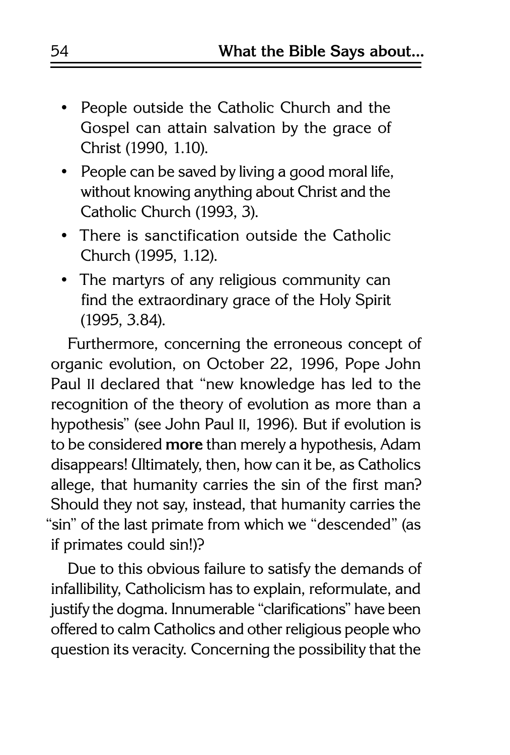- People outside the Catholic Church and the Gospel can attain salvation by the grace of Christ (1990, 1.10).
- People can be saved by living a good moral life, without knowing anything about Christ and the Catholic Church (1993, 3).
- There is sanctification outside the Catholic Church (1995, 1.12).
- The martyrs of any religious community can find the extraordinary grace of the Holy Spirit (1995, 3.84).

Furthermore, concerning the erroneous concept of organic evolution, on October 22, 1996, Pope John Paul II declared that "new knowledge has led to the recognition of the theory of evolution as more than a hypothesis" (see John Paul II, 1996). But if evolution is to be considered **more** than merely a hypothesis, Adam disappears! Ultimately, then, how can it be, as Catholics allege, that humanity carries the sin of the first man? Should they not say, instead, that humanity carries the "sin" of the last primate from which we "descended" (as if primates could sin!)?

Due to this obvious failure to satisfy the demands of infallibility, Catholicism has to explain, reformulate, and justify the dogma. Innumerable "clarifications" have been offered to calm Catholics and other religious people who question its veracity. Concerning the possibility that the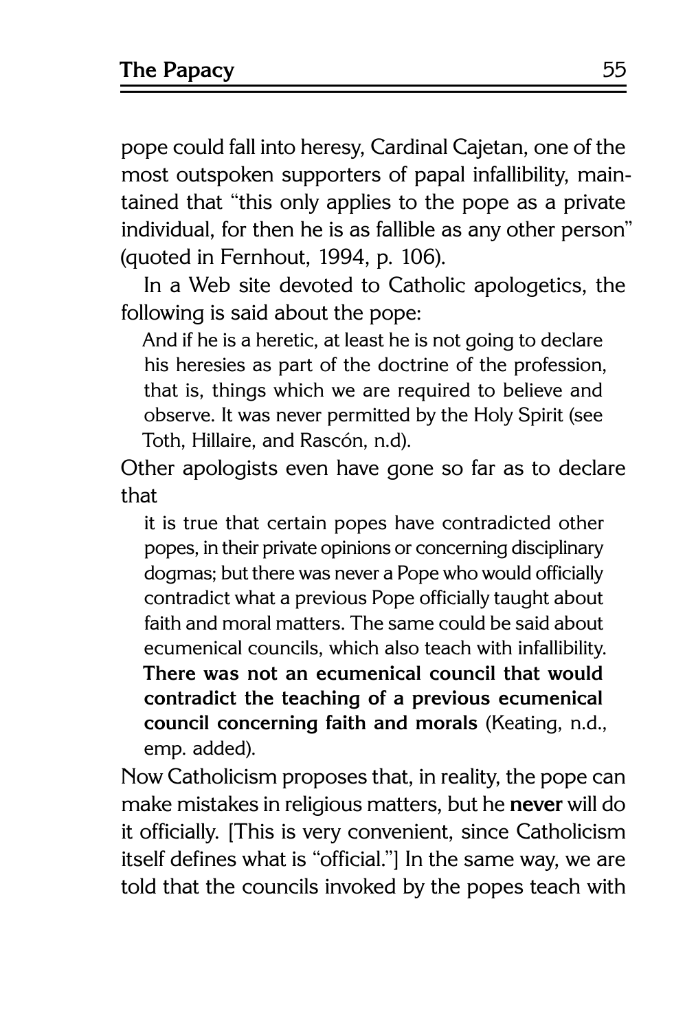pope could fall into heresy, Cardinal Cajetan, one of the most outspoken supporters of papal infallibility, maintained that "this only applies to the pope as a private individual, for then he is as fallible as any other person" (quoted in Fernhout, 1994, p. 106).

In a Web site devoted to Catholic apologetics, the following is said about the pope:

> And if he is a heretic, at least he is not going to declare his heresies as part of the doctrine of the profession, that is, things which we are required to believe and observe. It was never permitted by the Holy Spirit (see Toth, Hillaire, and Rascón, n.d).

Other apologists even have gone so far as to declare that

> it is true that certain popes have contradicted other popes, in their private opinions or concerning disciplinary dogmas; but there was never a Pope who would officially contradict what a previous Pope officially taught about faith and moral matters. The same could be said about ecumenical councils, which also teach with infallibility. **There was not an ecumenical council that would contradict the teaching of a previous ecumenical council concerning faith and morals** (Keating, n.d., emp. added).

Now Catholicism proposes that, in reality, the pope can make mistakes in religious matters, but he **never** will do it officially. [This is very convenient, since Catholicism itself defines what is "official."] In the same way, we are told that the councils invoked by the popes teach with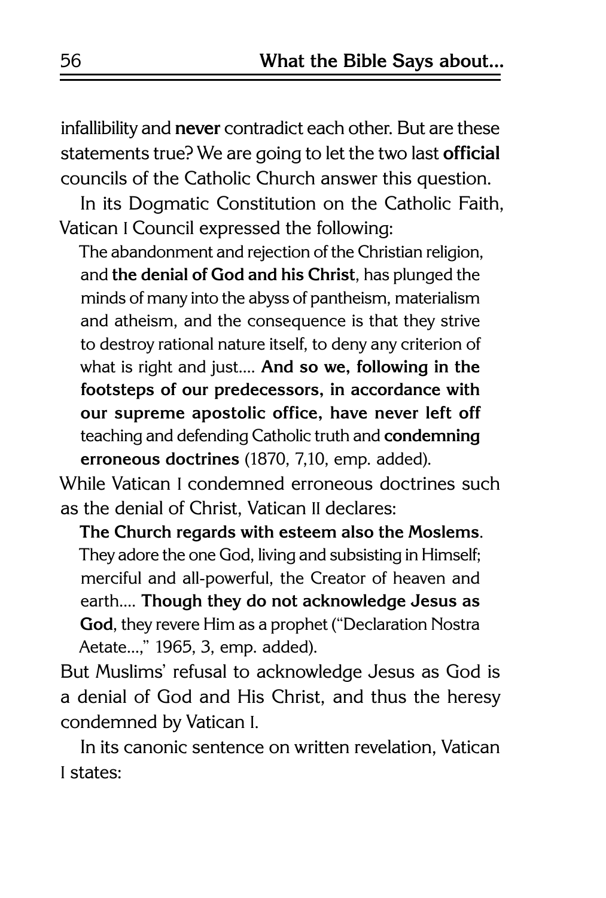infallibility and **never** contradict each other. But are these statements true? We are going to let the two last **official** councils of the Catholic Church answer this question.

In its Dogmatic Constitution on the Catholic Faith, Vatican I Council expressed the following:

> The abandonment and rejection of the Christian religion, and **the denial of God and his Christ**, has plunged the minds of many into the abyss of pantheism, materialism and atheism, and the consequence is that they strive to destroy rational nature itself, to deny any criterion of what is right and just.... **And so we, following in the footsteps of our predecessors, in accordance with our supreme apostolic office, have never left off** teaching and defending Catholic truth and **condemning erroneous doctrines** (1870, 7,10, emp. added).

While Vatican I condemned erroneous doctrines such as the denial of Christ, Vatican II declares:

> **The Church regards with esteem also the Moslems**. They adore the one God, living and subsisting in Himself; merciful and all-powerful, the Creator of heaven and earth.... **Though they do not acknowledge Jesus as God**, they revere Him as a prophet ("Declaration Nostra Aetate...," 1965, 3, emp. added).

But Muslims' refusal to acknowledge Jesus as God is a denial of God and His Christ, and thus the heresy condemned by Vatican I.

In its canonic sentence on written revelation, Vatican I states: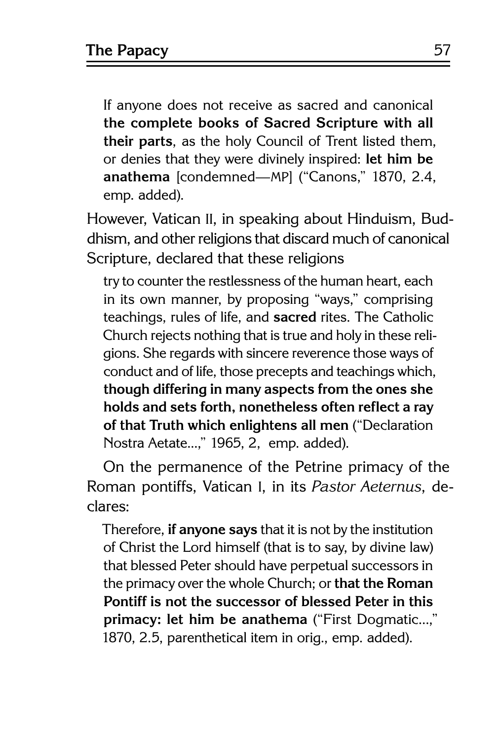> If anyone does not receive as sacred and canonical **the complete books of Sacred Scripture with all their parts**, as the holy Council of Trent listed them, or denies that they were divinely inspired: **let him be anathema** [condemned—MP] ("Canons," 1870, 2.4, emp. added).

However, Vatican II, in speaking about Hinduism, Buddhism, and other religions that discard much of canonical Scripture, declared that these religions

> try to counter the restlessness of the human heart, each in its own manner, by proposing "ways," comprising teachings, rules of life, and **sacred** rites. The Catholic Church rejects nothing that is true and holy in these religions. She regards with sincere reverence those ways of conduct and of life, those precepts and teachings which, **though differing in many aspects from the ones she holds and sets forth, nonetheless often reflect a ray of that Truth which enlightens all men** ("Declaration Nostra Aetate...," 1965, 2, emp. added).

On the permanence of the Petrine primacy of the Roman pontiffs, Vatican I, in its *Pastor Aeternus*, declares:

> Therefore, **if anyone says** that it is not by the institution of Christ the Lord himself (that is to say, by divine law) that blessed Peter should have perpetual successors in the primacy over the whole Church; or **that the Roman Pontiff is not the successor of blessed Peter in this primacy: let him be anathema** ("First Dogmatic...," 1870, 2.5, parenthetical item in orig., emp. added).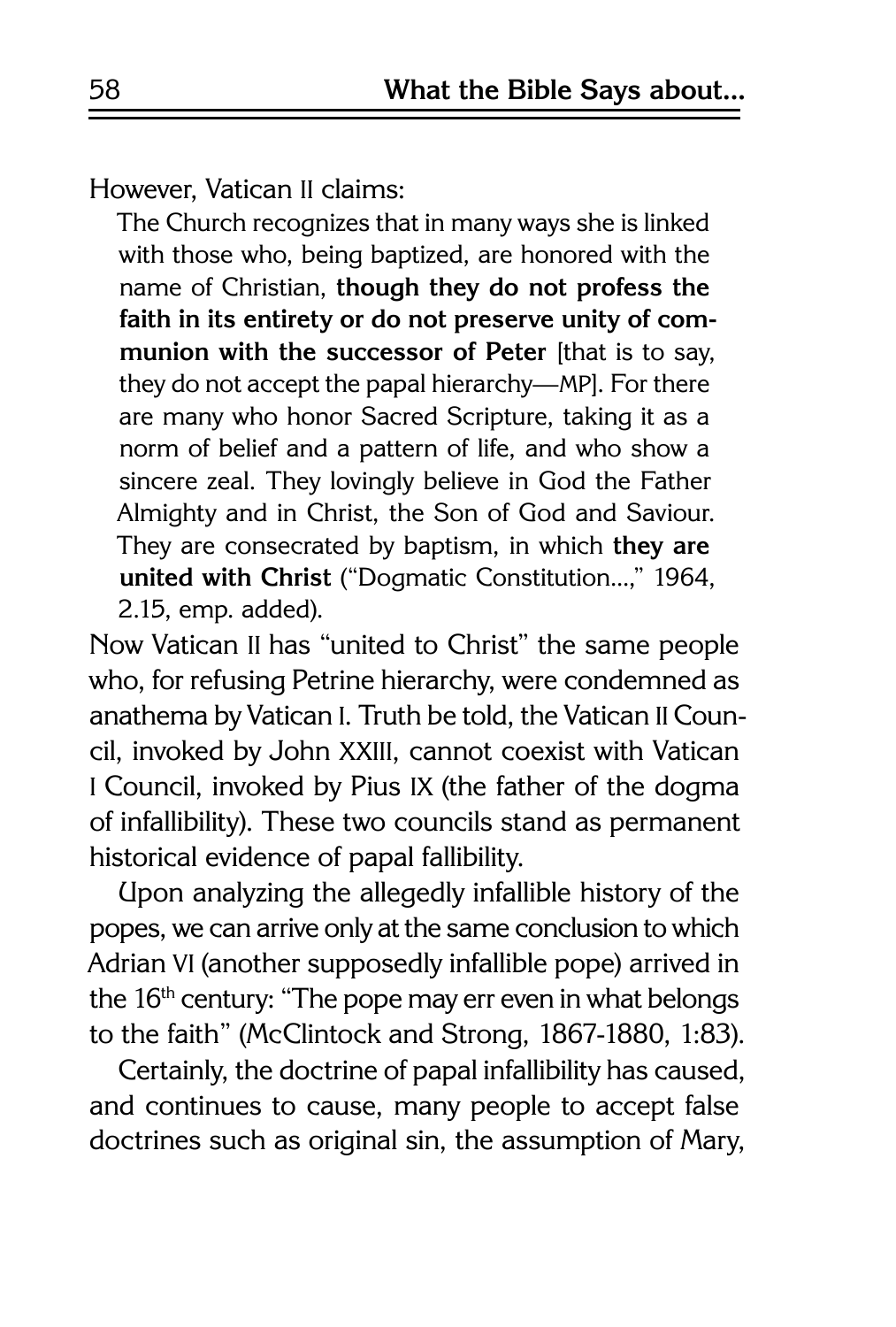However, Vatican II claims:

> The Church recognizes that in many ways she is linked with those who, being baptized, are honored with the name of Christian, **though they do not profess the faith in its entirety or do not preserve unity of communion with the successor of Peter** [that is to say, they do not accept the papal hierarchy—MP]. For there are many who honor Sacred Scripture, taking it as a norm of belief and a pattern of life, and who show a sincere zeal. They lovingly believe in God the Father Almighty and in Christ, the Son of God and Saviour. They are consecrated by baptism, in which **they are united with Christ** ("Dogmatic Constitution...," 1964, 2.15, emp. added).

Now Vatican II has "united to Christ" the same people who, for refusing Petrine hierarchy, were condemned as anathema by Vatican I. Truth be told, the Vatican II Council, invoked by John XXIII, cannot coexist with Vatican I Council, invoked by Pius IX (the father of the dogma of infallibility). These two councils stand as permanent historical evidence of papal fallibility.

Upon analyzing the allegedly infallible history of the popes, we can arrive only at the same conclusion to which Adrian VI (another supposedly infallible pope) arrived in the 16th century: "The pope may err even in what belongs to the faith" (McClintock and Strong, 1867-1880, 1:83).

Certainly, the doctrine of papal infallibility has caused, and continues to cause, many people to accept false doctrines such as original sin, the assumption of Mary,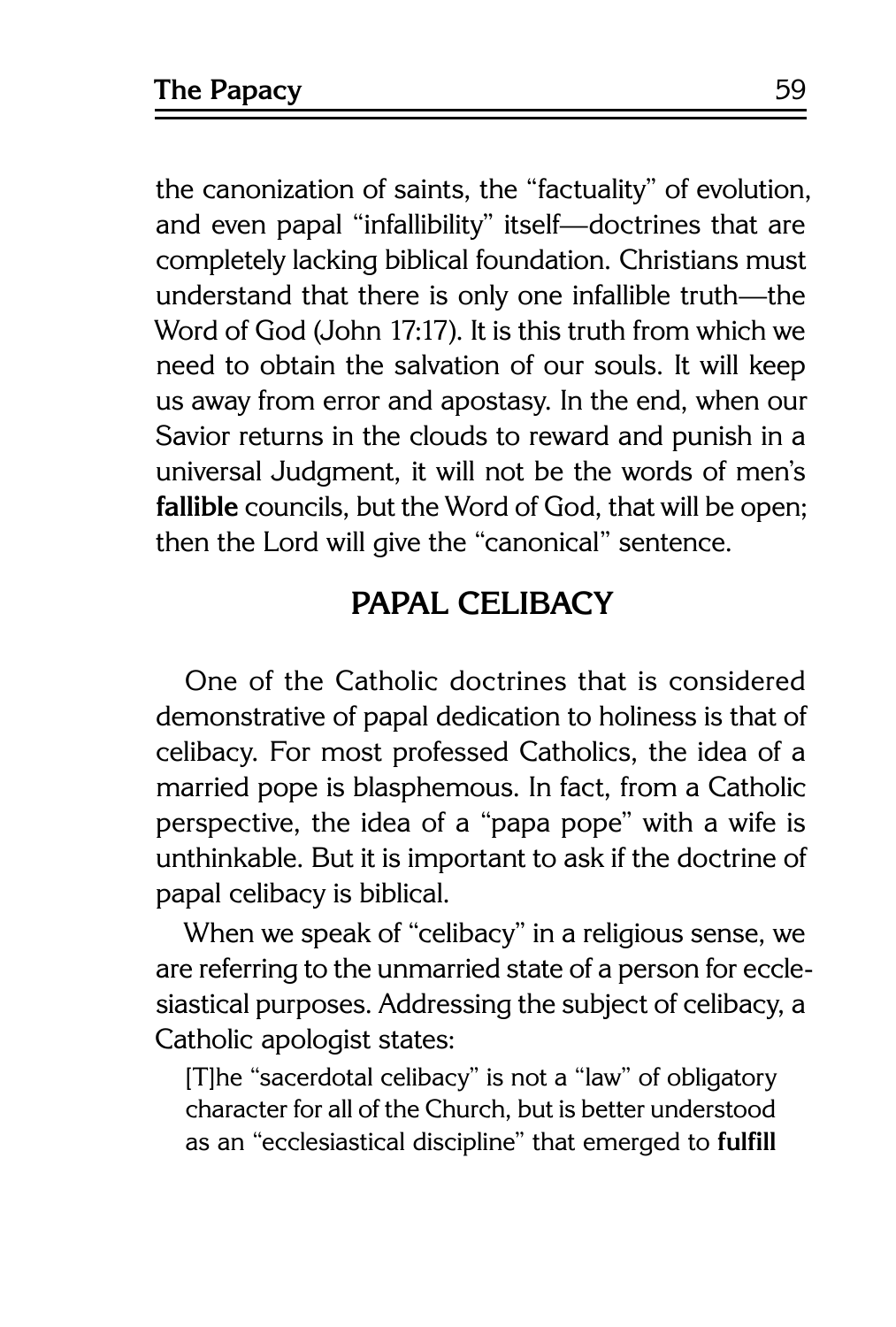the canonization of saints, the "factuality" of evolution, and even papal "infallibility" itself—doctrines that are completely lacking biblical foundation. Christians must understand that there is only one infallible truth—the Word of God (John 17:17). It is this truth from which we need to obtain the salvation of our souls. It will keep us away from error and apostasy. In the end, when our Savior returns in the clouds to reward and punish in a universal Judgment, it will not be the words of men's **fallible** councils, but the Word of God, that will be open; then the Lord will give the "canonical" sentence.

## PAPAL CELIBACY

One of the Catholic doctrines that is considered demonstrative of papal dedication to holiness is that of celibacy. For most professed Catholics, the idea of a married pope is blasphemous. In fact, from a Catholic perspective, the idea of a "papa pope" with a wife is unthinkable. But it is important to ask if the doctrine of papal celibacy is biblical.

When we speak of "celibacy" in a religious sense, we are referring to the unmarried state of a person for ecclesiastical purposes. Addressing the subject of celibacy, a Catholic apologist states:

> [T]he "sacerdotal celibacy" is not a "law" of obligatory character for all of the Church, but is better understood as an "ecclesiastical discipline" that emerged to **fulfill**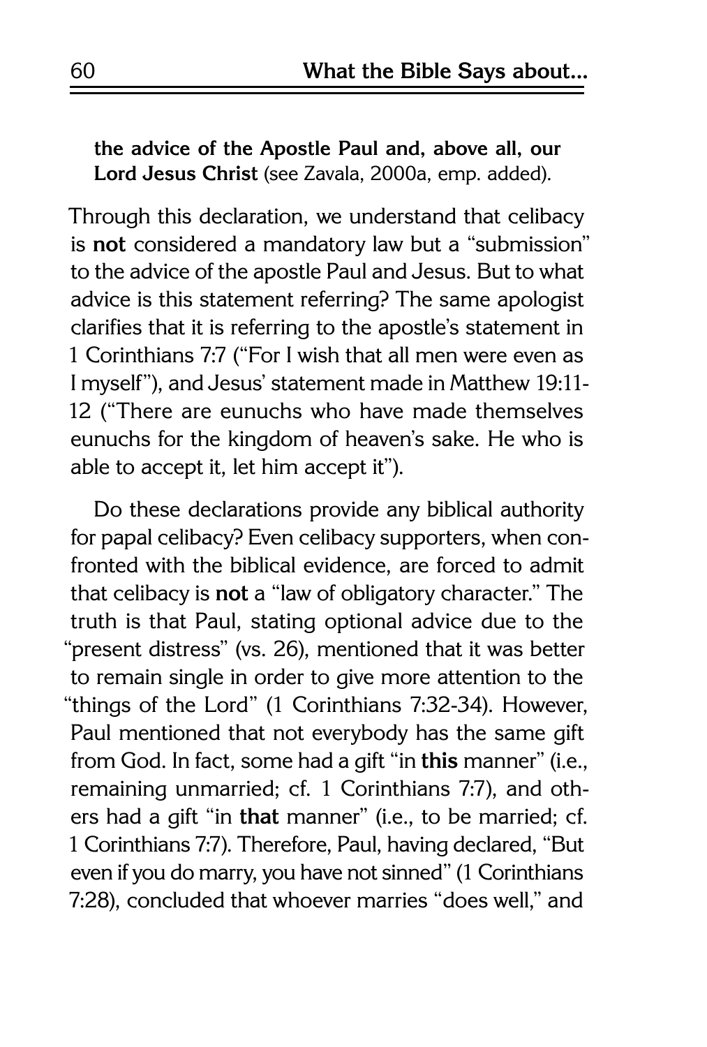**the advice of the Apostle Paul and, above all, our Lord Jesus Christ** (see Zavala, 2000a, emp. added).

Through this declaration, we understand that celibacy is **not** considered a mandatory law but a "submission" to the advice of the apostle Paul and Jesus. But to what advice is this statement referring? The same apologist clarifies that it is referring to the apostle's statement in 1 Corinthians 7:7 ("For I wish that all men were even as I myself"), and Jesus' statement made in Matthew 19:11-12 ("There are eunuchs who have made themselves eunuchs for the kingdom of heaven's sake. He who is able to accept it, let him accept it").

Do these declarations provide any biblical authority for papal celibacy? Even celibacy supporters, when confronted with the biblical evidence, are forced to admit that celibacy is **not** a "law of obligatory character." The truth is that Paul, stating optional advice due to the "present distress" (vs. 26), mentioned that it was better to remain single in order to give more attention to the "things of the Lord" (1 Corinthians 7:32-34). However, Paul mentioned that not everybody has the same gift from God. In fact, some had a gift "in **this** manner" (i.e., remaining unmarried; cf. 1 Corinthians 7:7), and others had a gift "in **that** manner" (i.e., to be married; cf. 1 Corinthians 7:7). Therefore, Paul, having declared, "But even if you do marry, you have not sinned" (1 Corinthians 7:28), concluded that whoever marries "does well," and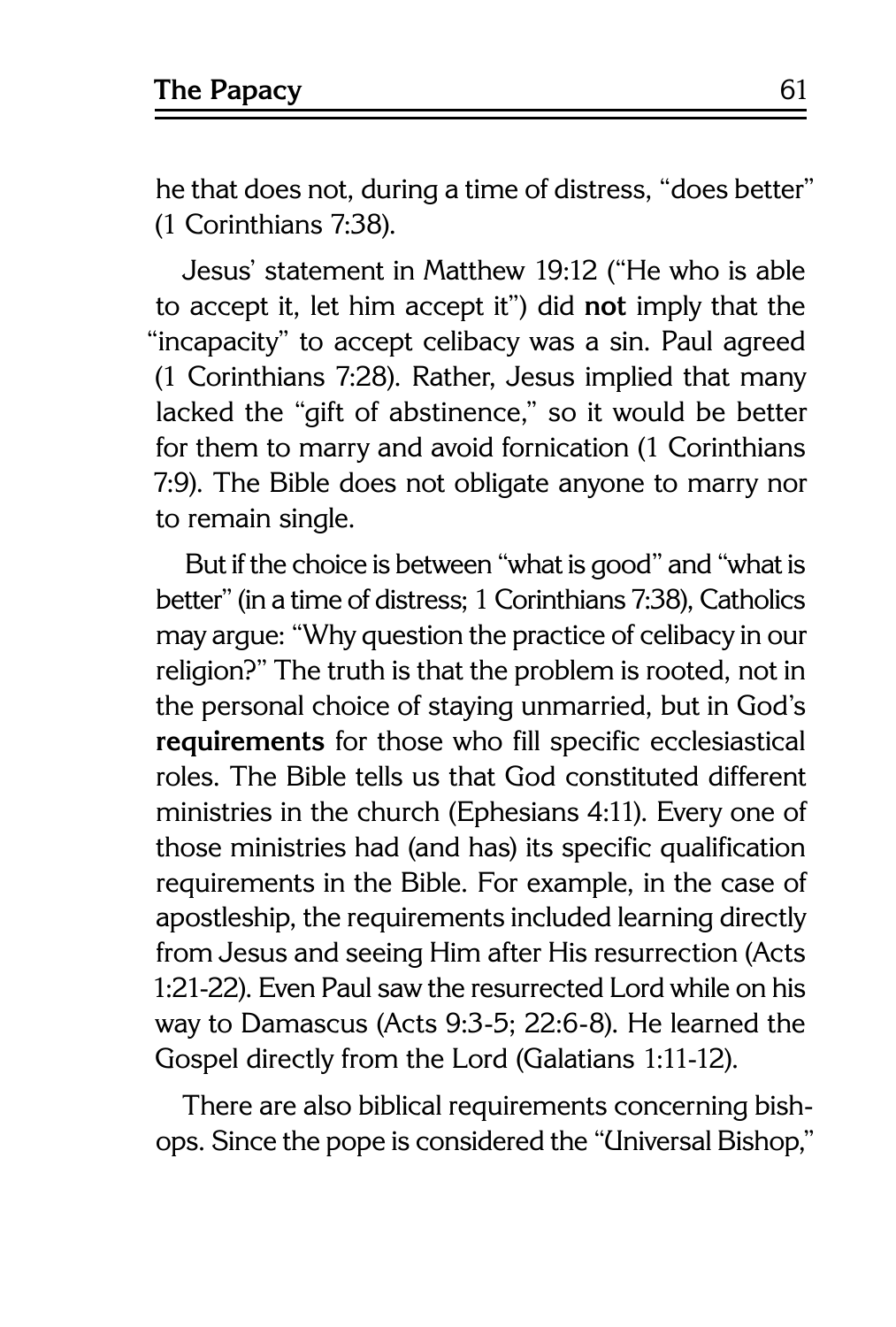he that does not, during a time of distress, "does better" (1 Corinthians 7:38).

Jesus' statement in Matthew 19:12 ("He who is able to accept it, let him accept it") did **not** imply that the "incapacity" to accept celibacy was a sin. Paul agreed (1 Corinthians 7:28). Rather, Jesus implied that many lacked the "gift of abstinence," so it would be better for them to marry and avoid fornication (1 Corinthians 7:9). The Bible does not obligate anyone to marry nor to remain single.

But if the choice is between "what is good" and "what is better" (in a time of distress; 1 Corinthians 7:38), Catholics may argue: "Why question the practice of celibacy in our religion?" The truth is that the problem is rooted, not in the personal choice of staying unmarried, but in God's **requirements** for those who fill specific ecclesiastical roles. The Bible tells us that God constituted different ministries in the church (Ephesians 4:11). Every one of those ministries had (and has) its specific qualification requirements in the Bible. For example, in the case of apostleship, the requirements included learning directly from Jesus and seeing Him after His resurrection (Acts 1:21-22). Even Paul saw the resurrected Lord while on his way to Damascus (Acts 9:3-5; 22:6-8). He learned the Gospel directly from the Lord (Galatians 1:11-12).

There are also biblical requirements concerning bishops. Since the pope is considered the "Universal Bishop,"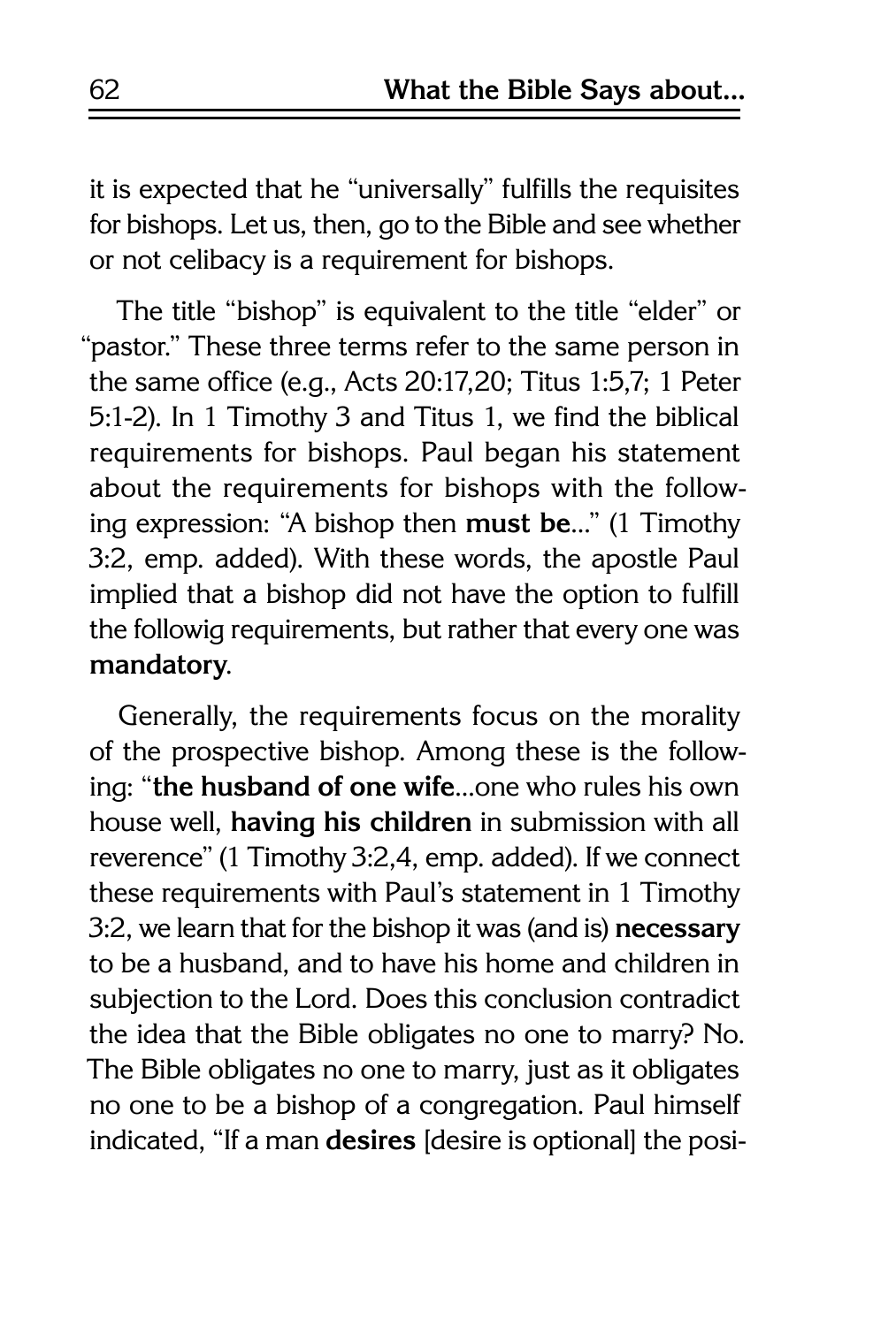it is expected that he "universally" fulfills the requisites for bishops. Let us, then, go to the Bible and see whether or not celibacy is a requirement for bishops.

The title "bishop" is equivalent to the title "elder" or "pastor." These three terms refer to the same person in the same office (e.g., Acts 20:17,20; Titus 1:5,7; 1 Peter 5:1-2). In 1 Timothy 3 and Titus 1, we find the biblical requirements for bishops. Paul began his statement about the requirements for bishops with the following expression: "A bishop then **must be**..." (1 Timothy 3:2, emp. added). With these words, the apostle Paul implied that a bishop did not have the option to fulfill the followig requirements, but rather that every one was **mandatory**.

Generally, the requirements focus on the morality of the prospective bishop. Among these is the following: "**the husband of one wife**...one who rules his own house well, **having his children** in submission with all reverence" (1 Timothy 3:2,4, emp. added). If we connect these requirements with Paul's statement in 1 Timothy 3:2, we learn that for the bishop it was (and is) **necessary** to be a husband, and to have his home and children in subjection to the Lord. Does this conclusion contradict the idea that the Bible obligates no one to marry? No. The Bible obligates no one to marry, just as it obligates no one to be a bishop of a congregation. Paul himself indicated, "If a man **desires** [desire is optional] the posi-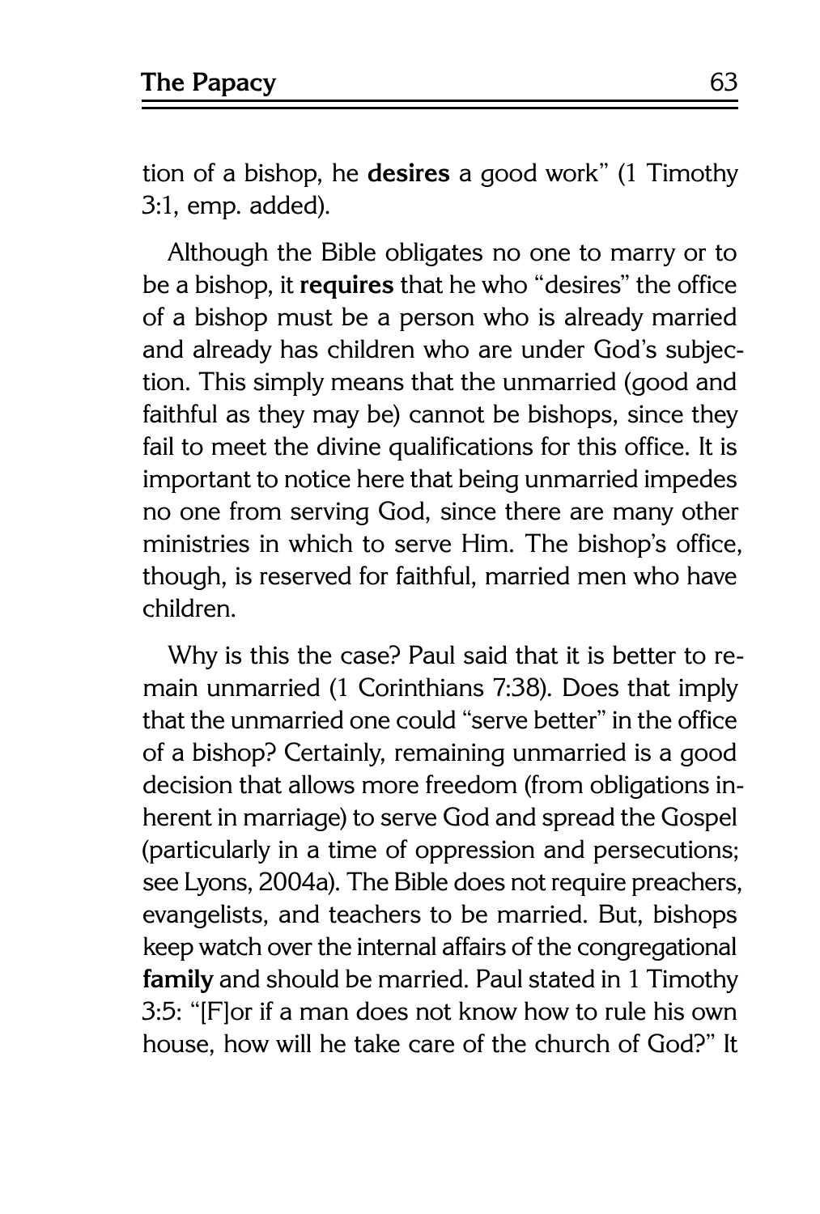tion of a bishop, he **desires** a good work" (1 Timothy 3:1, emp. added).

Although the Bible obligates no one to marry or to be a bishop, it **requires** that he who "desires" the office of a bishop must be a person who is already married and already has children who are under God's subjection. This simply means that the unmarried (good and faithful as they may be) cannot be bishops, since they fail to meet the divine qualifications for this office. It is important to notice here that being unmarried impedes no one from serving God, since there are many other ministries in which to serve Him. The bishop's office, though, is reserved for faithful, married men who have children.

Why is this the case? Paul said that it is better to remain unmarried (1 Corinthians 7:38). Does that imply that the unmarried one could "serve better" in the office of a bishop? Certainly, remaining unmarried is a good decision that allows more freedom (from obligations inherent in marriage) to serve God and spread the Gospel (particularly in a time of oppression and persecutions; see Lyons, 2004a). The Bible does not require preachers, evangelists, and teachers to be married. But, bishops keep watch over the internal affairs of the congregational **family** and should be married. Paul stated in 1 Timothy 3:5: "[F]or if a man does not know how to rule his own house, how will he take care of the church of God?" It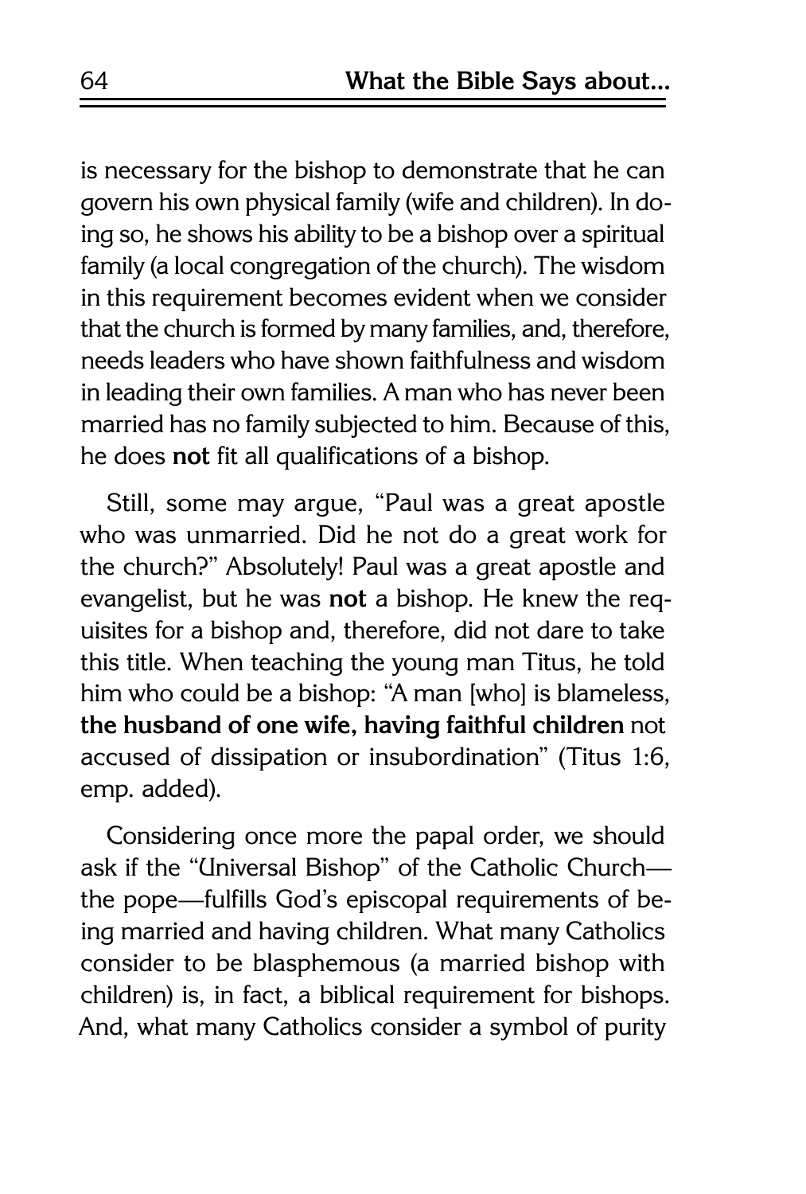is necessary for the bishop to demonstrate that he can govern his own physical family (wife and children). In doing so, he shows his ability to be a bishop over a spiritual family (a local congregation of the church). The wisdom in this requirement becomes evident when we consider that the church is formed by many families, and, therefore, needs leaders who have shown faithfulness and wisdom in leading their own families. A man who has never been married has no family subjected to him. Because of this, he does **not** fit all qualifications of a bishop.

Still, some may argue, "Paul was a great apostle who was unmarried. Did he not do a great work for the church?" Absolutely! Paul was a great apostle and evangelist, but he was **not** a bishop. He knew the requisites for a bishop and, therefore, did not dare to take this title. When teaching the young man Titus, he told him who could be a bishop: "A man [who] is blameless, **the husband of one wife, having faithful children** not accused of dissipation or insubordination" (Titus 1:6, emp. added).

Considering once more the papal order, we should ask if the "Universal Bishop" of the Catholic Church—the pope—fulfills God's episcopal requirements of being married and having children. What many Catholics consider to be blasphemous (a married bishop with children) is, in fact, a biblical requirement for bishops. And, what many Catholics consider a symbol of purity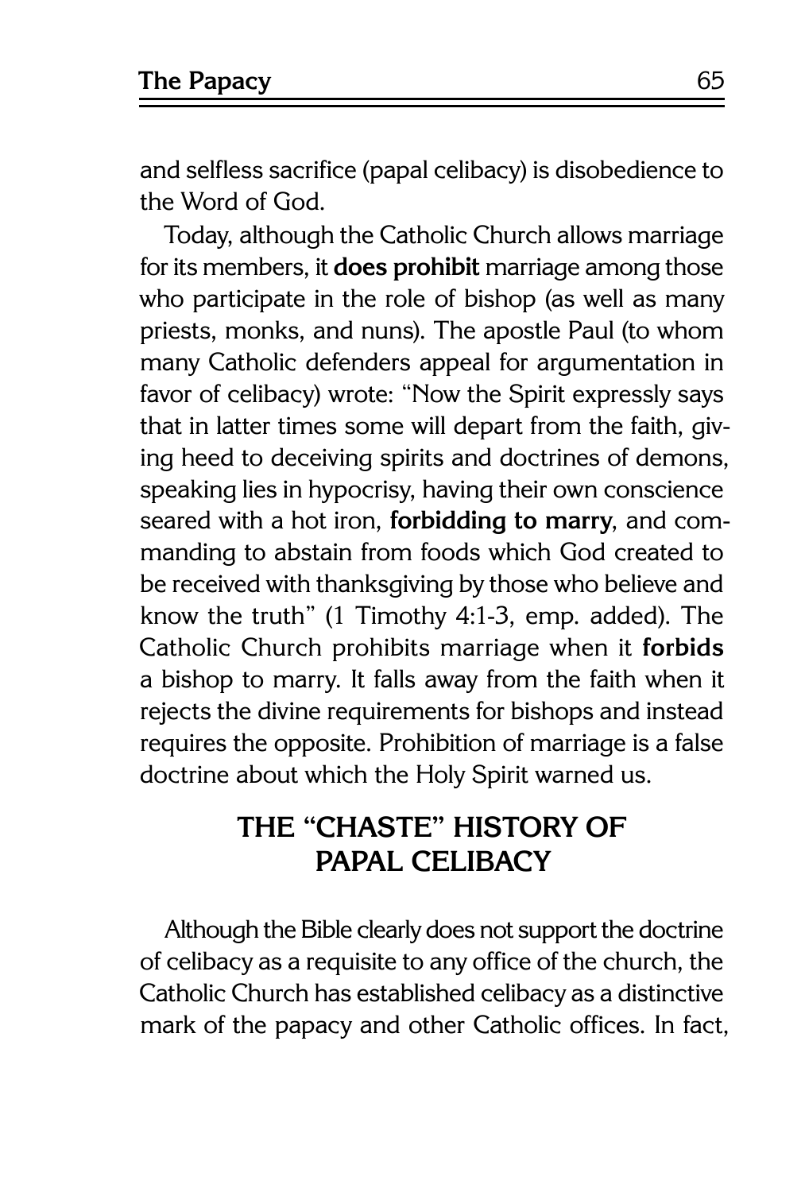and selfless sacrifice (papal celibacy) is disobedience to the Word of God.

Today, although the Catholic Church allows marriage for its members, it **does prohibit** marriage among those who participate in the role of bishop (as well as many priests, monks, and nuns). The apostle Paul (to whom many Catholic defenders appeal for argumentation in favor of celibacy) wrote: "Now the Spirit expressly says that in latter times some will depart from the faith, giving heed to deceiving spirits and doctrines of demons, speaking lies in hypocrisy, having their own conscience seared with a hot iron, **forbidding to marry**, and commanding to abstain from foods which God created to be received with thanksgiving by those who believe and know the truth" (1 Timothy 4:1-3, emp. added). The Catholic Church prohibits marriage when it **forbids** a bishop to marry. It falls away from the faith when it rejects the divine requirements for bishops and instead requires the opposite. Prohibition of marriage is a false doctrine about which the Holy Spirit warned us.

## THE "CHASTE" HISTORY OF PAPAL CELIBACY

Although the Bible clearly does not support the doctrine of celibacy as a requisite to any office of the church, the Catholic Church has established celibacy as a distinctive mark of the papacy and other Catholic offices. In fact,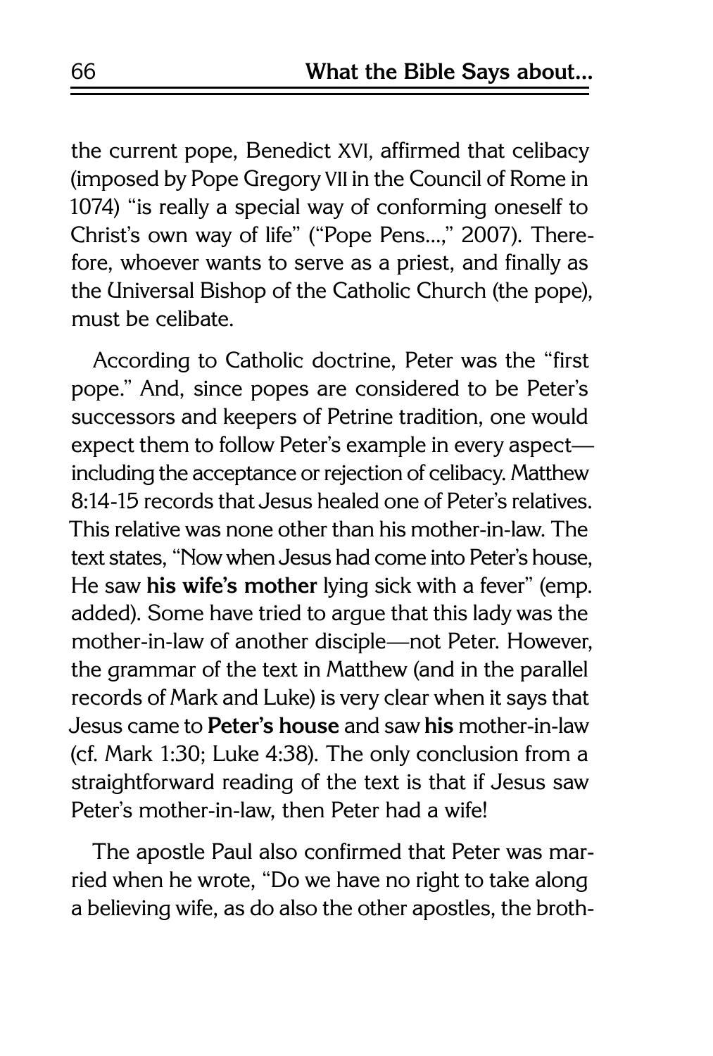the current pope, Benedict XVI, affirmed that celibacy (imposed by Pope Gregory VII in the Council of Rome in 1074) "is really a special way of conforming oneself to Christ's own way of life" ("Pope Pens...," 2007). Therefore, whoever wants to serve as a priest, and finally as the Universal Bishop of the Catholic Church (the pope), must be celibate.

According to Catholic doctrine, Peter was the "first pope." And, since popes are considered to be Peter's successors and keepers of Petrine tradition, one would expect them to follow Peter's example in every aspect—including the acceptance or rejection of celibacy. Matthew 8:14-15 records that Jesus healed one of Peter's relatives. This relative was none other than his mother-in-law. The text states, "Now when Jesus had come into Peter's house, He saw **his wife's mother** lying sick with a fever" (emp. added). Some have tried to argue that this lady was the mother-in-law of another disciple—not Peter. However, the grammar of the text in Matthew (and in the parallel records of Mark and Luke) is very clear when it says that Jesus came to **Peter's house** and saw **his** mother-in-law (cf. Mark 1:30; Luke 4:38). The only conclusion from a straightforward reading of the text is that if Jesus saw Peter's mother-in-law, then Peter had a wife!

The apostle Paul also confirmed that Peter was married when he wrote, "Do we have no right to take along a believing wife, as do also the other apostles, the broth-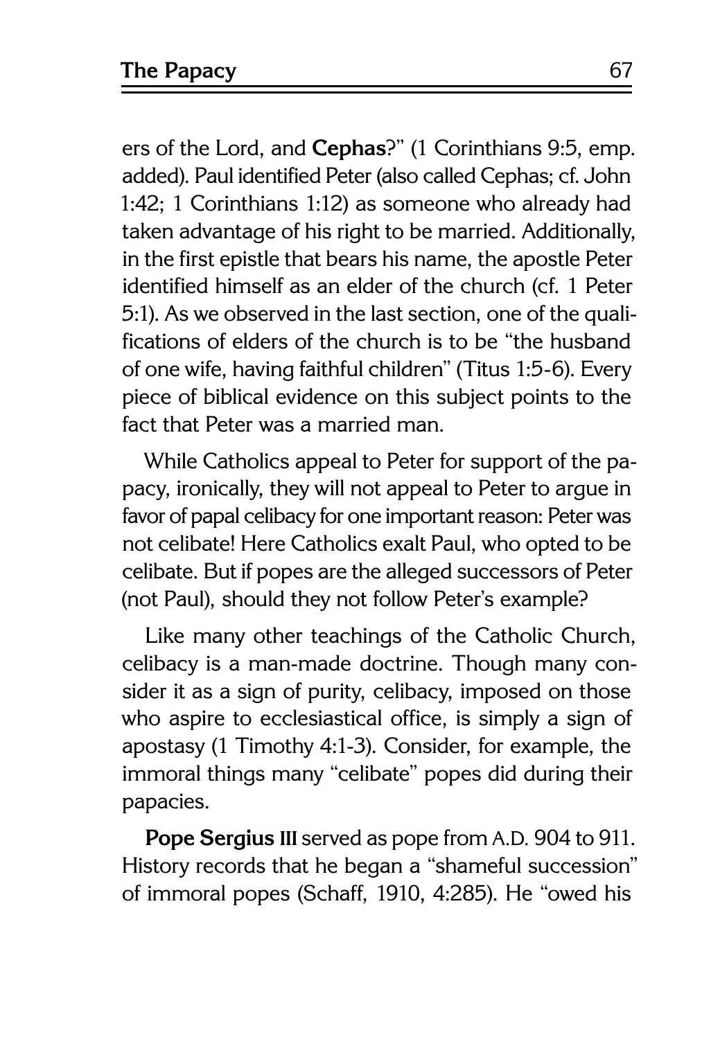ers of the Lord, and **Cephas**?" (1 Corinthians 9:5, emp. added). Paul identified Peter (also called Cephas; cf. John 1:42; 1 Corinthians 1:12) as someone who already had taken advantage of his right to be married. Additionally, in the first epistle that bears his name, the apostle Peter identified himself as an elder of the church (cf. 1 Peter 5:1). As we observed in the last section, one of the qualifications of elders of the church is to be "the husband of one wife, having faithful children" (Titus 1:5-6). Every piece of biblical evidence on this subject points to the fact that Peter was a married man.

While Catholics appeal to Peter for support of the papacy, ironically, they will not appeal to Peter to argue in favor of papal celibacy for one important reason: Peter was not celibate! Here Catholics exalt Paul, who opted to be celibate. But if popes are the alleged successors of Peter (not Paul), should they not follow Peter's example?

Like many other teachings of the Catholic Church, celibacy is a man-made doctrine. Though many consider it as a sign of purity, celibacy, imposed on those who aspire to ecclesiastical office, is simply a sign of apostasy (1 Timothy 4:1-3). Consider, for example, the immoral things many "celibate" popes did during their papacies.

**Pope Sergius III** served as pope from A.D. 904 to 911. History records that he began a "shameful succession" of immoral popes (Schaff, 1910, 4:285). He "owed his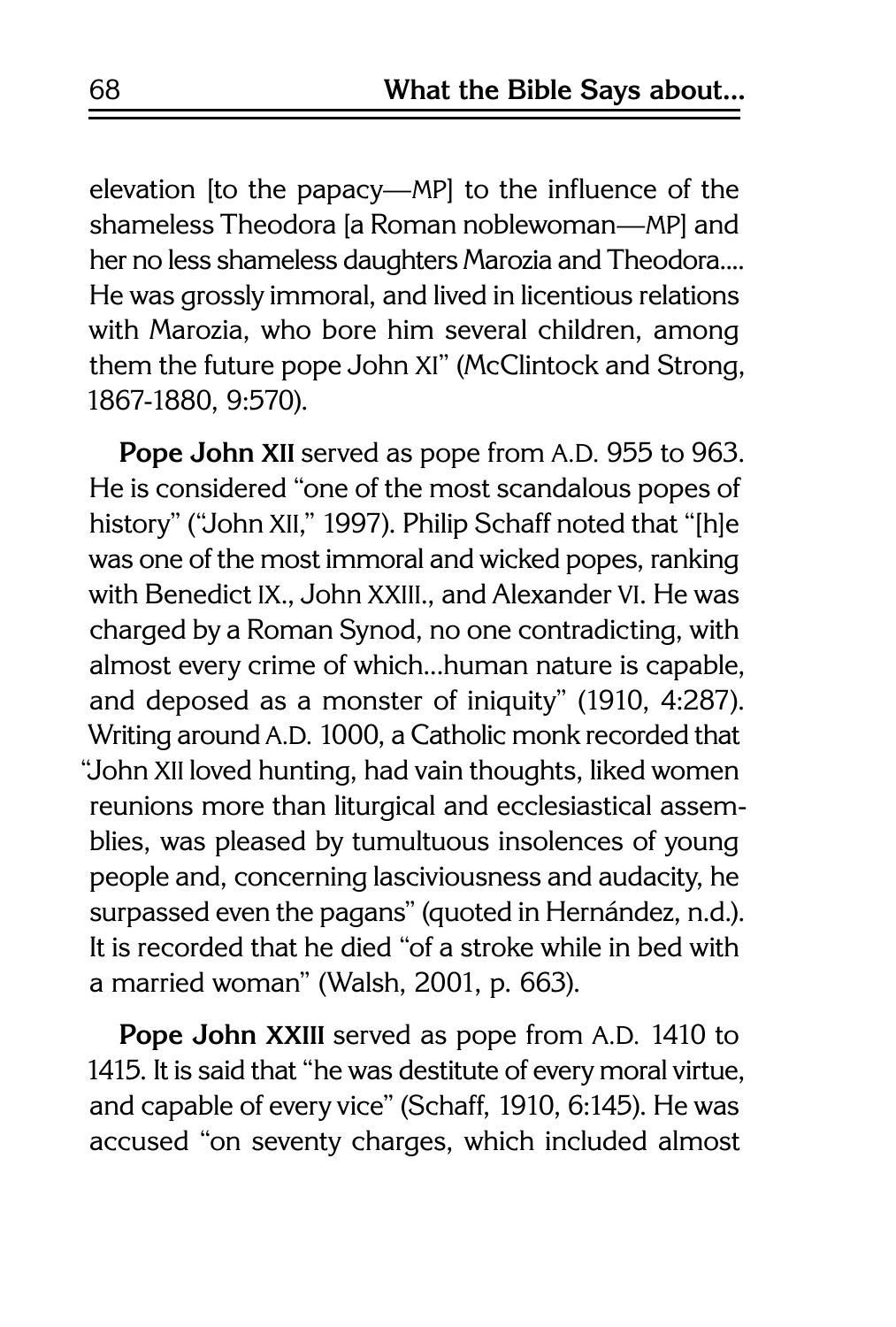elevation [to the papacy—MP] to the influence of the shameless Theodora [a Roman noblewoman—MP] and her no less shameless daughters Marozia and Theodora.... He was grossly immoral, and lived in licentious relations with Marozia, who bore him several children, among them the future pope John XI" (McClintock and Strong, 1867-1880, 9:570).

**Pope John XII** served as pope from A.D. 955 to 963. He is considered "one of the most scandalous popes of history" ("John XII," 1997). Philip Schaff noted that "[h]e was one of the most immoral and wicked popes, ranking with Benedict IX., John XXIII., and Alexander VI. He was charged by a Roman Synod, no one contradicting, with almost every crime of which...human nature is capable, and deposed as a monster of iniquity" (1910, 4:287). Writing around A.D. 1000, a Catholic monk recorded that "John XII loved hunting, had vain thoughts, liked women reunions more than liturgical and ecclesiastical assemblies, was pleased by tumultuous insolences of young people and, concerning lasciviousness and audacity, he surpassed even the pagans" (quoted in Hernández, n.d.). It is recorded that he died "of a stroke while in bed with a married woman" (Walsh, 2001, p. 663).

**Pope John XXIII** served as pope from A.D. 1410 to 1415. It is said that "he was destitute of every moral virtue, and capable of every vice" (Schaff, 1910, 6:145). He was accused "on seventy charges, which included almost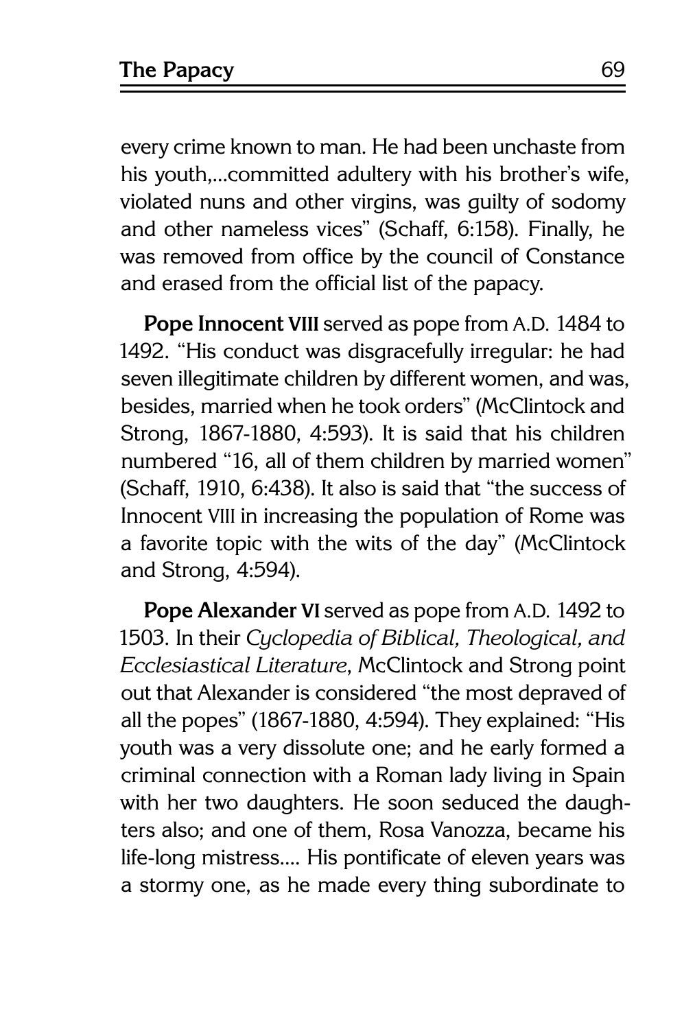every crime known to man. He had been unchaste from his youth,...committed adultery with his brother's wife, violated nuns and other virgins, was guilty of sodomy and other nameless vices" (Schaff, 6:158). Finally, he was removed from office by the council of Constance and erased from the official list of the papacy.

**Pope Innocent VIII** served as pope from A.D. 1484 to 1492. "His conduct was disgracefully irregular: he had seven illegitimate children by different women, and was, besides, married when he took orders" (McClintock and Strong, 1867-1880, 4:593). It is said that his children numbered "16, all of them children by married women" (Schaff, 1910, 6:438). It also is said that "the success of Innocent VIII in increasing the population of Rome was a favorite topic with the wits of the day" (McClintock and Strong, 4:594).

**Pope Alexander VI** served as pope from A.D. 1492 to 1503. In their *Cyclopedia of Biblical, Theological, and Ecclesiastical Literature*, McClintock and Strong point out that Alexander is considered "the most depraved of all the popes" (1867-1880, 4:594). They explained: "His youth was a very dissolute one; and he early formed a criminal connection with a Roman lady living in Spain with her two daughters. He soon seduced the daughters also; and one of them, Rosa Vanozza, became his life-long mistress.... His pontificate of eleven years was a stormy one, as he made every thing subordinate to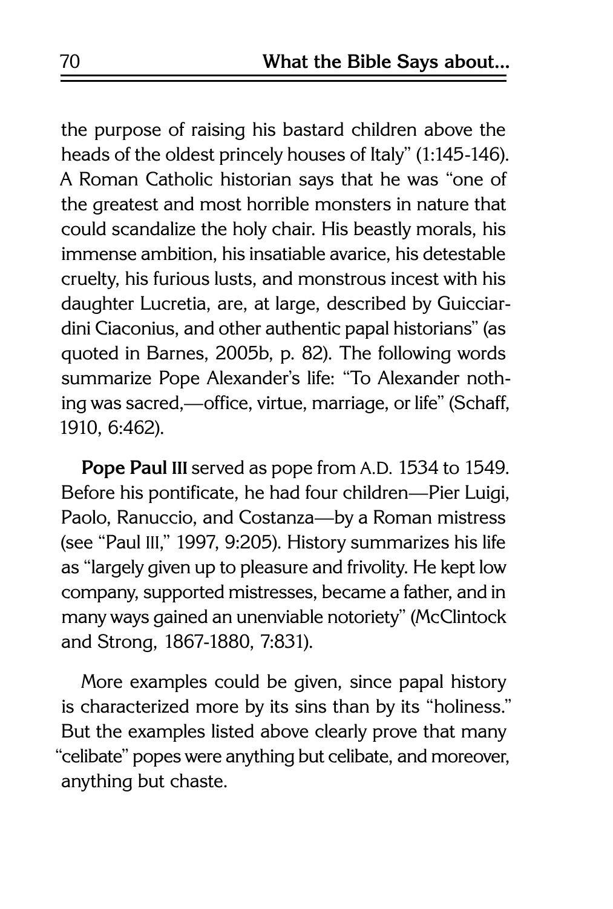the purpose of raising his bastard children above the heads of the oldest princely houses of Italy" (1:145-146). A Roman Catholic historian says that he was "one of the greatest and most horrible monsters in nature that could scandalize the holy chair. His beastly morals, his immense ambition, his insatiable avarice, his detestable cruelty, his furious lusts, and monstrous incest with his daughter Lucretia, are, at large, described by Guicciardini Ciaconius, and other authentic papal historians" (as quoted in Barnes, 2005b, p. 82). The following words summarize Pope Alexander's life: "To Alexander nothing was sacred,—office, virtue, marriage, or life" (Schaff, 1910, 6:462).

**Pope Paul III** served as pope from A.D. 1534 to 1549. Before his pontificate, he had four children—Pier Luigi, Paolo, Ranuccio, and Costanza—by a Roman mistress (see "Paul III," 1997, 9:205). History summarizes his life as "largely given up to pleasure and frivolity. He kept low company, supported mistresses, became a father, and in many ways gained an unenviable notoriety" (McClintock and Strong, 1867-1880, 7:831).

More examples could be given, since papal history is characterized more by its sins than by its "holiness." But the examples listed above clearly prove that many "celibate" popes were anything but celibate, and moreover, anything but chaste.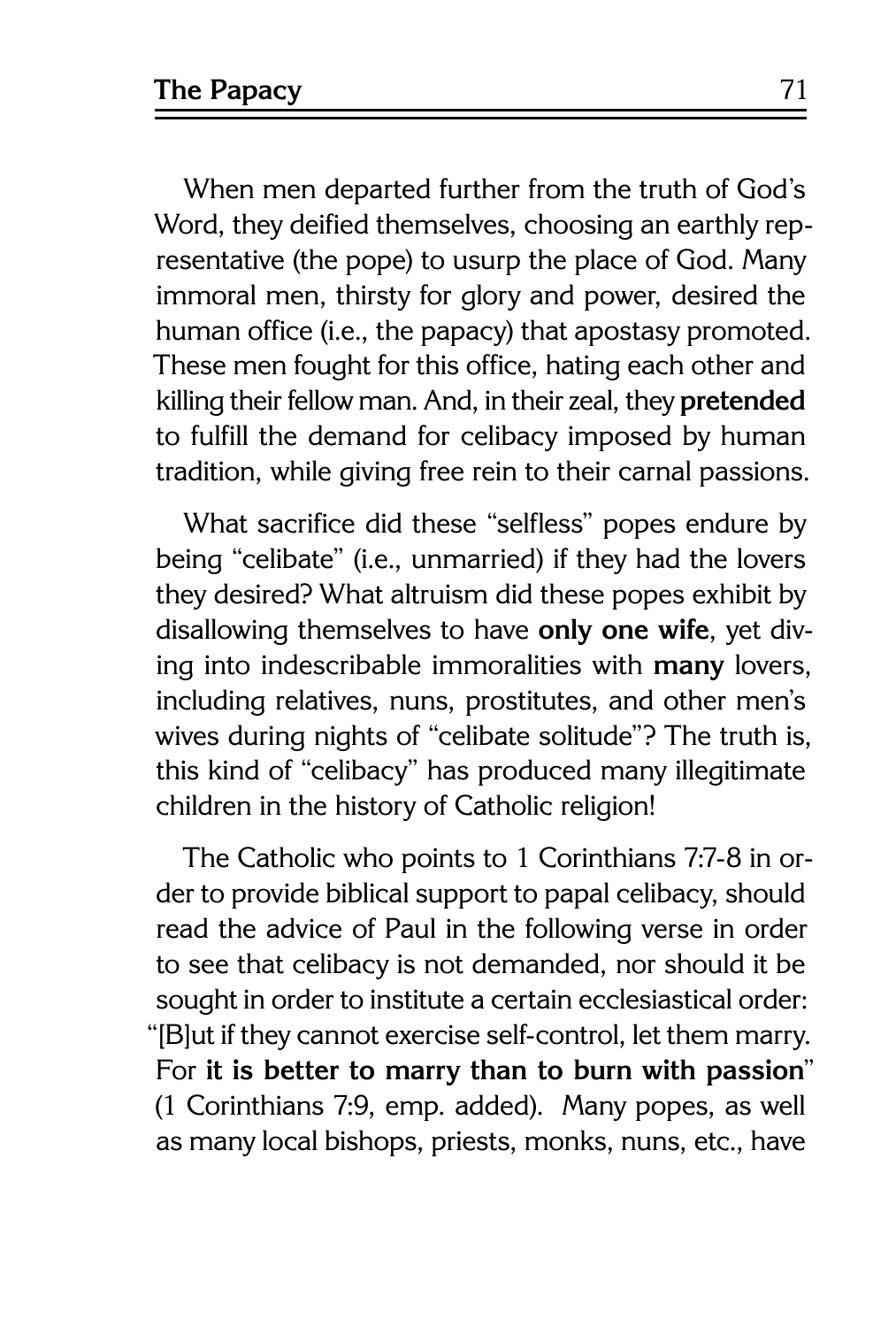When men departed further from the truth of God's Word, they deified themselves, choosing an earthly representative (the pope) to usurp the place of God. Many immoral men, thirsty for glory and power, desired the human office (i.e., the papacy) that apostasy promoted. These men fought for this office, hating each other and killing their fellow man. And, in their zeal, they **pretended** to fulfill the demand for celibacy imposed by human tradition, while giving free rein to their carnal passions.

What sacrifice did these "selfless" popes endure by being "celibate" (i.e., unmarried) if they had the lovers they desired? What altruism did these popes exhibit by disallowing themselves to have **only one wife**, yet diving into indescribable immoralities with **many** lovers, including relatives, nuns, prostitutes, and other men's wives during nights of "celibate solitude"? The truth is, this kind of "celibacy" has produced many illegitimate children in the history of Catholic religion!

The Catholic who points to 1 Corinthians 7:7-8 in order to provide biblical support to papal celibacy, should read the advice of Paul in the following verse in order to see that celibacy is not demanded, nor should it be sought in order to institute a certain ecclesiastical order: "[B]ut if they cannot exercise self-control, let them marry. For **it is better to marry than to burn with passion**" (1 Corinthians 7:9, emp. added). Many popes, as well as many local bishops, priests, monks, nuns, etc., have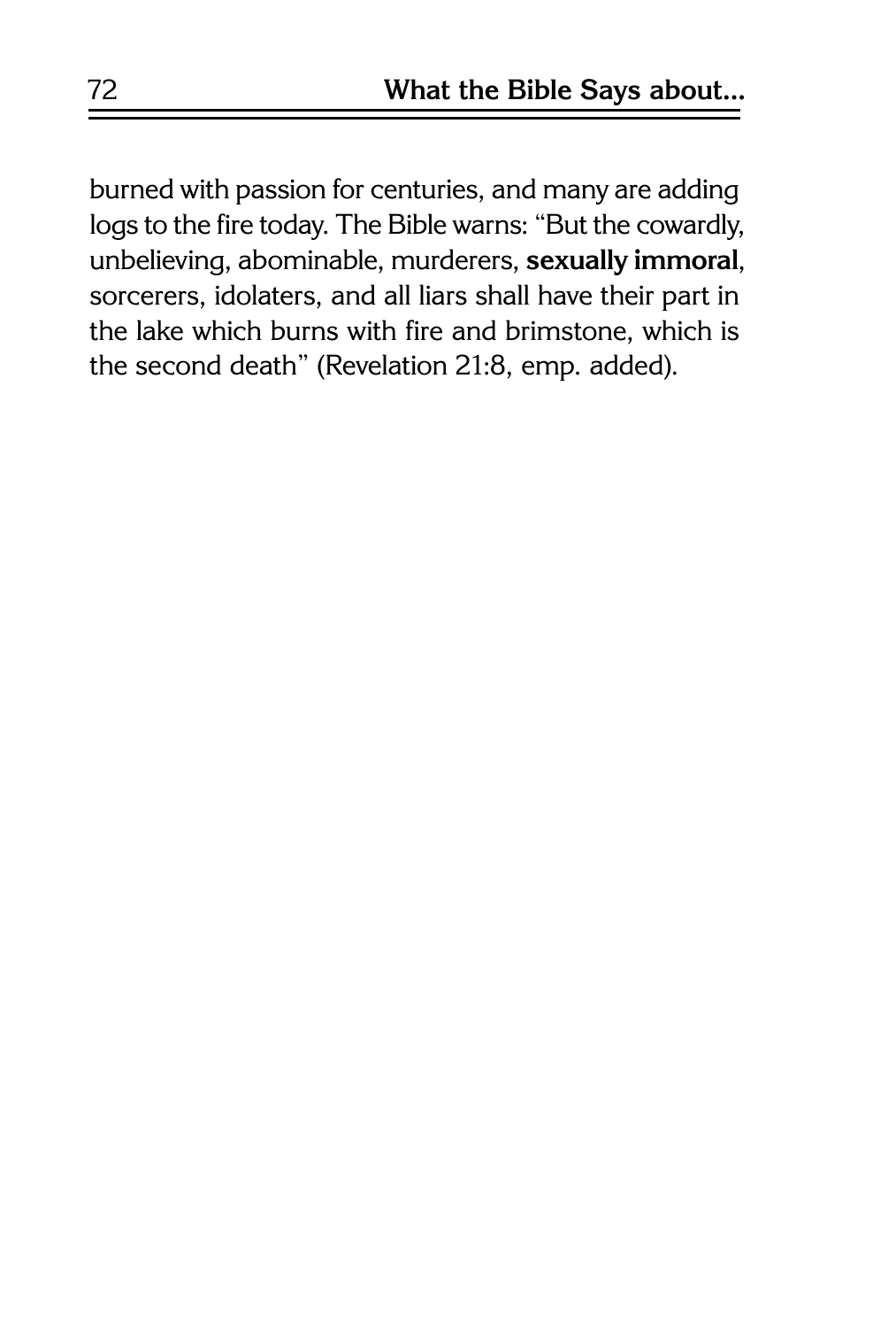burned with passion for centuries, and many are adding logs to the fire today. The Bible warns: "But the cowardly, unbelieving, abominable, murderers, **sexually immoral**, sorcerers, idolaters, and all liars shall have their part in the lake which burns with fire and brimstone, which is the second death" (Revelation 21:8, emp. added).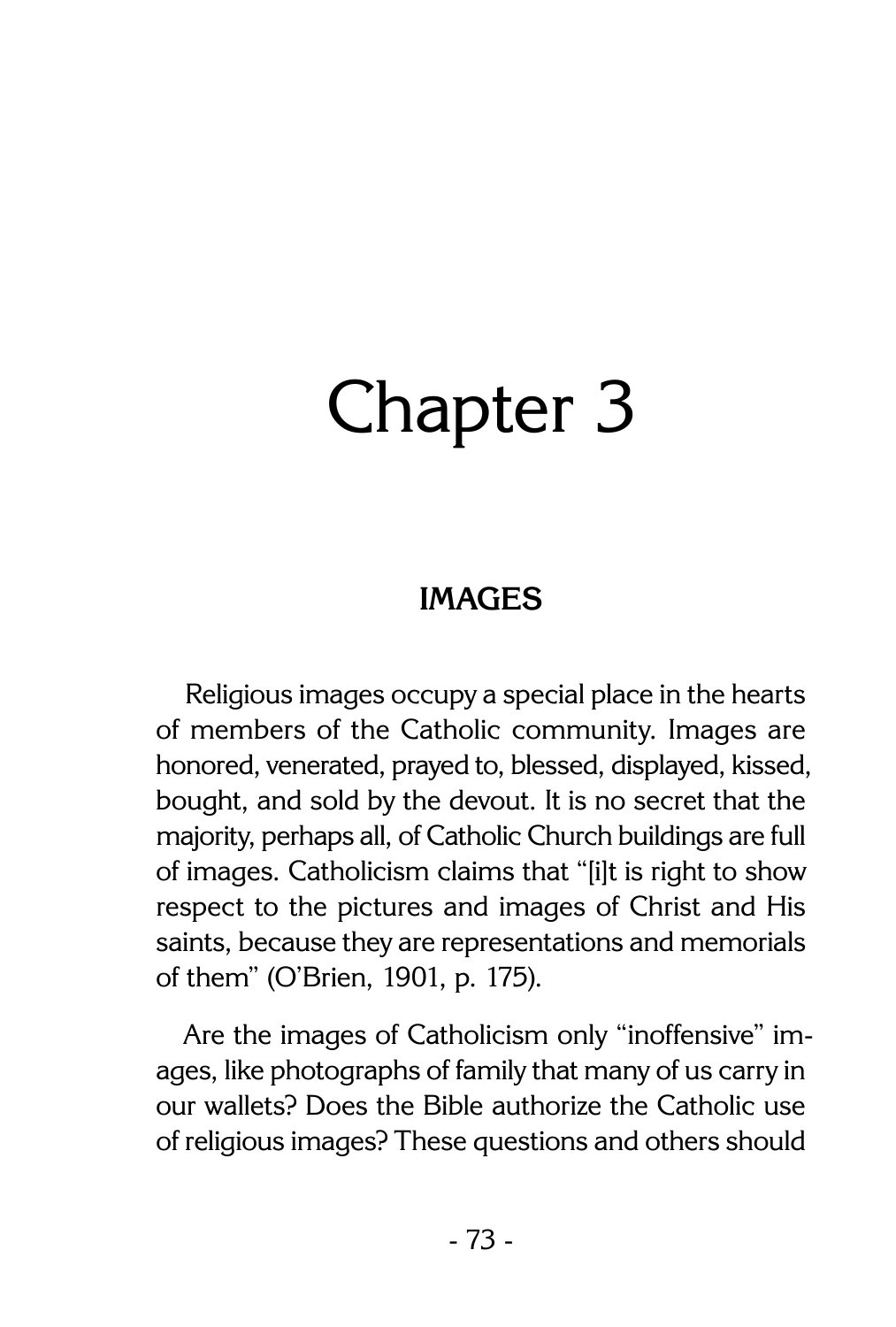# Chapter 3

## IMAGES

Religious images occupy a special place in the hearts of members of the Catholic community. Images are honored, venerated, prayed to, blessed, displayed, kissed, bought, and sold by the devout. It is no secret that the majority, perhaps all, of Catholic Church buildings are full of images. Catholicism claims that "[i]t is right to show respect to the pictures and images of Christ and His saints, because they are representations and memorials of them" (O'Brien, 1901, p. 175).

Are the images of Catholicism only "inoffensive" images, like photographs of family that many of us carry in our wallets? Does the Bible authorize the Catholic use of religious images? These questions and others should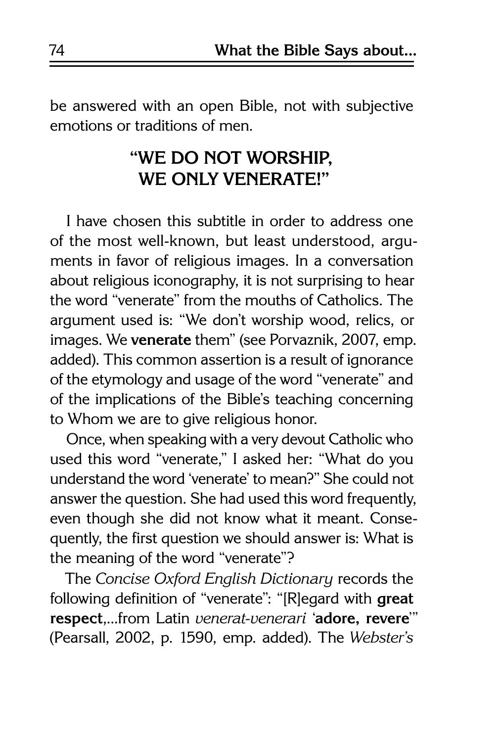be answered with an open Bible, not with subjective emotions or traditions of men.

## "WE DO NOT WORSHIP, WE ONLY VENERATE!"

I have chosen this subtitle in order to address one of the most well-known, but least understood, arguments in favor of religious images. In a conversation about religious iconography, it is not surprising to hear the word "venerate" from the mouths of Catholics. The argument used is: "We don't worship wood, relics, or images. We **venerate** them" (see Porvaznik, 2007, emp. added). This common assertion is a result of ignorance of the etymology and usage of the word "venerate" and of the implications of the Bible's teaching concerning to Whom we are to give religious honor.

Once, when speaking with a very devout Catholic who used this word "venerate," I asked her: "What do you understand the word 'venerate' to mean?" She could not answer the question. She had used this word frequently, even though she did not know what it meant. Consequently, the first question we should answer is: What is the meaning of the word "venerate"?

The *Concise Oxford English Dictionary* records the following definition of "venerate": "[R]egard with **great respect**,...from Latin *venerat-venerari* '**adore, revere**'" (Pearsall, 2002, p. 1590, emp. added). The *Webster's*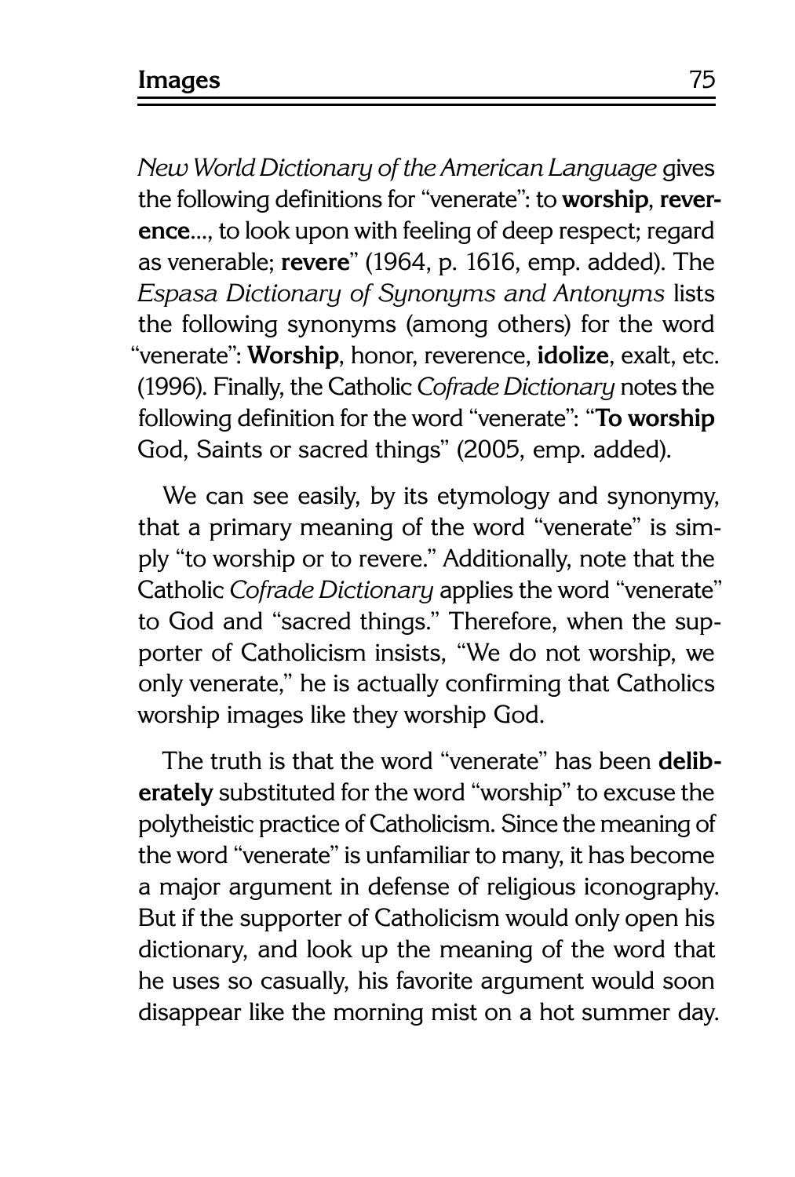*New World Dictionary of the American Language* gives the following definitions for "venerate": to **worship**, **reverence**..., to look upon with feeling of deep respect; regard as venerable; **revere**" (1964, p. 1616, emp. added). The *Espasa Dictionary of Synonyms and Antonyms* lists the following synonyms (among others) for the word "venerate": **Worship**, honor, reverence, **idolize**, exalt, etc. (1996). Finally, the Catholic *Cofrade Dictionary* notes the following definition for the word "venerate": "**To worship** God, Saints or sacred things" (2005, emp. added).

We can see easily, by its etymology and synonymy, that a primary meaning of the word "venerate" is simply "to worship or to revere." Additionally, note that the Catholic *Cofrade Dictionary* applies the word "venerate" to God and "sacred things." Therefore, when the supporter of Catholicism insists, "We do not worship, we only venerate," he is actually confirming that Catholics worship images like they worship God.

The truth is that the word "venerate" has been **deliberately** substituted for the word "worship" to excuse the polytheistic practice of Catholicism. Since the meaning of the word "venerate" is unfamiliar to many, it has become a major argument in defense of religious iconography. But if the supporter of Catholicism would only open his dictionary, and look up the meaning of the word that he uses so casually, his favorite argument would soon disappear like the morning mist on a hot summer day.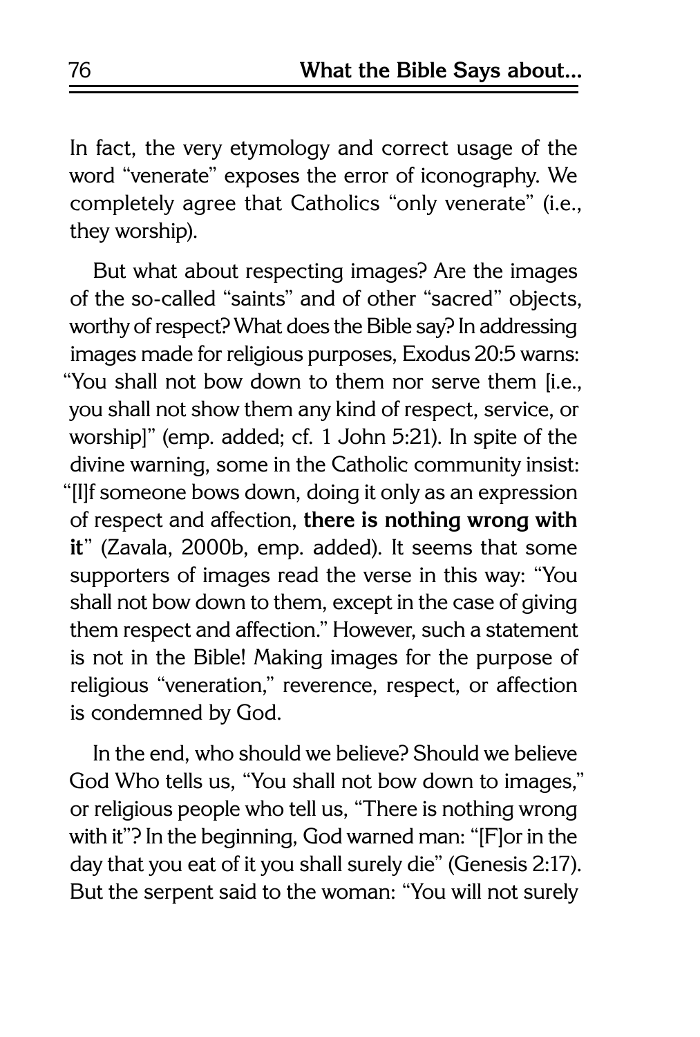In fact, the very etymology and correct usage of the word "venerate" exposes the error of iconography. We completely agree that Catholics "only venerate" (i.e., they worship).

But what about respecting images? Are the images of the so-called "saints" and of other "sacred" objects, worthy of respect? What does the Bible say? In addressing images made for religious purposes, Exodus 20:5 warns: "You shall not bow down to them nor serve them [i.e., you shall not show them any kind of respect, service, or worship]" (emp. added; cf. 1 John 5:21). In spite of the divine warning, some in the Catholic community insist: "[I]f someone bows down, doing it only as an expression of respect and affection, **there is nothing wrong with it**" (Zavala, 2000b, emp. added). It seems that some supporters of images read the verse in this way: "You shall not bow down to them, except in the case of giving them respect and affection." However, such a statement is not in the Bible! Making images for the purpose of religious "veneration," reverence, respect, or affection is condemned by God.

In the end, who should we believe? Should we believe God Who tells us, "You shall not bow down to images," or religious people who tell us, "There is nothing wrong with it"? In the beginning, God warned man: "[F]or in the day that you eat of it you shall surely die" (Genesis 2:17). But the serpent said to the woman: "You will not surely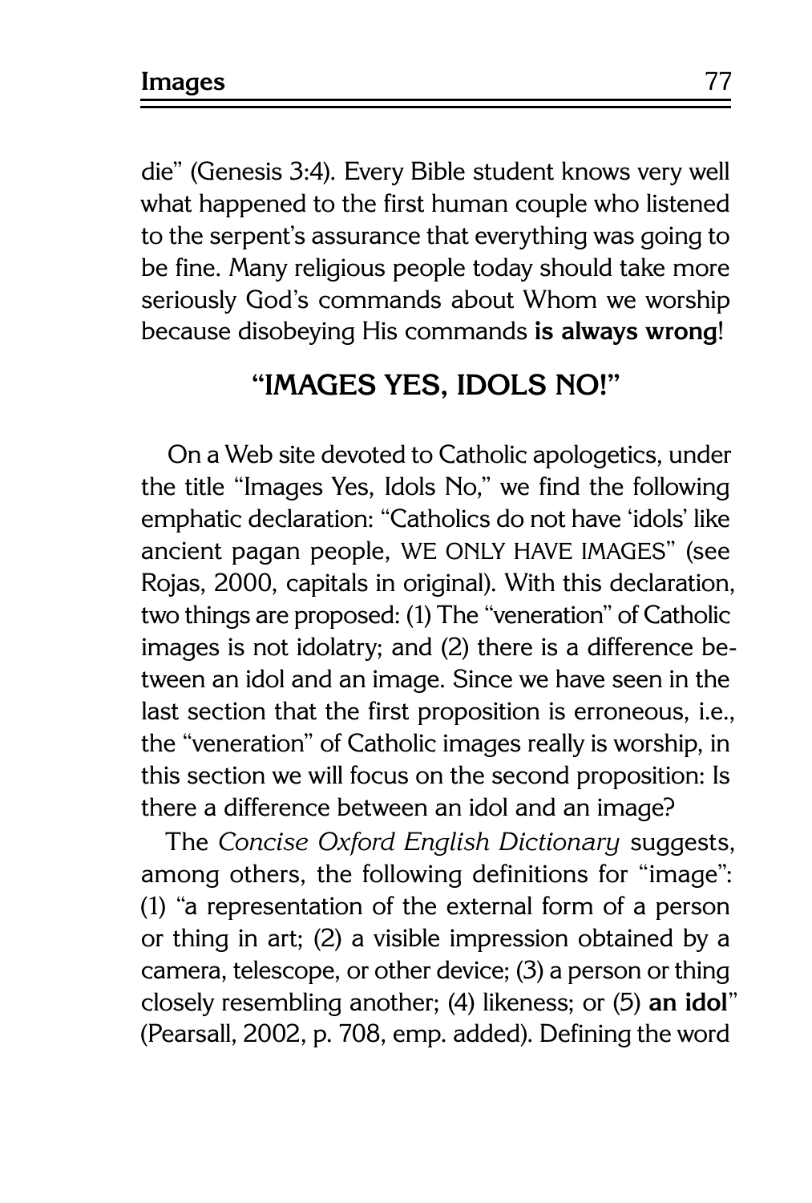die" (Genesis 3:4). Every Bible student knows very well what happened to the first human couple who listened to the serpent's assurance that everything was going to be fine. Many religious people today should take more seriously God's commands about Whom we worship because disobeying His commands **is always wrong**!

## "IMAGES YES, IDOLS NO!"

On a Web site devoted to Catholic apologetics, under the title "Images Yes, Idols No," we find the following emphatic declaration: "Catholics do not have 'idols' like ancient pagan people, WE ONLY HAVE IMAGES" (see Rojas, 2000, capitals in original). With this declaration, two things are proposed: (1) The "veneration" of Catholic images is not idolatry; and (2) there is a difference between an idol and an image. Since we have seen in the last section that the first proposition is erroneous, i.e., the "veneration" of Catholic images really is worship, in this section we will focus on the second proposition: Is there a difference between an idol and an image?

The *Concise Oxford English Dictionary* suggests, among others, the following definitions for "image": (1) "a representation of the external form of a person or thing in art; (2) a visible impression obtained by a camera, telescope, or other device; (3) a person or thing closely resembling another; (4) likeness; or (5) **an idol**" (Pearsall, 2002, p. 708, emp. added). Defining the word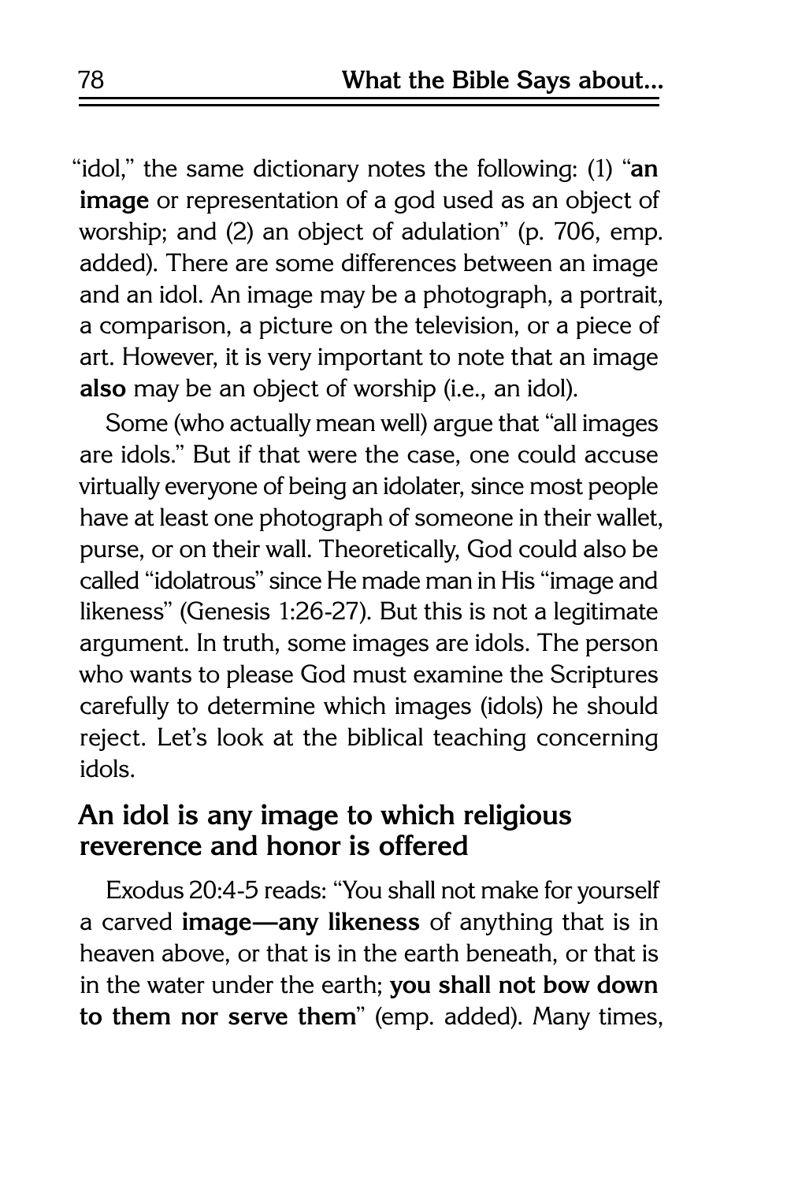"idol," the same dictionary notes the following: (1) "**an image** or representation of a god used as an object of worship; and (2) an object of adulation" (p. 706, emp. added). There are some differences between an image and an idol. An image may be a photograph, a portrait, a comparison, a picture on the television, or a piece of art. However, it is very important to note that an image **also** may be an object of worship (i.e., an idol).

Some (who actually mean well) argue that "all images are idols." But if that were the case, one could accuse virtually everyone of being an idolater, since most people have at least one photograph of someone in their wallet, purse, or on their wall. Theoretically, God could also be called "idolatrous" since He made man in His "image and likeness" (Genesis 1:26-27). But this is not a legitimate argument. In truth, some images are idols. The person who wants to please God must examine the Scriptures carefully to determine which images (idols) he should reject. Let's look at the biblical teaching concerning idols.

## An idol is any image to which religious reverence and honor is offered

Exodus 20:4-5 reads: "You shall not make for yourself a carved **image—any likeness** of anything that is in heaven above, or that is in the earth beneath, or that is in the water under the earth; **you shall not bow down to them nor serve them**" (emp. added). Many times,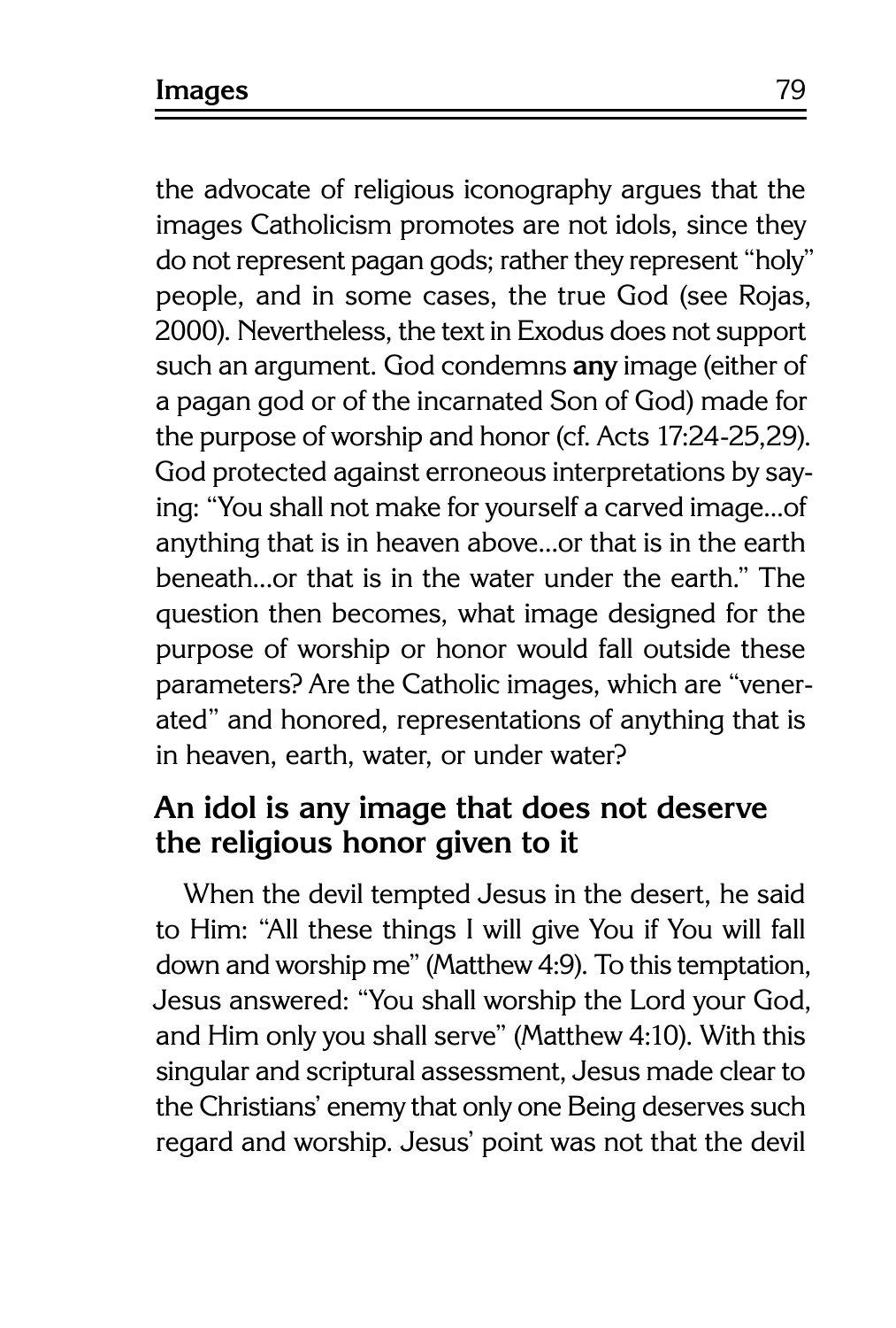the advocate of religious iconography argues that the images Catholicism promotes are not idols, since they do not represent pagan gods; rather they represent "holy" people, and in some cases, the true God (see Rojas, 2000). Nevertheless, the text in Exodus does not support such an argument. God condemns **any** image (either of a pagan god or of the incarnated Son of God) made for the purpose of worship and honor (cf. Acts 17:24-25,29). God protected against erroneous interpretations by saying: "You shall not make for yourself a carved image...of anything that is in heaven above...or that is in the earth beneath...or that is in the water under the earth." The question then becomes, what image designed for the purpose of worship or honor would fall outside these parameters? Are the Catholic images, which are "venerated" and honored, representations of anything that is in heaven, earth, water, or under water?

### An idol is any image that does not deserve the religious honor given to it

When the devil tempted Jesus in the desert, he said to Him: "All these things I will give You if You will fall down and worship me" (Matthew 4:9). To this temptation, Jesus answered: "You shall worship the Lord your God, and Him only you shall serve" (Matthew 4:10). With this singular and scriptural assessment, Jesus made clear to the Christians' enemy that only one Being deserves such regard and worship. Jesus' point was not that the devil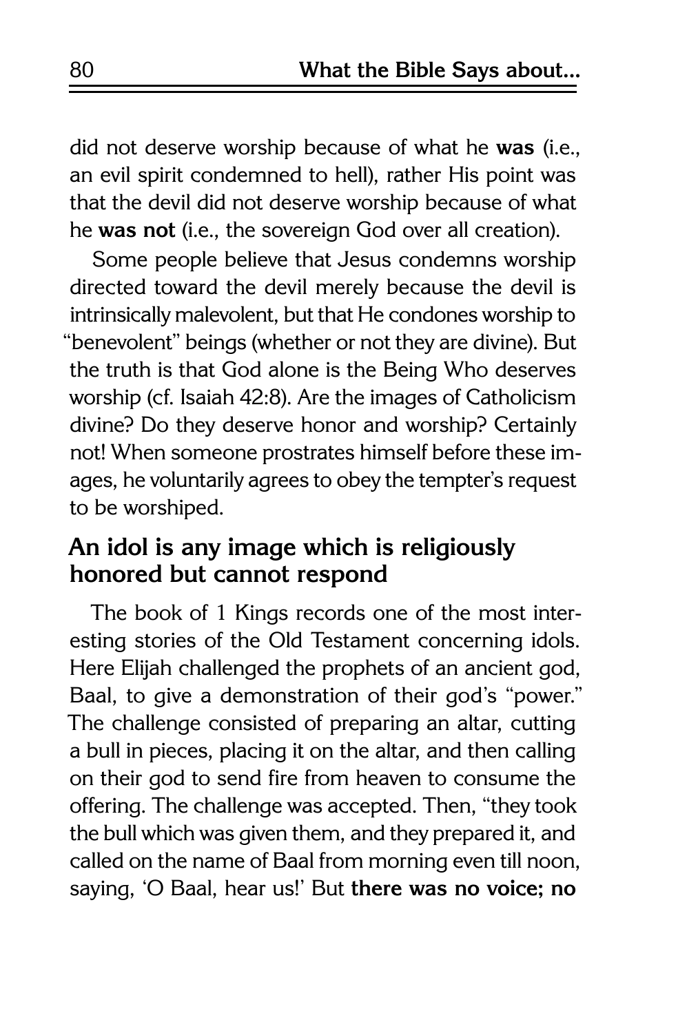did not deserve worship because of what he **was** (i.e., an evil spirit condemned to hell), rather His point was that the devil did not deserve worship because of what he **was not** (i.e., the sovereign God over all creation).

Some people believe that Jesus condemns worship directed toward the devil merely because the devil is intrinsically malevolent, but that He condones worship to "benevolent" beings (whether or not they are divine). But the truth is that God alone is the Being Who deserves worship (cf. Isaiah 42:8). Are the images of Catholicism divine? Do they deserve honor and worship? Certainly not! When someone prostrates himself before these images, he voluntarily agrees to obey the tempter's request to be worshiped.

## An idol is any image which is religiously honored but cannot respond

The book of 1 Kings records one of the most interesting stories of the Old Testament concerning idols. Here Elijah challenged the prophets of an ancient god, Baal, to give a demonstration of their god's "power." The challenge consisted of preparing an altar, cutting a bull in pieces, placing it on the altar, and then calling on their god to send fire from heaven to consume the offering. The challenge was accepted. Then, "they took the bull which was given them, and they prepared it, and called on the name of Baal from morning even till noon, saying, 'O Baal, hear us!' But **there was no voice; no**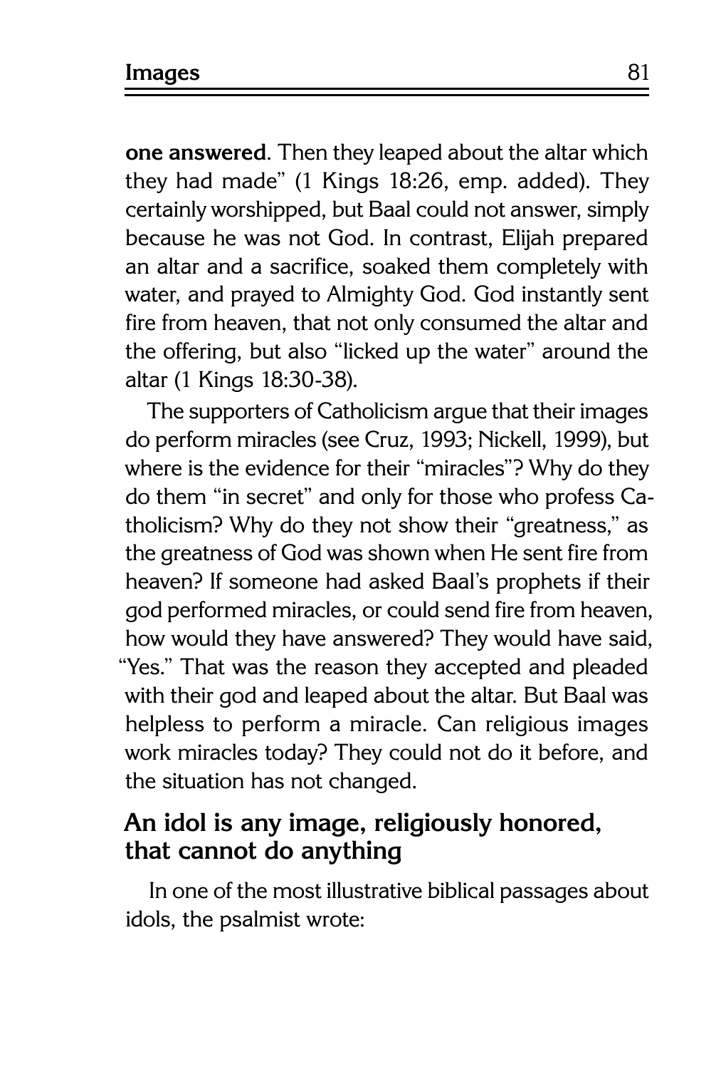**one answered**. Then they leaped about the altar which they had made" (1 Kings 18:26, emp. added). They certainly worshipped, but Baal could not answer, simply because he was not God. In contrast, Elijah prepared an altar and a sacrifice, soaked them completely with water, and prayed to Almighty God. God instantly sent fire from heaven, that not only consumed the altar and the offering, but also "licked up the water" around the altar (1 Kings 18:30-38).

The supporters of Catholicism argue that their images do perform miracles (see Cruz, 1993; Nickell, 1999), but where is the evidence for their "miracles"? Why do they do them "in secret" and only for those who profess Catholicism? Why do they not show their "greatness," as the greatness of God was shown when He sent fire from heaven? If someone had asked Baal's prophets if their god performed miracles, or could send fire from heaven, how would they have answered? They would have said, "Yes." That was the reason they accepted and pleaded with their god and leaped about the altar. But Baal was helpless to perform a miracle. Can religious images work miracles today? They could not do it before, and the situation has not changed.

## An idol is any image, religiously honored, that cannot do anything

In one of the most illustrative biblical passages about idols, the psalmist wrote: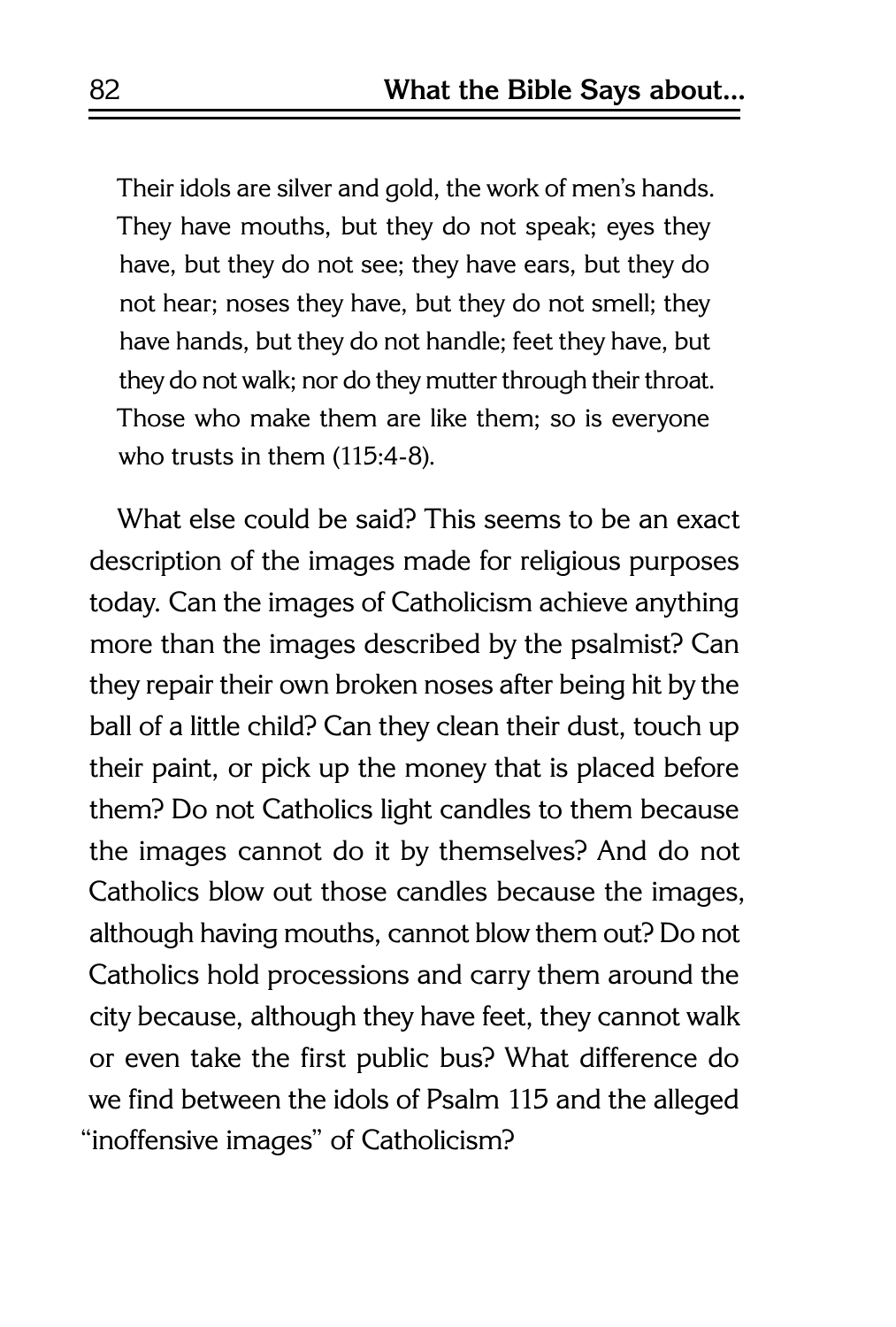> Their idols are silver and gold, the work of men's hands. They have mouths, but they do not speak; eyes they have, but they do not see; they have ears, but they do not hear; noses they have, but they do not smell; they have hands, but they do not handle; feet they have, but they do not walk; nor do they mutter through their throat. Those who make them are like them; so is everyone who trusts in them (115:4-8).

What else could be said? This seems to be an exact description of the images made for religious purposes today. Can the images of Catholicism achieve anything more than the images described by the psalmist? Can they repair their own broken noses after being hit by the ball of a little child? Can they clean their dust, touch up their paint, or pick up the money that is placed before them? Do not Catholics light candles to them because the images cannot do it by themselves? And do not Catholics blow out those candles because the images, although having mouths, cannot blow them out? Do not Catholics hold processions and carry them around the city because, although they have feet, they cannot walk or even take the first public bus? What difference do we find between the idols of Psalm 115 and the alleged "inoffensive images" of Catholicism?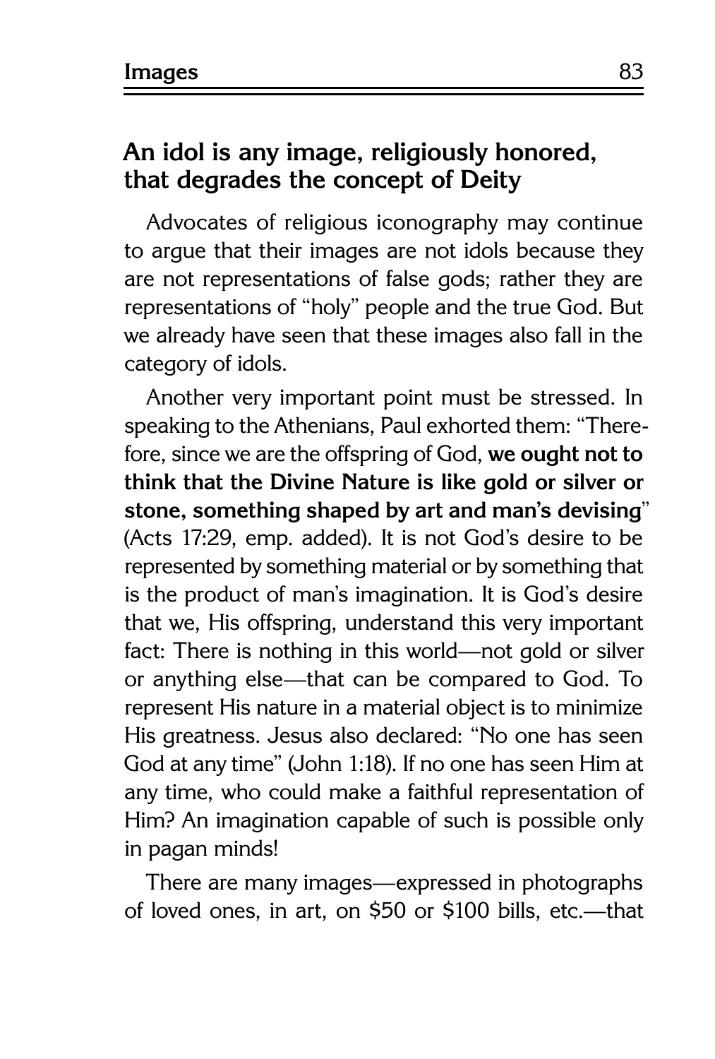## An idol is any image, religiously honored, that degrades the concept of Deity

Advocates of religious iconography may continue to argue that their images are not idols because they are not representations of false gods; rather they are representations of "holy" people and the true God. But we already have seen that these images also fall in the category of idols.

Another very important point must be stressed. In speaking to the Athenians, Paul exhorted them: "Therefore, since we are the offspring of God, **we ought not to think that the Divine Nature is like gold or silver or stone, something shaped by art and man's devising**" (Acts 17:29, emp. added). It is not God's desire to be represented by something material or by something that is the product of man's imagination. It is God's desire that we, His offspring, understand this very important fact: There is nothing in this world—not gold or silver or anything else—that can be compared to God. To represent His nature in a material object is to minimize His greatness. Jesus also declared: "No one has seen God at any time" (John 1:18). If no one has seen Him at any time, who could make a faithful representation of Him? An imagination capable of such is possible only in pagan minds!

There are many images—expressed in photographs of loved ones, in art, on $50 or $100 bills, etc.—that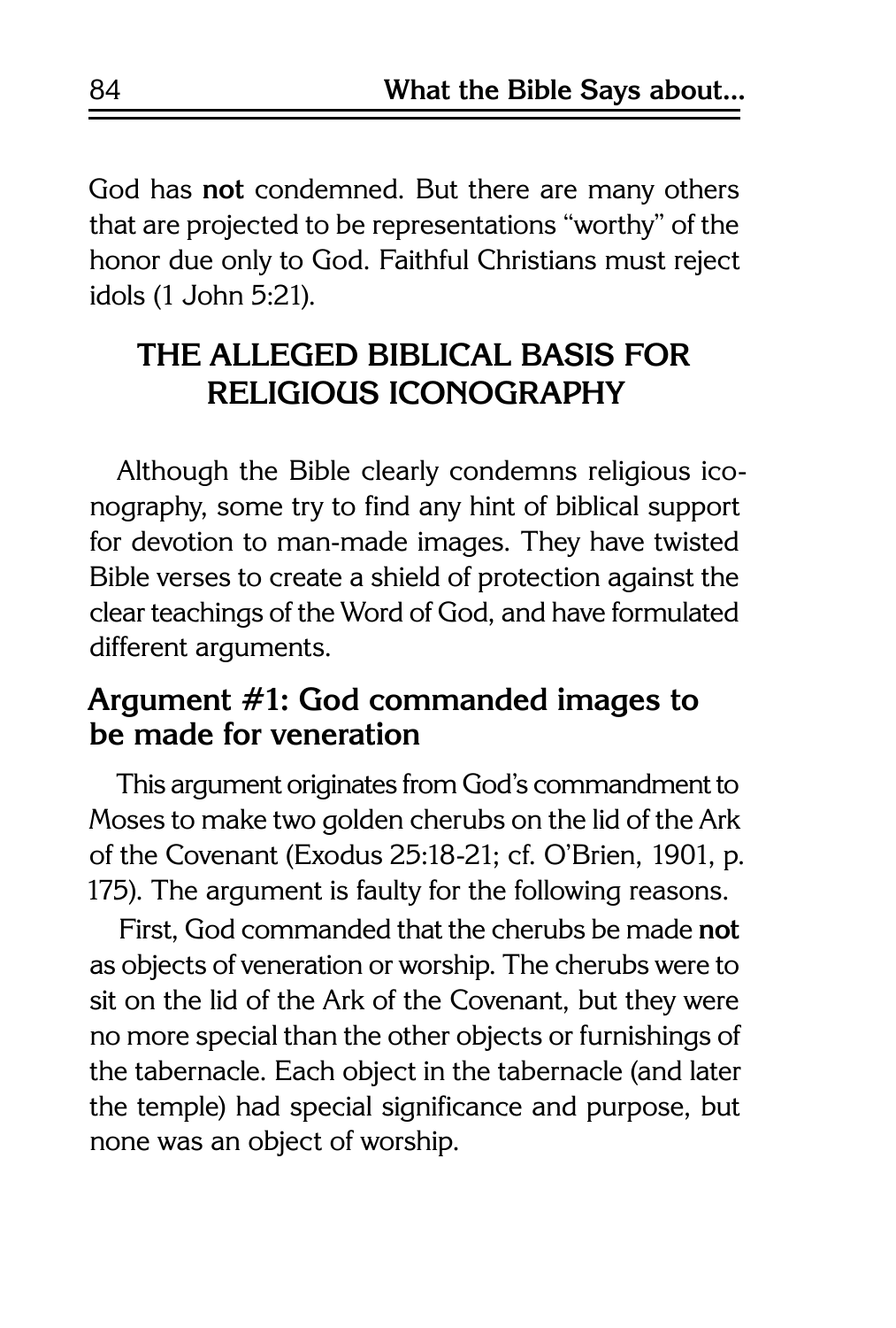God has **not** condemned. But there are many others that are projected to be representations "worthy" of the honor due only to God. Faithful Christians must reject idols (1 John 5:21).

## THE ALLEGED BIBLICAL BASIS FOR RELIGIOUS ICONOGRAPHY

Although the Bible clearly condemns religious iconography, some try to find any hint of biblical support for devotion to man-made images. They have twisted Bible verses to create a shield of protection against the clear teachings of the Word of God, and have formulated different arguments.

### Argument #1: God commanded images to be made for veneration

This argument originates from God's commandment to Moses to make two golden cherubs on the lid of the Ark of the Covenant (Exodus 25:18-21; cf. O'Brien, 1901, p. 175). The argument is faulty for the following reasons.

First, God commanded that the cherubs be made **not** as objects of veneration or worship. The cherubs were to sit on the lid of the Ark of the Covenant, but they were no more special than the other objects or furnishings of the tabernacle. Each object in the tabernacle (and later the temple) had special significance and purpose, but none was an object of worship.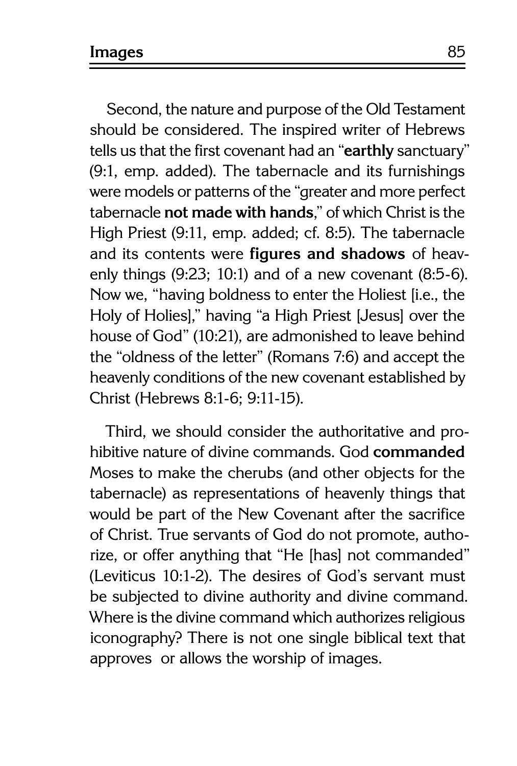Second, the nature and purpose of the Old Testament should be considered. The inspired writer of Hebrews tells us that the first covenant had an "**earthly** sanctuary" (9:1, emp. added). The tabernacle and its furnishings were models or patterns of the "greater and more perfect tabernacle **not made with hands**," of which Christ is the High Priest (9:11, emp. added; cf. 8:5). The tabernacle and its contents were **figures and shadows** of heavenly things (9:23; 10:1) and of a new covenant (8:5-6). Now we, "having boldness to enter the Holiest [i.e., the Holy of Holies]," having "a High Priest [Jesus] over the house of God" (10:21), are admonished to leave behind the "oldness of the letter" (Romans 7:6) and accept the heavenly conditions of the new covenant established by Christ (Hebrews 8:1-6; 9:11-15).

Third, we should consider the authoritative and prohibitive nature of divine commands. God **commanded** Moses to make the cherubs (and other objects for the tabernacle) as representations of heavenly things that would be part of the New Covenant after the sacrifice of Christ. True servants of God do not promote, authorize, or offer anything that "He [has] not commanded" (Leviticus 10:1-2). The desires of God's servant must be subjected to divine authority and divine command. Where is the divine command which authorizes religious iconography? There is not one single biblical text that approves or allows the worship of images.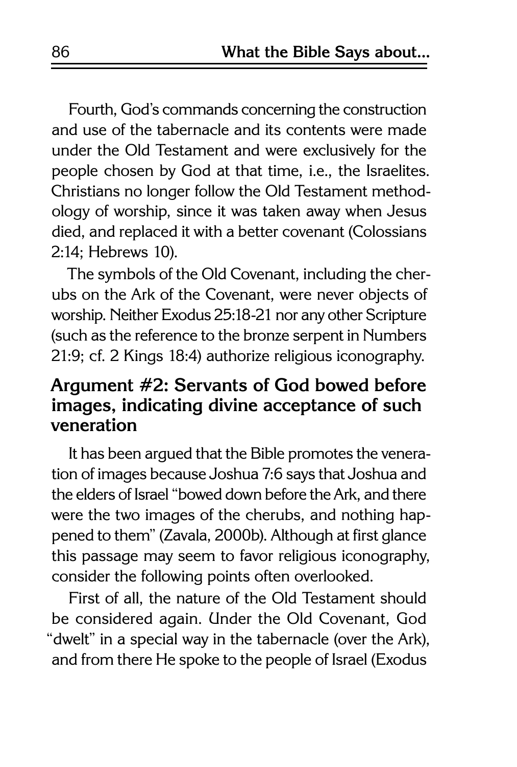Fourth, God's commands concerning the construction and use of the tabernacle and its contents were made under the Old Testament and were exclusively for the people chosen by God at that time, i.e., the Israelites. Christians no longer follow the Old Testament methodology of worship, since it was taken away when Jesus died, and replaced it with a better covenant (Colossians 2:14; Hebrews 10).

The symbols of the Old Covenant, including the cherubs on the Ark of the Covenant, were never objects of worship. Neither Exodus 25:18-21 nor any other Scripture (such as the reference to the bronze serpent in Numbers 21:9; cf. 2 Kings 18:4) authorize religious iconography.

## Argument #2: Servants of God bowed before images, indicating divine acceptance of such veneration

It has been argued that the Bible promotes the veneration of images because Joshua 7:6 says that Joshua and the elders of Israel "bowed down before the Ark, and there were the two images of the cherubs, and nothing happened to them" (Zavala, 2000b). Although at first glance this passage may seem to favor religious iconography, consider the following points often overlooked.

First of all, the nature of the Old Testament should be considered again. Under the Old Covenant, God "dwelt" in a special way in the tabernacle (over the Ark), and from there He spoke to the people of Israel (Exodus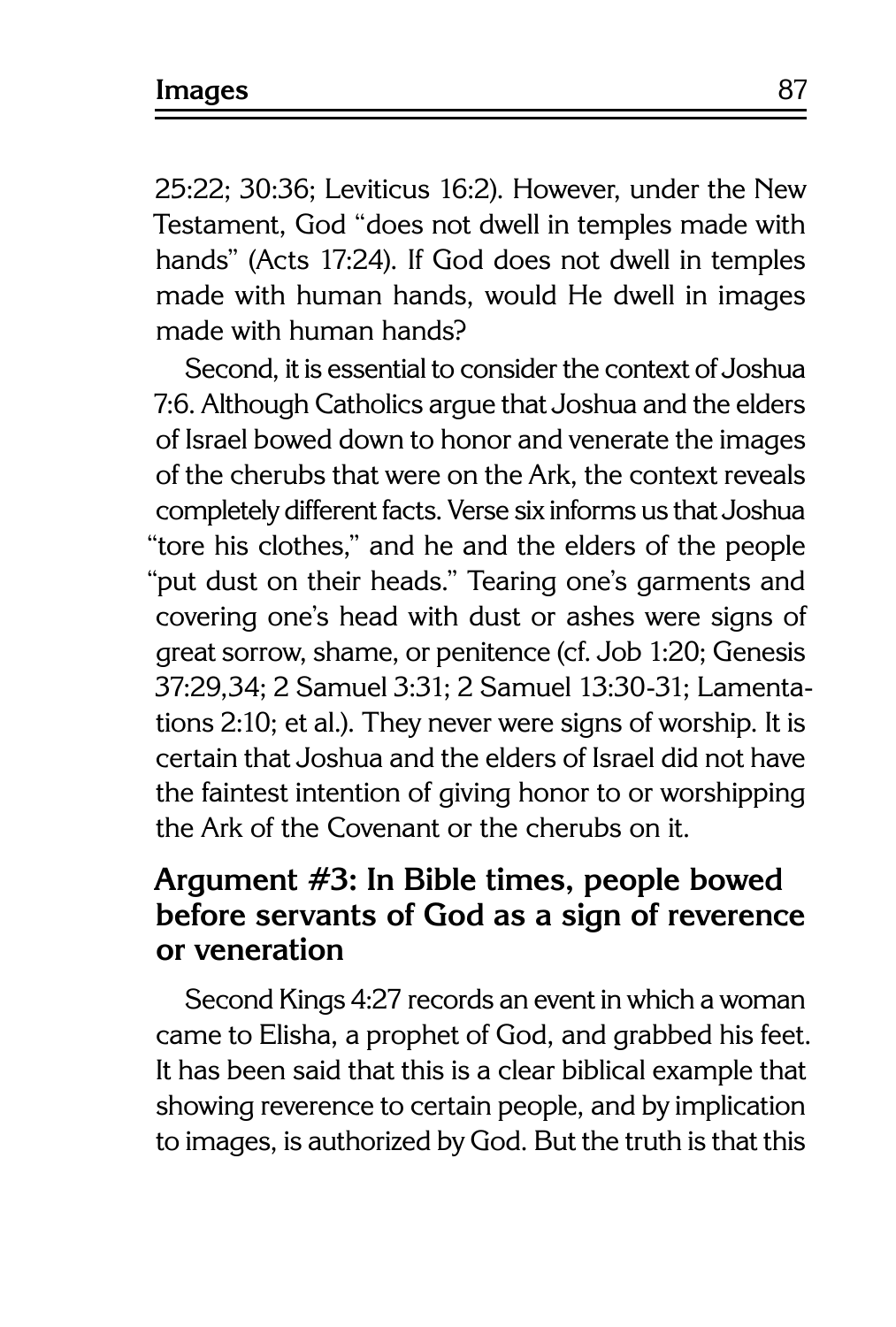25:22; 30:36; Leviticus 16:2). However, under the New Testament, God "does not dwell in temples made with hands" (Acts 17:24). If God does not dwell in temples made with human hands, would He dwell in images made with human hands?

Second, it is essential to consider the context of Joshua 7:6. Although Catholics argue that Joshua and the elders of Israel bowed down to honor and venerate the images of the cherubs that were on the Ark, the context reveals completely different facts. Verse six informs us that Joshua "tore his clothes," and he and the elders of the people "put dust on their heads." Tearing one's garments and covering one's head with dust or ashes were signs of great sorrow, shame, or penitence (cf. Job 1:20; Genesis 37:29,34; 2 Samuel 3:31; 2 Samuel 13:30-31; Lamentations 2:10; et al.). They never were signs of worship. It is certain that Joshua and the elders of Israel did not have the faintest intention of giving honor to or worshipping the Ark of the Covenant or the cherubs on it.

## Argument #3: In Bible times, people bowed before servants of God as a sign of reverence or veneration

Second Kings 4:27 records an event in which a woman came to Elisha, a prophet of God, and grabbed his feet. It has been said that this is a clear biblical example that showing reverence to certain people, and by implication to images, is authorized by God. But the truth is that this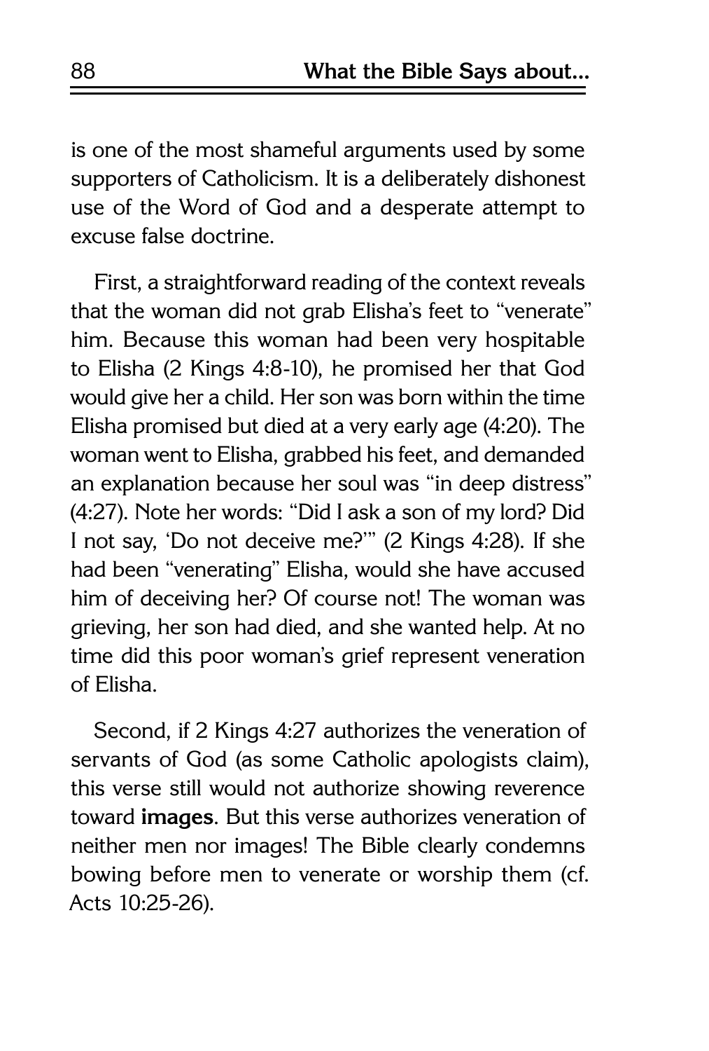is one of the most shameful arguments used by some supporters of Catholicism. It is a deliberately dishonest use of the Word of God and a desperate attempt to excuse false doctrine.

First, a straightforward reading of the context reveals that the woman did not grab Elisha's feet to "venerate" him. Because this woman had been very hospitable to Elisha (2 Kings 4:8-10), he promised her that God would give her a child. Her son was born within the time Elisha promised but died at a very early age (4:20). The woman went to Elisha, grabbed his feet, and demanded an explanation because her soul was "in deep distress" (4:27). Note her words: "Did I ask a son of my lord? Did I not say, 'Do not deceive me?'" (2 Kings 4:28). If she had been "venerating" Elisha, would she have accused him of deceiving her? Of course not! The woman was grieving, her son had died, and she wanted help. At no time did this poor woman's grief represent veneration of Elisha.

Second, if 2 Kings 4:27 authorizes the veneration of servants of God (as some Catholic apologists claim), this verse still would not authorize showing reverence toward **images**. But this verse authorizes veneration of neither men nor images! The Bible clearly condemns bowing before men to venerate or worship them (cf. Acts 10:25-26).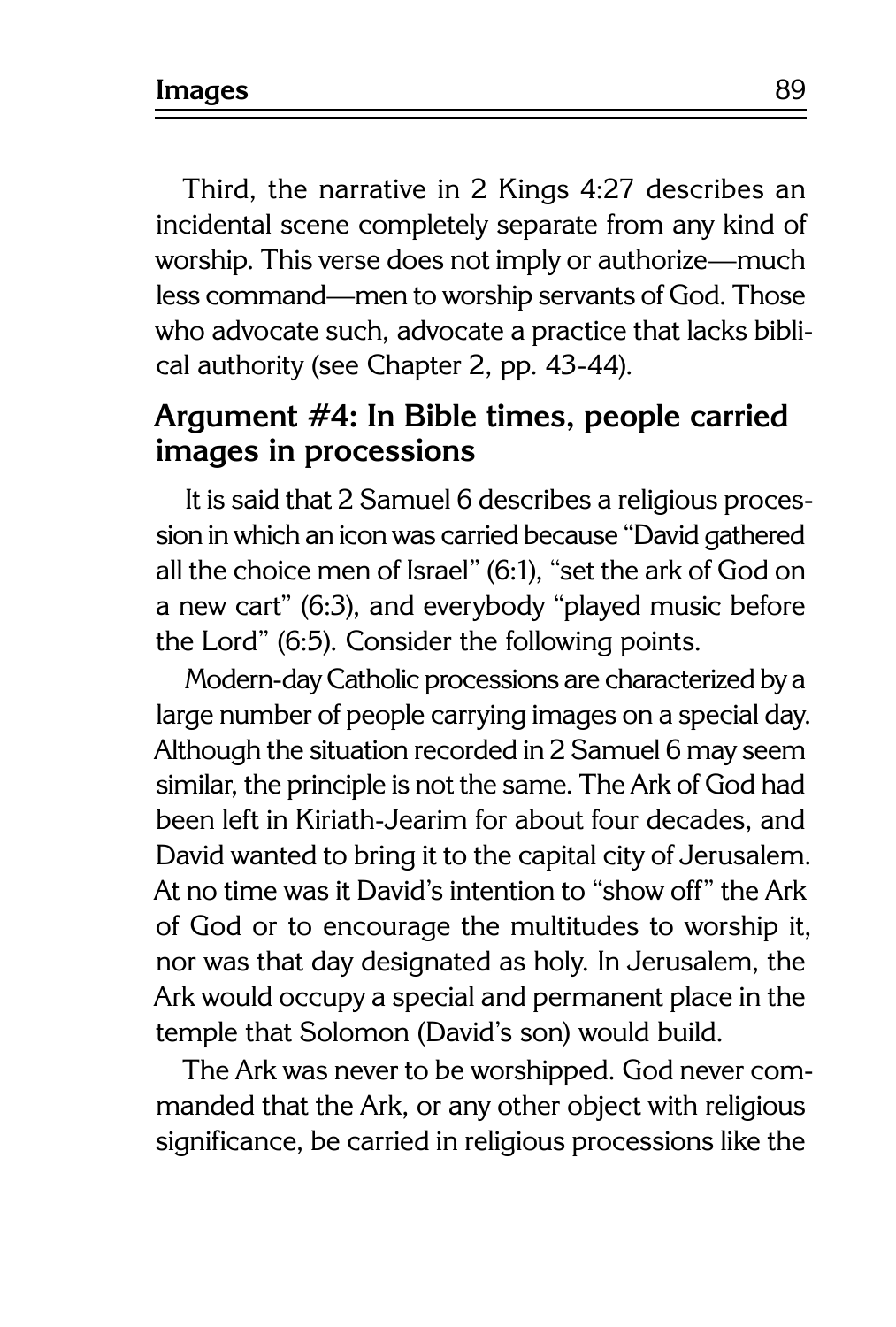Third, the narrative in 2 Kings 4:27 describes an incidental scene completely separate from any kind of worship. This verse does not imply or authorize—much less command—men to worship servants of God. Those who advocate such, advocate a practice that lacks biblical authority (see Chapter 2, pp. 43-44).

## Argument #4: In Bible times, people carried images in processions

It is said that 2 Samuel 6 describes a religious procession in which an icon was carried because "David gathered all the choice men of Israel" (6:1), "set the ark of God on a new cart" (6:3), and everybody "played music before the Lord" (6:5). Consider the following points.

Modern-day Catholic processions are characterized by a large number of people carrying images on a special day. Although the situation recorded in 2 Samuel 6 may seem similar, the principle is not the same. The Ark of God had been left in Kiriath-Jearim for about four decades, and David wanted to bring it to the capital city of Jerusalem. At no time was it David's intention to "show off" the Ark of God or to encourage the multitudes to worship it, nor was that day designated as holy. In Jerusalem, the Ark would occupy a special and permanent place in the temple that Solomon (David's son) would build.

The Ark was never to be worshipped. God never commanded that the Ark, or any other object with religious significance, be carried in religious processions like the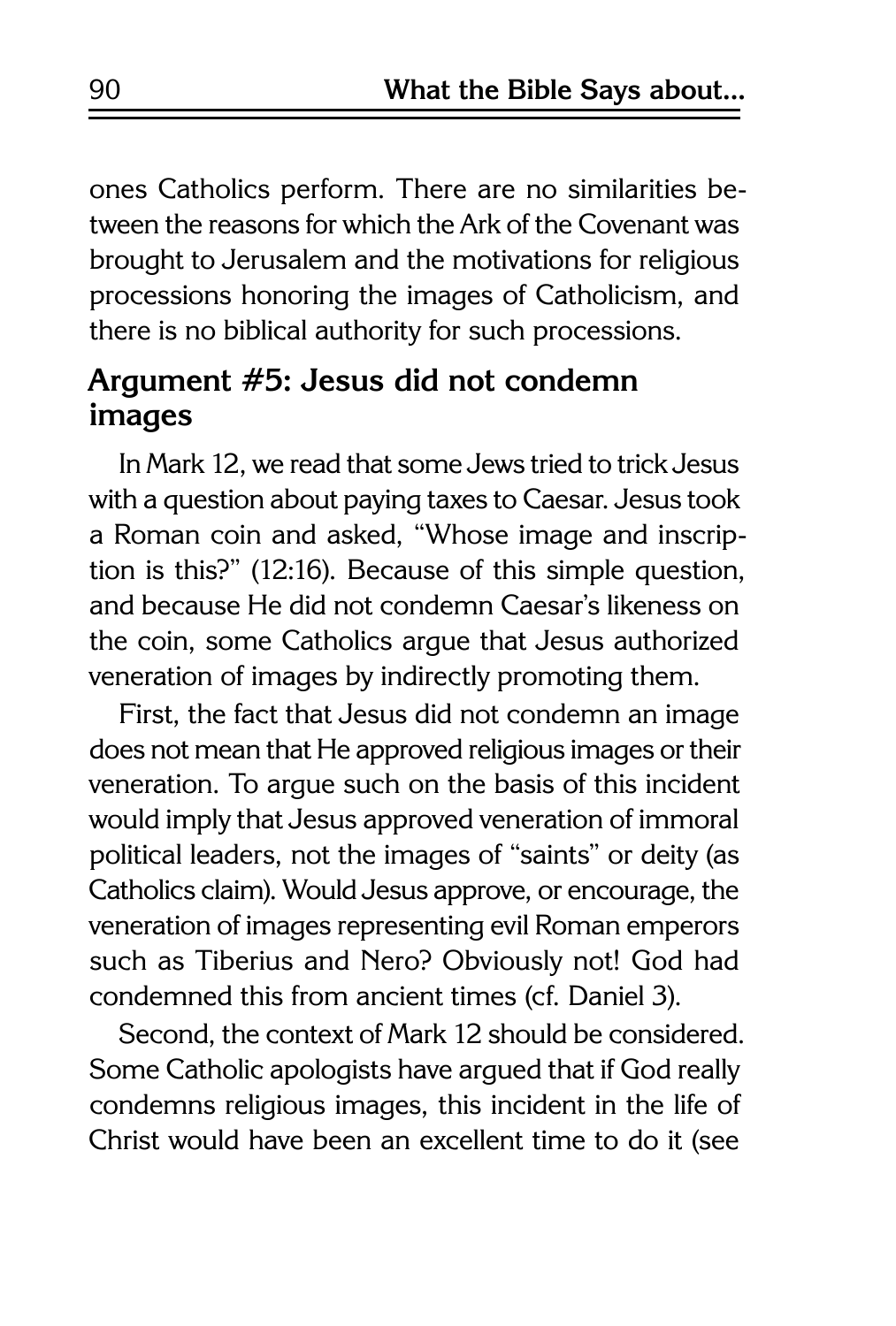ones Catholics perform. There are no similarities between the reasons for which the Ark of the Covenant was brought to Jerusalem and the motivations for religious processions honoring the images of Catholicism, and there is no biblical authority for such processions.

## Argument #5: Jesus did not condemn images

In Mark 12, we read that some Jews tried to trick Jesus with a question about paying taxes to Caesar. Jesus took a Roman coin and asked, "Whose image and inscription is this?" (12:16). Because of this simple question, and because He did not condemn Caesar's likeness on the coin, some Catholics argue that Jesus authorized veneration of images by indirectly promoting them.

First, the fact that Jesus did not condemn an image does not mean that He approved religious images or their veneration. To argue such on the basis of this incident would imply that Jesus approved veneration of immoral political leaders, not the images of "saints" or deity (as Catholics claim). Would Jesus approve, or encourage, the veneration of images representing evil Roman emperors such as Tiberius and Nero? Obviously not! God had condemned this from ancient times (cf. Daniel 3).

Second, the context of Mark 12 should be considered. Some Catholic apologists have argued that if God really condemns religious images, this incident in the life of Christ would have been an excellent time to do it (see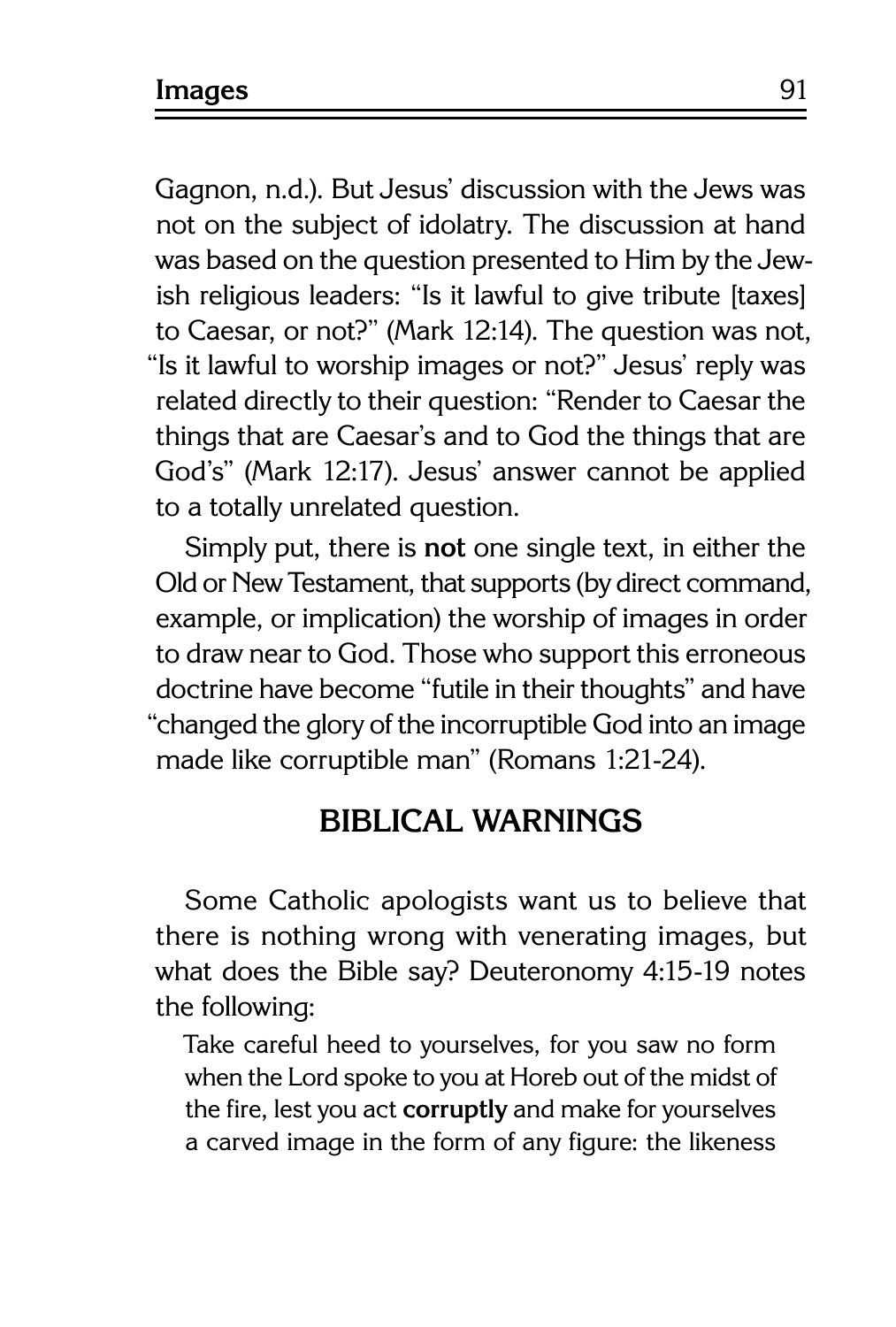Gagnon, n.d.). But Jesus' discussion with the Jews was not on the subject of idolatry. The discussion at hand was based on the question presented to Him by the Jewish religious leaders: "Is it lawful to give tribute [taxes] to Caesar, or not?" (Mark 12:14). The question was not, "Is it lawful to worship images or not?" Jesus' reply was related directly to their question: "Render to Caesar the things that are Caesar's and to God the things that are God's" (Mark 12:17). Jesus' answer cannot be applied to a totally unrelated question.

Simply put, there is **not** one single text, in either the Old or New Testament, that supports (by direct command, example, or implication) the worship of images in order to draw near to God. Those who support this erroneous doctrine have become "futile in their thoughts" and have "changed the glory of the incorruptible God into an image made like corruptible man" (Romans 1:21-24).

## BIBLICAL WARNINGS

Some Catholic apologists want us to believe that there is nothing wrong with venerating images, but what does the Bible say? Deuteronomy 4:15-19 notes the following:

> Take careful heed to yourselves, for you saw no form when the Lord spoke to you at Horeb out of the midst of the fire, lest you act **corruptly** and make for yourselves a carved image in the form of any figure: the likeness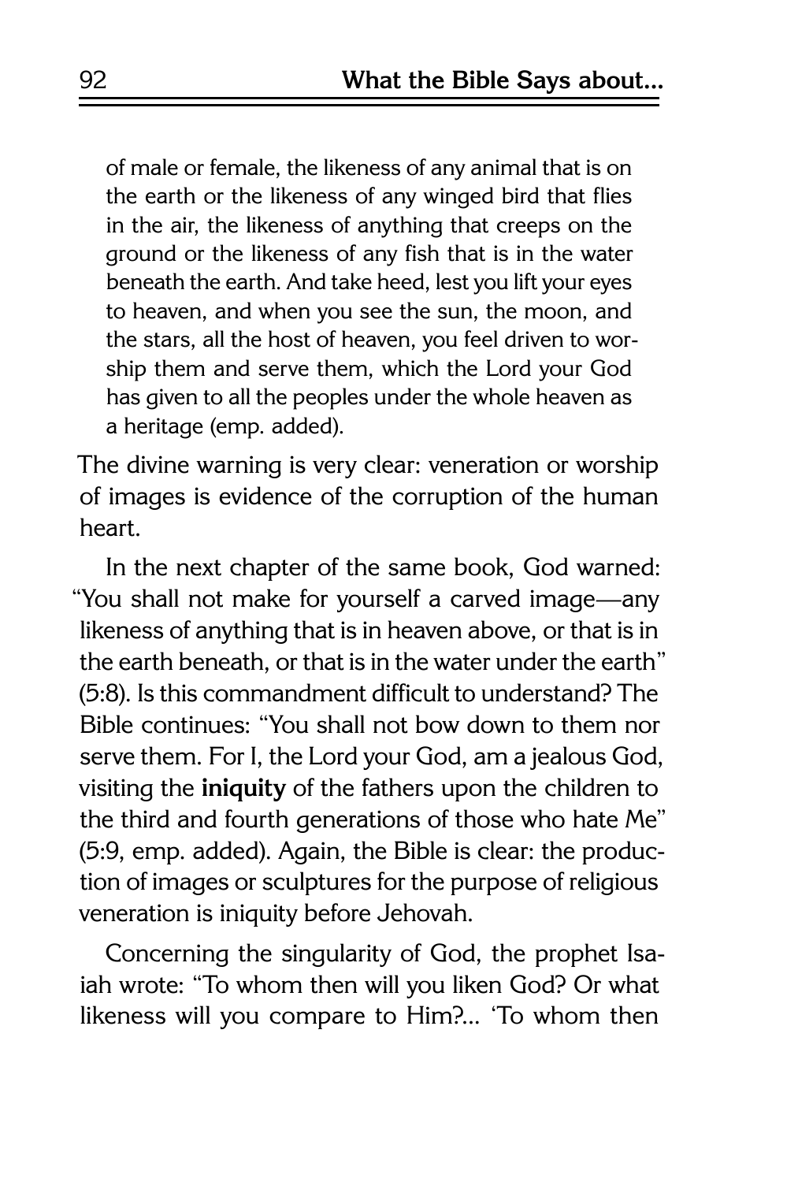> of male or female, the likeness of any animal that is on the earth or the likeness of any winged bird that flies in the air, the likeness of anything that creeps on the ground or the likeness of any fish that is in the water beneath the earth. And take heed, lest you lift your eyes to heaven, and when you see the sun, the moon, and the stars, all the host of heaven, you feel driven to worship them and serve them, which the Lord your God has given to all the peoples under the whole heaven as a heritage (emp. added).

The divine warning is very clear: veneration or worship of images is evidence of the corruption of the human heart.

In the next chapter of the same book, God warned: "You shall not make for yourself a carved image—any likeness of anything that is in heaven above, or that is in the earth beneath, or that is in the water under the earth" (5:8). Is this commandment difficult to understand? The Bible continues: "You shall not bow down to them nor serve them. For I, the Lord your God, am a jealous God, visiting the **iniquity** of the fathers upon the children to the third and fourth generations of those who hate Me" (5:9, emp. added). Again, the Bible is clear: the production of images or sculptures for the purpose of religious veneration is iniquity before Jehovah.

Concerning the singularity of God, the prophet Isaiah wrote: "To whom then will you liken God? Or what likeness will you compare to Him?... 'To whom then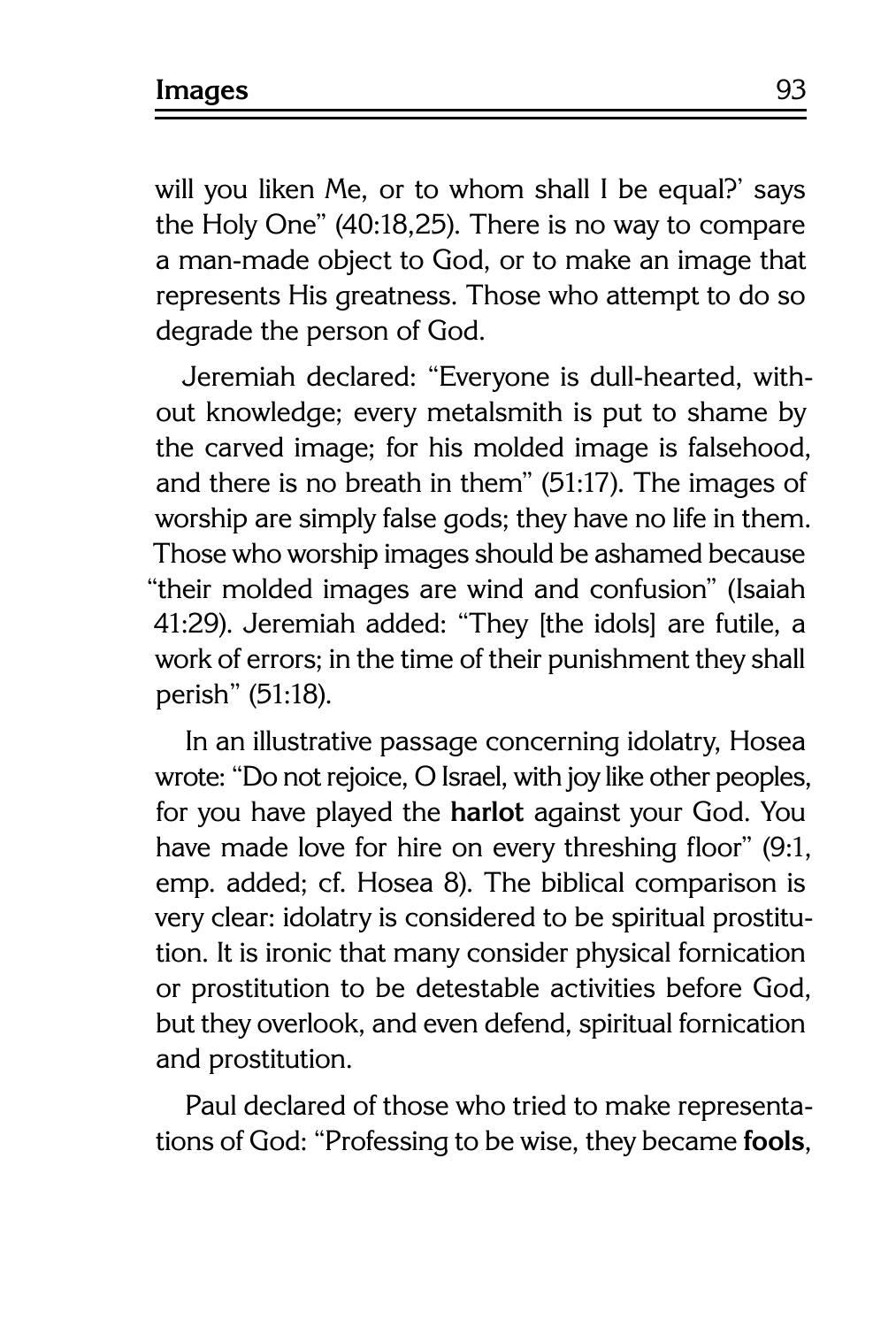will you liken Me, or to whom shall I be equal?' says the Holy One" (40:18,25). There is no way to compare a man-made object to God, or to make an image that represents His greatness. Those who attempt to do so degrade the person of God.

Jeremiah declared: "Everyone is dull-hearted, without knowledge; every metalsmith is put to shame by the carved image; for his molded image is falsehood, and there is no breath in them" (51:17). The images of worship are simply false gods; they have no life in them. Those who worship images should be ashamed because "their molded images are wind and confusion" (Isaiah 41:29). Jeremiah added: "They [the idols] are futile, a work of errors; in the time of their punishment they shall perish" (51:18).

In an illustrative passage concerning idolatry, Hosea wrote: "Do not rejoice, O Israel, with joy like other peoples, for you have played the **harlot** against your God. You have made love for hire on every threshing floor" (9:1, emp. added; cf. Hosea 8). The biblical comparison is very clear: idolatry is considered to be spiritual prostitution. It is ironic that many consider physical fornication or prostitution to be detestable activities before God, but they overlook, and even defend, spiritual fornication and prostitution.

Paul declared of those who tried to make representations of God: "Professing to be wise, they became **fools**,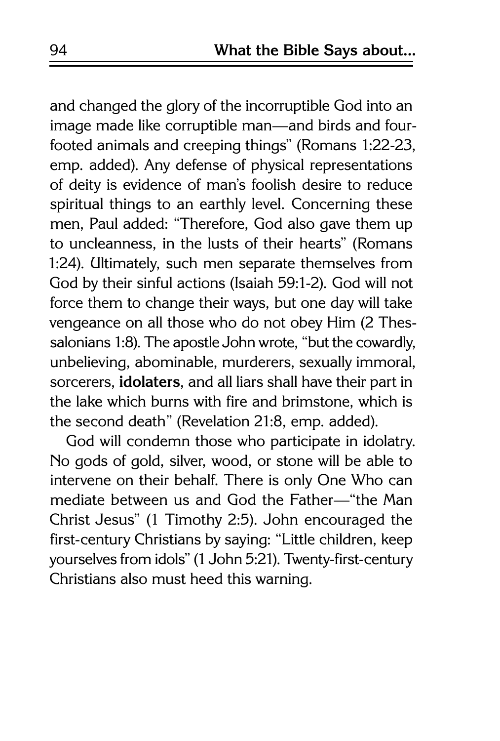and changed the glory of the incorruptible God into an image made like corruptible man—and birds and four-footed animals and creeping things" (Romans 1:22-23, emp. added). Any defense of physical representations of deity is evidence of man's foolish desire to reduce spiritual things to an earthly level. Concerning these men, Paul added: "Therefore, God also gave them up to uncleanness, in the lusts of their hearts" (Romans 1:24). Ultimately, such men separate themselves from God by their sinful actions (Isaiah 59:1-2). God will not force them to change their ways, but one day will take vengeance on all those who do not obey Him (2 Thessalonians 1:8). The apostle John wrote, "but the cowardly, unbelieving, abominable, murderers, sexually immoral, sorcerers, **idolaters**, and all liars shall have their part in the lake which burns with fire and brimstone, which is the second death" (Revelation 21:8, emp. added).

God will condemn those who participate in idolatry. No gods of gold, silver, wood, or stone will be able to intervene on their behalf. There is only One Who can mediate between us and God the Father—"the Man Christ Jesus" (1 Timothy 2:5). John encouraged the first-century Christians by saying: "Little children, keep yourselves from idols" (1 John 5:21). Twenty-first-century Christians also must heed this warning.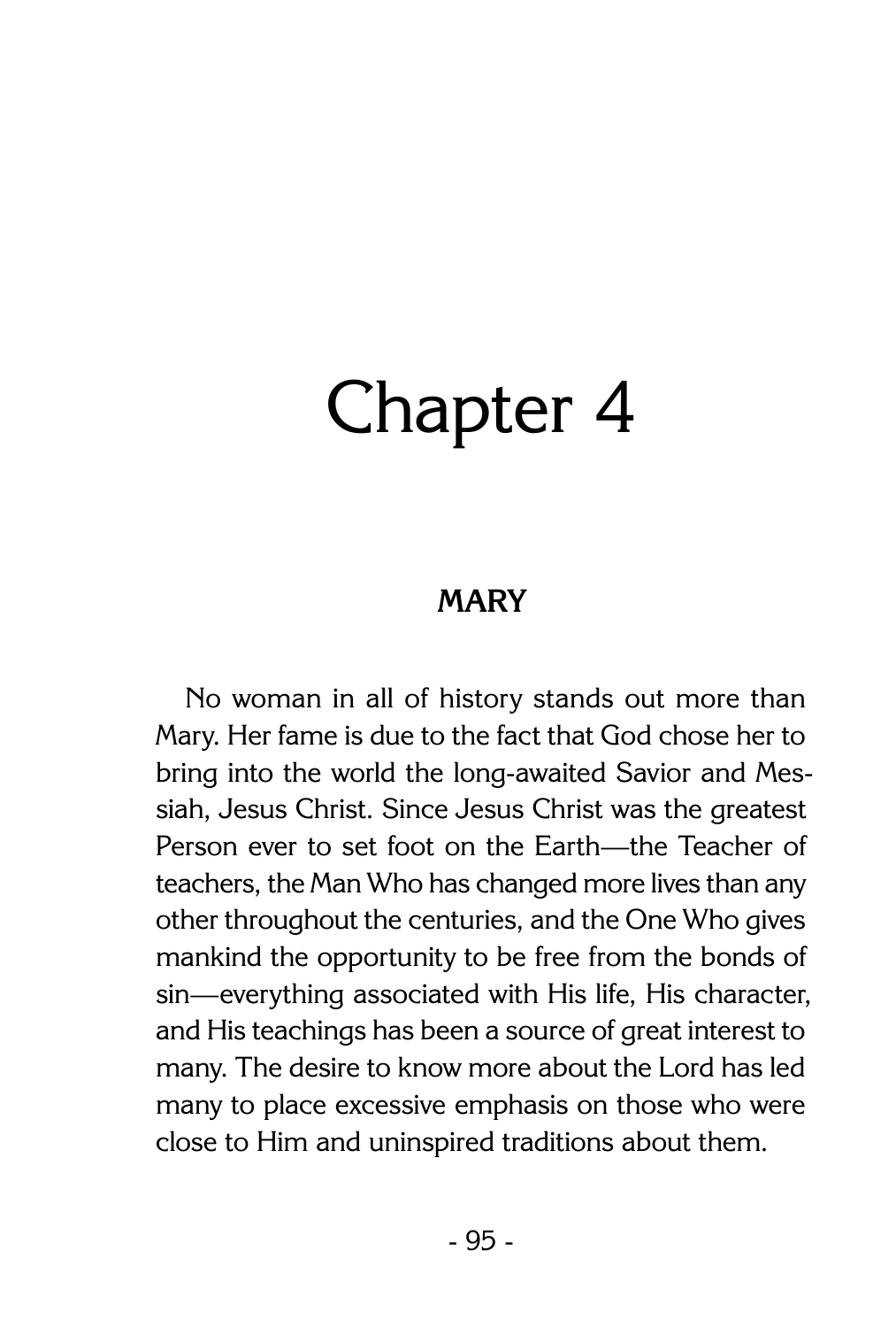# Chapter 4

## MARY

No woman in all of history stands out more than Mary. Her fame is due to the fact that God chose her to bring into the world the long-awaited Savior and Messiah, Jesus Christ. Since Jesus Christ was the greatest Person ever to set foot on the Earth—the Teacher of teachers, the Man Who has changed more lives than any other throughout the centuries, and the One Who gives mankind the opportunity to be free from the bonds of sin—everything associated with His life, His character, and His teachings has been a source of great interest to many. The desire to know more about the Lord has led many to place excessive emphasis on those who were close to Him and uninspired traditions about them.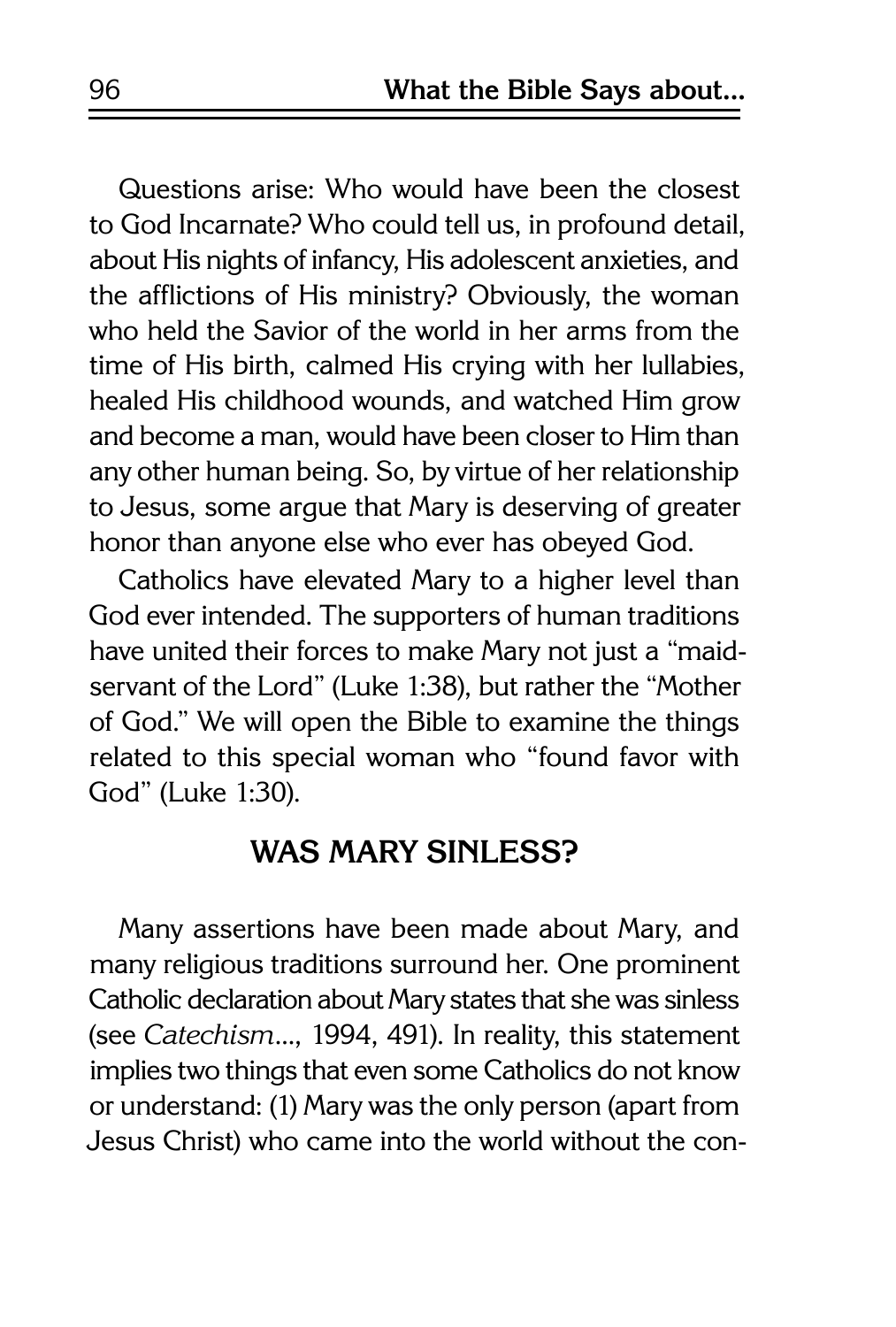Questions arise: Who would have been the closest to God Incarnate? Who could tell us, in profound detail, about His nights of infancy, His adolescent anxieties, and the afflictions of His ministry? Obviously, the woman who held the Savior of the world in her arms from the time of His birth, calmed His crying with her lullabies, healed His childhood wounds, and watched Him grow and become a man, would have been closer to Him than any other human being. So, by virtue of her relationship to Jesus, some argue that Mary is deserving of greater honor than anyone else who ever has obeyed God.

Catholics have elevated Mary to a higher level than God ever intended. The supporters of human traditions have united their forces to make Mary not just a "maid-servant of the Lord" (Luke 1:38), but rather the "Mother of God." We will open the Bible to examine the things related to this special woman who "found favor with God" (Luke 1:30).

## WAS MARY SINLESS?

Many assertions have been made about Mary, and many religious traditions surround her. One prominent Catholic declaration about Mary states that she was sinless (see *Catechism...*, 1994, 491). In reality, this statement implies two things that even some Catholics do not know or understand: (1) Mary was the only person (apart from Jesus Christ) who came into the world without the con-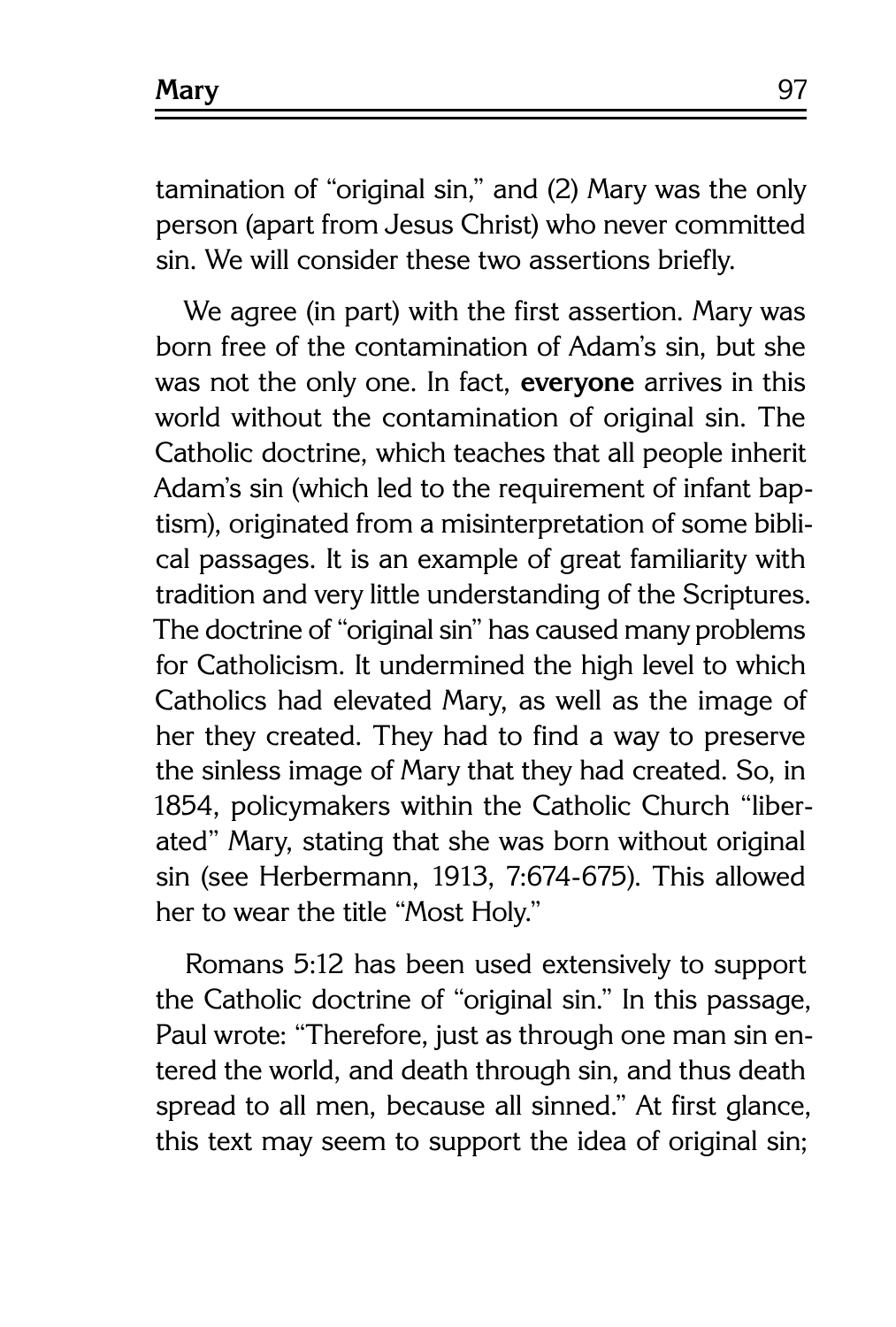tamination of "original sin," and (2) Mary was the only person (apart from Jesus Christ) who never committed sin. We will consider these two assertions briefly.

We agree (in part) with the first assertion. Mary was born free of the contamination of Adam's sin, but she was not the only one. In fact, **everyone** arrives in this world without the contamination of original sin. The Catholic doctrine, which teaches that all people inherit Adam's sin (which led to the requirement of infant baptism), originated from a misinterpretation of some biblical passages. It is an example of great familiarity with tradition and very little understanding of the Scriptures. The doctrine of "original sin" has caused many problems for Catholicism. It undermined the high level to which Catholics had elevated Mary, as well as the image of her they created. They had to find a way to preserve the sinless image of Mary that they had created. So, in 1854, policymakers within the Catholic Church "liberated" Mary, stating that she was born without original sin (see Herbermann, 1913, 7:674-675). This allowed her to wear the title "Most Holy."

Romans 5:12 has been used extensively to support the Catholic doctrine of "original sin." In this passage, Paul wrote: "Therefore, just as through one man sin entered the world, and death through sin, and thus death spread to all men, because all sinned." At first glance, this text may seem to support the idea of original sin;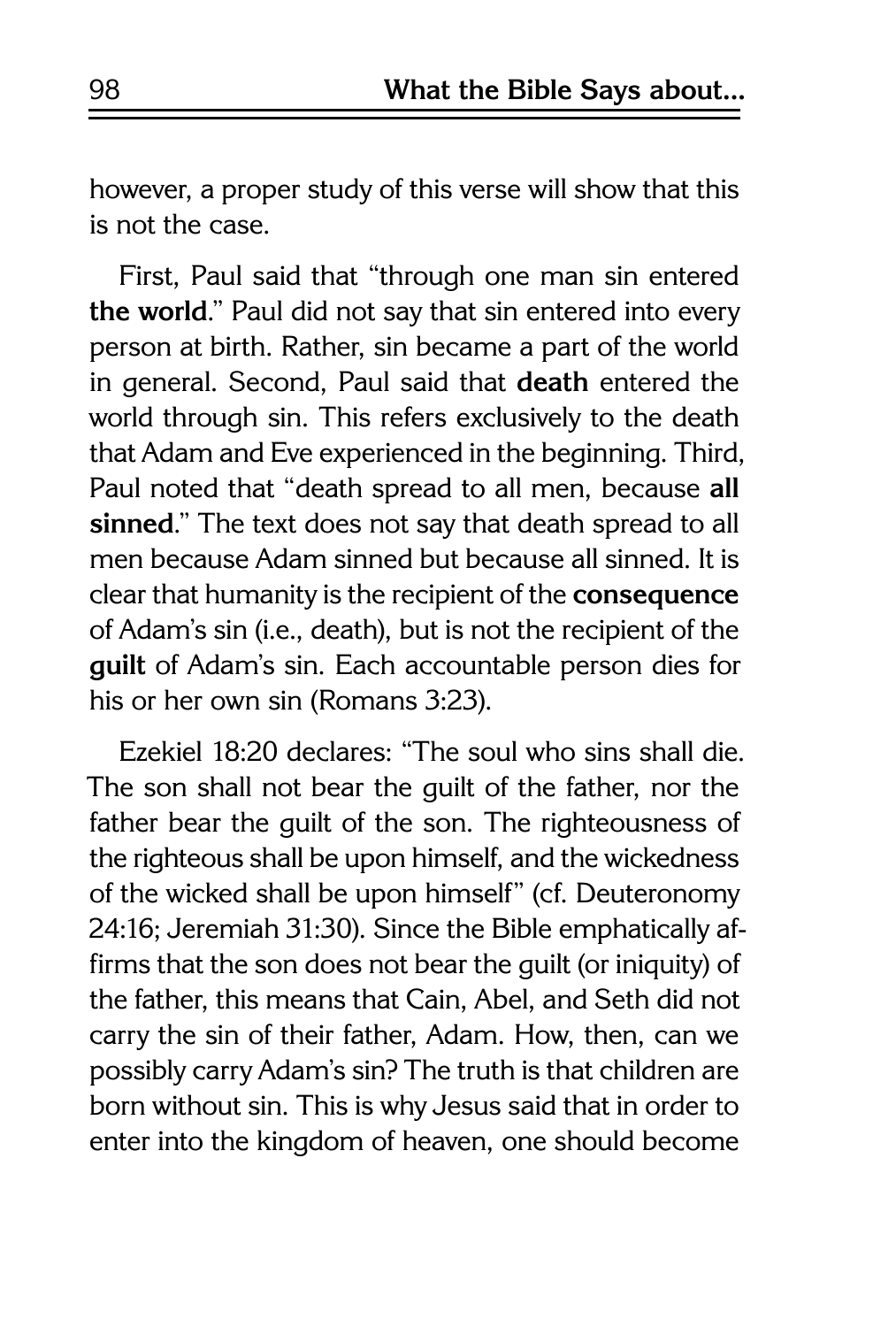however, a proper study of this verse will show that this is not the case.

First, Paul said that "through one man sin entered **the world**." Paul did not say that sin entered into every person at birth. Rather, sin became a part of the world in general. Second, Paul said that **death** entered the world through sin. This refers exclusively to the death that Adam and Eve experienced in the beginning. Third, Paul noted that "death spread to all men, because **all sinned**." The text does not say that death spread to all men because Adam sinned but because all sinned. It is clear that humanity is the recipient of the **consequence** of Adam's sin (i.e., death), but is not the recipient of the **guilt** of Adam's sin. Each accountable person dies for his or her own sin (Romans 3:23).

Ezekiel 18:20 declares: "The soul who sins shall die. The son shall not bear the guilt of the father, nor the father bear the guilt of the son. The righteousness of the righteous shall be upon himself, and the wickedness of the wicked shall be upon himself" (cf. Deuteronomy 24:16; Jeremiah 31:30). Since the Bible emphatically affirms that the son does not bear the guilt (or iniquity) of the father, this means that Cain, Abel, and Seth did not carry the sin of their father, Adam. How, then, can we possibly carry Adam's sin? The truth is that children are born without sin. This is why Jesus said that in order to enter into the kingdom of heaven, one should become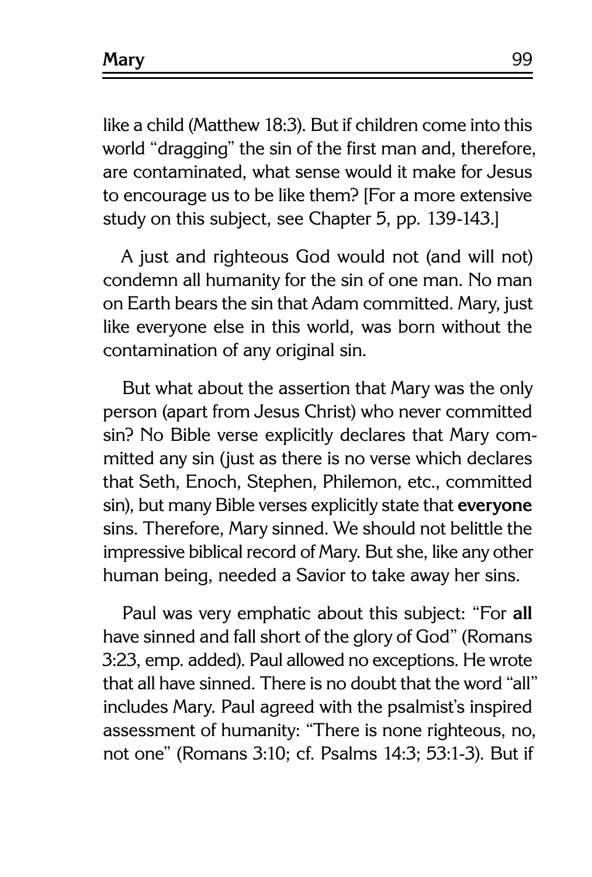like a child (Matthew 18:3). But if children come into this world "dragging" the sin of the first man and, therefore, are contaminated, what sense would it make for Jesus to encourage us to be like them? [For a more extensive study on this subject, see Chapter 5, pp. 139-143.]

A just and righteous God would not (and will not) condemn all humanity for the sin of one man. No man on Earth bears the sin that Adam committed. Mary, just like everyone else in this world, was born without the contamination of any original sin.

But what about the assertion that Mary was the only person (apart from Jesus Christ) who never committed sin? No Bible verse explicitly declares that Mary committed any sin (just as there is no verse which declares that Seth, Enoch, Stephen, Philemon, etc., committed sin), but many Bible verses explicitly state that **everyone** sins. Therefore, Mary sinned. We should not belittle the impressive biblical record of Mary. But she, like any other human being, needed a Savior to take away her sins.

Paul was very emphatic about this subject: "For **all** have sinned and fall short of the glory of God" (Romans 3:23, emp. added). Paul allowed no exceptions. He wrote that all have sinned. There is no doubt that the word "all" includes Mary. Paul agreed with the psalmist's inspired assessment of humanity: "There is none righteous, no, not one" (Romans 3:10; cf. Psalms 14:3; 53:1-3). But if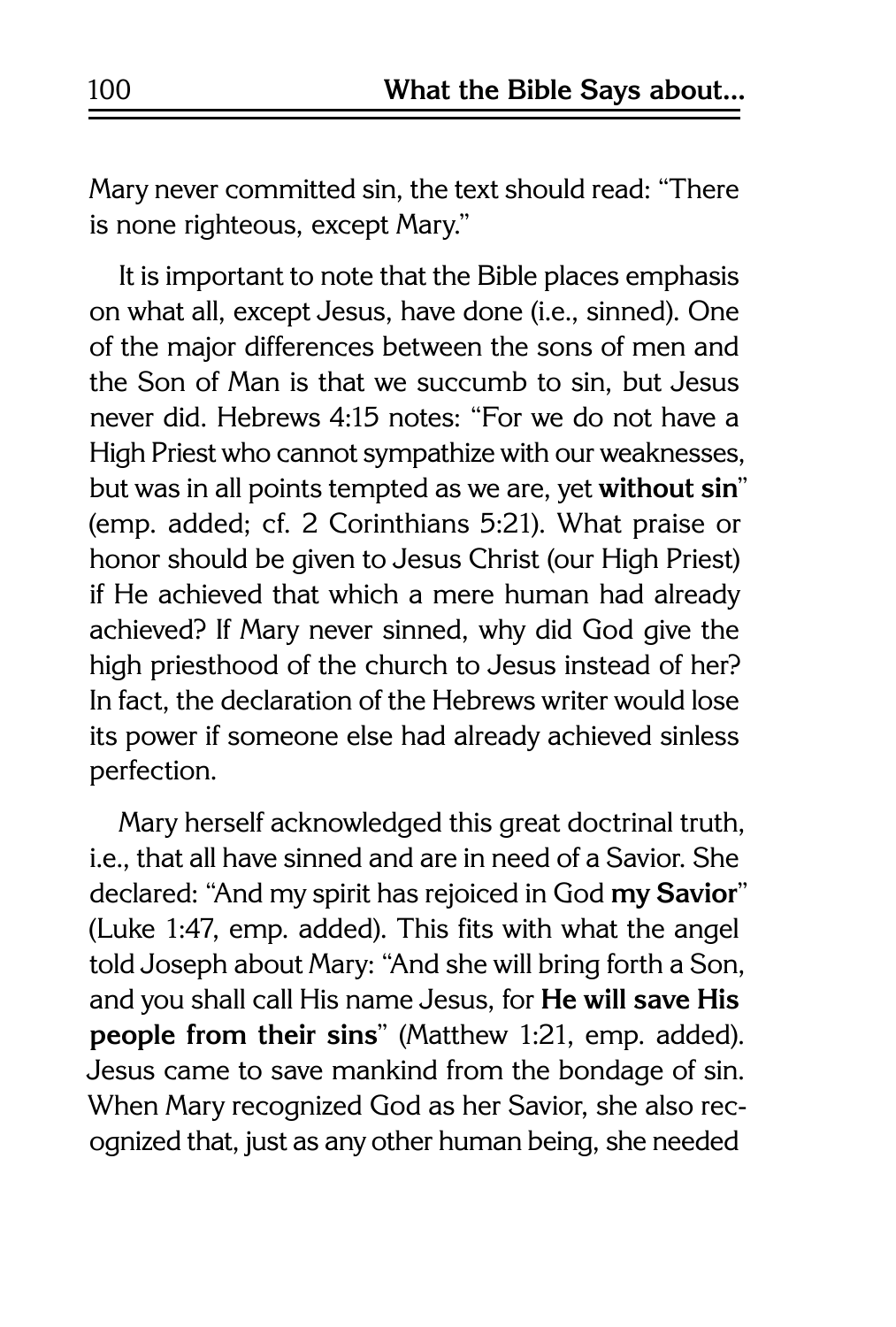Mary never committed sin, the text should read: "There is none righteous, except Mary."

It is important to note that the Bible places emphasis on what all, except Jesus, have done (i.e., sinned). One of the major differences between the sons of men and the Son of Man is that we succumb to sin, but Jesus never did. Hebrews 4:15 notes: "For we do not have a High Priest who cannot sympathize with our weaknesses, but was in all points tempted as we are, yet **without sin**" (emp. added; cf. 2 Corinthians 5:21). What praise or honor should be given to Jesus Christ (our High Priest) if He achieved that which a mere human had already achieved? If Mary never sinned, why did God give the high priesthood of the church to Jesus instead of her? In fact, the declaration of the Hebrews writer would lose its power if someone else had already achieved sinless perfection.

Mary herself acknowledged this great doctrinal truth, i.e., that all have sinned and are in need of a Savior. She declared: "And my spirit has rejoiced in God **my Savior**" (Luke 1:47, emp. added). This fits with what the angel told Joseph about Mary: "And she will bring forth a Son, and you shall call His name Jesus, for **He will save His people from their sins**" (Matthew 1:21, emp. added). Jesus came to save mankind from the bondage of sin. When Mary recognized God as her Savior, she also recognized that, just as any other human being, she needed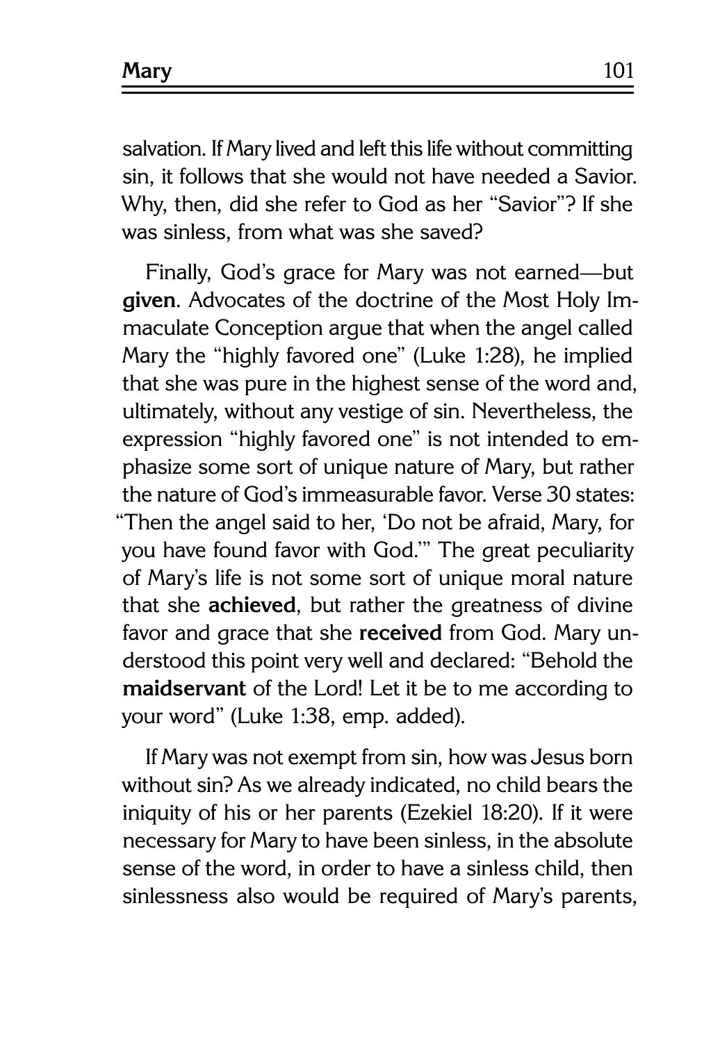salvation. If Mary lived and left this life without committing sin, it follows that she would not have needed a Savior. Why, then, did she refer to God as her "Savior"? If she was sinless, from what was she saved?

Finally, God's grace for Mary was not earned—but **given**. Advocates of the doctrine of the Most Holy Immaculate Conception argue that when the angel called Mary the "highly favored one" (Luke 1:28), he implied that she was pure in the highest sense of the word and, ultimately, without any vestige of sin. Nevertheless, the expression "highly favored one" is not intended to emphasize some sort of unique nature of Mary, but rather the nature of God's immeasurable favor. Verse 30 states: "Then the angel said to her, 'Do not be afraid, Mary, for you have found favor with God.'" The great peculiarity of Mary's life is not some sort of unique moral nature that she **achieved**, but rather the greatness of divine favor and grace that she **received** from God. Mary understood this point very well and declared: "Behold the **maidservant** of the Lord! Let it be to me according to your word" (Luke 1:38, emp. added).

If Mary was not exempt from sin, how was Jesus born without sin? As we already indicated, no child bears the iniquity of his or her parents (Ezekiel 18:20). If it were necessary for Mary to have been sinless, in the absolute sense of the word, in order to have a sinless child, then sinlessness also would be required of Mary's parents,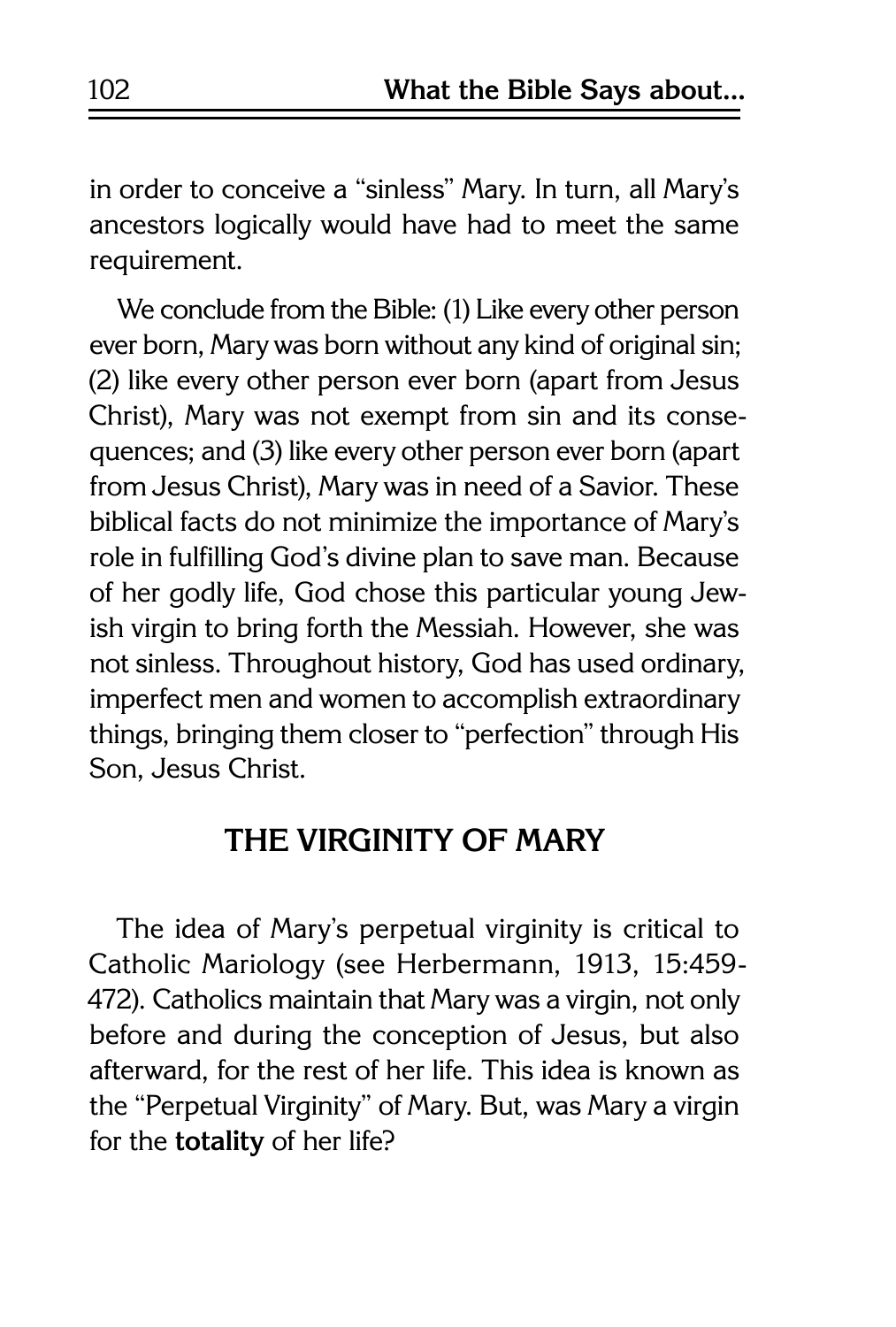in order to conceive a "sinless" Mary. In turn, all Mary's ancestors logically would have had to meet the same requirement.

We conclude from the Bible: (1) Like every other person ever born, Mary was born without any kind of original sin; (2) like every other person ever born (apart from Jesus Christ), Mary was not exempt from sin and its consequences; and (3) like every other person ever born (apart from Jesus Christ), Mary was in need of a Savior. These biblical facts do not minimize the importance of Mary's role in fulfilling God's divine plan to save man. Because of her godly life, God chose this particular young Jewish virgin to bring forth the Messiah. However, she was not sinless. Throughout history, God has used ordinary, imperfect men and women to accomplish extraordinary things, bringing them closer to "perfection" through His Son, Jesus Christ.

## THE VIRGINITY OF MARY

The idea of Mary's perpetual virginity is critical to Catholic Mariology (see Herbermann, 1913, 15:459-472). Catholics maintain that Mary was a virgin, not only before and during the conception of Jesus, but also afterward, for the rest of her life. This idea is known as the "Perpetual Virginity" of Mary. But, was Mary a virgin for the **totality** of her life?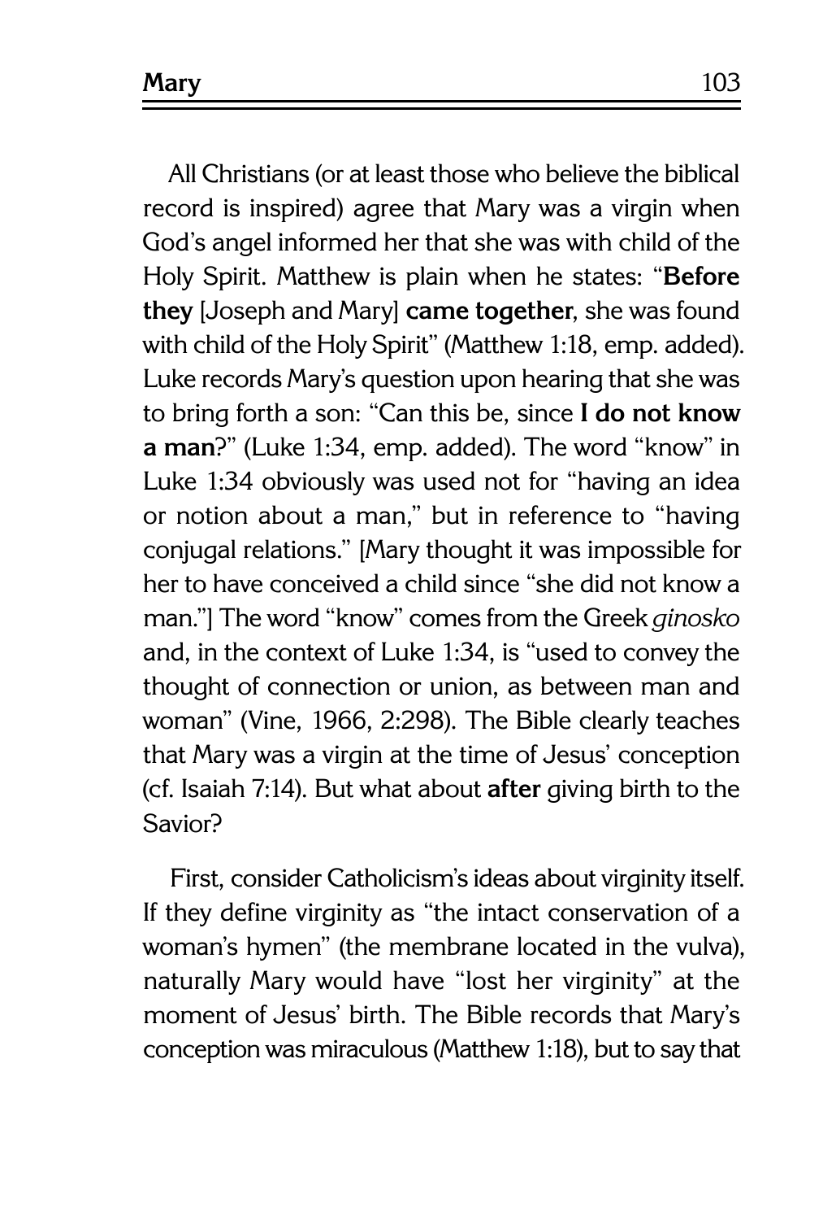All Christians (or at least those who believe the biblical record is inspired) agree that Mary was a virgin when God's angel informed her that she was with child of the Holy Spirit. Matthew is plain when he states: "**Before they** [Joseph and Mary] **came together**, she was found with child of the Holy Spirit" (Matthew 1:18, emp. added). Luke records Mary's question upon hearing that she was to bring forth a son: "Can this be, since **I do not know a man**?" (Luke 1:34, emp. added). The word "know" in Luke 1:34 obviously was used not for "having an idea or notion about a man," but in reference to "having conjugal relations." [Mary thought it was impossible for her to have conceived a child since "she did not know a man."] The word "know" comes from the Greek *ginosko* and, in the context of Luke 1:34, is "used to convey the thought of connection or union, as between man and woman" (Vine, 1966, 2:298). The Bible clearly teaches that Mary was a virgin at the time of Jesus' conception (cf. Isaiah 7:14). But what about **after** giving birth to the Savior?

First, consider Catholicism's ideas about virginity itself. If they define virginity as "the intact conservation of a woman's hymen" (the membrane located in the vulva), naturally Mary would have "lost her virginity" at the moment of Jesus' birth. The Bible records that Mary's conception was miraculous (Matthew 1:18), but to say that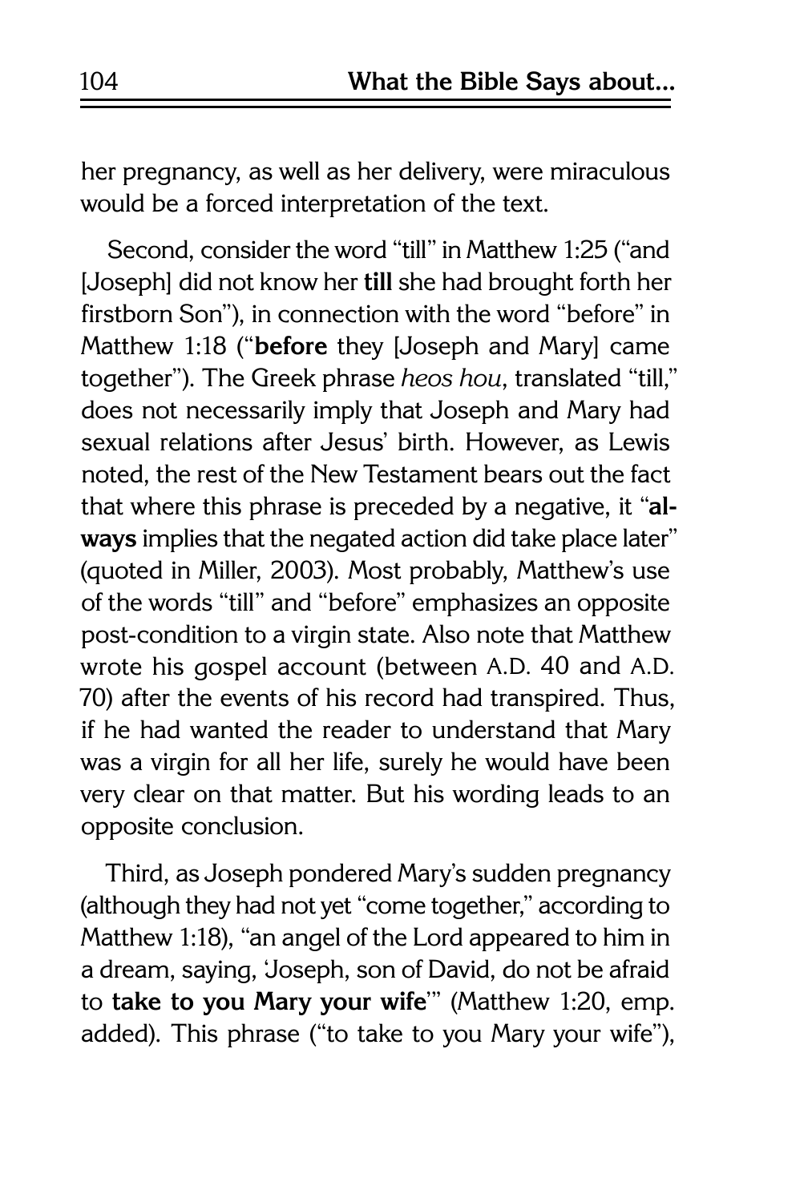her pregnancy, as well as her delivery, were miraculous would be a forced interpretation of the text.

Second, consider the word "till" in Matthew 1:25 ("and [Joseph] did not know her **till** she had brought forth her firstborn Son"), in connection with the word "before" in Matthew 1:18 ("**before** they [Joseph and Mary] came together"). The Greek phrase *heos hou*, translated "till," does not necessarily imply that Joseph and Mary had sexual relations after Jesus' birth. However, as Lewis noted, the rest of the New Testament bears out the fact that where this phrase is preceded by a negative, it "**always** implies that the negated action did take place later" (quoted in Miller, 2003). Most probably, Matthew's use of the words "till" and "before" emphasizes an opposite post-condition to a virgin state. Also note that Matthew wrote his gospel account (between A.D. 40 and A.D. 70) after the events of his record had transpired. Thus, if he had wanted the reader to understand that Mary was a virgin for all her life, surely he would have been very clear on that matter. But his wording leads to an opposite conclusion.

Third, as Joseph pondered Mary's sudden pregnancy (although they had not yet "come together," according to Matthew 1:18), "an angel of the Lord appeared to him in a dream, saying, 'Joseph, son of David, do not be afraid to **take to you Mary your wife**'" (Matthew 1:20, emp. added). This phrase ("to take to you Mary your wife"),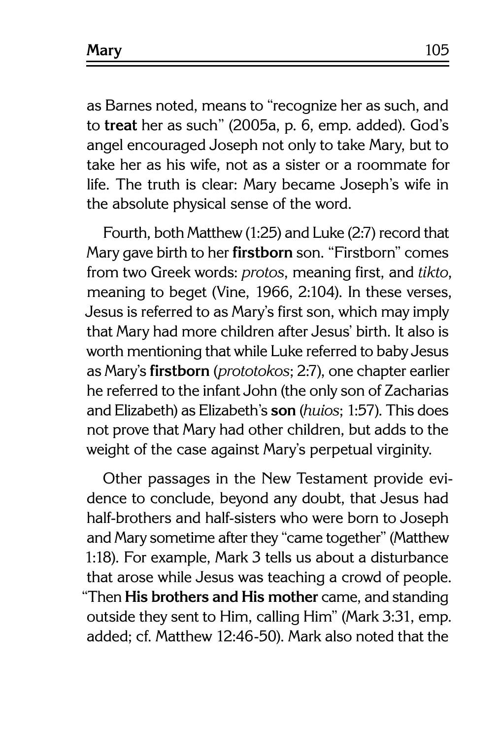as Barnes noted, means to "recognize her as such, and to **treat** her as such" (2005a, p. 6, emp. added). God's angel encouraged Joseph not only to take Mary, but to take her as his wife, not as a sister or a roommate for life. The truth is clear: Mary became Joseph's wife in the absolute physical sense of the word.

Fourth, both Matthew (1:25) and Luke (2:7) record that Mary gave birth to her **firstborn** son. "Firstborn" comes from two Greek words: *protos*, meaning first, and *tikto*, meaning to beget (Vine, 1966, 2:104). In these verses, Jesus is referred to as Mary's first son, which may imply that Mary had more children after Jesus' birth. It also is worth mentioning that while Luke referred to baby Jesus as Mary's **firstborn** (*prototokos*; 2:7), one chapter earlier he referred to the infant John (the only son of Zacharias and Elizabeth) as Elizabeth's **son** (*huios*; 1:57). This does not prove that Mary had other children, but adds to the weight of the case against Mary's perpetual virginity.

Other passages in the New Testament provide evidence to conclude, beyond any doubt, that Jesus had half-brothers and half-sisters who were born to Joseph and Mary sometime after they "came together" (Matthew 1:18). For example, Mark 3 tells us about a disturbance that arose while Jesus was teaching a crowd of people. "Then **His brothers and His mother** came, and standing outside they sent to Him, calling Him" (Mark 3:31, emp. added; cf. Matthew 12:46-50). Mark also noted that the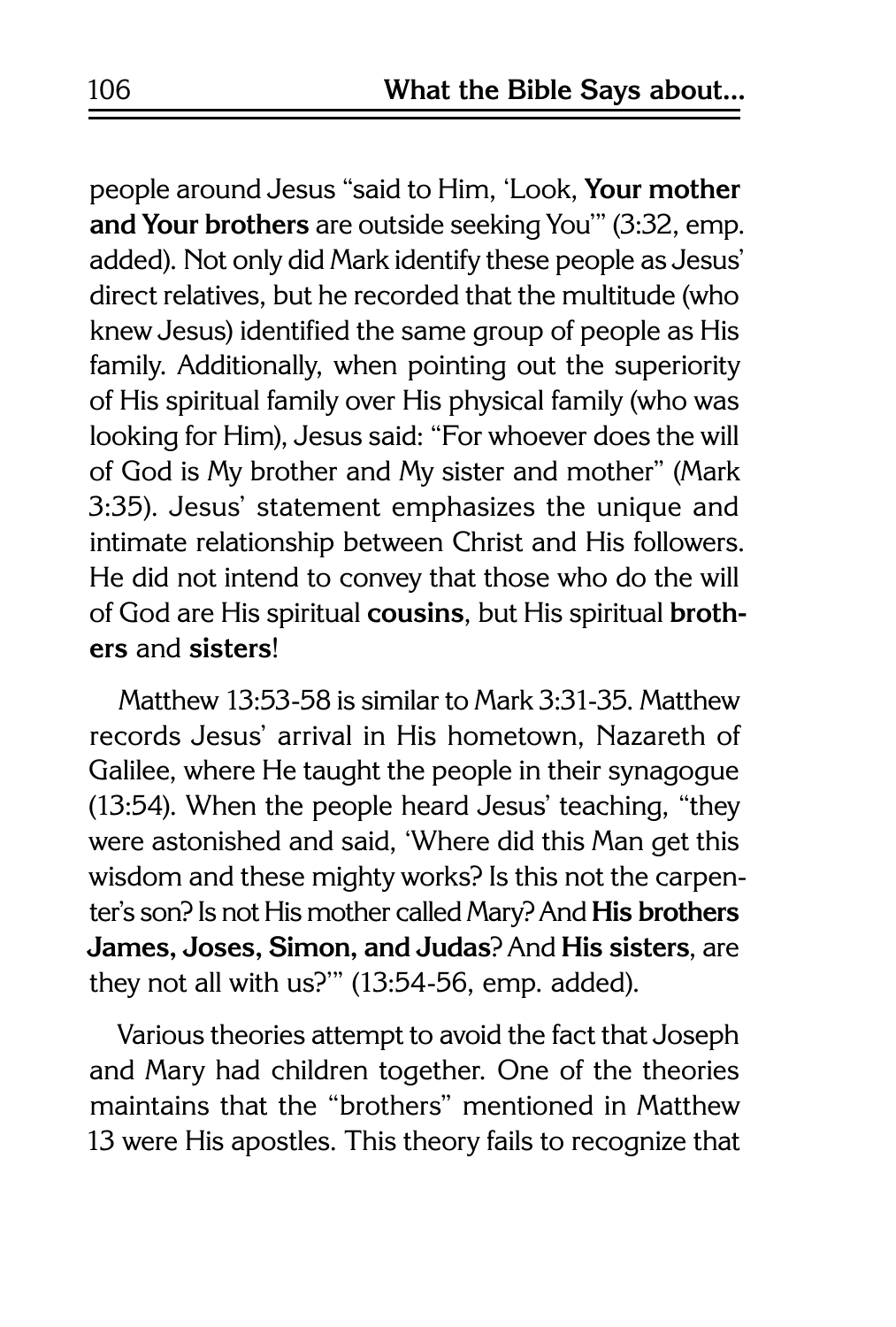people around Jesus "said to Him, 'Look, **Your mother and Your brothers** are outside seeking You'" (3:32, emp. added). Not only did Mark identify these people as Jesus' direct relatives, but he recorded that the multitude (who knew Jesus) identified the same group of people as His family. Additionally, when pointing out the superiority of His spiritual family over His physical family (who was looking for Him), Jesus said: "For whoever does the will of God is My brother and My sister and mother" (Mark 3:35). Jesus' statement emphasizes the unique and intimate relationship between Christ and His followers. He did not intend to convey that those who do the will of God are His spiritual **cousins**, but His spiritual **brothers** and **sisters**!

Matthew 13:53-58 is similar to Mark 3:31-35. Matthew records Jesus' arrival in His hometown, Nazareth of Galilee, where He taught the people in their synagogue (13:54). When the people heard Jesus' teaching, "they were astonished and said, 'Where did this Man get this wisdom and these mighty works? Is this not the carpenter's son? Is not His mother called Mary? And **His brothers James, Joses, Simon, and Judas**? And **His sisters**, are they not all with us?'" (13:54-56, emp. added).

Various theories attempt to avoid the fact that Joseph and Mary had children together. One of the theories maintains that the "brothers" mentioned in Matthew 13 were His apostles. This theory fails to recognize that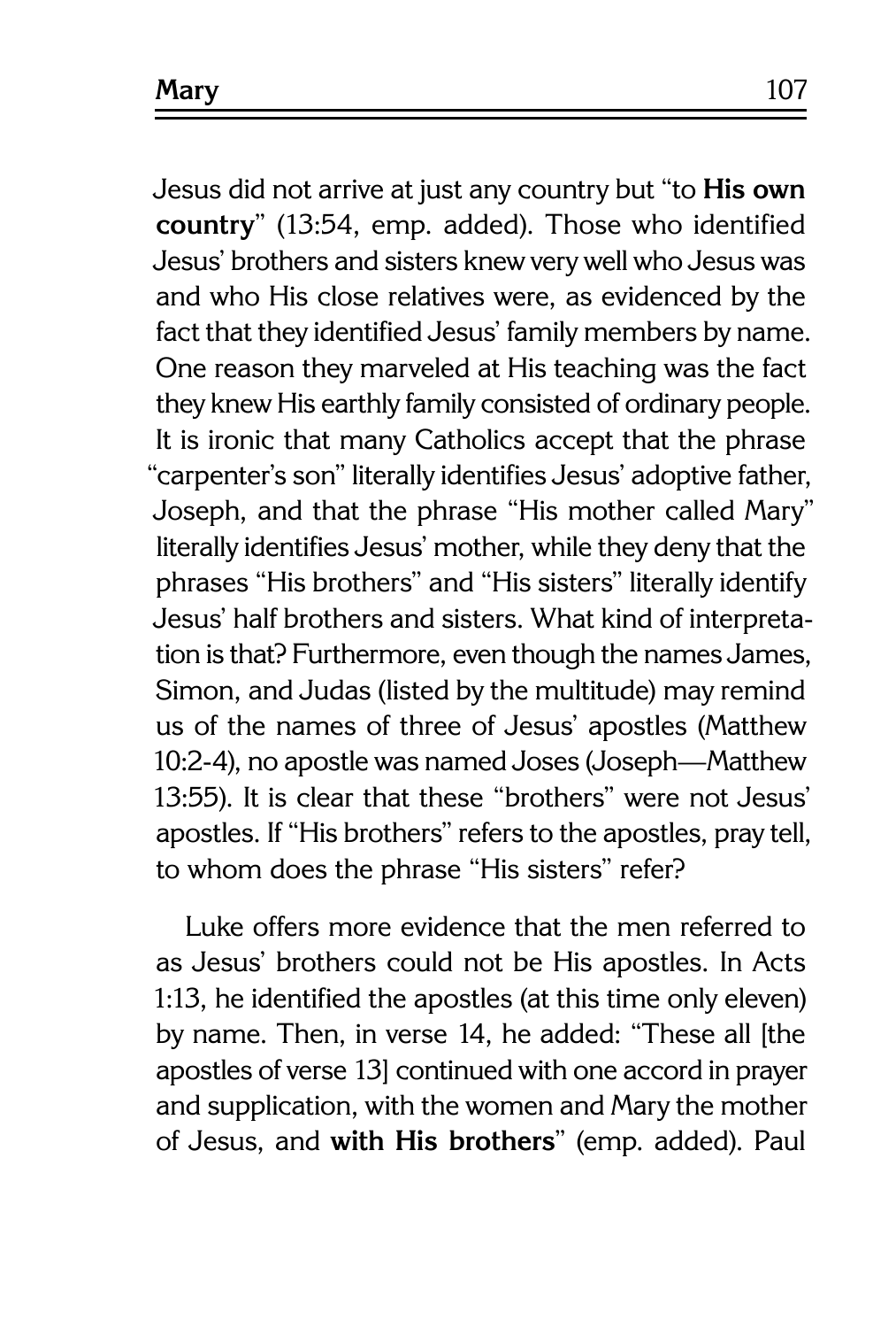Jesus did not arrive at just any country but "to **His own country**" (13:54, emp. added). Those who identified Jesus' brothers and sisters knew very well who Jesus was and who His close relatives were, as evidenced by the fact that they identified Jesus' family members by name. One reason they marveled at His teaching was the fact they knew His earthly family consisted of ordinary people. It is ironic that many Catholics accept that the phrase "carpenter's son" literally identifies Jesus' adoptive father, Joseph, and that the phrase "His mother called Mary" literally identifies Jesus' mother, while they deny that the phrases "His brothers" and "His sisters" literally identify Jesus' half brothers and sisters. What kind of interpretation is that? Furthermore, even though the names James, Simon, and Judas (listed by the multitude) may remind us of the names of three of Jesus' apostles (Matthew 10:2-4), no apostle was named Joses (Joseph—Matthew 13:55). It is clear that these "brothers" were not Jesus' apostles. If "His brothers" refers to the apostles, pray tell, to whom does the phrase "His sisters" refer?

Luke offers more evidence that the men referred to as Jesus' brothers could not be His apostles. In Acts 1:13, he identified the apostles (at this time only eleven) by name. Then, in verse 14, he added: "These all [the apostles of verse 13] continued with one accord in prayer and supplication, with the women and Mary the mother of Jesus, and **with His brothers**" (emp. added). Paul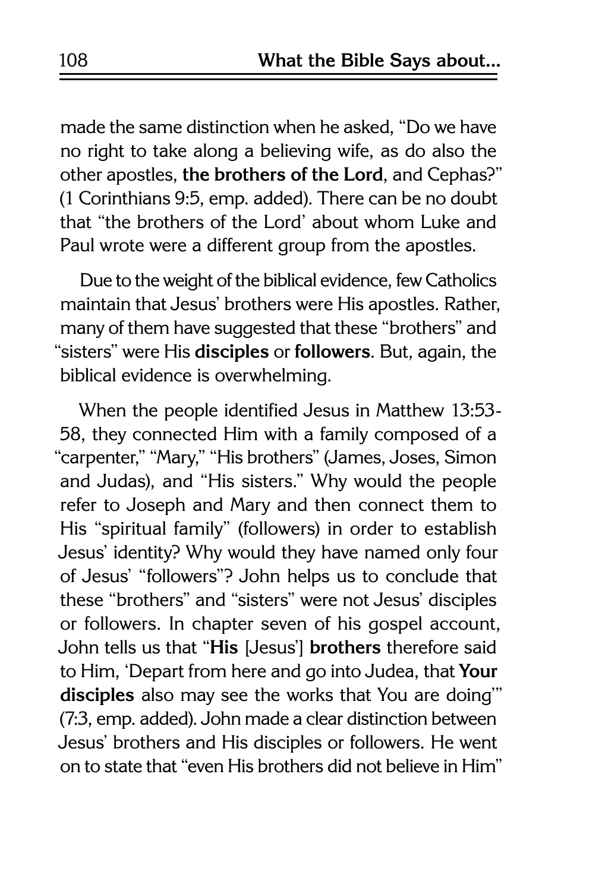made the same distinction when he asked, "Do we have no right to take along a believing wife, as do also the other apostles, **the brothers of the Lord**, and Cephas?" (1 Corinthians 9:5, emp. added). There can be no doubt that "the brothers of the Lord' about whom Luke and Paul wrote were a different group from the apostles.

Due to the weight of the biblical evidence, few Catholics maintain that Jesus' brothers were His apostles. Rather, many of them have suggested that these "brothers" and "sisters" were His **disciples** or **followers**. But, again, the biblical evidence is overwhelming.

When the people identified Jesus in Matthew 13:53-58, they connected Him with a family composed of a "carpenter," "Mary," "His brothers" (James, Joses, Simon and Judas), and "His sisters." Why would the people refer to Joseph and Mary and then connect them to His "spiritual family" (followers) in order to establish Jesus' identity? Why would they have named only four of Jesus' "followers"? John helps us to conclude that these "brothers" and "sisters" were not Jesus' disciples or followers. In chapter seven of his gospel account, John tells us that "**His** [Jesus'] **brothers** therefore said to Him, 'Depart from here and go into Judea, that **Your disciples** also may see the works that You are doing'" (7:3, emp. added). John made a clear distinction between Jesus' brothers and His disciples or followers. He went on to state that "even His brothers did not believe in Him"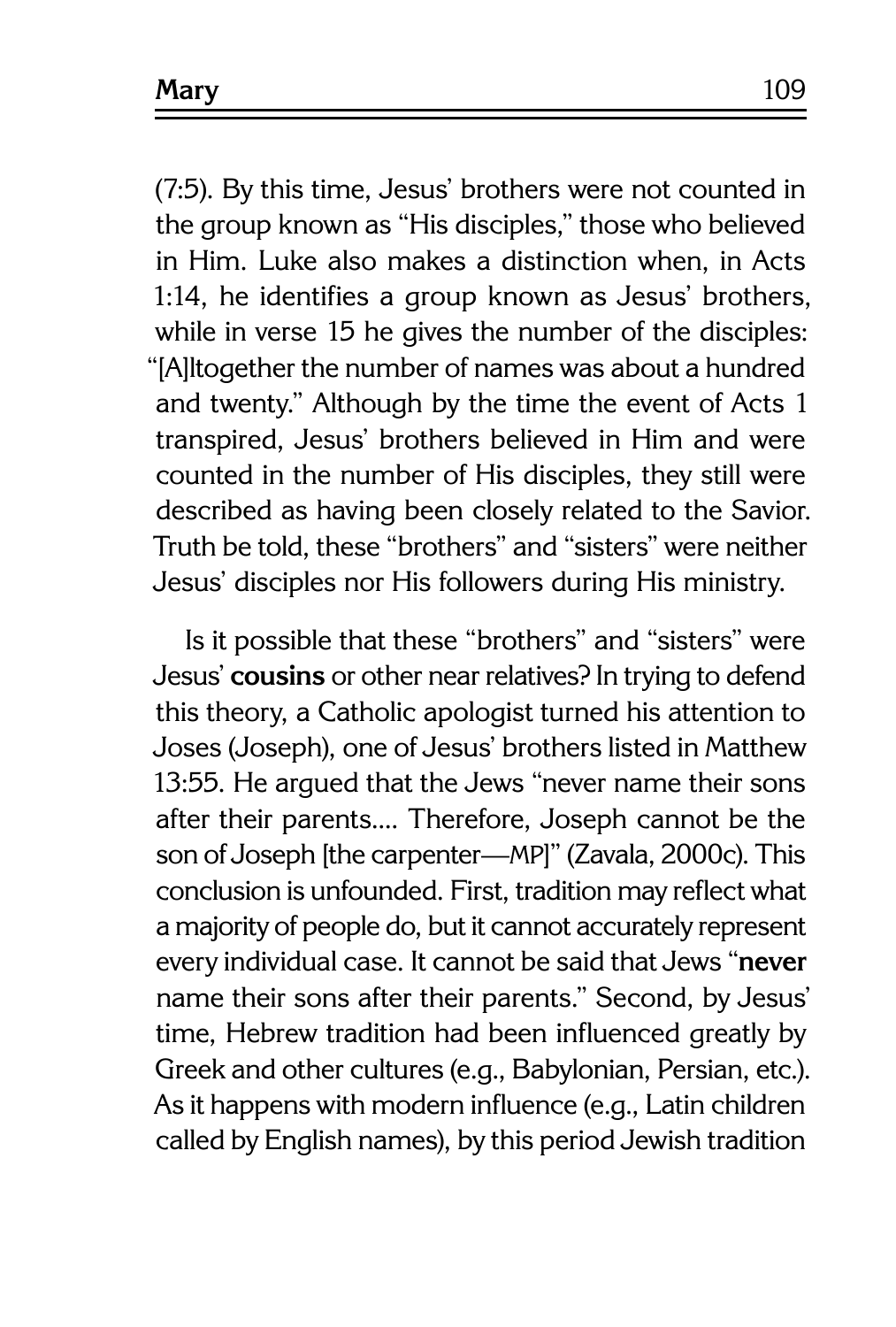(7:5). By this time, Jesus' brothers were not counted in the group known as "His disciples," those who believed in Him. Luke also makes a distinction when, in Acts 1:14, he identifies a group known as Jesus' brothers, while in verse 15 he gives the number of the disciples: "[A]ltogether the number of names was about a hundred and twenty." Although by the time the event of Acts 1 transpired, Jesus' brothers believed in Him and were counted in the number of His disciples, they still were described as having been closely related to the Savior. Truth be told, these "brothers" and "sisters" were neither Jesus' disciples nor His followers during His ministry.

Is it possible that these "brothers" and "sisters" were Jesus' **cousins** or other near relatives? In trying to defend this theory, a Catholic apologist turned his attention to Joses (Joseph), one of Jesus' brothers listed in Matthew 13:55. He argued that the Jews "never name their sons after their parents.... Therefore, Joseph cannot be the son of Joseph [the carpenter—MP]" (Zavala, 2000c). This conclusion is unfounded. First, tradition may reflect what a majority of people do, but it cannot accurately represent every individual case. It cannot be said that Jews "**never** name their sons after their parents." Second, by Jesus' time, Hebrew tradition had been influenced greatly by Greek and other cultures (e.g., Babylonian, Persian, etc.). As it happens with modern influence (e.g., Latin children called by English names), by this period Jewish tradition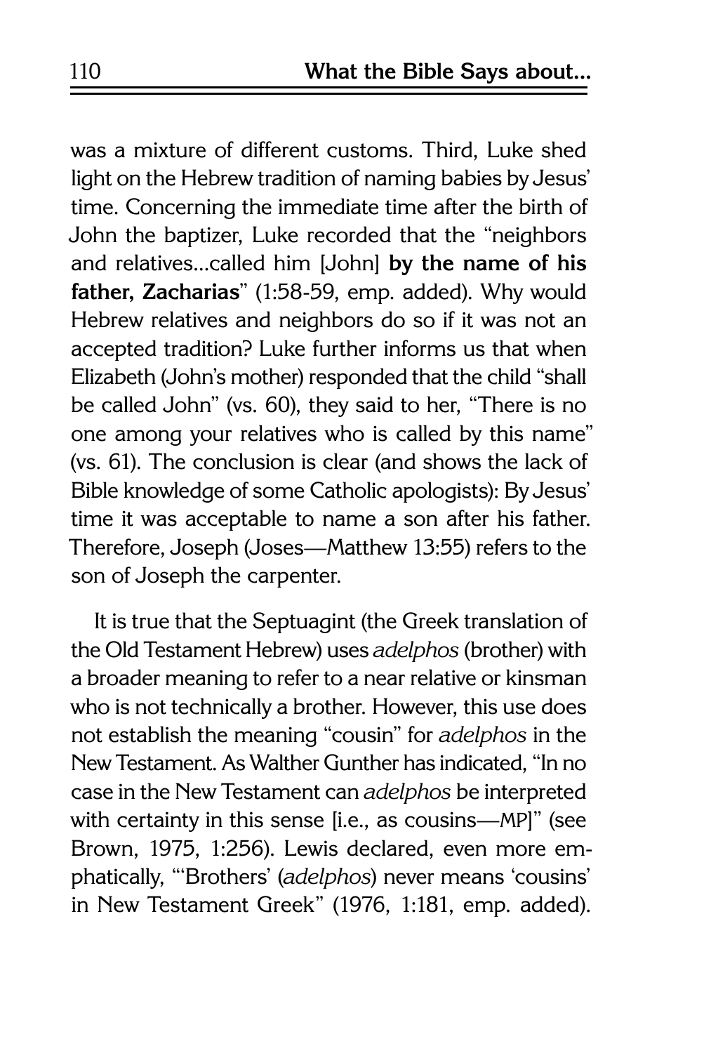was a mixture of different customs. Third, Luke shed light on the Hebrew tradition of naming babies by Jesus' time. Concerning the immediate time after the birth of John the baptizer, Luke recorded that the "neighbors and relatives...called him [John] **by the name of his father, Zacharias**" (1:58-59, emp. added). Why would Hebrew relatives and neighbors do so if it was not an accepted tradition? Luke further informs us that when Elizabeth (John's mother) responded that the child "shall be called John" (vs. 60), they said to her, "There is no one among your relatives who is called by this name" (vs. 61). The conclusion is clear (and shows the lack of Bible knowledge of some Catholic apologists): By Jesus' time it was acceptable to name a son after his father. Therefore, Joseph (Joses—Matthew 13:55) refers to the son of Joseph the carpenter.

It is true that the Septuagint (the Greek translation of the Old Testament Hebrew) uses *adelphos* (brother) with a broader meaning to refer to a near relative or kinsman who is not technically a brother. However, this use does not establish the meaning "cousin" for *adelphos* in the New Testament. As Walther Gunther has indicated, "In no case in the New Testament can *adelphos* be interpreted with certainty in this sense [i.e., as cousins—MP]" (see Brown, 1975, 1:256). Lewis declared, even more emphatically, "'Brothers' (*adelphos*) never means 'cousins' in New Testament Greek" (1976, 1:181, emp. added).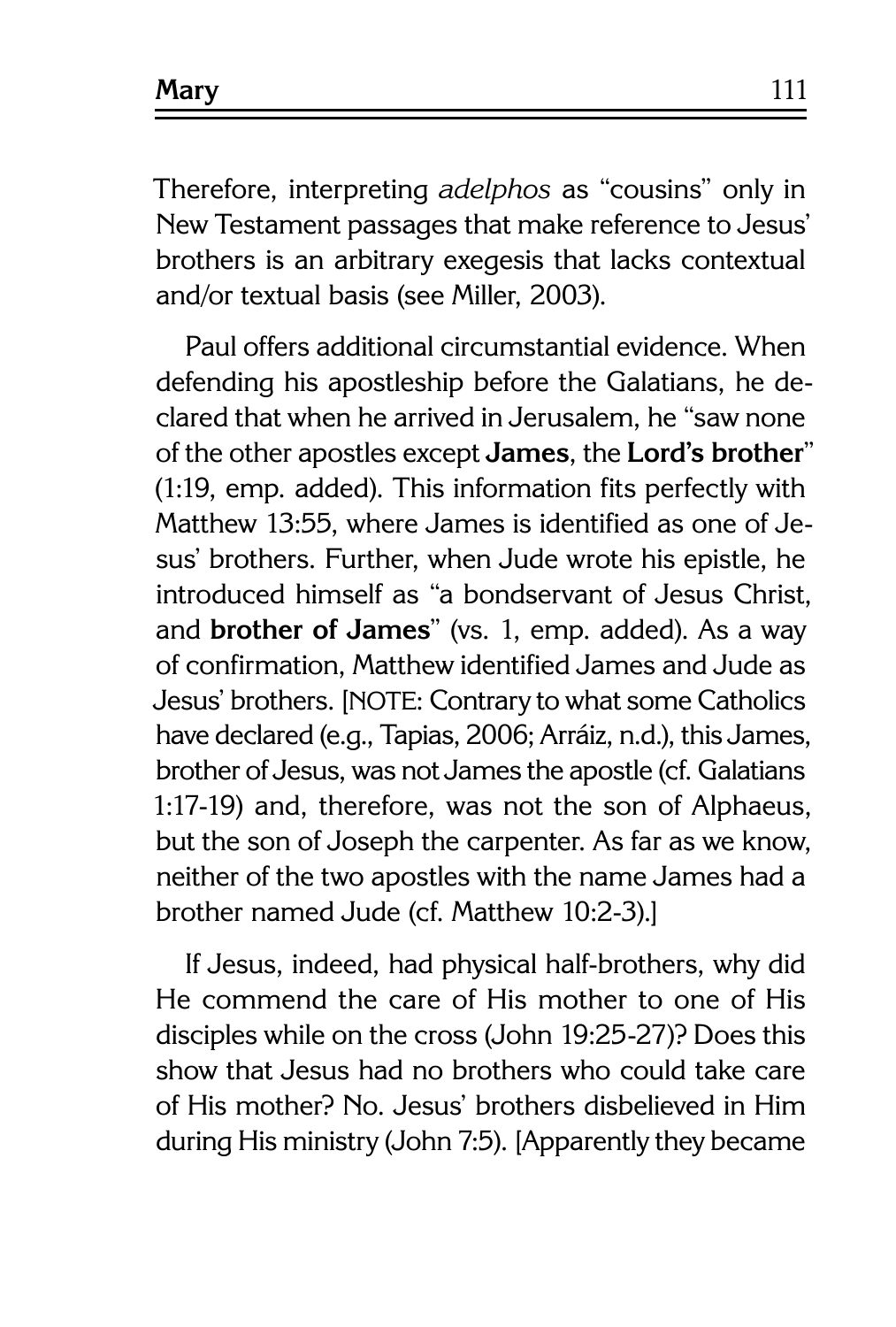Therefore, interpreting *adelphos* as "cousins" only in New Testament passages that make reference to Jesus' brothers is an arbitrary exegesis that lacks contextual and/or textual basis (see Miller, 2003).

Paul offers additional circumstantial evidence. When defending his apostleship before the Galatians, he declared that when he arrived in Jerusalem, he "saw none of the other apostles except **James**, the **Lord's brother**" (1:19, emp. added). This information fits perfectly with Matthew 13:55, where James is identified as one of Jesus' brothers. Further, when Jude wrote his epistle, he introduced himself as "a bondservant of Jesus Christ, and **brother of James**" (vs. 1, emp. added). As a way of confirmation, Matthew identified James and Jude as Jesus' brothers. [NOTE: Contrary to what some Catholics have declared (e.g., Tapias, 2006; Arráiz, n.d.), this James, brother of Jesus, was not James the apostle (cf. Galatians 1:17-19) and, therefore, was not the son of Alphaeus, but the son of Joseph the carpenter. As far as we know, neither of the two apostles with the name James had a brother named Jude (cf. Matthew 10:2-3).]

If Jesus, indeed, had physical half-brothers, why did He commend the care of His mother to one of His disciples while on the cross (John 19:25-27)? Does this show that Jesus had no brothers who could take care of His mother? No. Jesus' brothers disbelieved in Him during His ministry (John 7:5). [Apparently they became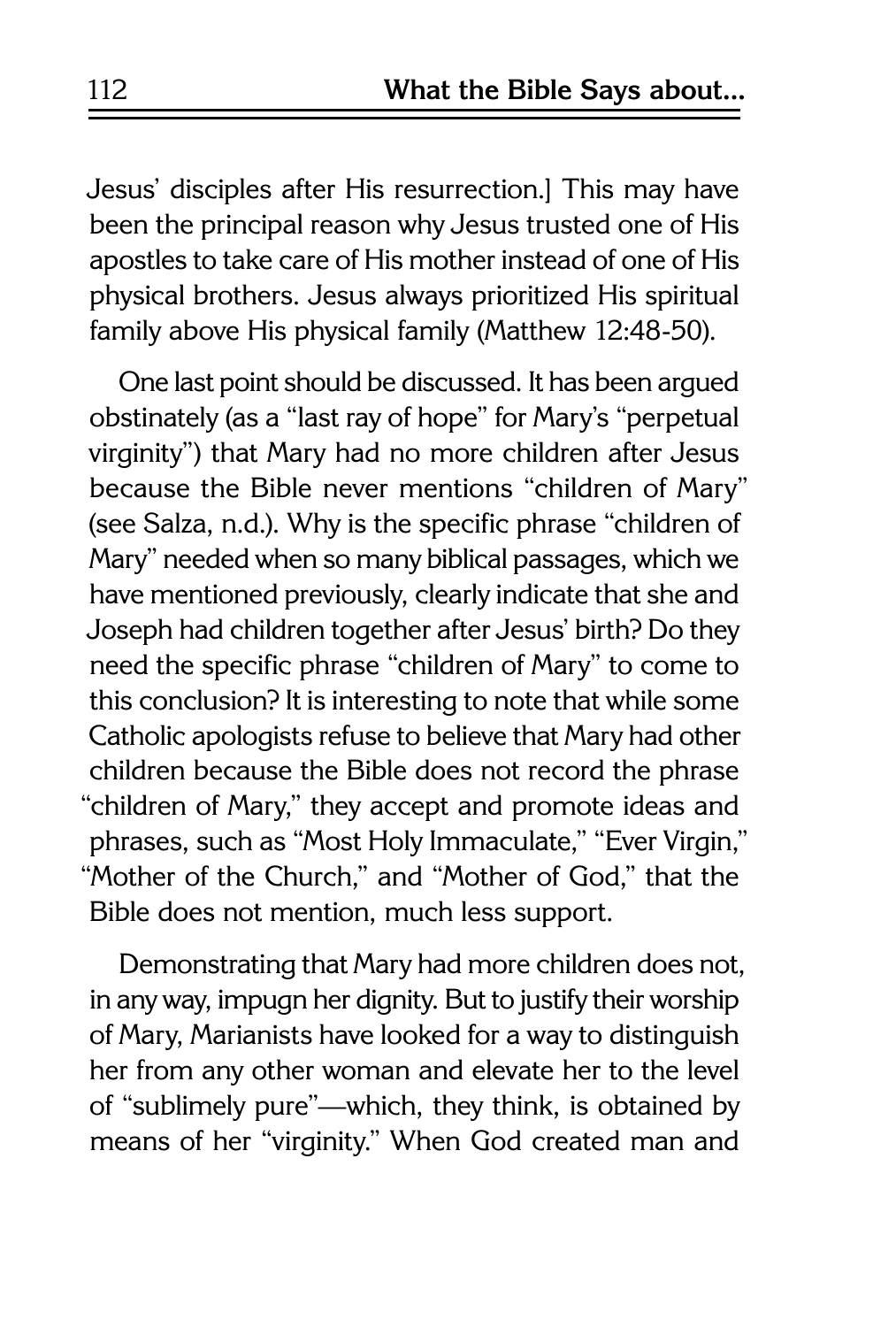Jesus' disciples after His resurrection.] This may have been the principal reason why Jesus trusted one of His apostles to take care of His mother instead of one of His physical brothers. Jesus always prioritized His spiritual family above His physical family (Matthew 12:48-50).

One last point should be discussed. It has been argued obstinately (as a "last ray of hope" for Mary's "perpetual virginity") that Mary had no more children after Jesus because the Bible never mentions "children of Mary" (see Salza, n.d.). Why is the specific phrase "children of Mary" needed when so many biblical passages, which we have mentioned previously, clearly indicate that she and Joseph had children together after Jesus' birth? Do they need the specific phrase "children of Mary" to come to this conclusion? It is interesting to note that while some Catholic apologists refuse to believe that Mary had other children because the Bible does not record the phrase "children of Mary," they accept and promote ideas and phrases, such as "Most Holy Immaculate," "Ever Virgin," "Mother of the Church," and "Mother of God," that the Bible does not mention, much less support.

Demonstrating that Mary had more children does not, in any way, impugn her dignity. But to justify their worship of Mary, Marianists have looked for a way to distinguish her from any other woman and elevate her to the level of "sublimely pure"—which, they think, is obtained by means of her "virginity." When God created man and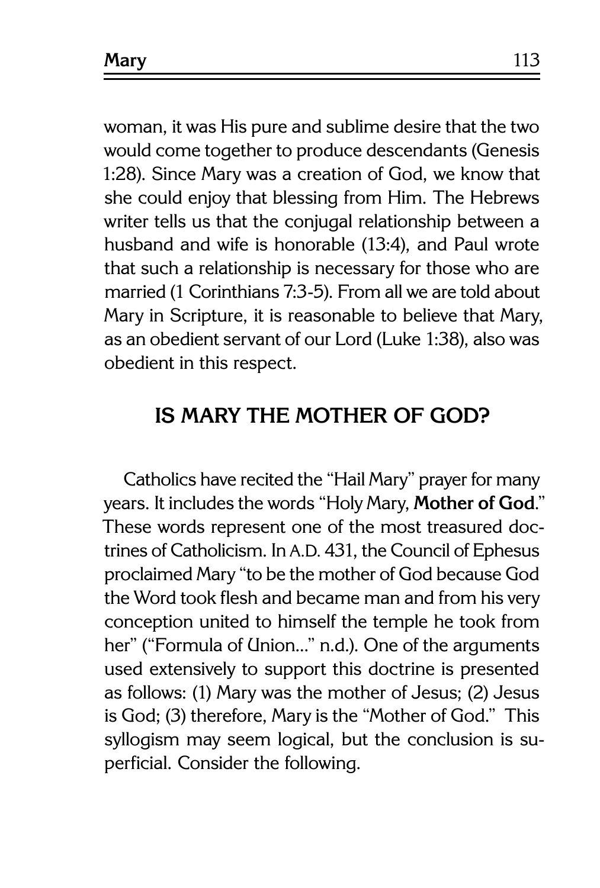woman, it was His pure and sublime desire that the two would come together to produce descendants (Genesis 1:28). Since Mary was a creation of God, we know that she could enjoy that blessing from Him. The Hebrews writer tells us that the conjugal relationship between a husband and wife is honorable (13:4), and Paul wrote that such a relationship is necessary for those who are married (1 Corinthians 7:3-5). From all we are told about Mary in Scripture, it is reasonable to believe that Mary, as an obedient servant of our Lord (Luke 1:38), also was obedient in this respect.

## IS MARY THE MOTHER OF GOD?

Catholics have recited the "Hail Mary" prayer for many years. It includes the words "Holy Mary, **Mother of God**." These words represent one of the most treasured doctrines of Catholicism. In A.D. 431, the Council of Ephesus proclaimed Mary "to be the mother of God because God the Word took flesh and became man and from his very conception united to himself the temple he took from her" ("Formula of Union..." n.d.). One of the arguments used extensively to support this doctrine is presented as follows: (1) Mary was the mother of Jesus; (2) Jesus is God; (3) therefore, Mary is the "Mother of God." This syllogism may seem logical, but the conclusion is superficial. Consider the following.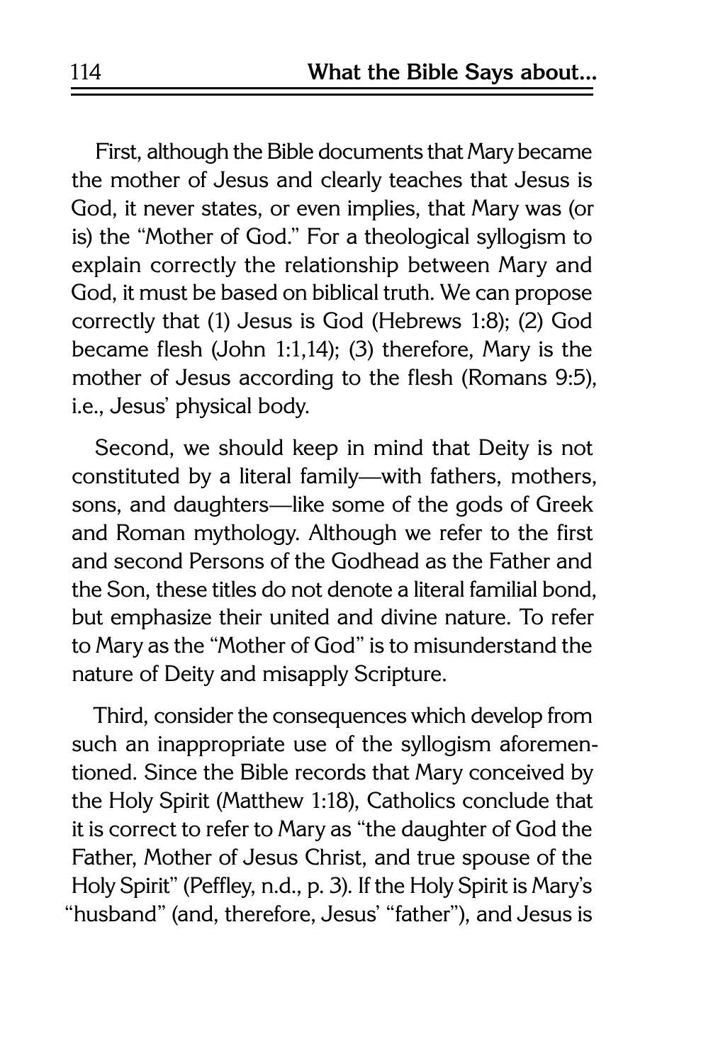First, although the Bible documents that Mary became the mother of Jesus and clearly teaches that Jesus is God, it never states, or even implies, that Mary was (or is) the "Mother of God." For a theological syllogism to explain correctly the relationship between Mary and God, it must be based on biblical truth. We can propose correctly that (1) Jesus is God (Hebrews 1:8); (2) God became flesh (John 1:1,14); (3) therefore, Mary is the mother of Jesus according to the flesh (Romans 9:5), i.e., Jesus' physical body.

Second, we should keep in mind that Deity is not constituted by a literal family—with fathers, mothers, sons, and daughters—like some of the gods of Greek and Roman mythology. Although we refer to the first and second Persons of the Godhead as the Father and the Son, these titles do not denote a literal familial bond, but emphasize their united and divine nature. To refer to Mary as the "Mother of God" is to misunderstand the nature of Deity and misapply Scripture.

Third, consider the consequences which develop from such an inappropriate use of the syllogism aforementioned. Since the Bible records that Mary conceived by the Holy Spirit (Matthew 1:18), Catholics conclude that it is correct to refer to Mary as "the daughter of God the Father, Mother of Jesus Christ, and true spouse of the Holy Spirit" (Peffley, n.d., p. 3). If the Holy Spirit is Mary's "husband" (and, therefore, Jesus' "father"), and Jesus is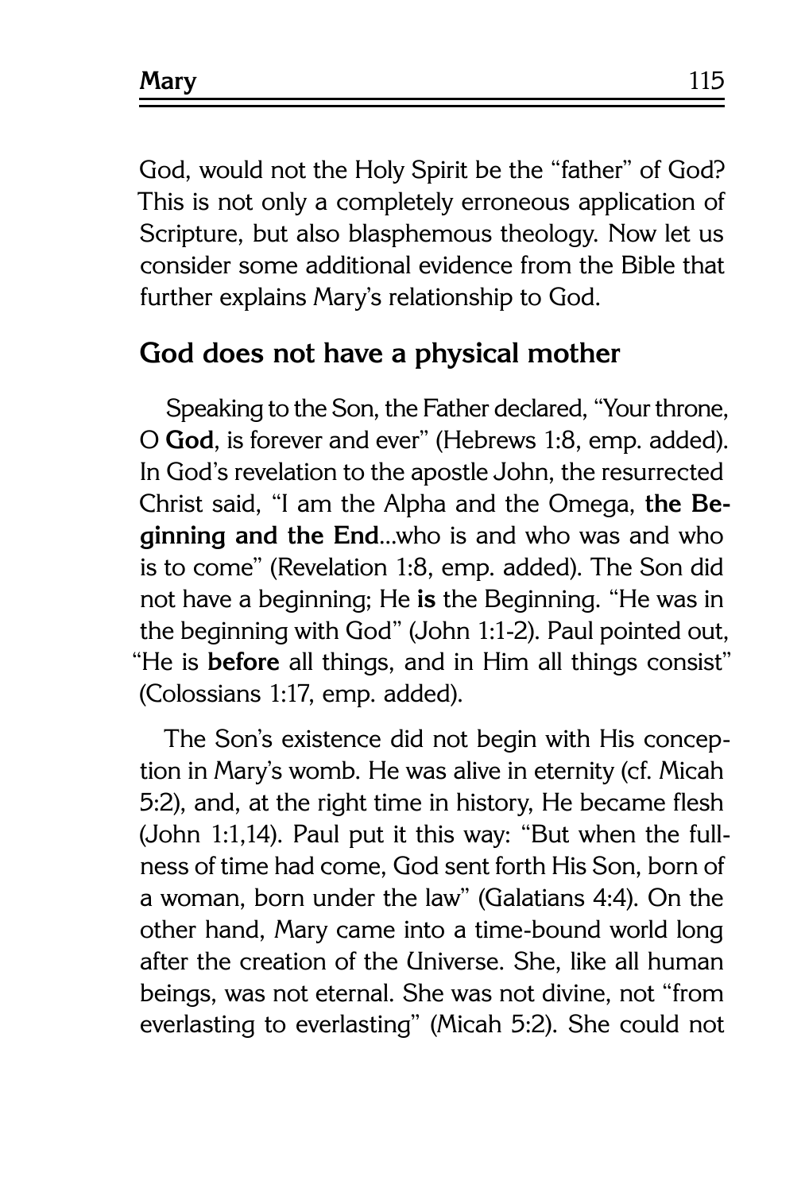God, would not the Holy Spirit be the "father" of God? This is not only a completely erroneous application of Scripture, but also blasphemous theology. Now let us consider some additional evidence from the Bible that further explains Mary's relationship to God.

## God does not have a physical mother

Speaking to the Son, the Father declared, "Your throne, O **God**, is forever and ever" (Hebrews 1:8, emp. added). In God's revelation to the apostle John, the resurrected Christ said, "I am the Alpha and the Omega, **the Beginning and the End**...who is and who was and who is to come" (Revelation 1:8, emp. added). The Son did not have a beginning; He **is** the Beginning. "He was in the beginning with God" (John 1:1-2). Paul pointed out, "He is **before** all things, and in Him all things consist" (Colossians 1:17, emp. added).

The Son's existence did not begin with His conception in Mary's womb. He was alive in eternity (cf. Micah 5:2), and, at the right time in history, He became flesh (John 1:1,14). Paul put it this way: "But when the fullness of time had come, God sent forth His Son, born of a woman, born under the law" (Galatians 4:4). On the other hand, Mary came into a time-bound world long after the creation of the Universe. She, like all human beings, was not eternal. She was not divine, not "from everlasting to everlasting" (Micah 5:2). She could not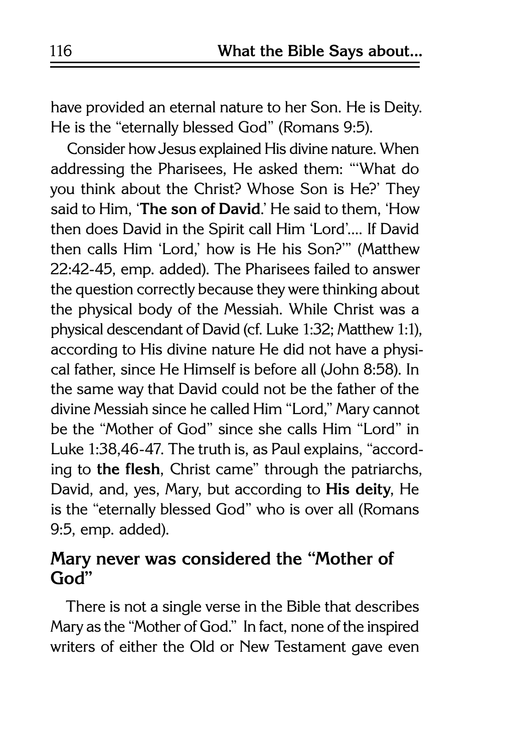have provided an eternal nature to her Son. He is Deity. He is the "eternally blessed God" (Romans 9:5).

Consider how Jesus explained His divine nature. When addressing the Pharisees, He asked them: "'What do you think about the Christ? Whose Son is He?' They said to Him, '**The son of David**.' He said to them, 'How then does David in the Spirit call Him 'Lord'.... If David then calls Him 'Lord,' how is He his Son?'" (Matthew 22:42-45, emp. added). The Pharisees failed to answer the question correctly because they were thinking about the physical body of the Messiah. While Christ was a physical descendant of David (cf. Luke 1:32; Matthew 1:1), according to His divine nature He did not have a physical father, since He Himself is before all (John 8:58). In the same way that David could not be the father of the divine Messiah since he called Him "Lord," Mary cannot be the "Mother of God" since she calls Him "Lord" in Luke 1:38,46-47. The truth is, as Paul explains, "according to **the flesh**, Christ came" through the patriarchs, David, and, yes, Mary, but according to **His deity**, He is the "eternally blessed God" who is over all (Romans 9:5, emp. added).

## Mary never was considered the "Mother of God"

There is not a single verse in the Bible that describes Mary as the "Mother of God." In fact, none of the inspired writers of either the Old or New Testament gave even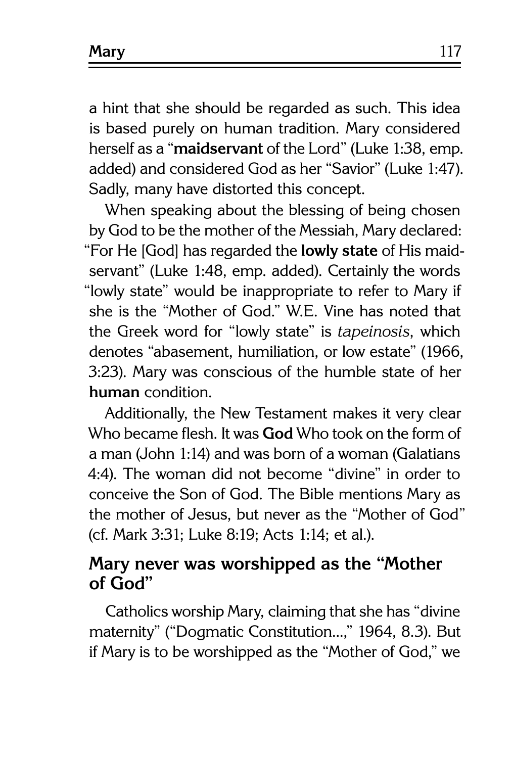a hint that she should be regarded as such. This idea is based purely on human tradition. Mary considered herself as a "**maidservant** of the Lord" (Luke 1:38, emp. added) and considered God as her "Savior" (Luke 1:47). Sadly, many have distorted this concept.

When speaking about the blessing of being chosen by God to be the mother of the Messiah, Mary declared: "For He [God] has regarded the **lowly state** of His maidservant" (Luke 1:48, emp. added). Certainly the words "lowly state" would be inappropriate to refer to Mary if she is the "Mother of God." W.E. Vine has noted that the Greek word for "lowly state" is *tapeinosis*, which denotes "abasement, humiliation, or low estate" (1966, 3:23). Mary was conscious of the humble state of her **human** condition.

Additionally, the New Testament makes it very clear Who became flesh. It was **God** Who took on the form of a man (John 1:14) and was born of a woman (Galatians 4:4). The woman did not become "divine" in order to conceive the Son of God. The Bible mentions Mary as the mother of Jesus, but never as the "Mother of God" (cf. Mark 3:31; Luke 8:19; Acts 1:14; et al.).

## Mary never was worshipped as the "Mother of God"

Catholics worship Mary, claiming that she has "divine maternity" ("Dogmatic Constitution...," 1964, 8.3). But if Mary is to be worshipped as the "Mother of God," we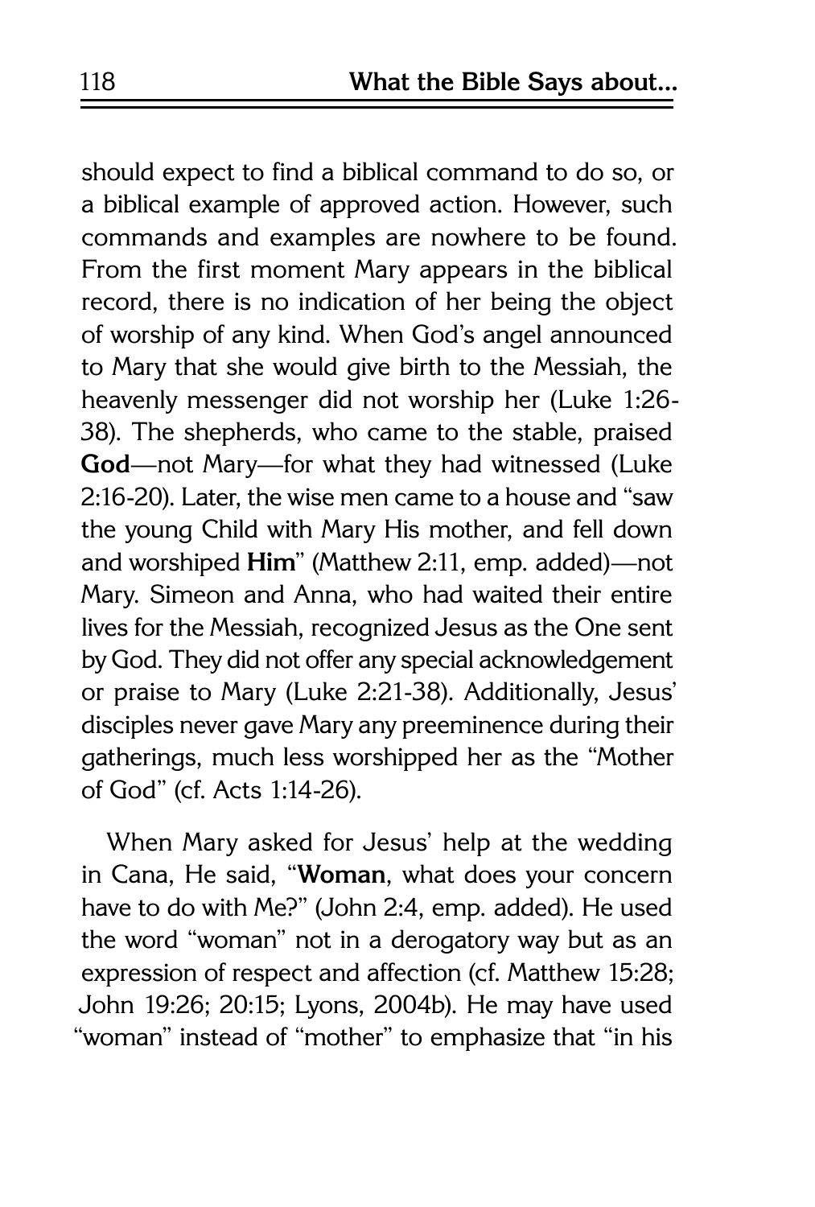should expect to find a biblical command to do so, or a biblical example of approved action. However, such commands and examples are nowhere to be found. From the first moment Mary appears in the biblical record, there is no indication of her being the object of worship of any kind. When God's angel announced to Mary that she would give birth to the Messiah, the heavenly messenger did not worship her (Luke 1:26-38). The shepherds, who came to the stable, praised **God**—not Mary—for what they had witnessed (Luke 2:16-20). Later, the wise men came to a house and "saw the young Child with Mary His mother, and fell down and worshiped **Him**" (Matthew 2:11, emp. added)—not Mary. Simeon and Anna, who had waited their entire lives for the Messiah, recognized Jesus as the One sent by God. They did not offer any special acknowledgement or praise to Mary (Luke 2:21-38). Additionally, Jesus' disciples never gave Mary any preeminence during their gatherings, much less worshipped her as the "Mother of God" (cf. Acts 1:14-26).

When Mary asked for Jesus' help at the wedding in Cana, He said, "**Woman**, what does your concern have to do with Me?" (John 2:4, emp. added). He used the word "woman" not in a derogatory way but as an expression of respect and affection (cf. Matthew 15:28; John 19:26; 20:15; Lyons, 2004b). He may have used "woman" instead of "mother" to emphasize that "in his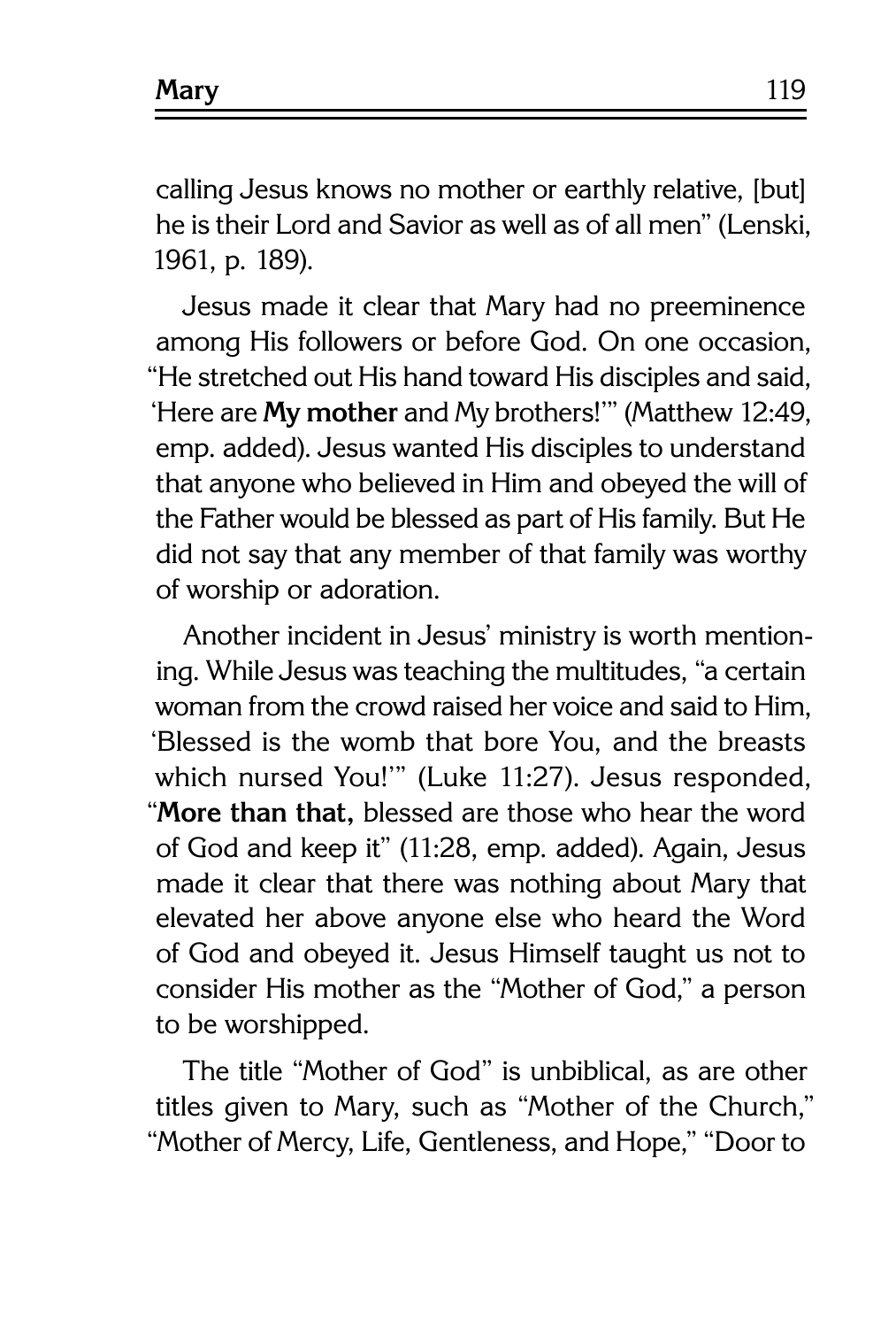calling Jesus knows no mother or earthly relative, [but] he is their Lord and Savior as well as of all men" (Lenski, 1961, p. 189).

Jesus made it clear that Mary had no preeminence among His followers or before God. On one occasion, "He stretched out His hand toward His disciples and said, 'Here are **My mother** and My brothers!'" (Matthew 12:49, emp. added). Jesus wanted His disciples to understand that anyone who believed in Him and obeyed the will of the Father would be blessed as part of His family. But He did not say that any member of that family was worthy of worship or adoration.

Another incident in Jesus' ministry is worth mentioning. While Jesus was teaching the multitudes, "a certain woman from the crowd raised her voice and said to Him, 'Blessed is the womb that bore You, and the breasts which nursed You!'" (Luke 11:27). Jesus responded, "**More than that,** blessed are those who hear the word of God and keep it" (11:28, emp. added). Again, Jesus made it clear that there was nothing about Mary that elevated her above anyone else who heard the Word of God and obeyed it. Jesus Himself taught us not to consider His mother as the "Mother of God," a person to be worshipped.

The title "Mother of God" is unbiblical, as are other titles given to Mary, such as "Mother of the Church," "Mother of Mercy, Life, Gentleness, and Hope," "Door to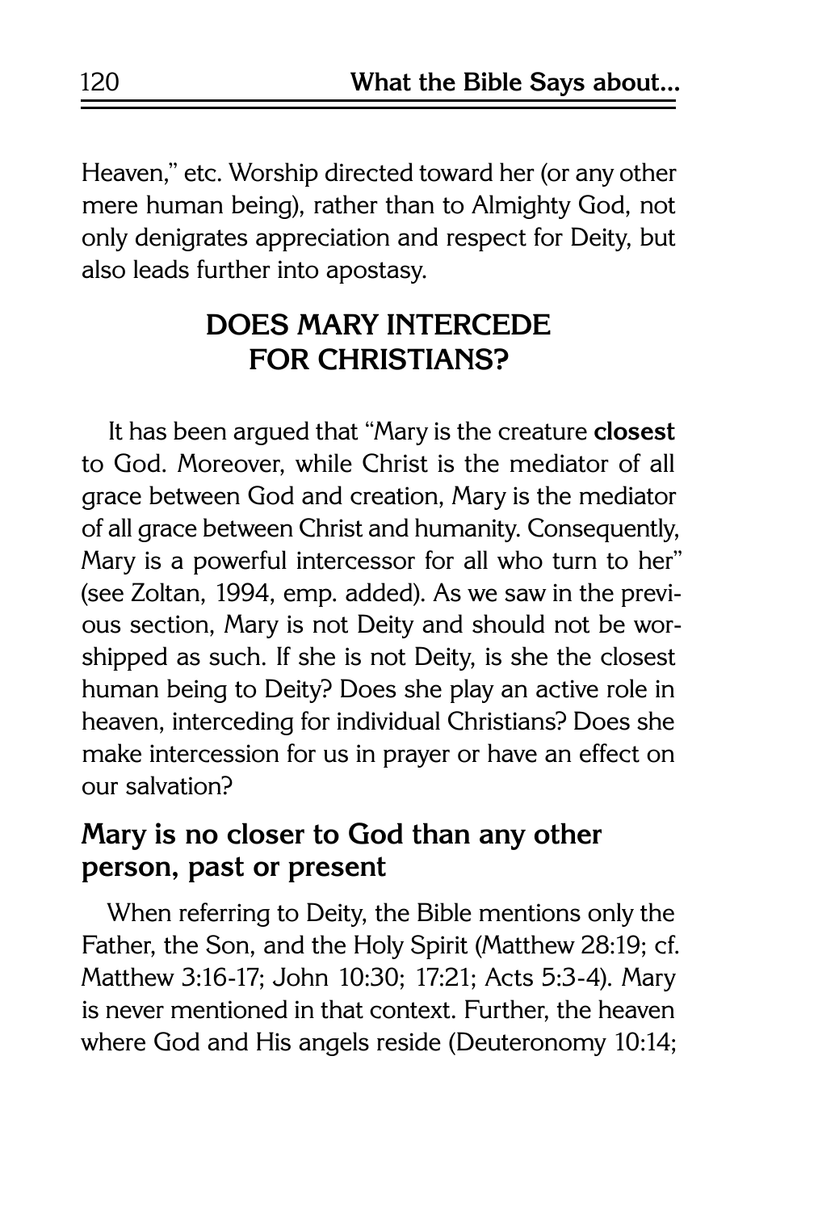Heaven," etc. Worship directed toward her (or any other mere human being), rather than to Almighty God, not only denigrates appreciation and respect for Deity, but also leads further into apostasy.

## DOES MARY INTERCEDE FOR CHRISTIANS?

It has been argued that "Mary is the creature **closest** to God. Moreover, while Christ is the mediator of all grace between God and creation, Mary is the mediator of all grace between Christ and humanity. Consequently, Mary is a powerful intercessor for all who turn to her" (see Zoltan, 1994, emp. added). As we saw in the previous section, Mary is not Deity and should not be worshipped as such. If she is not Deity, is she the closest human being to Deity? Does she play an active role in heaven, interceding for individual Christians? Does she make intercession for us in prayer or have an effect on our salvation?

### Mary is no closer to God than any other person, past or present

When referring to Deity, the Bible mentions only the Father, the Son, and the Holy Spirit (Matthew 28:19; cf. Matthew 3:16-17; John 10:30; 17:21; Acts 5:3-4). Mary is never mentioned in that context. Further, the heaven where God and His angels reside (Deuteronomy 10:14;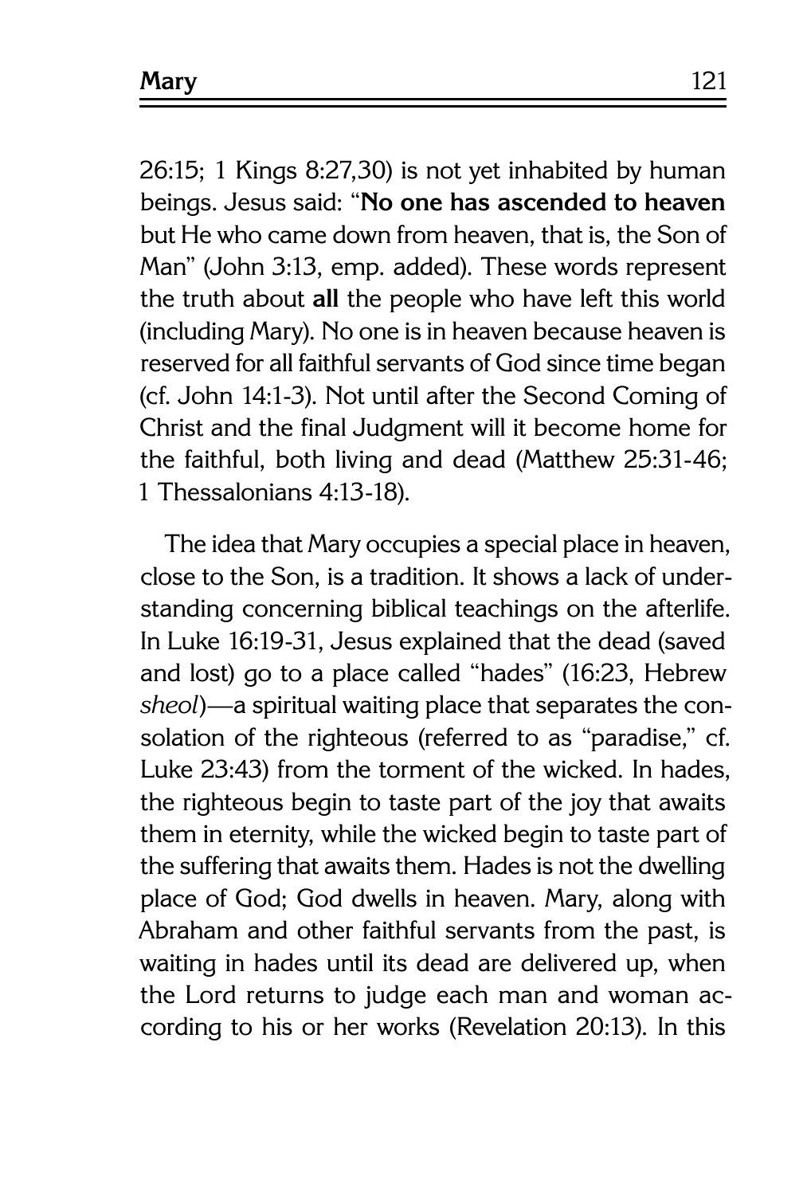26:15; 1 Kings 8:27,30) is not yet inhabited by human beings. Jesus said: "**No one has ascended to heaven** but He who came down from heaven, that is, the Son of Man" (John 3:13, emp. added). These words represent the truth about **all** the people who have left this world (including Mary). No one is in heaven because heaven is reserved for all faithful servants of God since time began (cf. John 14:1-3). Not until after the Second Coming of Christ and the final Judgment will it become home for the faithful, both living and dead (Matthew 25:31-46; 1 Thessalonians 4:13-18).

The idea that Mary occupies a special place in heaven, close to the Son, is a tradition. It shows a lack of understanding concerning biblical teachings on the afterlife. In Luke 16:19-31, Jesus explained that the dead (saved and lost) go to a place called "hades" (16:23, Hebrew *sheol*)—a spiritual waiting place that separates the consolation of the righteous (referred to as "paradise," cf. Luke 23:43) from the torment of the wicked. In hades, the righteous begin to taste part of the joy that awaits them in eternity, while the wicked begin to taste part of the suffering that awaits them. Hades is not the dwelling place of God; God dwells in heaven. Mary, along with Abraham and other faithful servants from the past, is waiting in hades until its dead are delivered up, when the Lord returns to judge each man and woman according to his or her works (Revelation 20:13). In this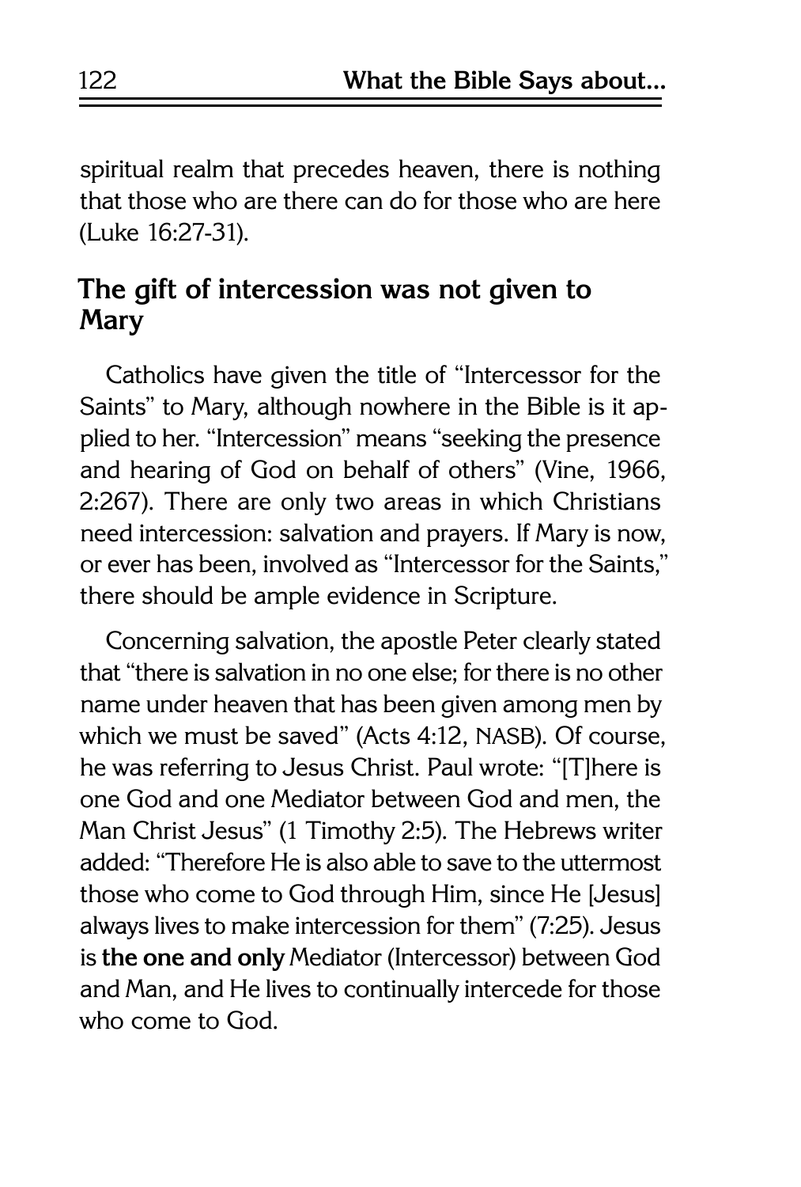spiritual realm that precedes heaven, there is nothing that those who are there can do for those who are here (Luke 16:27-31).

## The gift of intercession was not given to Mary

Catholics have given the title of "Intercessor for the Saints" to Mary, although nowhere in the Bible is it applied to her. "Intercession" means "seeking the presence and hearing of God on behalf of others" (Vine, 1966, 2:267). There are only two areas in which Christians need intercession: salvation and prayers. If Mary is now, or ever has been, involved as "Intercessor for the Saints," there should be ample evidence in Scripture.

Concerning salvation, the apostle Peter clearly stated that "there is salvation in no one else; for there is no other name under heaven that has been given among men by which we must be saved" (Acts 4:12, NASB). Of course, he was referring to Jesus Christ. Paul wrote: "[T]here is one God and one Mediator between God and men, the Man Christ Jesus" (1 Timothy 2:5). The Hebrews writer added: "Therefore He is also able to save to the uttermost those who come to God through Him, since He [Jesus] always lives to make intercession for them" (7:25). Jesus is **the one and only** Mediator (Intercessor) between God and Man, and He lives to continually intercede for those who come to God.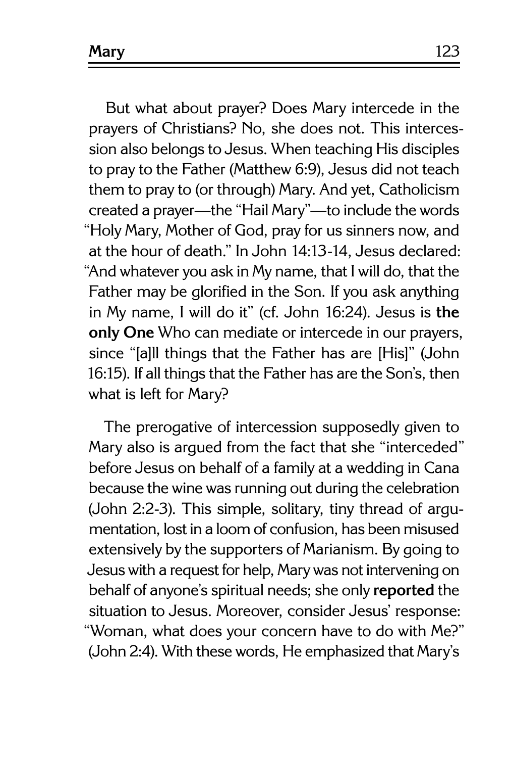But what about prayer? Does Mary intercede in the prayers of Christians? No, she does not. This intercession also belongs to Jesus. When teaching His disciples to pray to the Father (Matthew 6:9), Jesus did not teach them to pray to (or through) Mary. And yet, Catholicism created a prayer—the "Hail Mary"—to include the words "Holy Mary, Mother of God, pray for us sinners now, and at the hour of death." In John 14:13-14, Jesus declared: "And whatever you ask in My name, that I will do, that the Father may be glorified in the Son. If you ask anything in My name, I will do it" (cf. John 16:24). Jesus is **the only One** Who can mediate or intercede in our prayers, since "[a]ll things that the Father has are [His]" (John 16:15). If all things that the Father has are the Son's, then what is left for Mary?

The prerogative of intercession supposedly given to Mary also is argued from the fact that she "interceded" before Jesus on behalf of a family at a wedding in Cana because the wine was running out during the celebration (John 2:2-3). This simple, solitary, tiny thread of argumentation, lost in a loom of confusion, has been misused extensively by the supporters of Marianism. By going to Jesus with a request for help, Mary was not intervening on behalf of anyone's spiritual needs; she only **reported** the situation to Jesus. Moreover, consider Jesus' response: "Woman, what does your concern have to do with Me?" (John 2:4). With these words, He emphasized that Mary's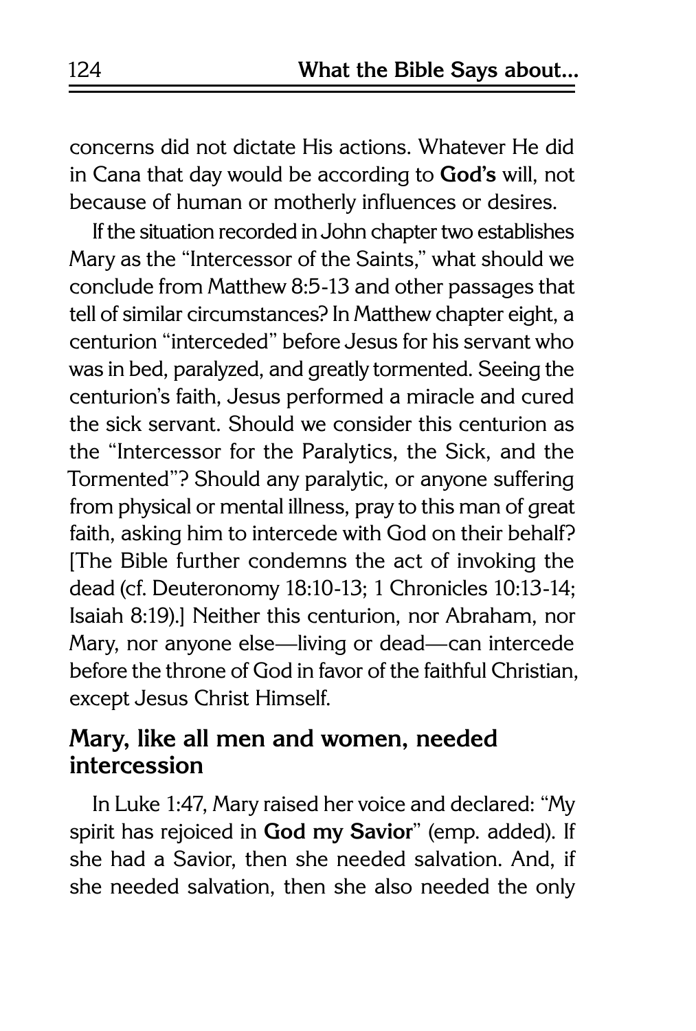concerns did not dictate His actions. Whatever He did in Cana that day would be according to **God's** will, not because of human or motherly influences or desires.

If the situation recorded in John chapter two establishes Mary as the "Intercessor of the Saints," what should we conclude from Matthew 8:5-13 and other passages that tell of similar circumstances? In Matthew chapter eight, a centurion "interceded" before Jesus for his servant who was in bed, paralyzed, and greatly tormented. Seeing the centurion's faith, Jesus performed a miracle and cured the sick servant. Should we consider this centurion as the "Intercessor for the Paralytics, the Sick, and the Tormented"? Should any paralytic, or anyone suffering from physical or mental illness, pray to this man of great faith, asking him to intercede with God on their behalf? [The Bible further condemns the act of invoking the dead (cf. Deuteronomy 18:10-13; 1 Chronicles 10:13-14; Isaiah 8:19).] Neither this centurion, nor Abraham, nor Mary, nor anyone else—living or dead—can intercede before the throne of God in favor of the faithful Christian, except Jesus Christ Himself.

### Mary, like all men and women, needed intercession

In Luke 1:47, Mary raised her voice and declared: "My spirit has rejoiced in **God my Savior**" (emp. added). If she had a Savior, then she needed salvation. And, if she needed salvation, then she also needed the only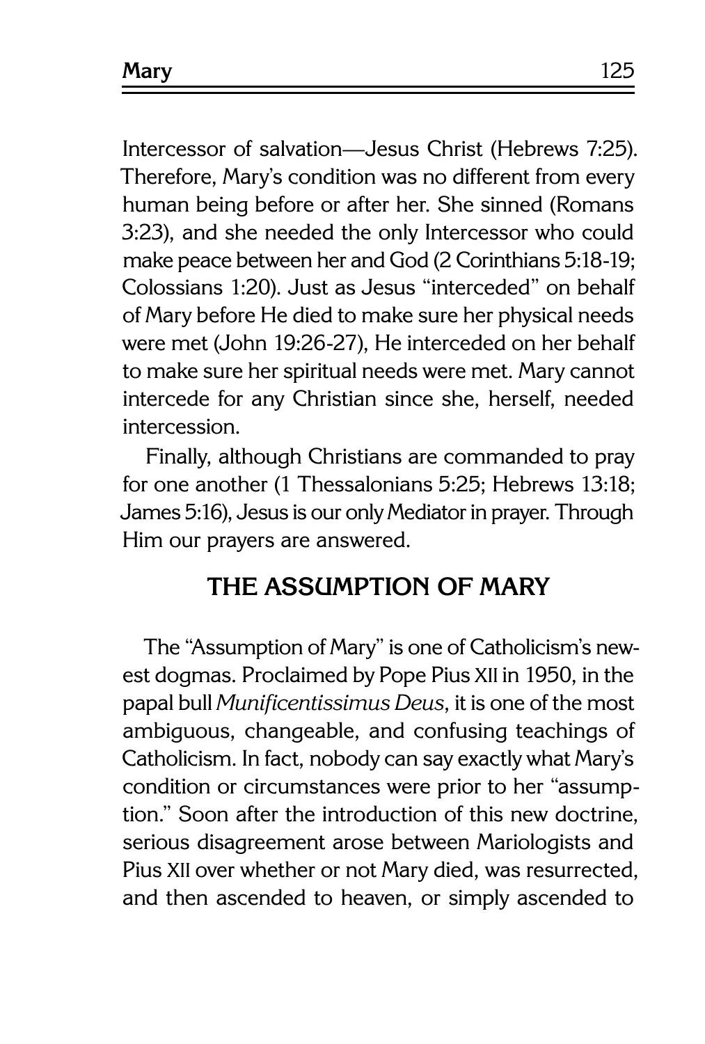Intercessor of salvation—Jesus Christ (Hebrews 7:25). Therefore, Mary's condition was no different from every human being before or after her. She sinned (Romans 3:23), and she needed the only Intercessor who could make peace between her and God (2 Corinthians 5:18-19; Colossians 1:20). Just as Jesus "interceded" on behalf of Mary before He died to make sure her physical needs were met (John 19:26-27), He interceded on her behalf to make sure her spiritual needs were met. Mary cannot intercede for any Christian since she, herself, needed intercession.

Finally, although Christians are commanded to pray for one another (1 Thessalonians 5:25; Hebrews 13:18; James 5:16), Jesus is our only Mediator in prayer. Through Him our prayers are answered.

## THE ASSUMPTION OF MARY

The "Assumption of Mary" is one of Catholicism's newest dogmas. Proclaimed by Pope Pius XII in 1950, in the papal bull *Munificentissimus Deus*, it is one of the most ambiguous, changeable, and confusing teachings of Catholicism. In fact, nobody can say exactly what Mary's condition or circumstances were prior to her "assumption." Soon after the introduction of this new doctrine, serious disagreement arose between Mariologists and Pius XII over whether or not Mary died, was resurrected, and then ascended to heaven, or simply ascended to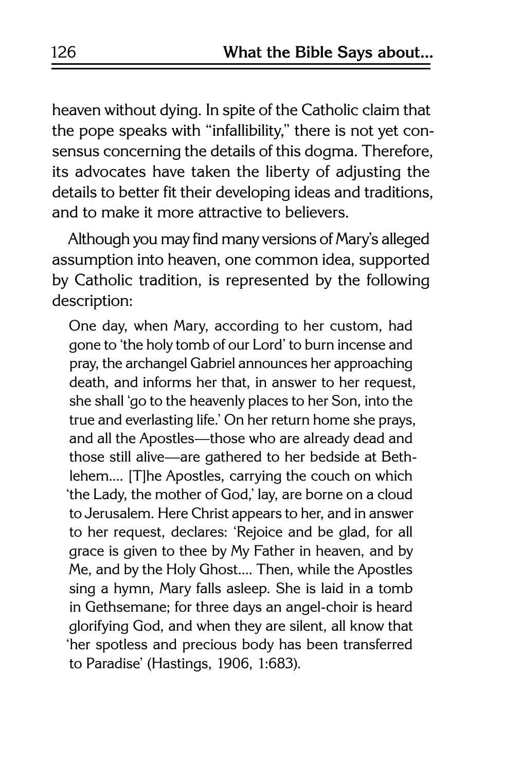heaven without dying. In spite of the Catholic claim that the pope speaks with "infallibility," there is not yet consensus concerning the details of this dogma. Therefore, its advocates have taken the liberty of adjusting the details to better fit their developing ideas and traditions, and to make it more attractive to believers.

Although you may find many versions of Mary's alleged assumption into heaven, one common idea, supported by Catholic tradition, is represented by the following description:

> One day, when Mary, according to her custom, had gone to 'the holy tomb of our Lord' to burn incense and pray, the archangel Gabriel announces her approaching death, and informs her that, in answer to her request, she shall 'go to the heavenly places to her Son, into the true and everlasting life.' On her return home she prays, and all the Apostles—those who are already dead and those still alive—are gathered to her bedside at Bethlehem.... [T]he Apostles, carrying the couch on which 'the Lady, the mother of God,' lay, are borne on a cloud to Jerusalem. Here Christ appears to her, and in answer to her request, declares: 'Rejoice and be glad, for all grace is given to thee by My Father in heaven, and by Me, and by the Holy Ghost.... Then, while the Apostles sing a hymn, Mary falls asleep. She is laid in a tomb in Gethsemane; for three days an angel-choir is heard glorifying God, and when they are silent, all know that 'her spotless and precious body has been transferred to Paradise' (Hastings, 1906, 1:683).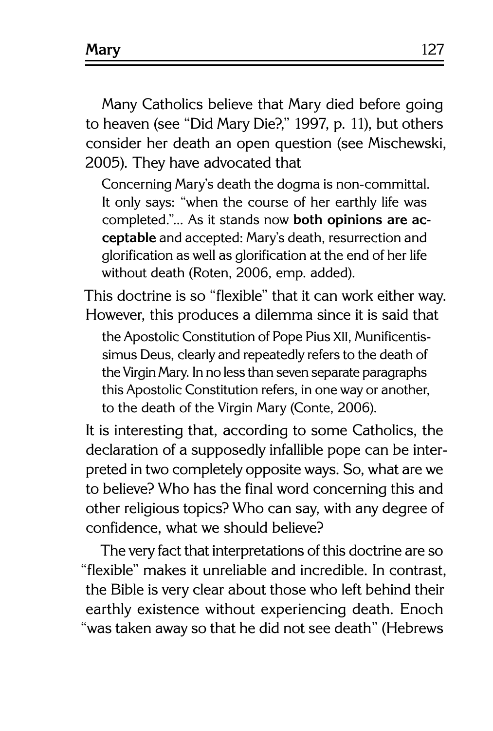Many Catholics believe that Mary died before going to heaven (see "Did Mary Die?," 1997, p. 11), but others consider her death an open question (see Mischewski, 2005). They have advocated that

> Concerning Mary's death the dogma is non-committal. It only says: "when the course of her earthly life was completed."... As it stands now **both opinions are acceptable** and accepted: Mary's death, resurrection and glorification as well as glorification at the end of her life without death (Roten, 2006, emp. added).

This doctrine is so "flexible" that it can work either way. However, this produces a dilemma since it is said that

> the Apostolic Constitution of Pope Pius XII, Munificentissimus Deus, clearly and repeatedly refers to the death of the Virgin Mary. In no less than seven separate paragraphs this Apostolic Constitution refers, in one way or another, to the death of the Virgin Mary (Conte, 2006).

It is interesting that, according to some Catholics, the declaration of a supposedly infallible pope can be interpreted in two completely opposite ways. So, what are we to believe? Who has the final word concerning this and other religious topics? Who can say, with any degree of confidence, what we should believe?

The very fact that interpretations of this doctrine are so "flexible" makes it unreliable and incredible. In contrast, the Bible is very clear about those who left behind their earthly existence without experiencing death. Enoch "was taken away so that he did not see death" (Hebrews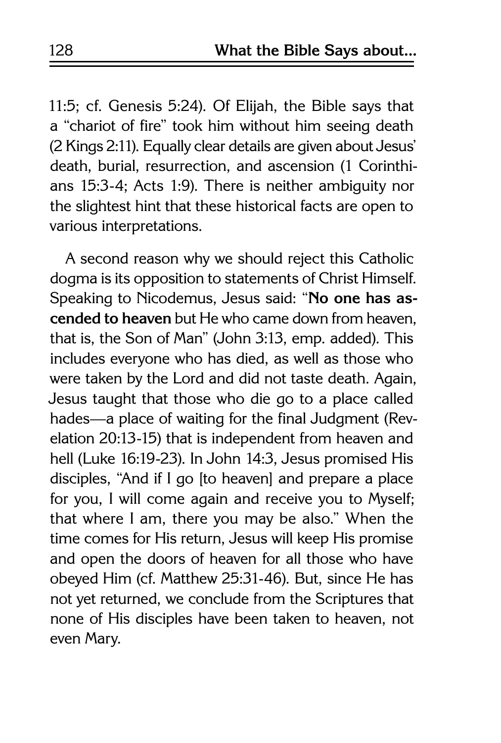11:5; cf. Genesis 5:24). Of Elijah, the Bible says that a "chariot of fire" took him without him seeing death (2 Kings 2:11). Equally clear details are given about Jesus' death, burial, resurrection, and ascension (1 Corinthians 15:3-4; Acts 1:9). There is neither ambiguity nor the slightest hint that these historical facts are open to various interpretations.

A second reason why we should reject this Catholic dogma is its opposition to statements of Christ Himself. Speaking to Nicodemus, Jesus said: "**No one has ascended to heaven** but He who came down from heaven, that is, the Son of Man" (John 3:13, emp. added). This includes everyone who has died, as well as those who were taken by the Lord and did not taste death. Again, Jesus taught that those who die go to a place called hades—a place of waiting for the final Judgment (Revelation 20:13-15) that is independent from heaven and hell (Luke 16:19-23). In John 14:3, Jesus promised His disciples, "And if I go [to heaven] and prepare a place for you, I will come again and receive you to Myself; that where I am, there you may be also." When the time comes for His return, Jesus will keep His promise and open the doors of heaven for all those who have obeyed Him (cf. Matthew 25:31-46). But, since He has not yet returned, we conclude from the Scriptures that none of His disciples have been taken to heaven, not even Mary.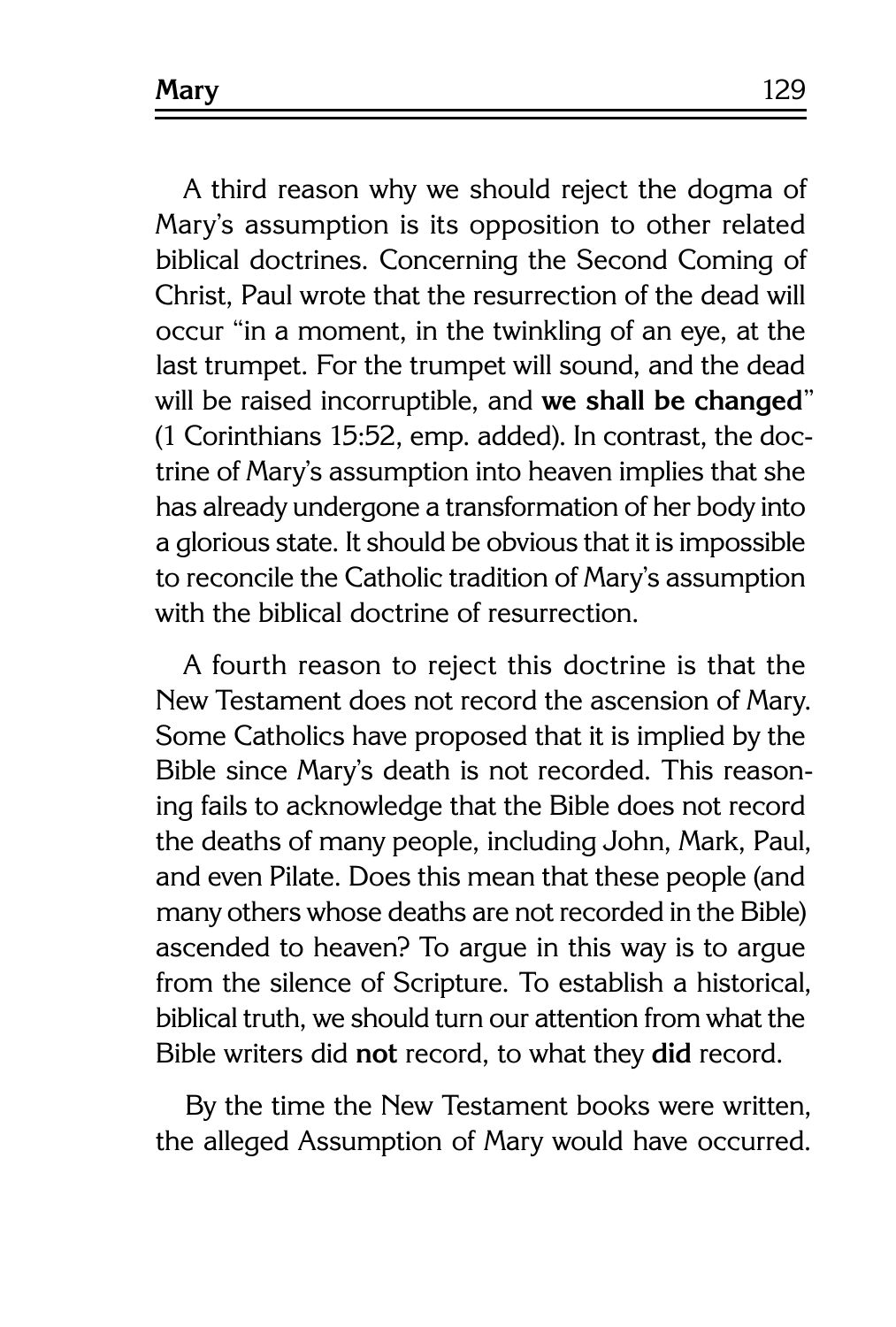A third reason why we should reject the dogma of Mary's assumption is its opposition to other related biblical doctrines. Concerning the Second Coming of Christ, Paul wrote that the resurrection of the dead will occur "in a moment, in the twinkling of an eye, at the last trumpet. For the trumpet will sound, and the dead will be raised incorruptible, and **we shall be changed**" (1 Corinthians 15:52, emp. added). In contrast, the doctrine of Mary's assumption into heaven implies that she has already undergone a transformation of her body into a glorious state. It should be obvious that it is impossible to reconcile the Catholic tradition of Mary's assumption with the biblical doctrine of resurrection.

A fourth reason to reject this doctrine is that the New Testament does not record the ascension of Mary. Some Catholics have proposed that it is implied by the Bible since Mary's death is not recorded. This reasoning fails to acknowledge that the Bible does not record the deaths of many people, including John, Mark, Paul, and even Pilate. Does this mean that these people (and many others whose deaths are not recorded in the Bible) ascended to heaven? To argue in this way is to argue from the silence of Scripture. To establish a historical, biblical truth, we should turn our attention from what the Bible writers did **not** record, to what they **did** record.

By the time the New Testament books were written, the alleged Assumption of Mary would have occurred.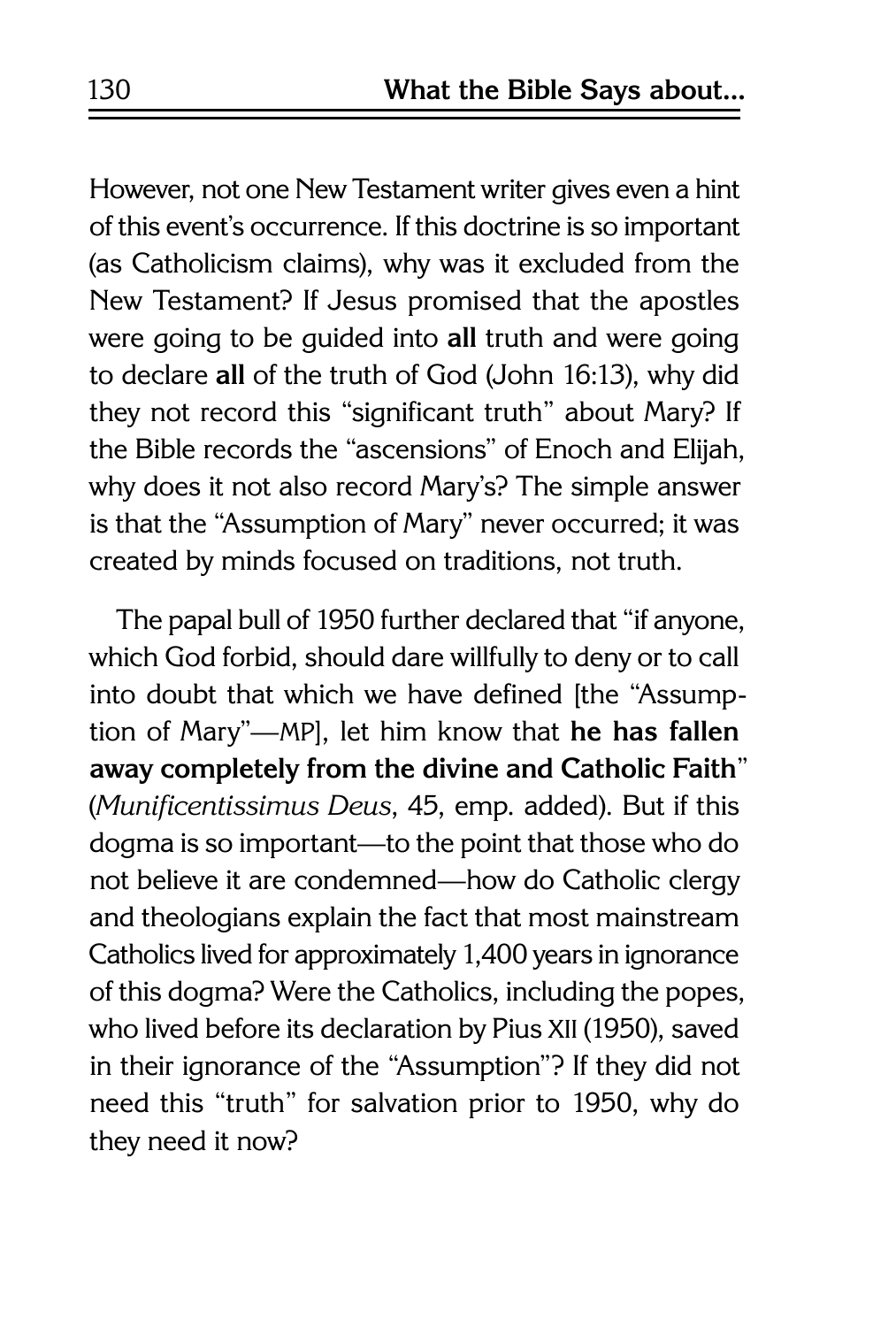However, not one New Testament writer gives even a hint of this event's occurrence. If this doctrine is so important (as Catholicism claims), why was it excluded from the New Testament? If Jesus promised that the apostles were going to be guided into **all** truth and were going to declare **all** of the truth of God (John 16:13), why did they not record this "significant truth" about Mary? If the Bible records the "ascensions" of Enoch and Elijah, why does it not also record Mary's? The simple answer is that the "Assumption of Mary" never occurred; it was created by minds focused on traditions, not truth.

The papal bull of 1950 further declared that "if anyone, which God forbid, should dare willfully to deny or to call into doubt that which we have defined [the "Assumption of Mary"—MP], let him know that **he has fallen away completely from the divine and Catholic Faith**" (*Munificentissimus Deus*, 45, emp. added). But if this dogma is so important—to the point that those who do not believe it are condemned—how do Catholic clergy and theologians explain the fact that most mainstream Catholics lived for approximately 1,400 years in ignorance of this dogma? Were the Catholics, including the popes, who lived before its declaration by Pius XII (1950), saved in their ignorance of the "Assumption"? If they did not need this "truth" for salvation prior to 1950, why do they need it now?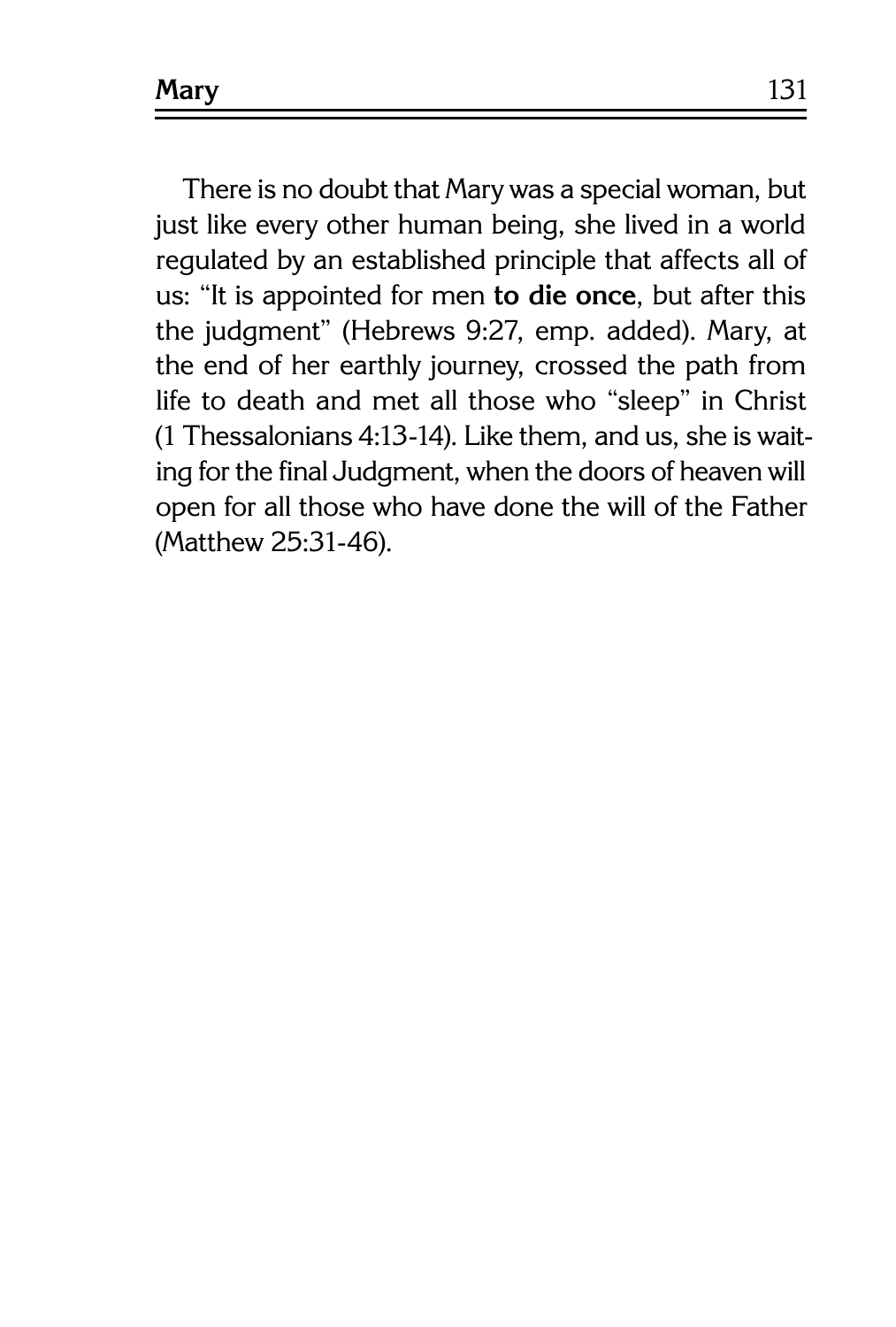There is no doubt that Mary was a special woman, but just like every other human being, she lived in a world regulated by an established principle that affects all of us: "It is appointed for men **to die once**, but after this the judgment" (Hebrews 9:27, emp. added). Mary, at the end of her earthly journey, crossed the path from life to death and met all those who "sleep" in Christ (1 Thessalonians 4:13-14). Like them, and us, she is waiting for the final Judgment, when the doors of heaven will open for all those who have done the will of the Father (Matthew 25:31-46).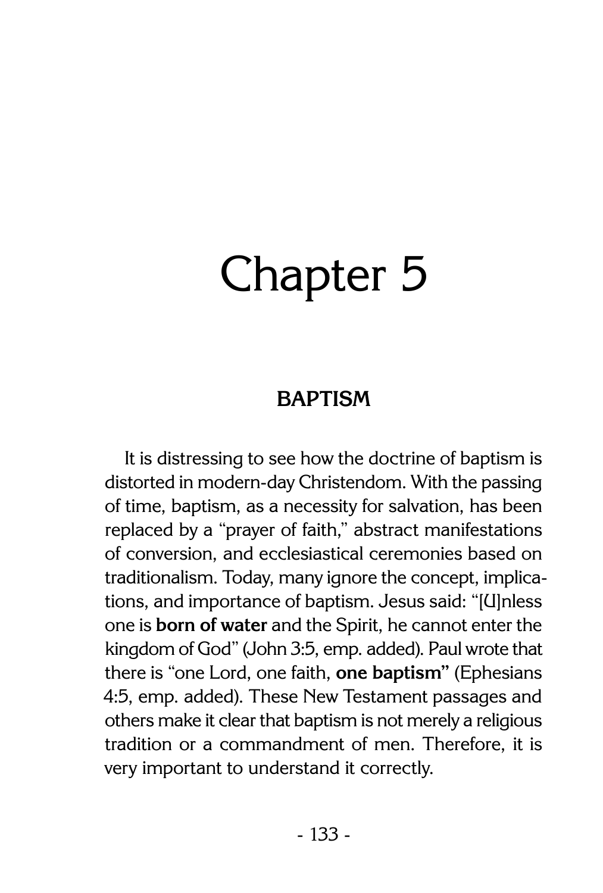# Chapter 5

## BAPTISM

It is distressing to see how the doctrine of baptism is distorted in modern-day Christendom. With the passing of time, baptism, as a necessity for salvation, has been replaced by a "prayer of faith," abstract manifestations of conversion, and ecclesiastical ceremonies based on traditionalism. Today, many ignore the concept, implications, and importance of baptism. Jesus said: "[U]nless one is **born of water** and the Spirit, he cannot enter the kingdom of God" (John 3:5, emp. added). Paul wrote that there is "one Lord, one faith, **one baptism"** (Ephesians 4:5, emp. added). These New Testament passages and others make it clear that baptism is not merely a religious tradition or a commandment of men. Therefore, it is very important to understand it correctly.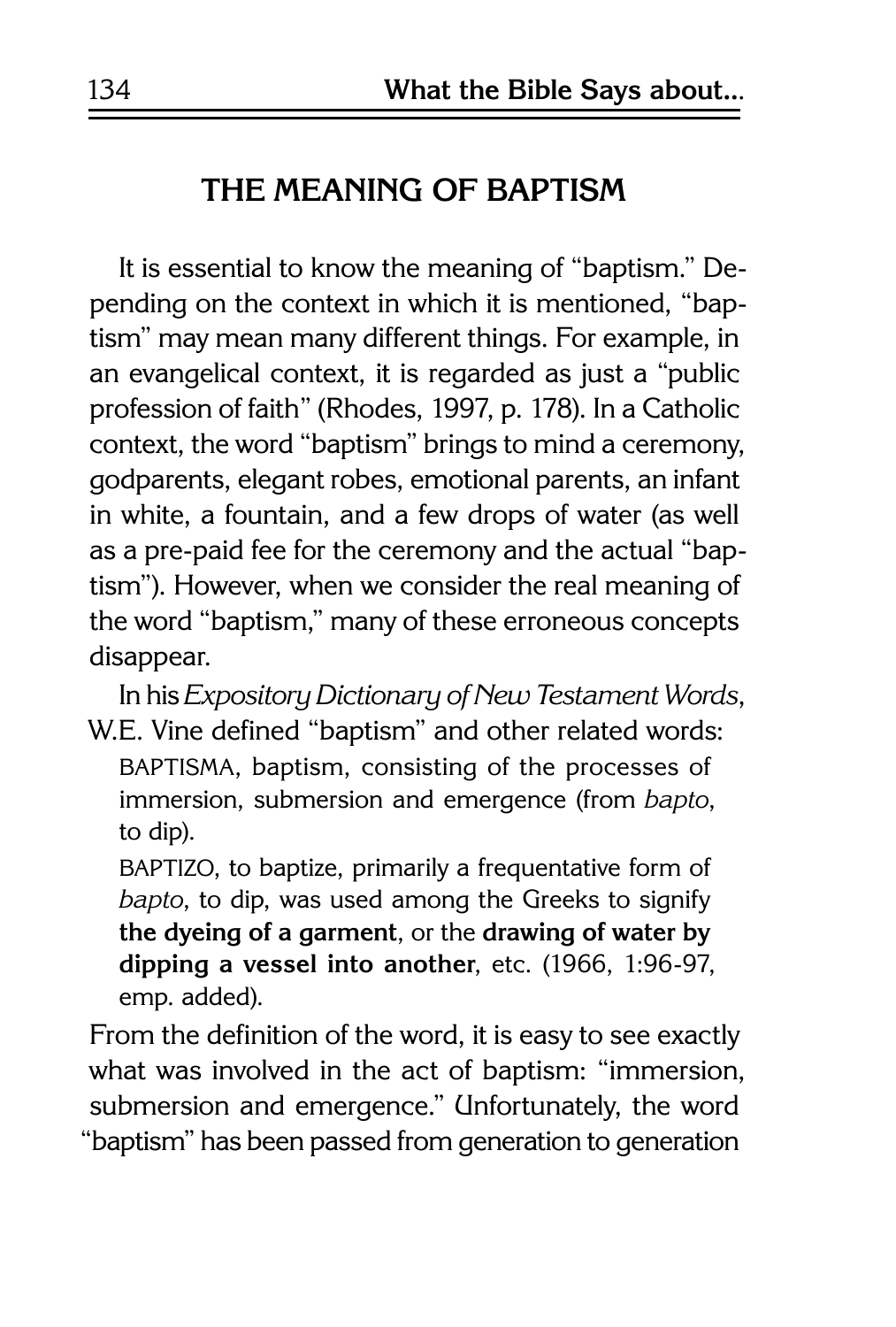## THE MEANING OF BAPTISM

It is essential to know the meaning of "baptism." Depending on the context in which it is mentioned, "baptism" may mean many different things. For example, in an evangelical context, it is regarded as just a "public profession of faith" (Rhodes, 1997, p. 178). In a Catholic context, the word "baptism" brings to mind a ceremony, godparents, elegant robes, emotional parents, an infant in white, a fountain, and a few drops of water (as well as a pre-paid fee for the ceremony and the actual "baptism"). However, when we consider the real meaning of the word "baptism," many of these erroneous concepts disappear.

In his *Expository Dictionary of New Testament Words*, W.E. Vine defined "baptism" and other related words:

> BAPTISMA, baptism, consisting of the processes of immersion, submersion and emergence (from *bapto*, to dip).
>
> BAPTIZO, to baptize, primarily a frequentative form of *bapto*, to dip, was used among the Greeks to signify **the dyeing of a garment**, or the **drawing of water by dipping a vessel into another**, etc. (1966, 1:96-97, emp. added).

From the definition of the word, it is easy to see exactly what was involved in the act of baptism: "immersion, submersion and emergence." Unfortunately, the word "baptism" has been passed from generation to generation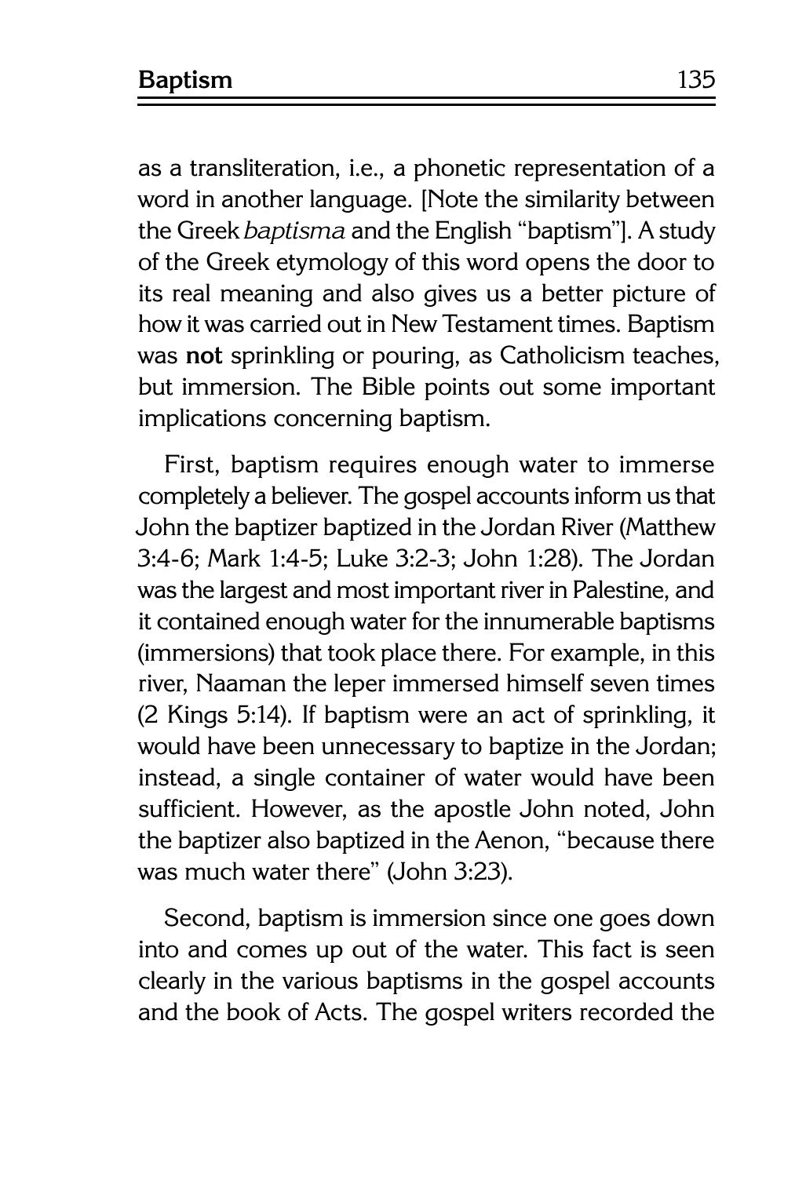as a transliteration, i.e., a phonetic representation of a word in another language. [Note the similarity between the Greek *baptisma* and the English "baptism"]. A study of the Greek etymology of this word opens the door to its real meaning and also gives us a better picture of how it was carried out in New Testament times. Baptism was **not** sprinkling or pouring, as Catholicism teaches, but immersion. The Bible points out some important implications concerning baptism.

First, baptism requires enough water to immerse completely a believer. The gospel accounts inform us that John the baptizer baptized in the Jordan River (Matthew 3:4-6; Mark 1:4-5; Luke 3:2-3; John 1:28). The Jordan was the largest and most important river in Palestine, and it contained enough water for the innumerable baptisms (immersions) that took place there. For example, in this river, Naaman the leper immersed himself seven times (2 Kings 5:14). If baptism were an act of sprinkling, it would have been unnecessary to baptize in the Jordan; instead, a single container of water would have been sufficient. However, as the apostle John noted, John the baptizer also baptized in the Aenon, "because there was much water there" (John 3:23).

Second, baptism is immersion since one goes down into and comes up out of the water. This fact is seen clearly in the various baptisms in the gospel accounts and the book of Acts. The gospel writers recorded the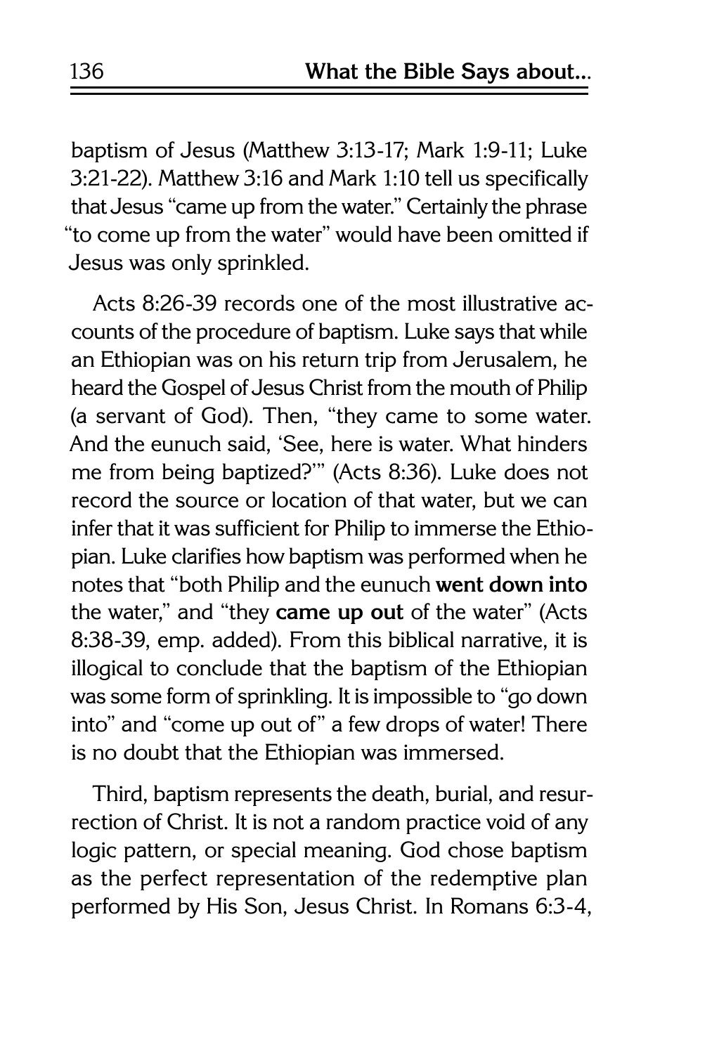baptism of Jesus (Matthew 3:13-17; Mark 1:9-11; Luke 3:21-22). Matthew 3:16 and Mark 1:10 tell us specifically that Jesus "came up from the water." Certainly the phrase "to come up from the water" would have been omitted if Jesus was only sprinkled.

Acts 8:26-39 records one of the most illustrative accounts of the procedure of baptism. Luke says that while an Ethiopian was on his return trip from Jerusalem, he heard the Gospel of Jesus Christ from the mouth of Philip (a servant of God). Then, "they came to some water. And the eunuch said, 'See, here is water. What hinders me from being baptized?'" (Acts 8:36). Luke does not record the source or location of that water, but we can infer that it was sufficient for Philip to immerse the Ethiopian. Luke clarifies how baptism was performed when he notes that "both Philip and the eunuch **went down into** the water," and "they **came up out** of the water" (Acts 8:38-39, emp. added). From this biblical narrative, it is illogical to conclude that the baptism of the Ethiopian was some form of sprinkling. It is impossible to "go down into" and "come up out of" a few drops of water! There is no doubt that the Ethiopian was immersed.

Third, baptism represents the death, burial, and resurrection of Christ. It is not a random practice void of any logic pattern, or special meaning. God chose baptism as the perfect representation of the redemptive plan performed by His Son, Jesus Christ. In Romans 6:3-4,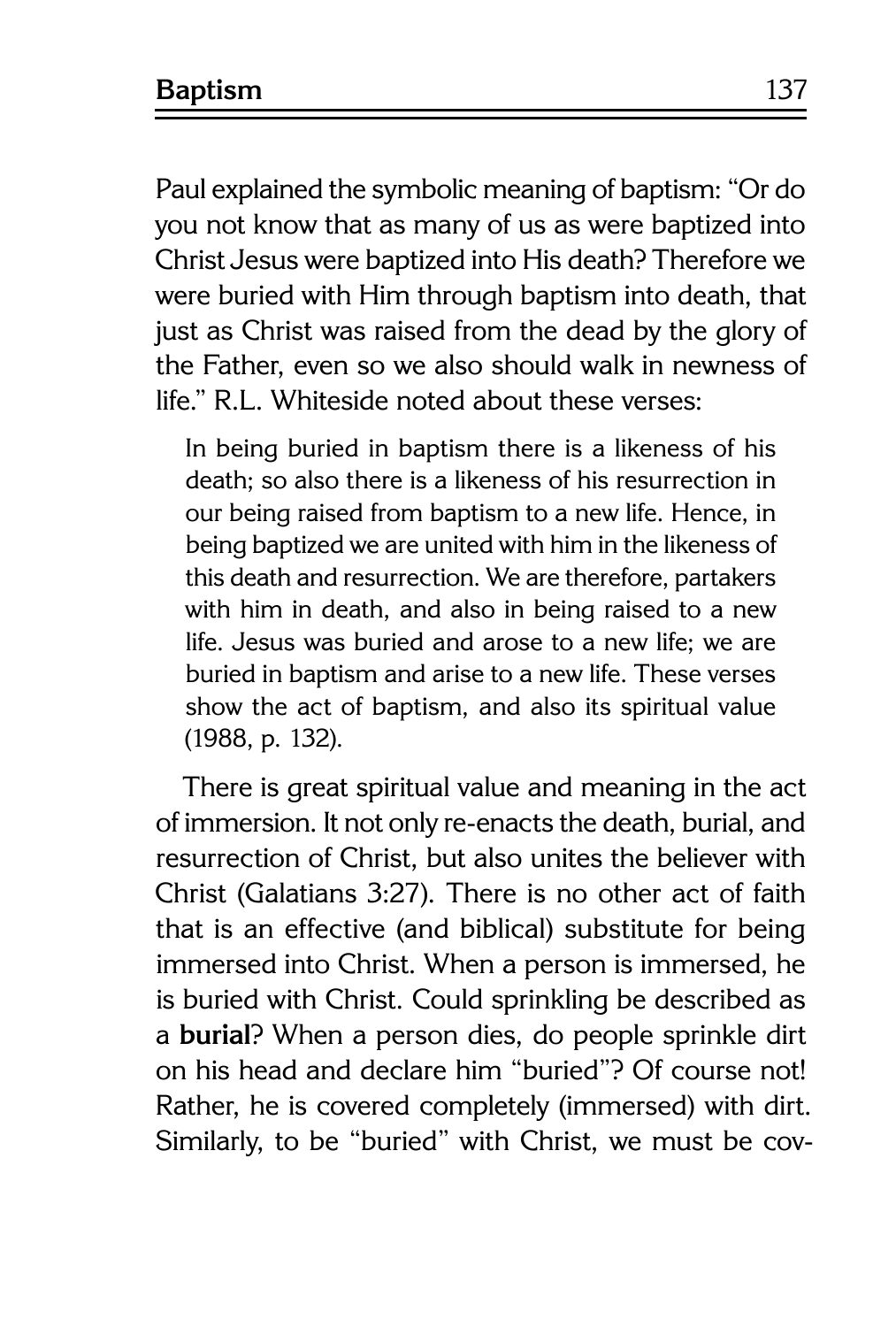Paul explained the symbolic meaning of baptism: "Or do you not know that as many of us as were baptized into Christ Jesus were baptized into His death? Therefore we were buried with Him through baptism into death, that just as Christ was raised from the dead by the glory of the Father, even so we also should walk in newness of life." R.L. Whiteside noted about these verses:

> In being buried in baptism there is a likeness of his death; so also there is a likeness of his resurrection in our being raised from baptism to a new life. Hence, in being baptized we are united with him in the likeness of this death and resurrection. We are therefore, partakers with him in death, and also in being raised to a new life. Jesus was buried and arose to a new life; we are buried in baptism and arise to a new life. These verses show the act of baptism, and also its spiritual value (1988, p. 132).

There is great spiritual value and meaning in the act of immersion. It not only re-enacts the death, burial, and resurrection of Christ, but also unites the believer with Christ (Galatians 3:27). There is no other act of faith that is an effective (and biblical) substitute for being immersed into Christ. When a person is immersed, he is buried with Christ. Could sprinkling be described as a **burial**? When a person dies, do people sprinkle dirt on his head and declare him "buried"? Of course not! Rather, he is covered completely (immersed) with dirt. Similarly, to be "buried" with Christ, we must be cov-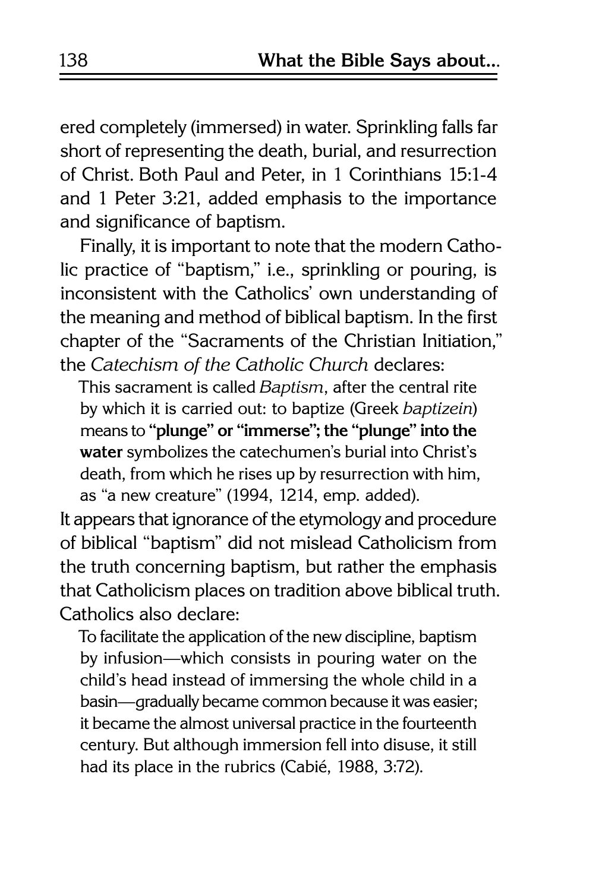ered completely (immersed) in water. Sprinkling falls far short of representing the death, burial, and resurrection of Christ. Both Paul and Peter, in 1 Corinthians 15:1-4 and 1 Peter 3:21, added emphasis to the importance and significance of baptism.

Finally, it is important to note that the modern Catholic practice of "baptism," i.e., sprinkling or pouring, is inconsistent with the Catholics' own understanding of the meaning and method of biblical baptism. In the first chapter of the "Sacraments of the Christian Initiation," the *Catechism of the Catholic Church* declares:

> This sacrament is called *Baptism*, after the central rite by which it is carried out: to baptize (Greek *baptizein*) means to **"plunge" or "immerse"; the "plunge" into the water** symbolizes the catechumen's burial into Christ's death, from which he rises up by resurrection with him, as "a new creature" (1994, 1214, emp. added).

It appears that ignorance of the etymology and procedure of biblical "baptism" did not mislead Catholicism from the truth concerning baptism, but rather the emphasis that Catholicism places on tradition above biblical truth. Catholics also declare:

> To facilitate the application of the new discipline, baptism by infusion—which consists in pouring water on the child's head instead of immersing the whole child in a basin—gradually became common because it was easier; it became the almost universal practice in the fourteenth century. But although immersion fell into disuse, it still had its place in the rubrics (Cabié, 1988, 3:72).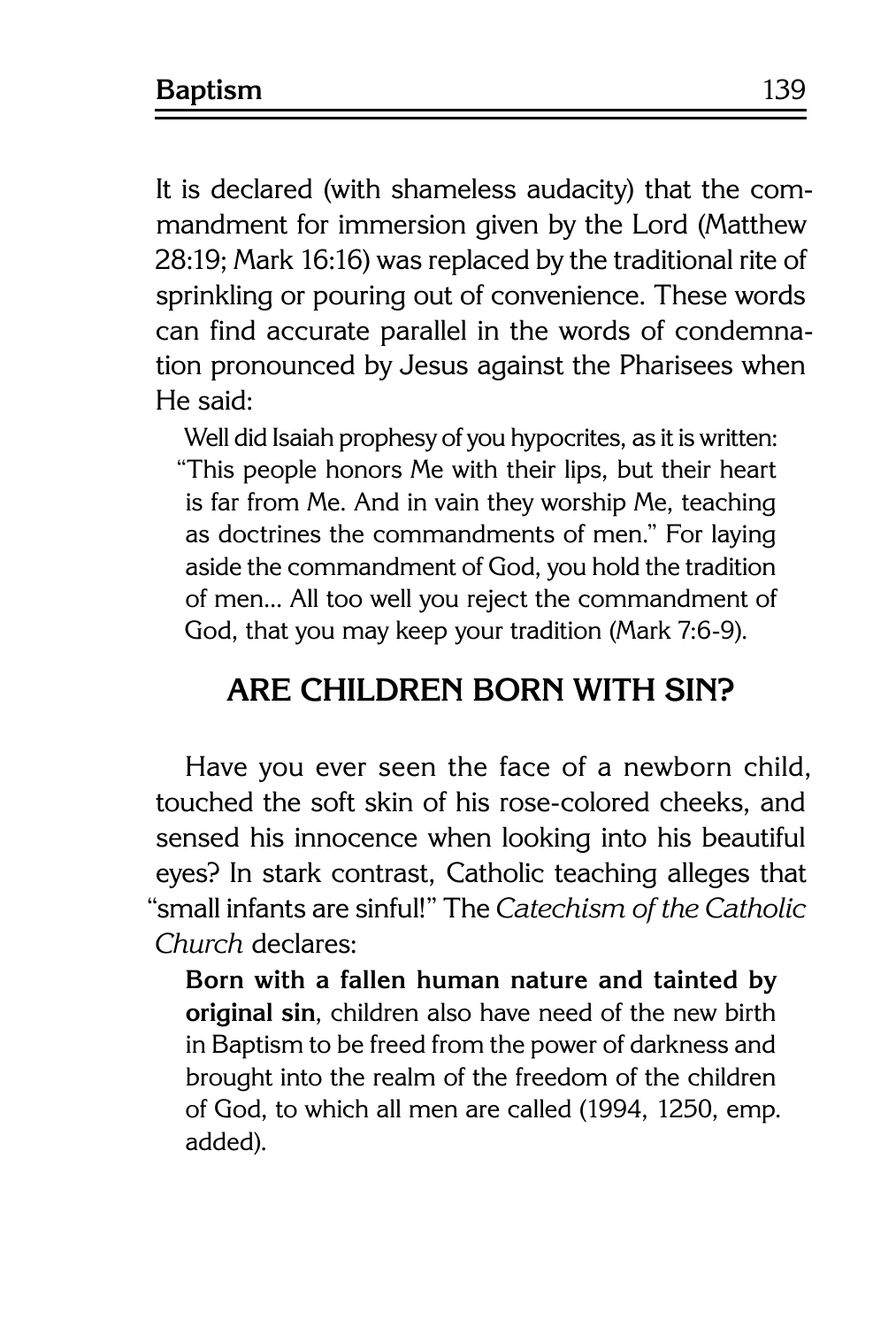It is declared (with shameless audacity) that the commandment for immersion given by the Lord (Matthew 28:19; Mark 16:16) was replaced by the traditional rite of sprinkling or pouring out of convenience. These words can find accurate parallel in the words of condemnation pronounced by Jesus against the Pharisees when He said:

> Well did Isaiah prophesy of you hypocrites, as it is written: "This people honors Me with their lips, but their heart is far from Me. And in vain they worship Me, teaching as doctrines the commandments of men." For laying aside the commandment of God, you hold the tradition of men... All too well you reject the commandment of God, that you may keep your tradition (Mark 7:6-9).

## ARE CHILDREN BORN WITH SIN?

Have you ever seen the face of a newborn child, touched the soft skin of his rose-colored cheeks, and sensed his innocence when looking into his beautiful eyes? In stark contrast, Catholic teaching alleges that "small infants are sinful!" The *Catechism of the Catholic Church* declares:

> **Born with a fallen human nature and tainted by original sin**, children also have need of the new birth in Baptism to be freed from the power of darkness and brought into the realm of the freedom of the children of God, to which all men are called (1994, 1250, emp. added).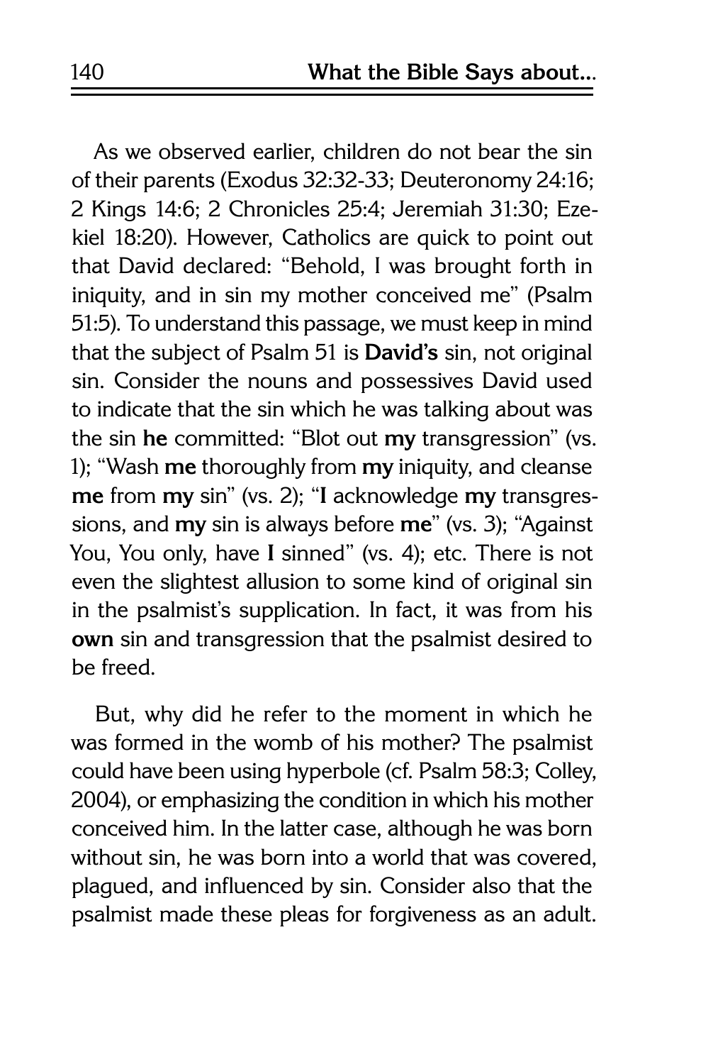As we observed earlier, children do not bear the sin of their parents (Exodus 32:32-33; Deuteronomy 24:16; 2 Kings 14:6; 2 Chronicles 25:4; Jeremiah 31:30; Ezekiel 18:20). However, Catholics are quick to point out that David declared: "Behold, I was brought forth in iniquity, and in sin my mother conceived me" (Psalm 51:5). To understand this passage, we must keep in mind that the subject of Psalm 51 is **David's** sin, not original sin. Consider the nouns and possessives David used to indicate that the sin which he was talking about was the sin **he** committed: "Blot out **my** transgression" (vs. 1); "Wash **me** thoroughly from **my** iniquity, and cleanse **me** from **my** sin" (vs. 2); "**I** acknowledge **my** transgressions, and **my** sin is always before **me**" (vs. 3); "Against You, You only, have **I** sinned" (vs. 4); etc. There is not even the slightest allusion to some kind of original sin in the psalmist's supplication. In fact, it was from his **own** sin and transgression that the psalmist desired to be freed.

But, why did he refer to the moment in which he was formed in the womb of his mother? The psalmist could have been using hyperbole (cf. Psalm 58:3; Colley, 2004), or emphasizing the condition in which his mother conceived him. In the latter case, although he was born without sin, he was born into a world that was covered, plagued, and influenced by sin. Consider also that the psalmist made these pleas for forgiveness as an adult.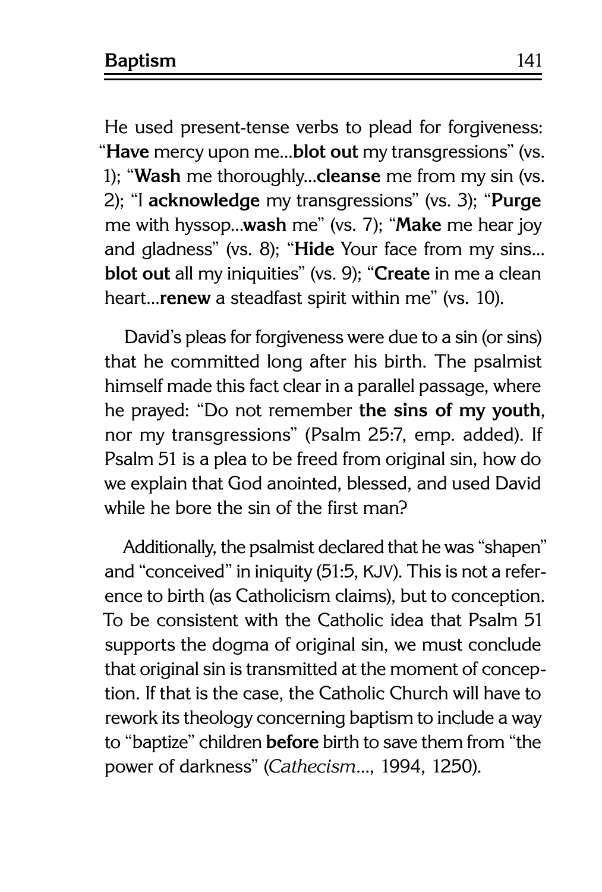He used present-tense verbs to plead for forgiveness: "**Have** mercy upon me...**blot out** my transgressions" (vs. 1); "**Wash** me thoroughly...**cleanse** me from my sin (vs. 2); "I **acknowledge** my transgressions" (vs. 3); "**Purge** me with hyssop...**wash** me" (vs. 7); "**Make** me hear joy and gladness" (vs. 8); "**Hide** Your face from my sins... **blot out** all my iniquities" (vs. 9); "**Create** in me a clean heart...**renew** a steadfast spirit within me" (vs. 10).

David's pleas for forgiveness were due to a sin (or sins) that he committed long after his birth. The psalmist himself made this fact clear in a parallel passage, where he prayed: "Do not remember **the sins of my youth**, nor my transgressions" (Psalm 25:7, emp. added). If Psalm 51 is a plea to be freed from original sin, how do we explain that God anointed, blessed, and used David while he bore the sin of the first man?

Additionally, the psalmist declared that he was "shapen" and "conceived" in iniquity (51:5, KJV). This is not a reference to birth (as Catholicism claims), but to conception. To be consistent with the Catholic idea that Psalm 51 supports the dogma of original sin, we must conclude that original sin is transmitted at the moment of conception. If that is the case, the Catholic Church will have to rework its theology concerning baptism to include a way to "baptize" children **before** birth to save them from "the power of darkness" (*Cathecism*..., 1994, 1250).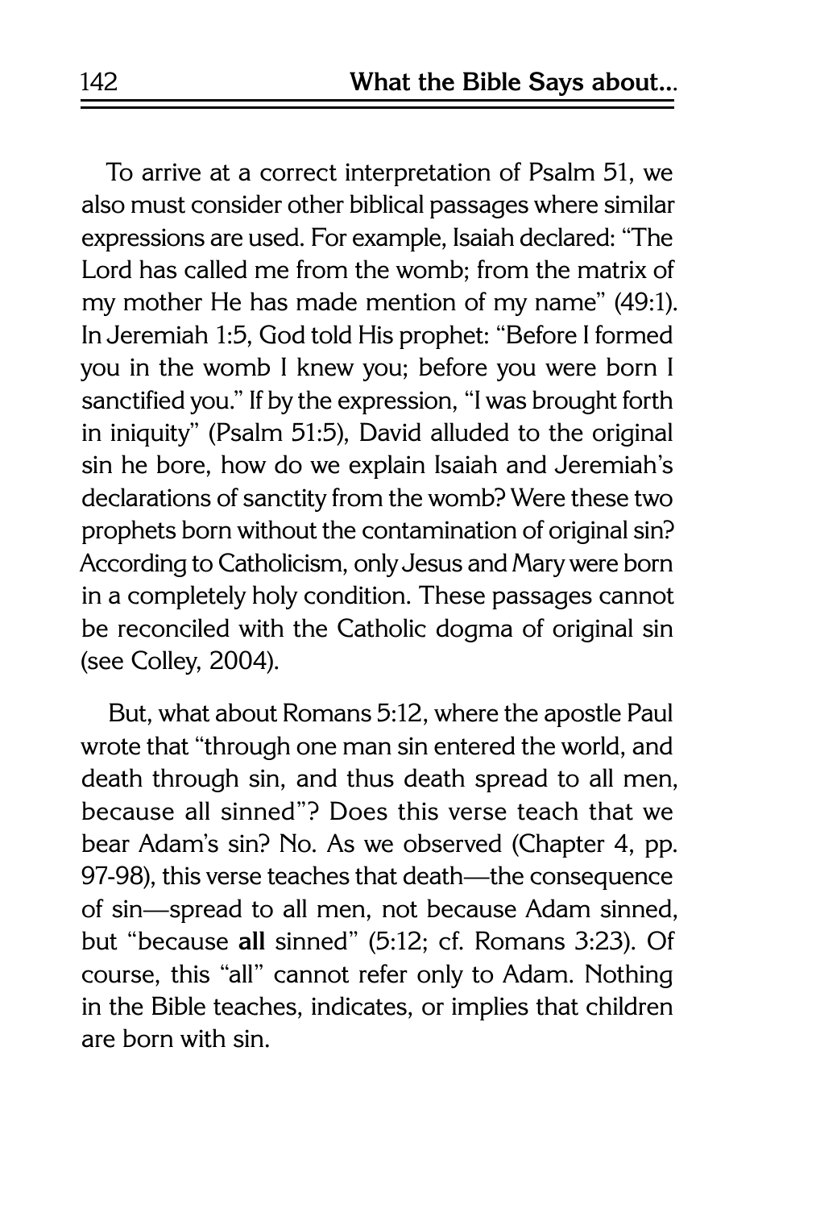To arrive at a correct interpretation of Psalm 51, we also must consider other biblical passages where similar expressions are used. For example, Isaiah declared: "The Lord has called me from the womb; from the matrix of my mother He has made mention of my name" (49:1). In Jeremiah 1:5, God told His prophet: "Before I formed you in the womb I knew you; before you were born I sanctified you." If by the expression, "I was brought forth in iniquity" (Psalm 51:5), David alluded to the original sin he bore, how do we explain Isaiah and Jeremiah's declarations of sanctity from the womb? Were these two prophets born without the contamination of original sin? According to Catholicism, only Jesus and Mary were born in a completely holy condition. These passages cannot be reconciled with the Catholic dogma of original sin (see Colley, 2004).

But, what about Romans 5:12, where the apostle Paul wrote that "through one man sin entered the world, and death through sin, and thus death spread to all men, because all sinned"? Does this verse teach that we bear Adam's sin? No. As we observed (Chapter 4, pp. 97-98), this verse teaches that death—the consequence of sin—spread to all men, not because Adam sinned, but "because **all** sinned" (5:12; cf. Romans 3:23). Of course, this "all" cannot refer only to Adam. Nothing in the Bible teaches, indicates, or implies that children are born with sin.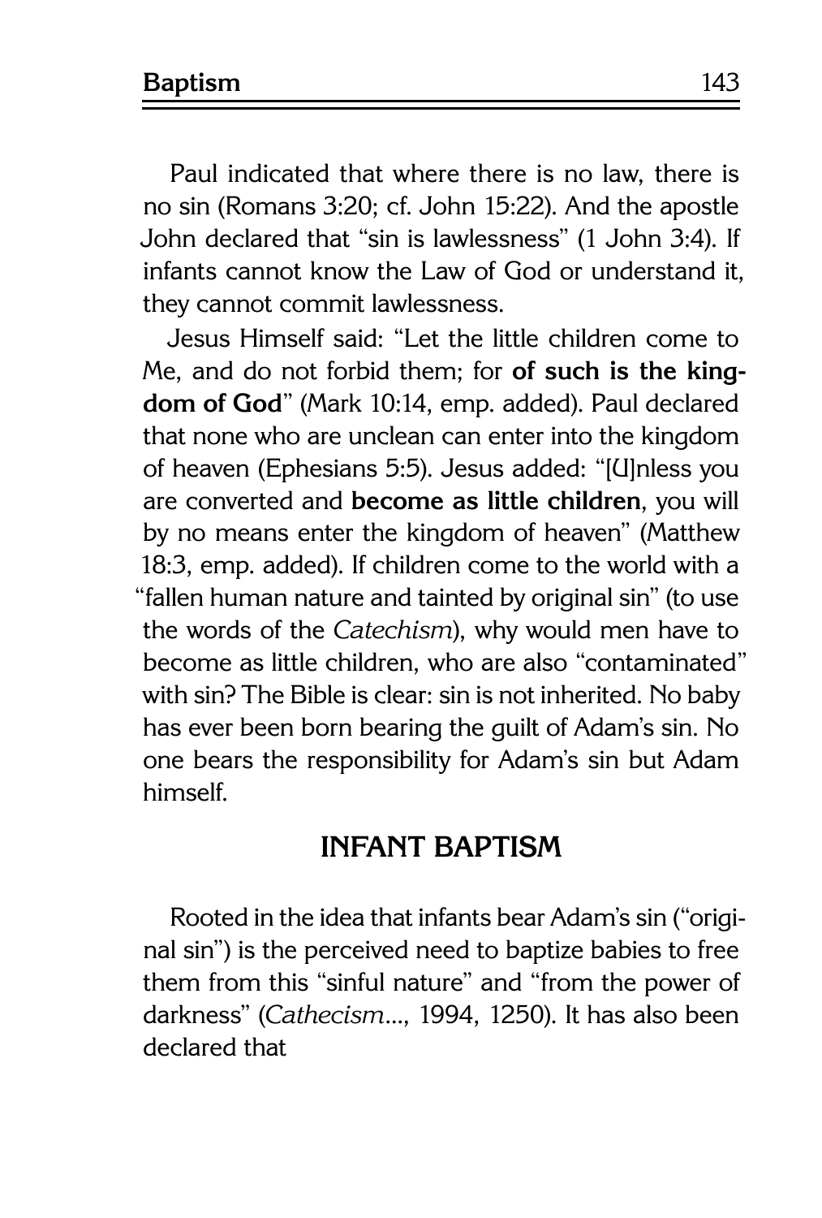Paul indicated that where there is no law, there is no sin (Romans 3:20; cf. John 15:22). And the apostle John declared that "sin is lawlessness" (1 John 3:4). If infants cannot know the Law of God or understand it, they cannot commit lawlessness.

Jesus Himself said: "Let the little children come to Me, and do not forbid them; for **of such is the kingdom of God**" (Mark 10:14, emp. added). Paul declared that none who are unclean can enter into the kingdom of heaven (Ephesians 5:5). Jesus added: "[U]nless you are converted and **become as little children**, you will by no means enter the kingdom of heaven" (Matthew 18:3, emp. added). If children come to the world with a "fallen human nature and tainted by original sin" (to use the words of the *Catechism*), why would men have to become as little children, who are also "contaminated" with sin? The Bible is clear: sin is not inherited. No baby has ever been born bearing the guilt of Adam's sin. No one bears the responsibility for Adam's sin but Adam himself.

## INFANT BAPTISM

Rooted in the idea that infants bear Adam's sin ("original sin") is the perceived need to baptize babies to free them from this "sinful nature" and "from the power of darkness" (*Cathecism*..., 1994, 1250). It has also been declared that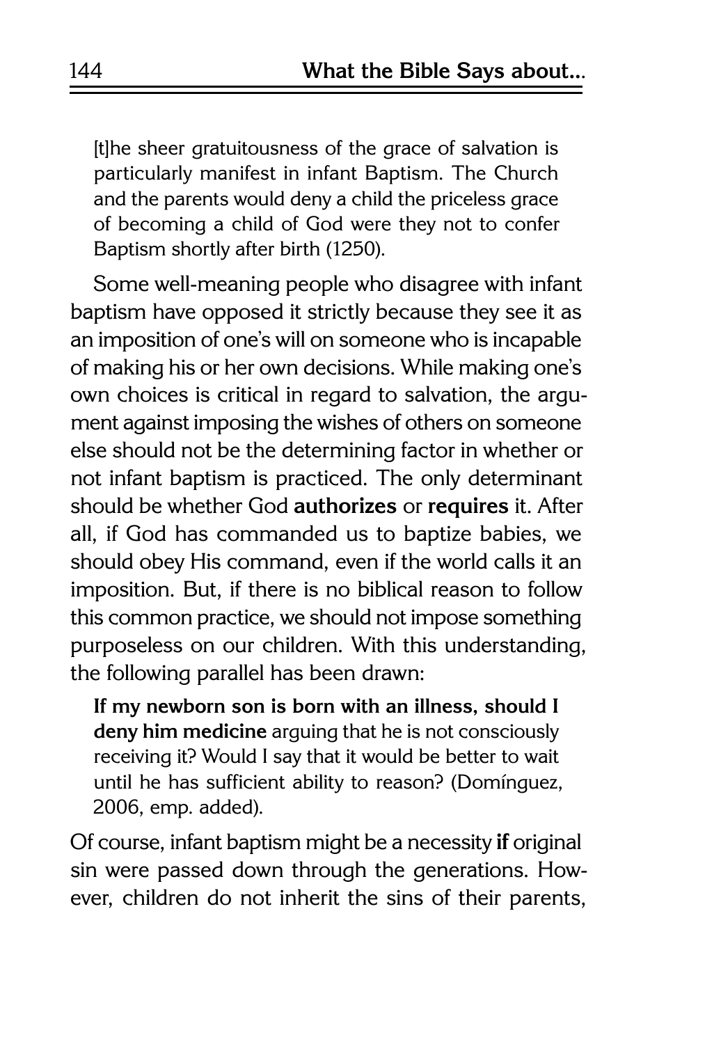> [t]he sheer gratuitousness of the grace of salvation is particularly manifest in infant Baptism. The Church and the parents would deny a child the priceless grace of becoming a child of God were they not to confer Baptism shortly after birth (1250).

Some well-meaning people who disagree with infant baptism have opposed it strictly because they see it as an imposition of one's will on someone who is incapable of making his or her own decisions. While making one's own choices is critical in regard to salvation, the argument against imposing the wishes of others on someone else should not be the determining factor in whether or not infant baptism is practiced. The only determinant should be whether God **authorizes** or **requires** it. After all, if God has commanded us to baptize babies, we should obey His command, even if the world calls it an imposition. But, if there is no biblical reason to follow this common practice, we should not impose something purposeless on our children. With this understanding, the following parallel has been drawn:

> **If my newborn son is born with an illness, should I deny him medicine** arguing that he is not consciously receiving it? Would I say that it would be better to wait until he has sufficient ability to reason? (Domínguez, 2006, emp. added).

Of course, infant baptism might be a necessity **if** original sin were passed down through the generations. However, children do not inherit the sins of their parents,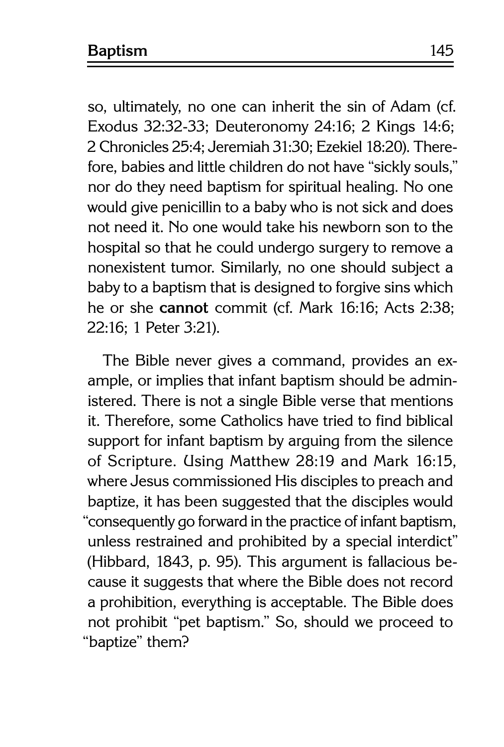so, ultimately, no one can inherit the sin of Adam (cf. Exodus 32:32-33; Deuteronomy 24:16; 2 Kings 14:6; 2 Chronicles 25:4; Jeremiah 31:30; Ezekiel 18:20). Therefore, babies and little children do not have "sickly souls," nor do they need baptism for spiritual healing. No one would give penicillin to a baby who is not sick and does not need it. No one would take his newborn son to the hospital so that he could undergo surgery to remove a nonexistent tumor. Similarly, no one should subject a baby to a baptism that is designed to forgive sins which he or she **cannot** commit (cf. Mark 16:16; Acts 2:38; 22:16; 1 Peter 3:21).

The Bible never gives a command, provides an example, or implies that infant baptism should be administered. There is not a single Bible verse that mentions it. Therefore, some Catholics have tried to find biblical support for infant baptism by arguing from the silence of Scripture. Using Matthew 28:19 and Mark 16:15, where Jesus commissioned His disciples to preach and baptize, it has been suggested that the disciples would "consequently go forward in the practice of infant baptism, unless restrained and prohibited by a special interdict" (Hibbard, 1843, p. 95). This argument is fallacious because it suggests that where the Bible does not record a prohibition, everything is acceptable. The Bible does not prohibit "pet baptism." So, should we proceed to "baptize" them?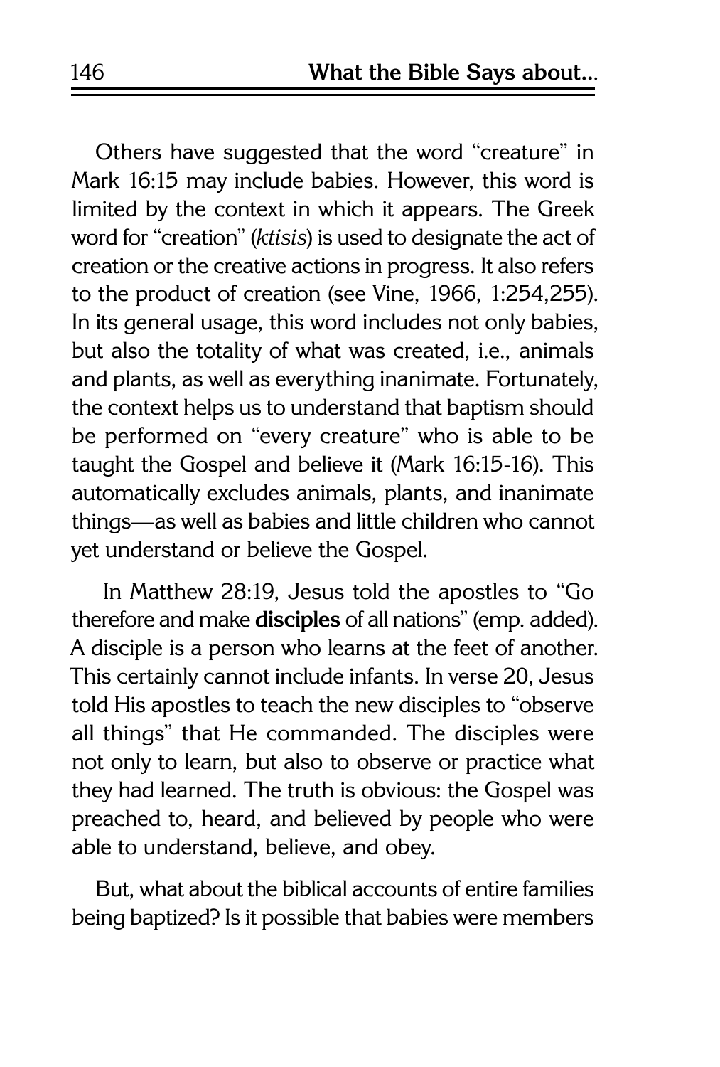Others have suggested that the word "creature" in Mark 16:15 may include babies. However, this word is limited by the context in which it appears. The Greek word for "creation" (*ktisis*) is used to designate the act of creation or the creative actions in progress. It also refers to the product of creation (see Vine, 1966, 1:254,255). In its general usage, this word includes not only babies, but also the totality of what was created, i.e., animals and plants, as well as everything inanimate. Fortunately, the context helps us to understand that baptism should be performed on "every creature" who is able to be taught the Gospel and believe it (Mark 16:15-16). This automatically excludes animals, plants, and inanimate things—as well as babies and little children who cannot yet understand or believe the Gospel.

In Matthew 28:19, Jesus told the apostles to "Go therefore and make **disciples** of all nations" (emp. added). A disciple is a person who learns at the feet of another. This certainly cannot include infants. In verse 20, Jesus told His apostles to teach the new disciples to "observe all things" that He commanded. The disciples were not only to learn, but also to observe or practice what they had learned. The truth is obvious: the Gospel was preached to, heard, and believed by people who were able to understand, believe, and obey.

But, what about the biblical accounts of entire families being baptized? Is it possible that babies were members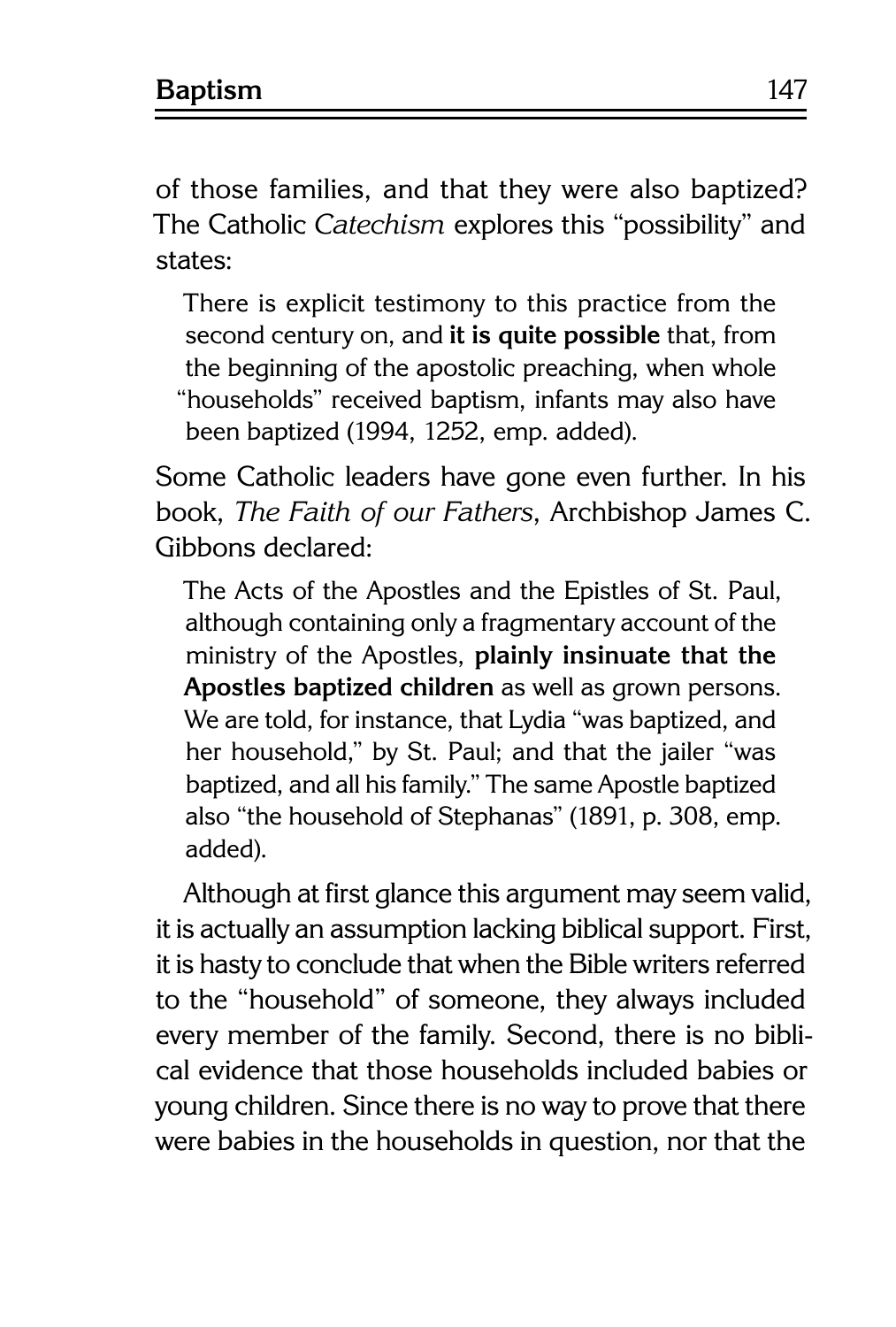of those families, and that they were also baptized? The Catholic *Catechism* explores this "possibility" and states:

> There is explicit testimony to this practice from the second century on, and **it is quite possible** that, from the beginning of the apostolic preaching, when whole "households" received baptism, infants may also have been baptized (1994, 1252, emp. added).

Some Catholic leaders have gone even further. In his book, *The Faith of our Fathers*, Archbishop James C. Gibbons declared:

> The Acts of the Apostles and the Epistles of St. Paul, although containing only a fragmentary account of the ministry of the Apostles, **plainly insinuate that the Apostles baptized children** as well as grown persons. We are told, for instance, that Lydia "was baptized, and her household," by St. Paul; and that the jailer "was baptized, and all his family." The same Apostle baptized also "the household of Stephanas" (1891, p. 308, emp. added).

Although at first glance this argument may seem valid, it is actually an assumption lacking biblical support. First, it is hasty to conclude that when the Bible writers referred to the "household" of someone, they always included every member of the family. Second, there is no biblical evidence that those households included babies or young children. Since there is no way to prove that there were babies in the households in question, nor that the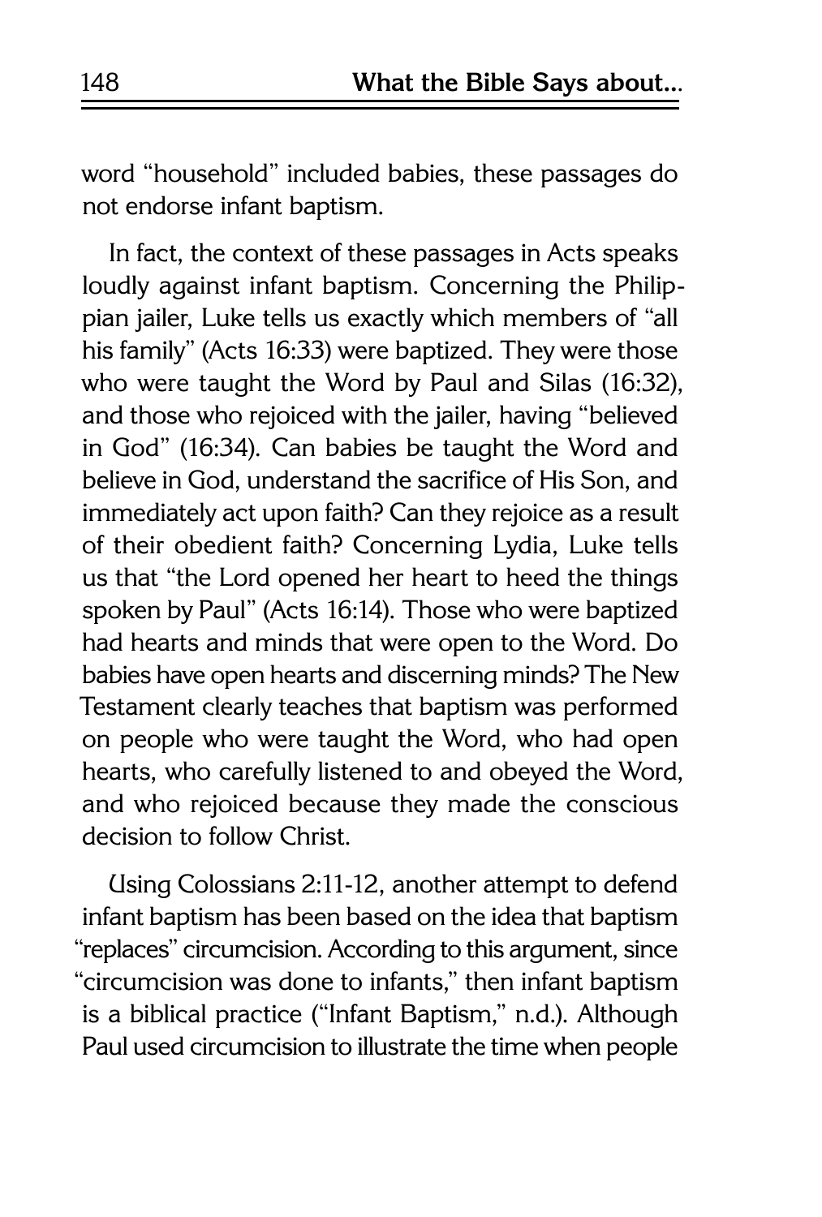word "household" included babies, these passages do not endorse infant baptism.

In fact, the context of these passages in Acts speaks loudly against infant baptism. Concerning the Philippian jailer, Luke tells us exactly which members of "all his family" (Acts 16:33) were baptized. They were those who were taught the Word by Paul and Silas (16:32), and those who rejoiced with the jailer, having "believed in God" (16:34). Can babies be taught the Word and believe in God, understand the sacrifice of His Son, and immediately act upon faith? Can they rejoice as a result of their obedient faith? Concerning Lydia, Luke tells us that "the Lord opened her heart to heed the things spoken by Paul" (Acts 16:14). Those who were baptized had hearts and minds that were open to the Word. Do babies have open hearts and discerning minds? The New Testament clearly teaches that baptism was performed on people who were taught the Word, who had open hearts, who carefully listened to and obeyed the Word, and who rejoiced because they made the conscious decision to follow Christ.

Using Colossians 2:11-12, another attempt to defend infant baptism has been based on the idea that baptism "replaces" circumcision. According to this argument, since "circumcision was done to infants," then infant baptism is a biblical practice ("Infant Baptism," n.d.). Although Paul used circumcision to illustrate the time when people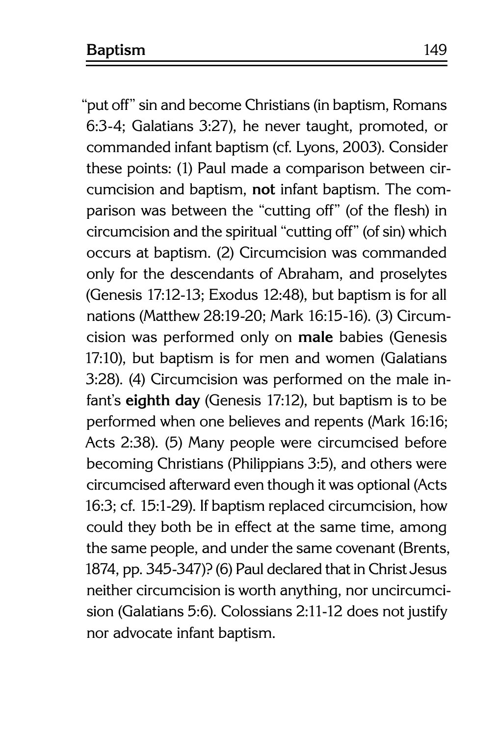"put off" sin and become Christians (in baptism, Romans 6:3-4; Galatians 3:27), he never taught, promoted, or commanded infant baptism (cf. Lyons, 2003). Consider these points: (1) Paul made a comparison between circumcision and baptism, **not** infant baptism. The comparison was between the "cutting off" (of the flesh) in circumcision and the spiritual "cutting off" (of sin) which occurs at baptism. (2) Circumcision was commanded only for the descendants of Abraham, and proselytes (Genesis 17:12-13; Exodus 12:48), but baptism is for all nations (Matthew 28:19-20; Mark 16:15-16). (3) Circumcision was performed only on **male** babies (Genesis 17:10), but baptism is for men and women (Galatians 3:28). (4) Circumcision was performed on the male infant's **eighth day** (Genesis 17:12), but baptism is to be performed when one believes and repents (Mark 16:16; Acts 2:38). (5) Many people were circumcised before becoming Christians (Philippians 3:5), and others were circumcised afterward even though it was optional (Acts 16:3; cf. 15:1-29). If baptism replaced circumcision, how could they both be in effect at the same time, among the same people, and under the same covenant (Brents, 1874, pp. 345-347)? (6) Paul declared that in Christ Jesus neither circumcision is worth anything, nor uncircumcision (Galatians 5:6). Colossians 2:11-12 does not justify nor advocate infant baptism.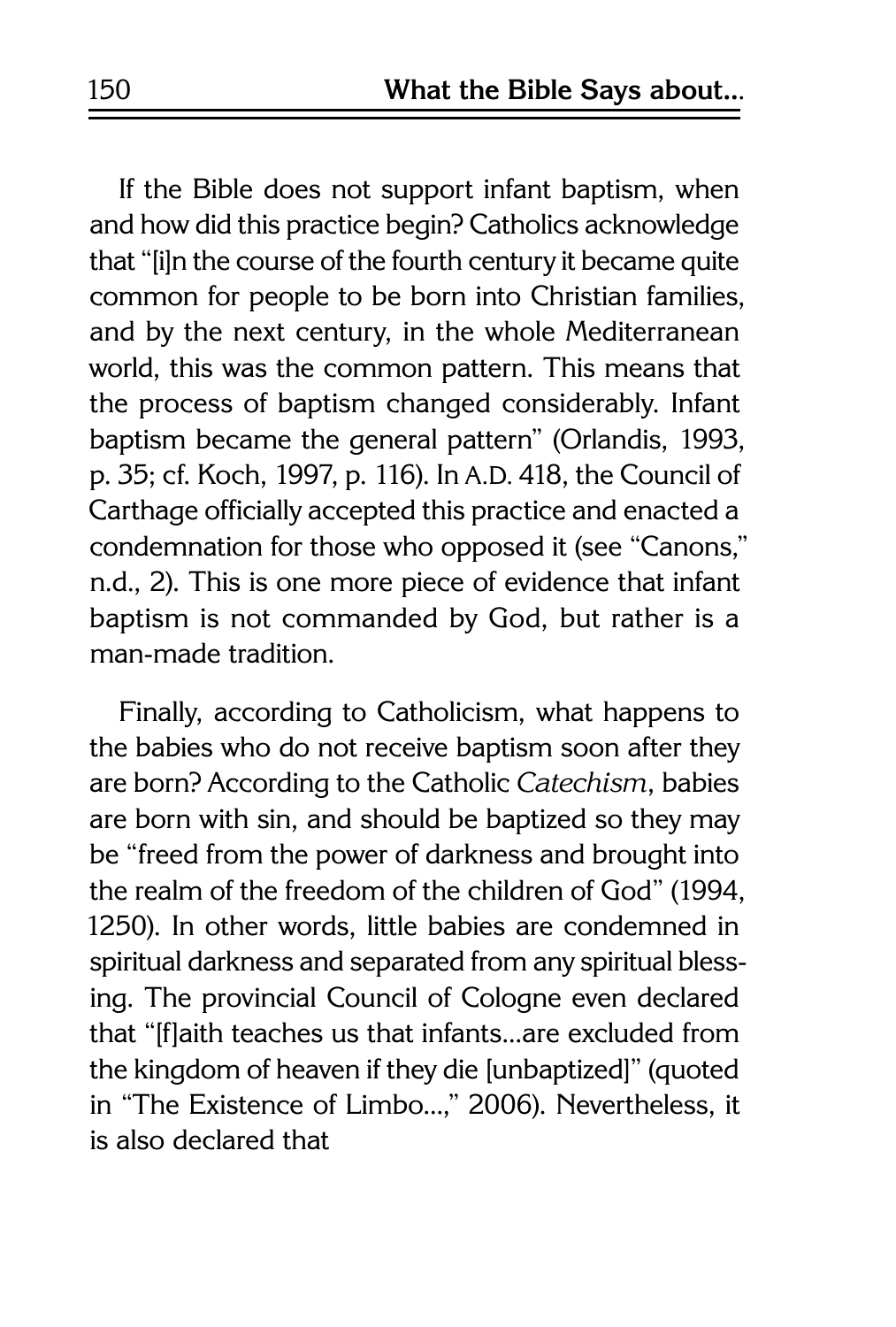If the Bible does not support infant baptism, when and how did this practice begin? Catholics acknowledge that "[i]n the course of the fourth century it became quite common for people to be born into Christian families, and by the next century, in the whole Mediterranean world, this was the common pattern. This means that the process of baptism changed considerably. Infant baptism became the general pattern" (Orlandis, 1993, p. 35; cf. Koch, 1997, p. 116). In A.D. 418, the Council of Carthage officially accepted this practice and enacted a condemnation for those who opposed it (see "Canons," n.d., 2). This is one more piece of evidence that infant baptism is not commanded by God, but rather is a man-made tradition.

Finally, according to Catholicism, what happens to the babies who do not receive baptism soon after they are born? According to the Catholic *Catechism*, babies are born with sin, and should be baptized so they may be "freed from the power of darkness and brought into the realm of the freedom of the children of God" (1994, 1250). In other words, little babies are condemned in spiritual darkness and separated from any spiritual blessing. The provincial Council of Cologne even declared that "[f]aith teaches us that infants...are excluded from the kingdom of heaven if they die [unbaptized]" (quoted in "The Existence of Limbo...," 2006). Nevertheless, it is also declared that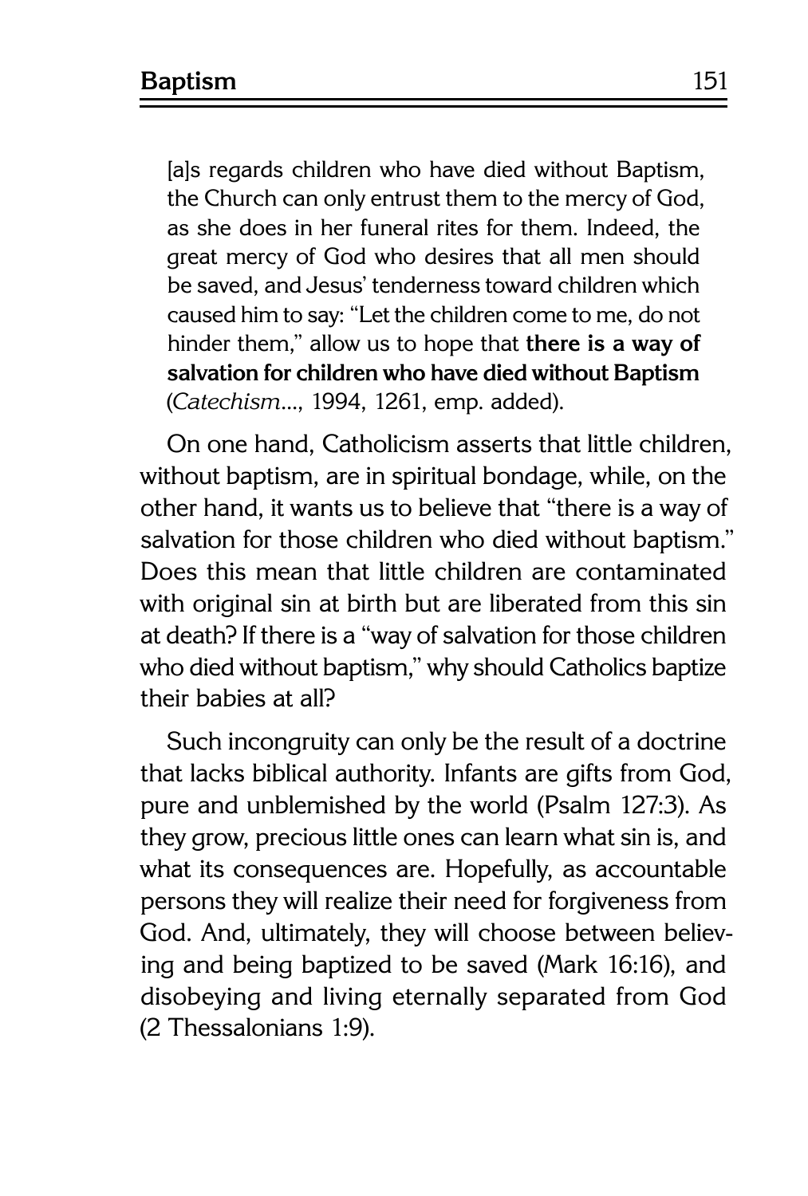> [a]s regards children who have died without Baptism, the Church can only entrust them to the mercy of God, as she does in her funeral rites for them. Indeed, the great mercy of God who desires that all men should be saved, and Jesus' tenderness toward children which caused him to say: "Let the children come to me, do not hinder them," allow us to hope that **there is a way of salvation for children who have died without Baptism** (*Catechism*..., 1994, 1261, emp. added).

On one hand, Catholicism asserts that little children, without baptism, are in spiritual bondage, while, on the other hand, it wants us to believe that "there is a way of salvation for those children who died without baptism." Does this mean that little children are contaminated with original sin at birth but are liberated from this sin at death? If there is a "way of salvation for those children who died without baptism," why should Catholics baptize their babies at all?

Such incongruity can only be the result of a doctrine that lacks biblical authority. Infants are gifts from God, pure and unblemished by the world (Psalm 127:3). As they grow, precious little ones can learn what sin is, and what its consequences are. Hopefully, as accountable persons they will realize their need for forgiveness from God. And, ultimately, they will choose between believing and being baptized to be saved (Mark 16:16), and disobeying and living eternally separated from God (2 Thessalonians 1:9).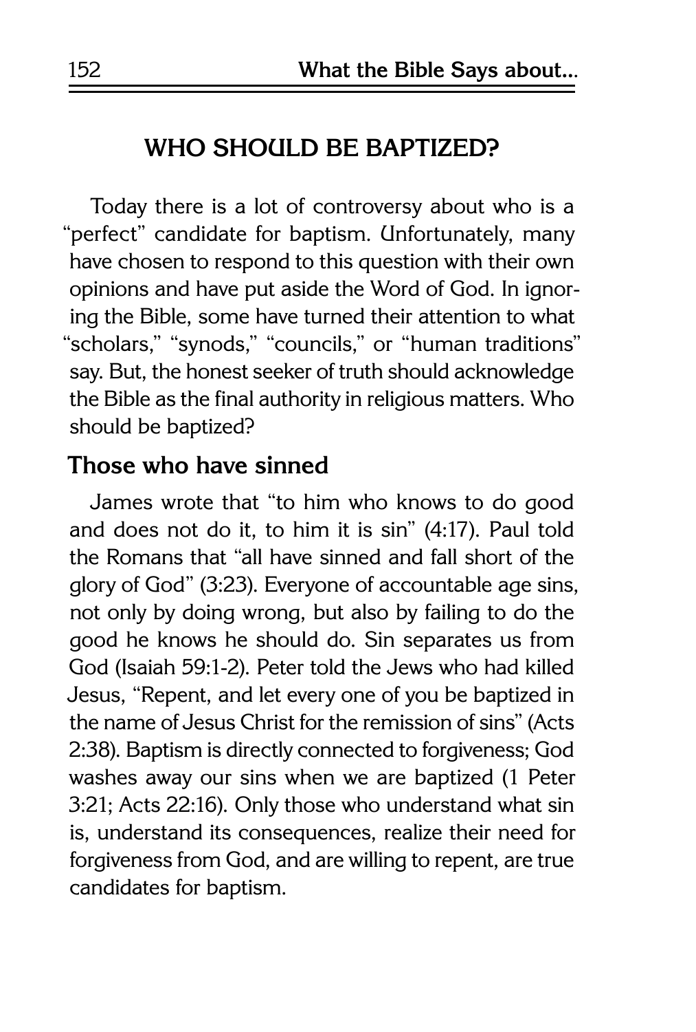## WHO SHOULD BE BAPTIZED?

Today there is a lot of controversy about who is a "perfect" candidate for baptism. Unfortunately, many have chosen to respond to this question with their own opinions and have put aside the Word of God. In ignoring the Bible, some have turned their attention to what "scholars," "synods," "councils," or "human traditions" say. But, the honest seeker of truth should acknowledge the Bible as the final authority in religious matters. Who should be baptized?

### Those who have sinned

James wrote that "to him who knows to do good and does not do it, to him it is sin" (4:17). Paul told the Romans that "all have sinned and fall short of the glory of God" (3:23). Everyone of accountable age sins, not only by doing wrong, but also by failing to do the good he knows he should do. Sin separates us from God (Isaiah 59:1-2). Peter told the Jews who had killed Jesus, "Repent, and let every one of you be baptized in the name of Jesus Christ for the remission of sins" (Acts 2:38). Baptism is directly connected to forgiveness; God washes away our sins when we are baptized (1 Peter 3:21; Acts 22:16). Only those who understand what sin is, understand its consequences, realize their need for forgiveness from God, and are willing to repent, are true candidates for baptism.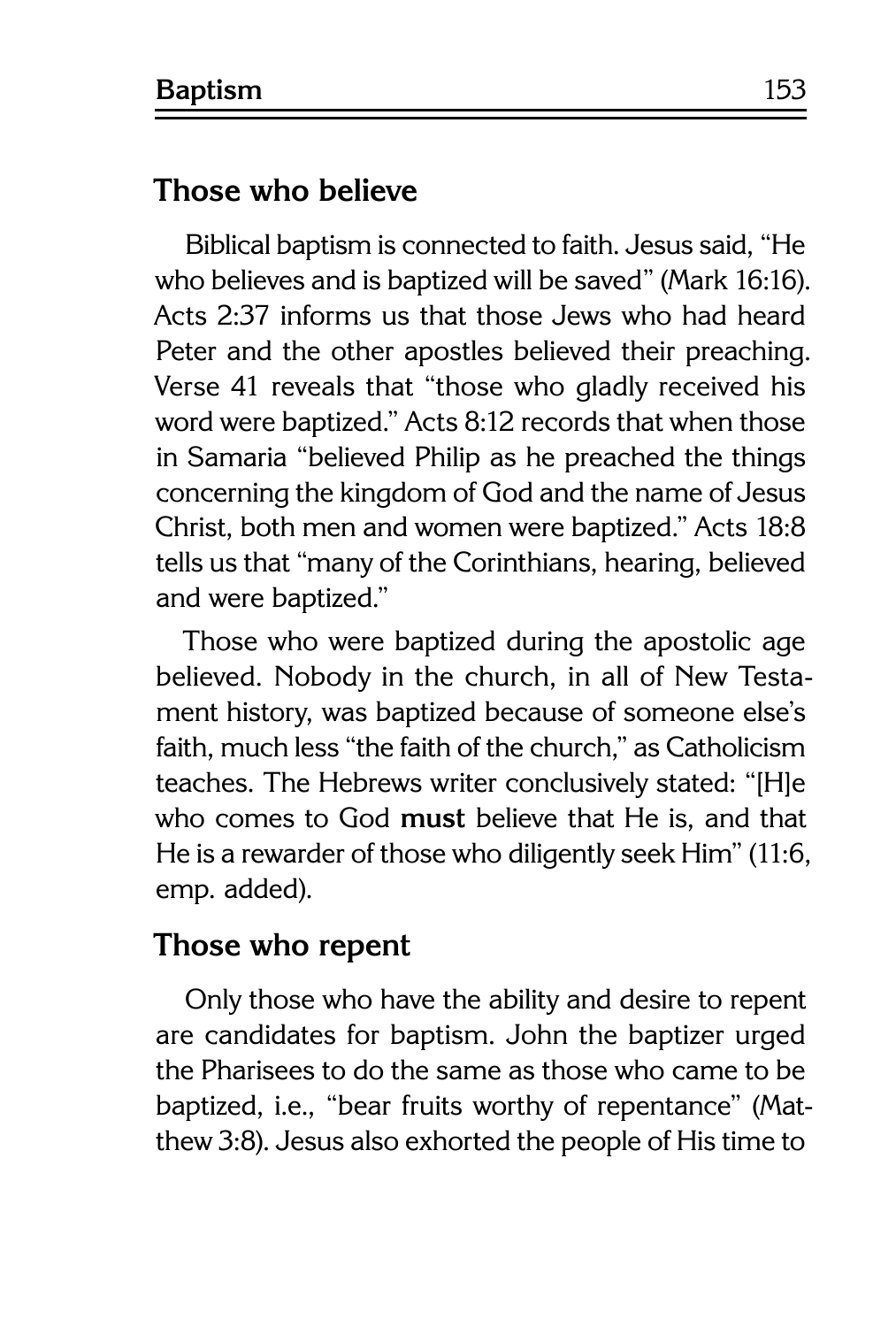## Those who believe

Biblical baptism is connected to faith. Jesus said, "He who believes and is baptized will be saved" (Mark 16:16). Acts 2:37 informs us that those Jews who had heard Peter and the other apostles believed their preaching. Verse 41 reveals that "those who gladly received his word were baptized." Acts 8:12 records that when those in Samaria "believed Philip as he preached the things concerning the kingdom of God and the name of Jesus Christ, both men and women were baptized." Acts 18:8 tells us that "many of the Corinthians, hearing, believed and were baptized."

Those who were baptized during the apostolic age believed. Nobody in the church, in all of New Testament history, was baptized because of someone else's faith, much less "the faith of the church," as Catholicism teaches. The Hebrews writer conclusively stated: "[H]e who comes to God **must** believe that He is, and that He is a rewarder of those who diligently seek Him" (11:6, emp. added).

## Those who repent

Only those who have the ability and desire to repent are candidates for baptism. John the baptizer urged the Pharisees to do the same as those who came to be baptized, i.e., "bear fruits worthy of repentance" (Matthew 3:8). Jesus also exhorted the people of His time to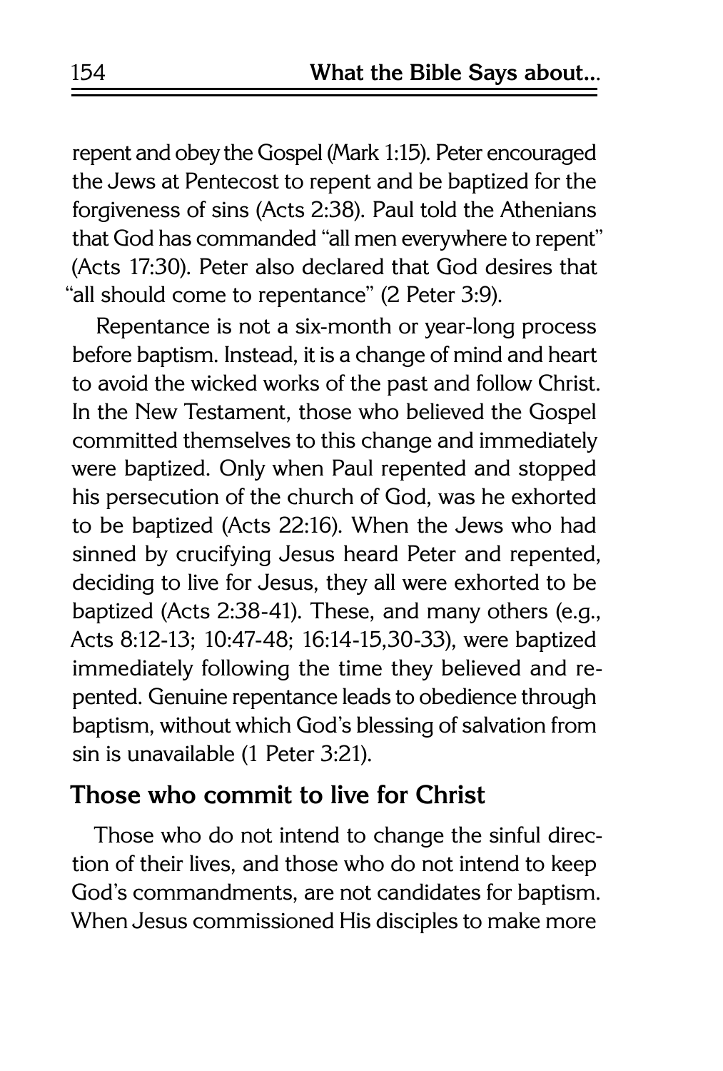repent and obey the Gospel (Mark 1:15). Peter encouraged the Jews at Pentecost to repent and be baptized for the forgiveness of sins (Acts 2:38). Paul told the Athenians that God has commanded "all men everywhere to repent" (Acts 17:30). Peter also declared that God desires that "all should come to repentance" (2 Peter 3:9).

Repentance is not a six-month or year-long process before baptism. Instead, it is a change of mind and heart to avoid the wicked works of the past and follow Christ. In the New Testament, those who believed the Gospel committed themselves to this change and immediately were baptized. Only when Paul repented and stopped his persecution of the church of God, was he exhorted to be baptized (Acts 22:16). When the Jews who had sinned by crucifying Jesus heard Peter and repented, deciding to live for Jesus, they all were exhorted to be baptized (Acts 2:38-41). These, and many others (e.g., Acts 8:12-13; 10:47-48; 16:14-15,30-33), were baptized immediately following the time they believed and repented. Genuine repentance leads to obedience through baptism, without which God's blessing of salvation from sin is unavailable (1 Peter 3:21).

## Those who commit to live for Christ

Those who do not intend to change the sinful direction of their lives, and those who do not intend to keep God's commandments, are not candidates for baptism. When Jesus commissioned His disciples to make more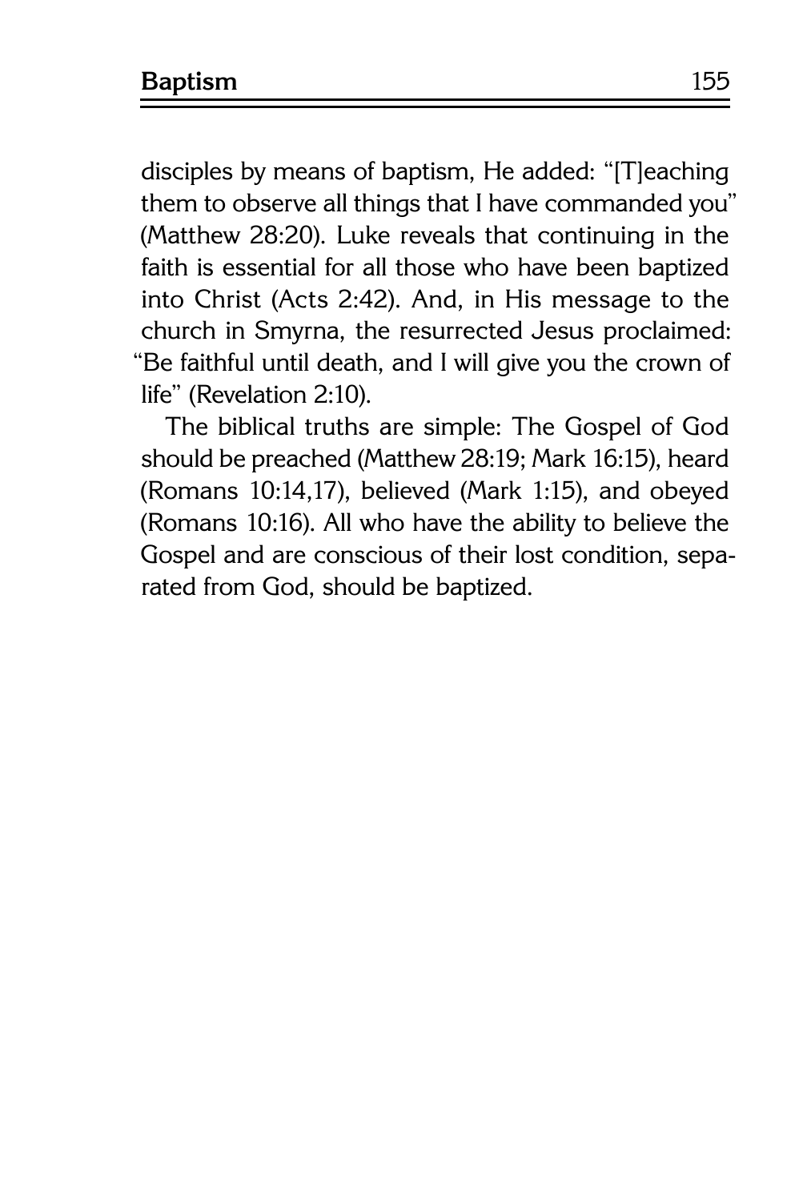disciples by means of baptism, He added: "[T]eaching them to observe all things that I have commanded you" (Matthew 28:20). Luke reveals that continuing in the faith is essential for all those who have been baptized into Christ (Acts 2:42). And, in His message to the church in Smyrna, the resurrected Jesus proclaimed: "Be faithful until death, and I will give you the crown of life" (Revelation 2:10).

The biblical truths are simple: The Gospel of God should be preached (Matthew 28:19; Mark 16:15), heard (Romans 10:14,17), believed (Mark 1:15), and obeyed (Romans 10:16). All who have the ability to believe the Gospel and are conscious of their lost condition, separated from God, should be baptized.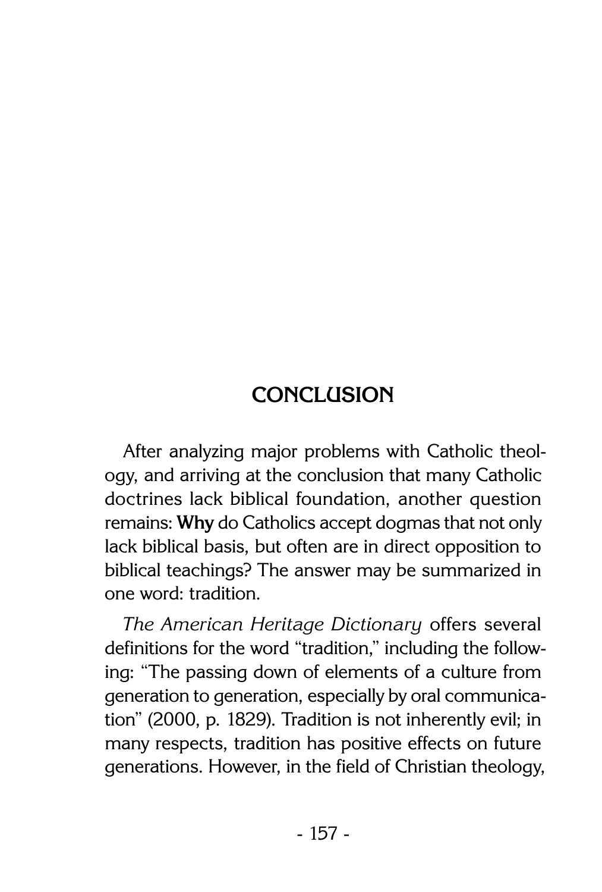# CONCLUSION

After analyzing major problems with Catholic theology, and arriving at the conclusion that many Catholic doctrines lack biblical foundation, another question remains: **Why** do Catholics accept dogmas that not only lack biblical basis, but often are in direct opposition to biblical teachings? The answer may be summarized in one word: tradition.

*The American Heritage Dictionary* offers several definitions for the word "tradition," including the following: "The passing down of elements of a culture from generation to generation, especially by oral communication" (2000, p. 1829). Tradition is not inherently evil; in many respects, tradition has positive effects on future generations. However, in the field of Christian theology,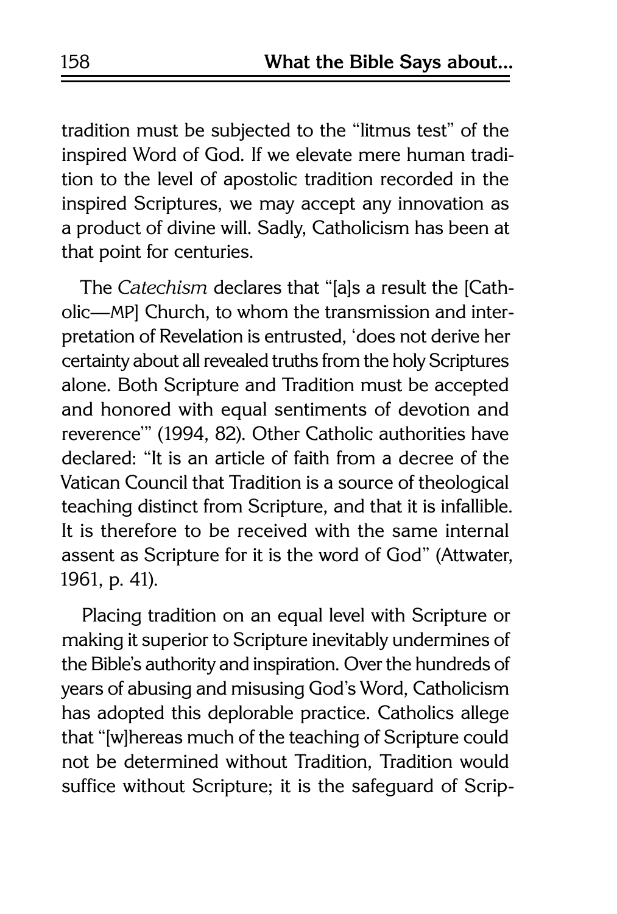tradition must be subjected to the "litmus test" of the inspired Word of God. If we elevate mere human tradition to the level of apostolic tradition recorded in the inspired Scriptures, we may accept any innovation as a product of divine will. Sadly, Catholicism has been at that point for centuries.

The *Catechism* declares that "[a]s a result the [Catholic—MP] Church, to whom the transmission and interpretation of Revelation is entrusted, 'does not derive her certainty about all revealed truths from the holy Scriptures alone. Both Scripture and Tradition must be accepted and honored with equal sentiments of devotion and reverence'" (1994, 82). Other Catholic authorities have declared: "It is an article of faith from a decree of the Vatican Council that Tradition is a source of theological teaching distinct from Scripture, and that it is infallible. It is therefore to be received with the same internal assent as Scripture for it is the word of God" (Attwater, 1961, p. 41).

Placing tradition on an equal level with Scripture or making it superior to Scripture inevitably undermines of the Bible's authority and inspiration. Over the hundreds of years of abusing and misusing God's Word, Catholicism has adopted this deplorable practice. Catholics allege that "[w]hereas much of the teaching of Scripture could not be determined without Tradition, Tradition would suffice without Scripture; it is the safeguard of Scrip-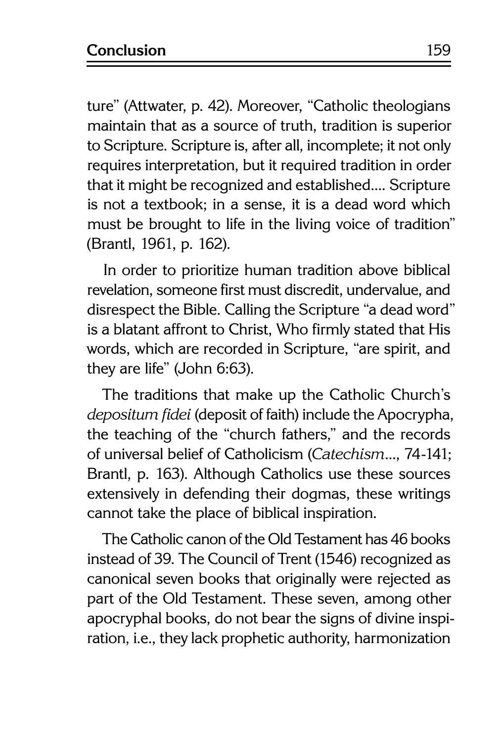ture" (Attwater, p. 42). Moreover, "Catholic theologians maintain that as a source of truth, tradition is superior to Scripture. Scripture is, after all, incomplete; it not only requires interpretation, but it required tradition in order that it might be recognized and established.... Scripture is not a textbook; in a sense, it is a dead word which must be brought to life in the living voice of tradition" (Brantl, 1961, p. 162).

In order to prioritize human tradition above biblical revelation, someone first must discredit, undervalue, and disrespect the Bible. Calling the Scripture "a dead word" is a blatant affront to Christ, Who firmly stated that His words, which are recorded in Scripture, "are spirit, and they are life" (John 6:63).

The traditions that make up the Catholic Church's *depositum fidei* (deposit of faith) include the Apocrypha, the teaching of the "church fathers," and the records of universal belief of Catholicism (*Catechism*..., 74-141; Brantl, p. 163). Although Catholics use these sources extensively in defending their dogmas, these writings cannot take the place of biblical inspiration.

The Catholic canon of the Old Testament has 46 books instead of 39. The Council of Trent (1546) recognized as canonical seven books that originally were rejected as part of the Old Testament. These seven, among other apocryphal books, do not bear the signs of divine inspiration, i.e., they lack prophetic authority, harmonization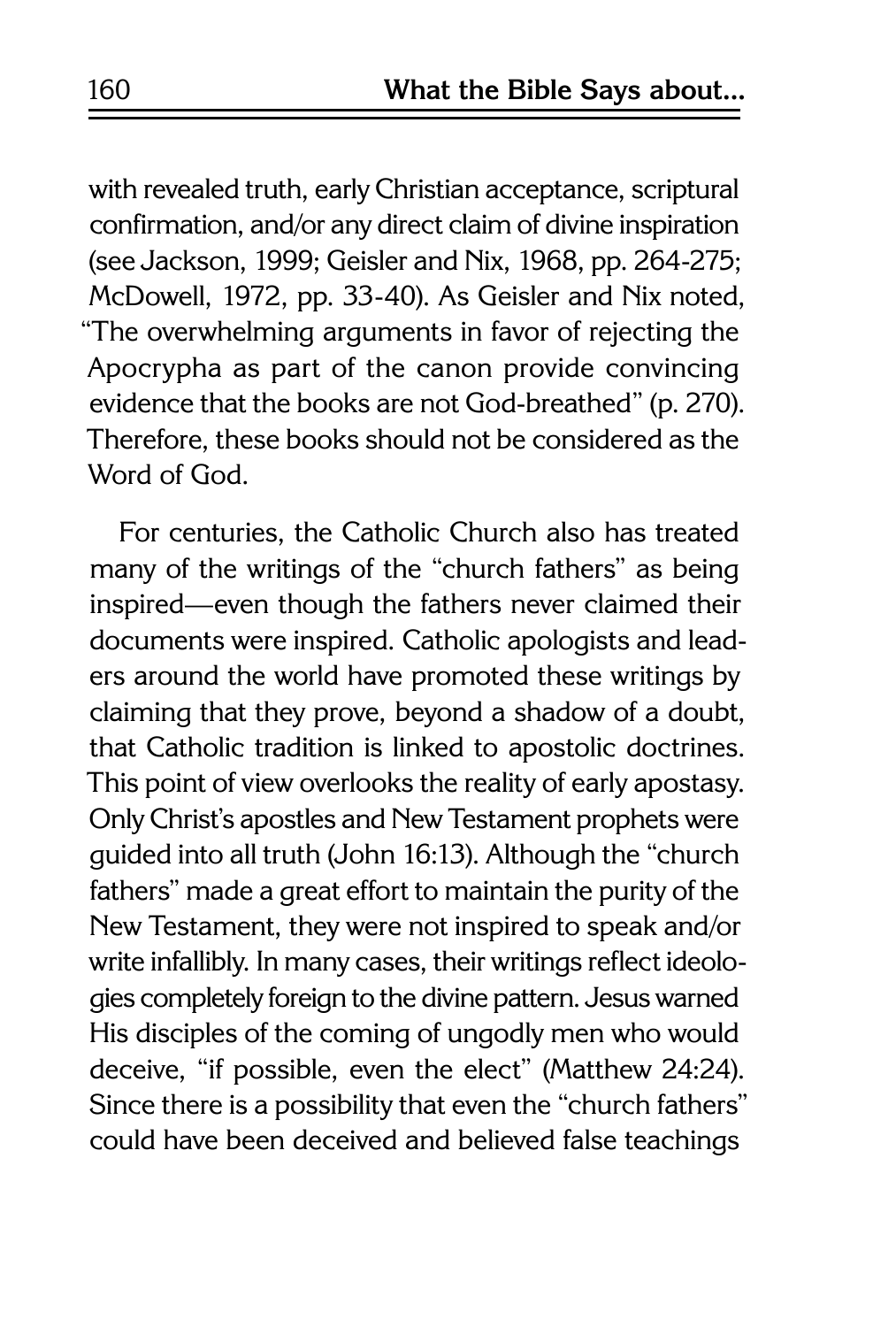with revealed truth, early Christian acceptance, scriptural confirmation, and/or any direct claim of divine inspiration (see Jackson, 1999; Geisler and Nix, 1968, pp. 264-275; McDowell, 1972, pp. 33-40). As Geisler and Nix noted, "The overwhelming arguments in favor of rejecting the Apocrypha as part of the canon provide convincing evidence that the books are not God-breathed" (p. 270). Therefore, these books should not be considered as the Word of God.

For centuries, the Catholic Church also has treated many of the writings of the "church fathers" as being inspired—even though the fathers never claimed their documents were inspired. Catholic apologists and leaders around the world have promoted these writings by claiming that they prove, beyond a shadow of a doubt, that Catholic tradition is linked to apostolic doctrines. This point of view overlooks the reality of early apostasy. Only Christ's apostles and New Testament prophets were guided into all truth (John 16:13). Although the "church fathers" made a great effort to maintain the purity of the New Testament, they were not inspired to speak and/or write infallibly. In many cases, their writings reflect ideologies completely foreign to the divine pattern. Jesus warned His disciples of the coming of ungodly men who would deceive, "if possible, even the elect" (Matthew 24:24). Since there is a possibility that even the "church fathers" could have been deceived and believed false teachings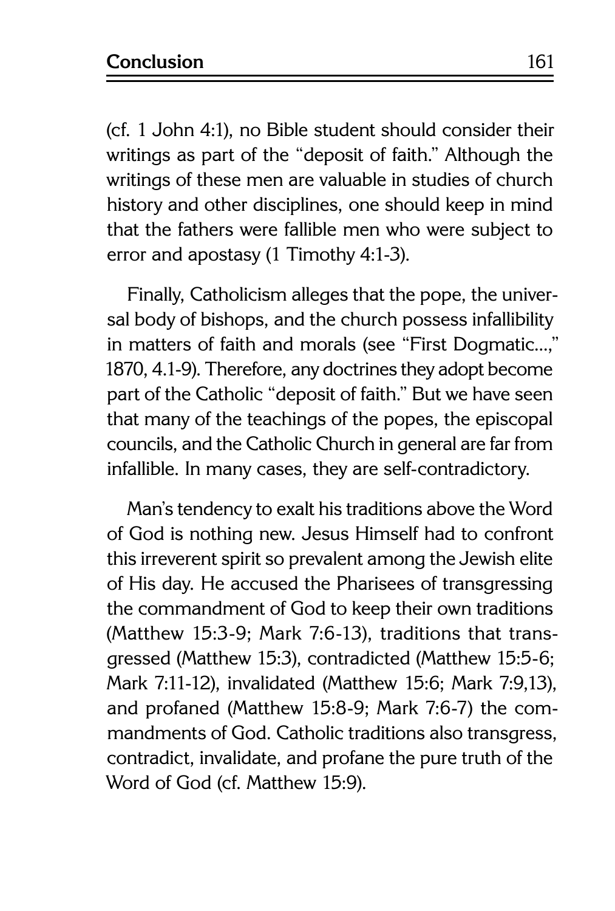(cf. 1 John 4:1), no Bible student should consider their writings as part of the "deposit of faith." Although the writings of these men are valuable in studies of church history and other disciplines, one should keep in mind that the fathers were fallible men who were subject to error and apostasy (1 Timothy 4:1-3).

Finally, Catholicism alleges that the pope, the universal body of bishops, and the church possess infallibility in matters of faith and morals (see "First Dogmatic...," 1870, 4.1-9). Therefore, any doctrines they adopt become part of the Catholic "deposit of faith." But we have seen that many of the teachings of the popes, the episcopal councils, and the Catholic Church in general are far from infallible. In many cases, they are self-contradictory.

Man's tendency to exalt his traditions above the Word of God is nothing new. Jesus Himself had to confront this irreverent spirit so prevalent among the Jewish elite of His day. He accused the Pharisees of transgressing the commandment of God to keep their own traditions (Matthew 15:3-9; Mark 7:6-13), traditions that transgressed (Matthew 15:3), contradicted (Matthew 15:5-6; Mark 7:11-12), invalidated (Matthew 15:6; Mark 7:9,13), and profaned (Matthew 15:8-9; Mark 7:6-7) the commandments of God. Catholic traditions also transgress, contradict, invalidate, and profane the pure truth of the Word of God (cf. Matthew 15:9).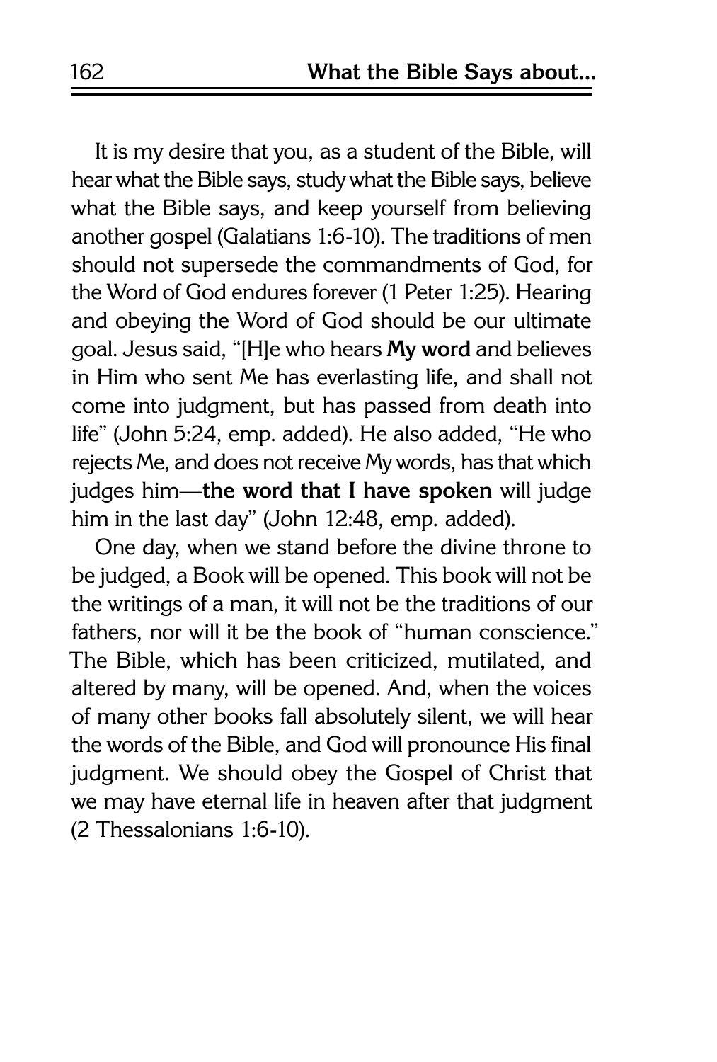It is my desire that you, as a student of the Bible, will hear what the Bible says, study what the Bible says, believe what the Bible says, and keep yourself from believing another gospel (Galatians 1:6-10). The traditions of men should not supersede the commandments of God, for the Word of God endures forever (1 Peter 1:25). Hearing and obeying the Word of God should be our ultimate goal. Jesus said, "[H]e who hears **My word** and believes in Him who sent Me has everlasting life, and shall not come into judgment, but has passed from death into life" (John 5:24, emp. added). He also added, "He who rejects Me, and does not receive My words, has that which judges him—**the word that I have spoken** will judge him in the last day" (John 12:48, emp. added).

One day, when we stand before the divine throne to be judged, a Book will be opened. This book will not be the writings of a man, it will not be the traditions of our fathers, nor will it be the book of "human conscience." The Bible, which has been criticized, mutilated, and altered by many, will be opened. And, when the voices of many other books fall absolutely silent, we will hear the words of the Bible, and God will pronounce His final judgment. We should obey the Gospel of Christ that we may have eternal life in heaven after that judgment (2 Thessalonians 1:6-10).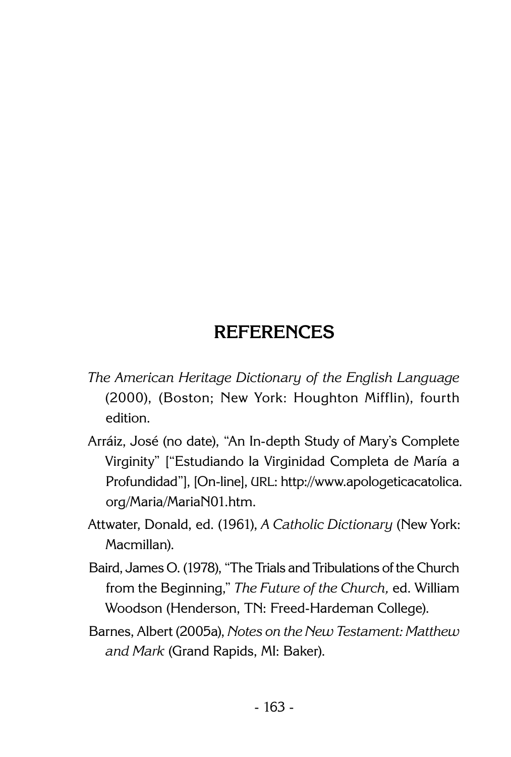# REFERENCES

*The American Heritage Dictionary of the English Language* (2000), (Boston; New York: Houghton Mifflin), fourth edition.

Arráiz, José (no date), "An In-depth Study of Mary's Complete Virginity" ["Estudiando la Virginidad Completa de María a Profundidad"], [On-line], URL: http://www.apologeticacatolica.org/Maria/MariaN01.htm.

Attwater, Donald, ed. (1961), *A Catholic Dictionary* (New York: Macmillan).

Baird, James O. (1978), "The Trials and Tribulations of the Church from the Beginning," *The Future of the Church,* ed. William Woodson (Henderson, TN: Freed-Hardeman College).

Barnes, Albert (2005a), *Notes on the New Testament: Matthew and Mark* (Grand Rapids, MI: Baker).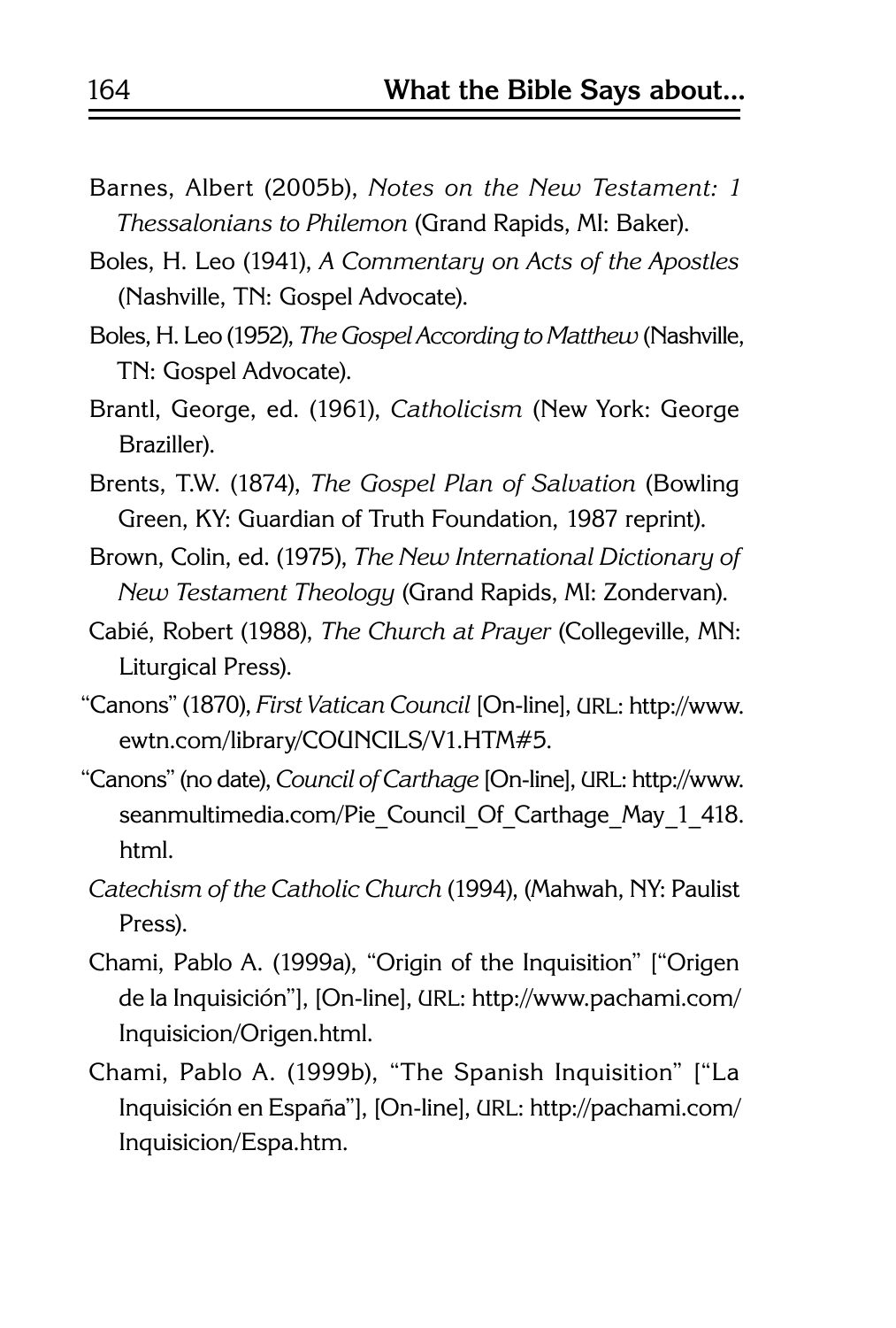Barnes, Albert (2005b), *Notes on the New Testament: 1 Thessalonians to Philemon* (Grand Rapids, MI: Baker).

Boles, H. Leo (1941), *A Commentary on Acts of the Apostles* (Nashville, TN: Gospel Advocate).

Boles, H. Leo (1952), *The Gospel According to Matthew* (Nashville, TN: Gospel Advocate).

Brantl, George, ed. (1961), *Catholicism* (New York: George Braziller).

Brents, T.W. (1874), *The Gospel Plan of Salvation* (Bowling Green, KY: Guardian of Truth Foundation, 1987 reprint).

Brown, Colin, ed. (1975), *The New International Dictionary of New Testament Theology* (Grand Rapids, MI: Zondervan).

Cabié, Robert (1988), *The Church at Prayer* (Collegeville, MN: Liturgical Press).

"Canons" (1870), *First Vatican Council* [On-line], URL: http://www.ewtn.com/library/COUNCILS/V1.HTM#5.

"Canons" (no date), *Council of Carthage* [On-line], URL: http://www.seanmultimedia.com/Pie_Council_Of_Carthage_May_1_418.html.

*Catechism of the Catholic Church* (1994), (Mahwah, NY: Paulist Press).

Chami, Pablo A. (1999a), "Origin of the Inquisition" ["Origen de la Inquisición"], [On-line], URL: http://www.pachami.com/Inquisicion/Origen.html.

Chami, Pablo A. (1999b), "The Spanish Inquisition" ["La Inquisición en España"], [On-line], URL: http://pachami.com/Inquisicion/Espa.htm.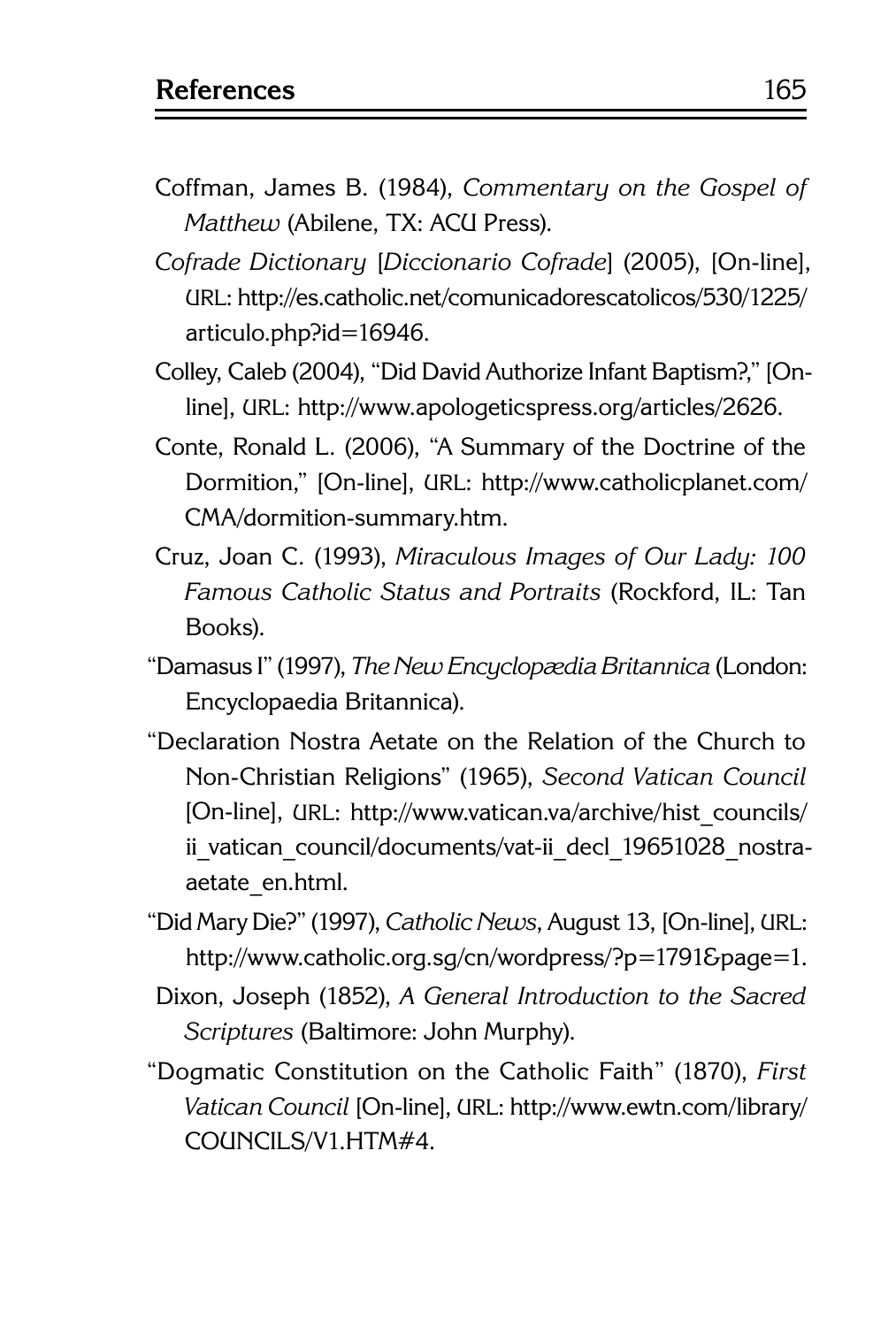Coffman, James B. (1984), *Commentary on the Gospel of Matthew* (Abilene, TX: ACU Press).

*Cofrade Dictionary* [*Diccionario Cofrade*] (2005), [On-line], URL: http://es.catholic.net/comunicadorescatolicos/530/1225/articulo.php?id=16946.

Colley, Caleb (2004), "Did David Authorize Infant Baptism?," [On-line], URL: http://www.apologeticspress.org/articles/2626.

Conte, Ronald L. (2006), "A Summary of the Doctrine of the Dormition," [On-line], URL: http://www.catholicplanet.com/CMA/dormition-summary.htm.

Cruz, Joan C. (1993), *Miraculous Images of Our Lady: 100 Famous Catholic Status and Portraits* (Rockford, IL: Tan Books).

"Damasus I" (1997), *The New Encyclopædia Britannica* (London: Encyclopaedia Britannica).

"Declaration Nostra Aetate on the Relation of the Church to Non-Christian Religions" (1965), *Second Vatican Council* [On-line], URL: http://www.vatican.va/archive/hist_councils/ii_vatican_council/documents/vat-ii_decl_19651028_nostra-aetate_en.html.

"Did Mary Die?" (1997), *Catholic News*, August 13, [On-line], URL: http://www.catholic.org.sg/cn/wordpress/?p=1791&page=1.

Dixon, Joseph (1852), *A General Introduction to the Sacred Scriptures* (Baltimore: John Murphy).

"Dogmatic Constitution on the Catholic Faith" (1870), *First Vatican Council* [On-line], URL: http://www.ewtn.com/library/COUNCILS/V1.HTM#4.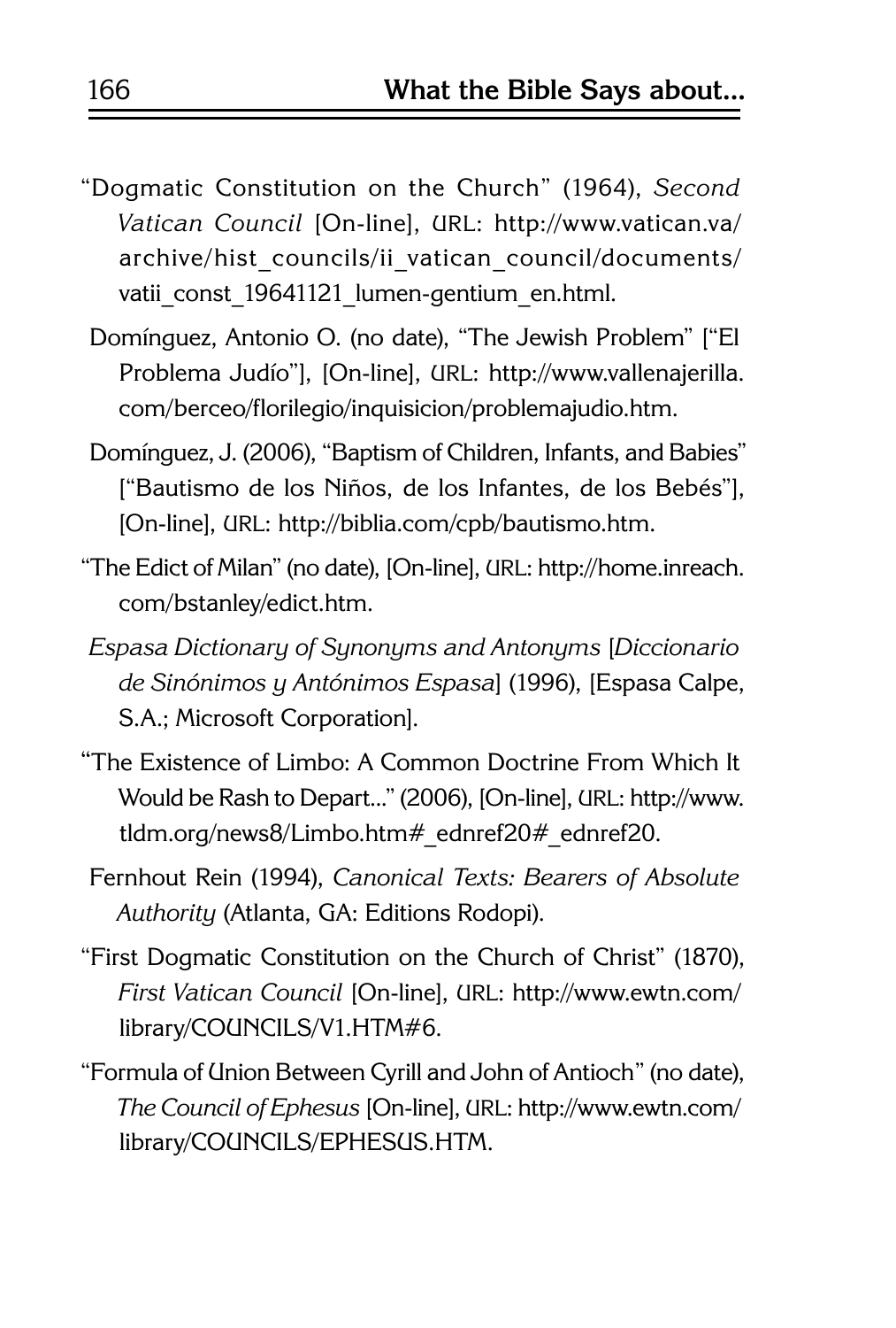"Dogmatic Constitution on the Church" (1964), *Second Vatican Council* [On-line], URL: http://www.vatican.va/archive/hist_councils/ii_vatican_council/documents/vatii_const_19641121_lumen-gentium_en.html.

Domínguez, Antonio O. (no date), "The Jewish Problem" ["El Problema Judío"], [On-line], URL: http://www.vallenajerilla.com/berceo/florilegio/inquisicion/problemajudio.htm.

Domínguez, J. (2006), "Baptism of Children, Infants, and Babies" ["Bautismo de los Niños, de los Infantes, de los Bebés"], [On-line], URL: http://biblia.com/cpb/bautismo.htm.

"The Edict of Milan" (no date), [On-line], URL: http://home.inreach.com/bstanley/edict.htm.

*Espasa Dictionary of Synonyms and Antonyms* [*Diccionario de Sinónimos y Antónimos Espasa*] (1996), [Espasa Calpe, S.A.; Microsoft Corporation].

"The Existence of Limbo: A Common Doctrine From Which It Would be Rash to Depart..." (2006), [On-line], URL: http://www.tldm.org/news8/Limbo.htm#_ednref20#_ednref20.

Fernhout Rein (1994), *Canonical Texts: Bearers of Absolute Authority* (Atlanta, GA: Editions Rodopi).

"First Dogmatic Constitution on the Church of Christ" (1870), *First Vatican Council* [On-line], URL: http://www.ewtn.com/library/COUNCILS/V1.HTM#6.

"Formula of Union Between Cyrill and John of Antioch" (no date), *The Council of Ephesus* [On-line], URL: http://www.ewtn.com/library/COUNCILS/EPHESUS.HTM.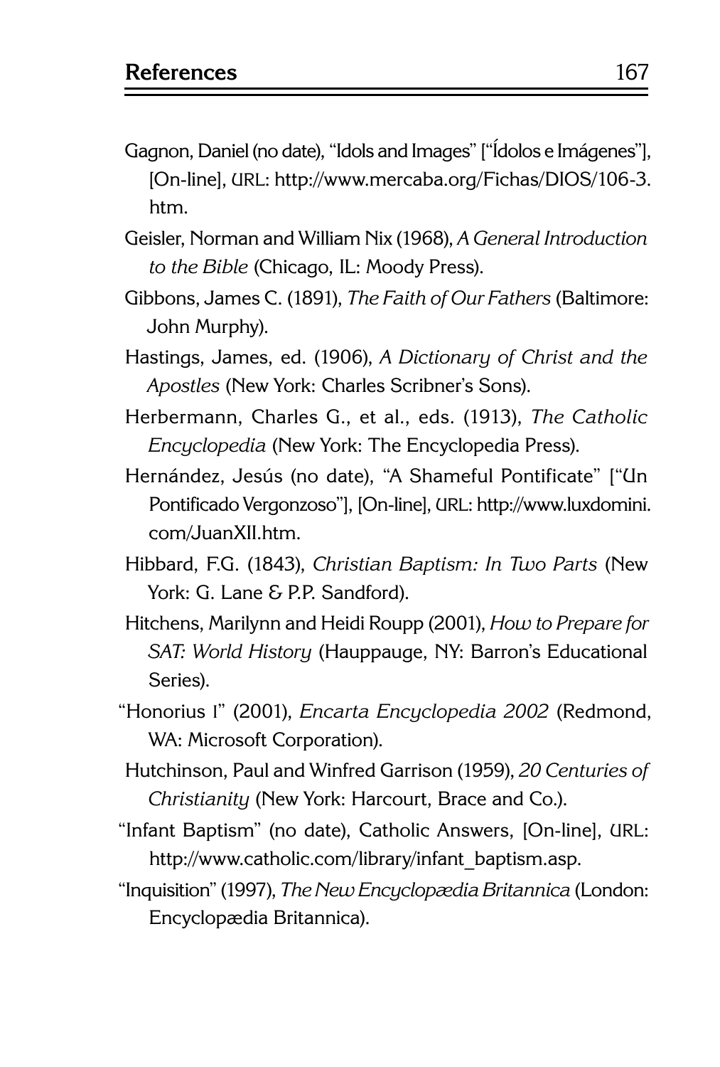Gagnon, Daniel (no date), "Idols and Images" ["Ídolos e Imágenes"], [On-line], URL: http://www.mercaba.org/Fichas/DIOS/106-3.htm.

Geisler, Norman and William Nix (1968), *A General Introduction to the Bible* (Chicago, IL: Moody Press).

Gibbons, James C. (1891), *The Faith of Our Fathers* (Baltimore: John Murphy).

Hastings, James, ed. (1906), *A Dictionary of Christ and the Apostles* (New York: Charles Scribner's Sons).

Herbermann, Charles G., et al., eds. (1913), *The Catholic Encyclopedia* (New York: The Encyclopedia Press).

Hernández, Jesús (no date), "A Shameful Pontificate" ["Un Pontificado Vergonzoso"], [On-line], URL: http://www.luxdomini.com/JuanXII.htm.

Hibbard, F.G. (1843), *Christian Baptism: In Two Parts* (New York: G. Lane & P.P. Sandford).

Hitchens, Marilynn and Heidi Roupp (2001), *How to Prepare for SAT: World History* (Hauppauge, NY: Barron's Educational Series).

"Honorius I" (2001), *Encarta Encyclopedia 2002* (Redmond, WA: Microsoft Corporation).

Hutchinson, Paul and Winfred Garrison (1959), *20 Centuries of Christianity* (New York: Harcourt, Brace and Co.).

"Infant Baptism" (no date), Catholic Answers, [On-line], URL: http://www.catholic.com/library/infant_baptism.asp.

"Inquisition" (1997), *The New Encyclopædia Britannica* (London: Encyclopædia Britannica).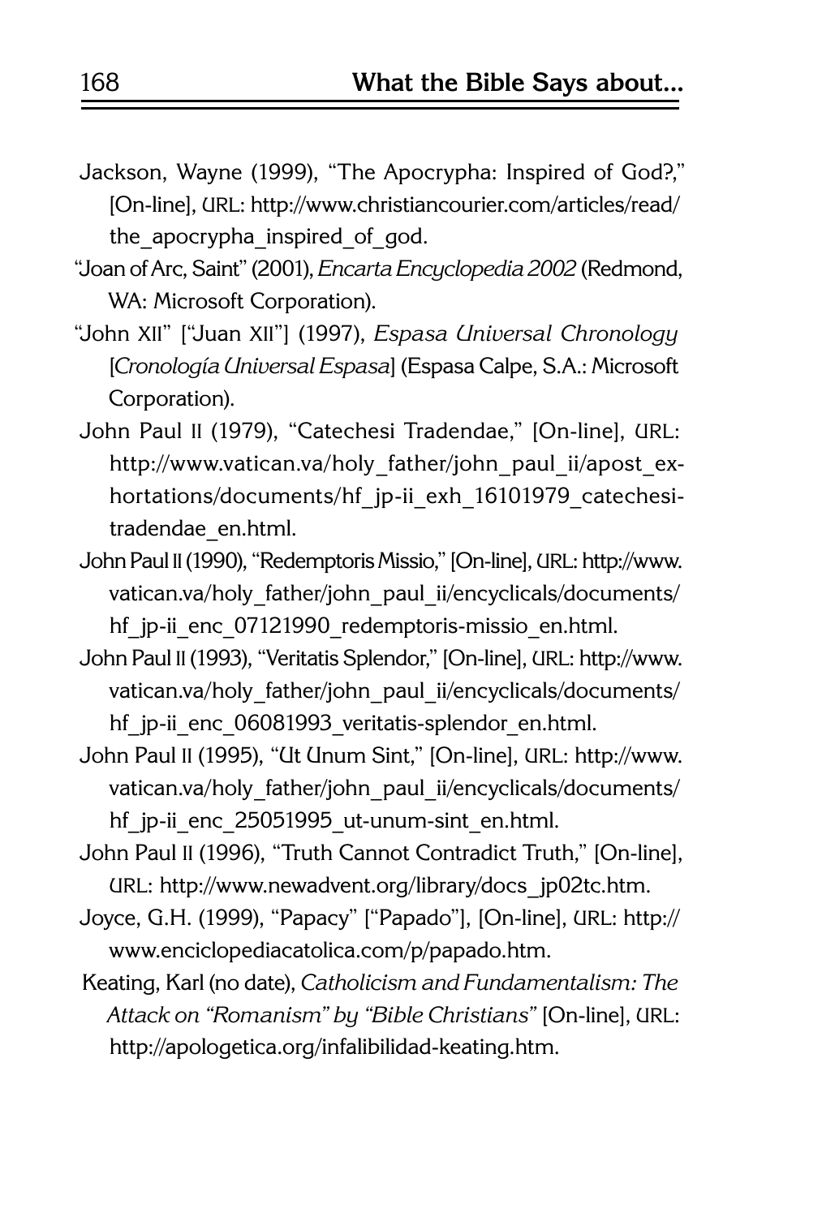Jackson, Wayne (1999), "The Apocrypha: Inspired of God?," [On-line], URL: http://www.christiancourier.com/articles/read/the_apocrypha_inspired_of_god.

"Joan of Arc, Saint" (2001), *Encarta Encyclopedia 2002* (Redmond, WA: Microsoft Corporation).

"John XII" ["Juan XII"] (1997), *Espasa Universal Chronology* [*Cronología Universal Espasa*] (Espasa Calpe, S.A.: Microsoft Corporation).

John Paul II (1979), "Catechesi Tradendae," [On-line], URL: http://www.vatican.va/holy_father/john_paul_ii/apost_exhortations/documents/hf_jp-ii_exh_16101979_catechesi-tradendae_en.html.

John Paul II (1990), "Redemptoris Missio," [On-line], URL: http://www.vatican.va/holy_father/john_paul_ii/encyclicals/documents/hf_jp-ii_enc_07121990_redemptoris-missio_en.html.

John Paul II (1993), "Veritatis Splendor," [On-line], URL: http://www.vatican.va/holy_father/john_paul_ii/encyclicals/documents/hf_jp-ii_enc_06081993_veritatis-splendor_en.html.

John Paul II (1995), "Ut Unum Sint," [On-line], URL: http://www.vatican.va/holy_father/john_paul_ii/encyclicals/documents/hf_jp-ii_enc_25051995_ut-unum-sint_en.html.

John Paul II (1996), "Truth Cannot Contradict Truth," [On-line], URL: http://www.newadvent.org/library/docs_jp02tc.htm.

Joyce, G.H. (1999), "Papacy" ["Papado"], [On-line], URL: http://www.enciclopediacatolica.com/p/papado.htm.

Keating, Karl (no date), *Catholicism and Fundamentalism: The Attack on "Romanism" by "Bible Christians"* [On-line], URL: http://apologetica.org/infalibilidad-keating.htm.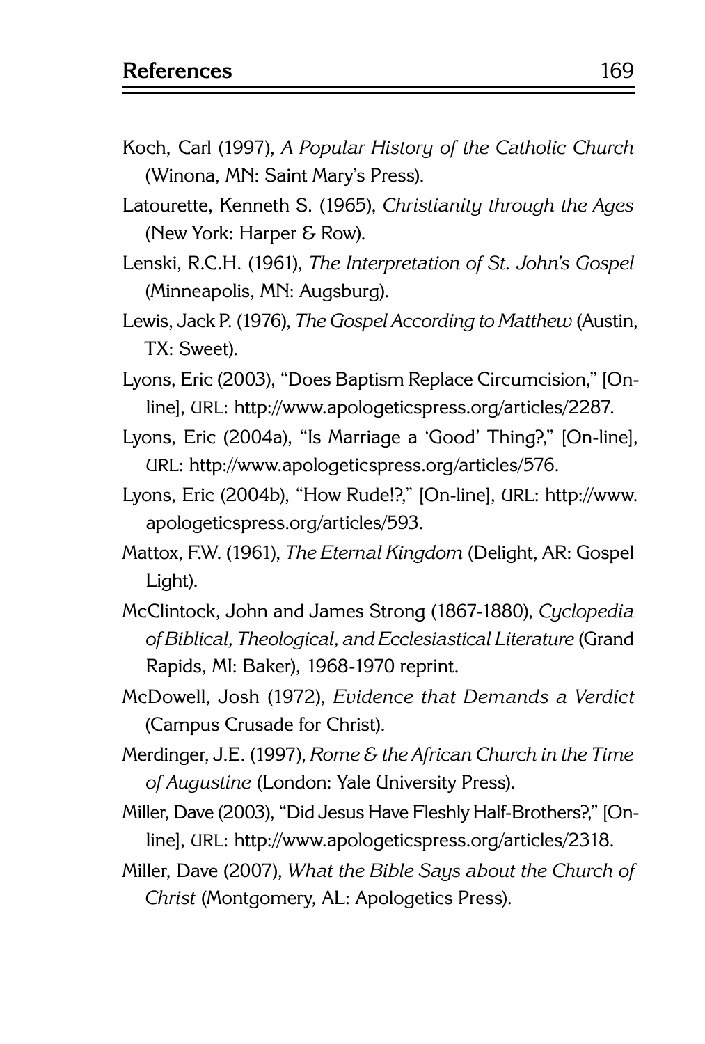Koch, Carl (1997), *A Popular History of the Catholic Church* (Winona, MN: Saint Mary's Press).

Latourette, Kenneth S. (1965), *Christianity through the Ages* (New York: Harper & Row).

Lenski, R.C.H. (1961), *The Interpretation of St. John's Gospel* (Minneapolis, MN: Augsburg).

Lewis, Jack P. (1976), *The Gospel According to Matthew* (Austin, TX: Sweet).

Lyons, Eric (2003), "Does Baptism Replace Circumcision," [On-line], URL: http://www.apologeticspress.org/articles/2287.

Lyons, Eric (2004a), "Is Marriage a 'Good' Thing?," [On-line], URL: http://www.apologeticspress.org/articles/576.

Lyons, Eric (2004b), "How Rude!?," [On-line], URL: http://www.apologeticspress.org/articles/593.

Mattox, F.W. (1961), *The Eternal Kingdom* (Delight, AR: Gospel Light).

McClintock, John and James Strong (1867-1880), *Cyclopedia of Biblical, Theological, and Ecclesiastical Literature* (Grand Rapids, MI: Baker), 1968-1970 reprint.

McDowell, Josh (1972), *Evidence that Demands a Verdict* (Campus Crusade for Christ).

Merdinger, J.E. (1997), *Rome & the African Church in the Time of Augustine* (London: Yale University Press).

Miller, Dave (2003), "Did Jesus Have Fleshly Half-Brothers?," [On-line], URL: http://www.apologeticspress.org/articles/2318.

Miller, Dave (2007), *What the Bible Says about the Church of Christ* (Montgomery, AL: Apologetics Press).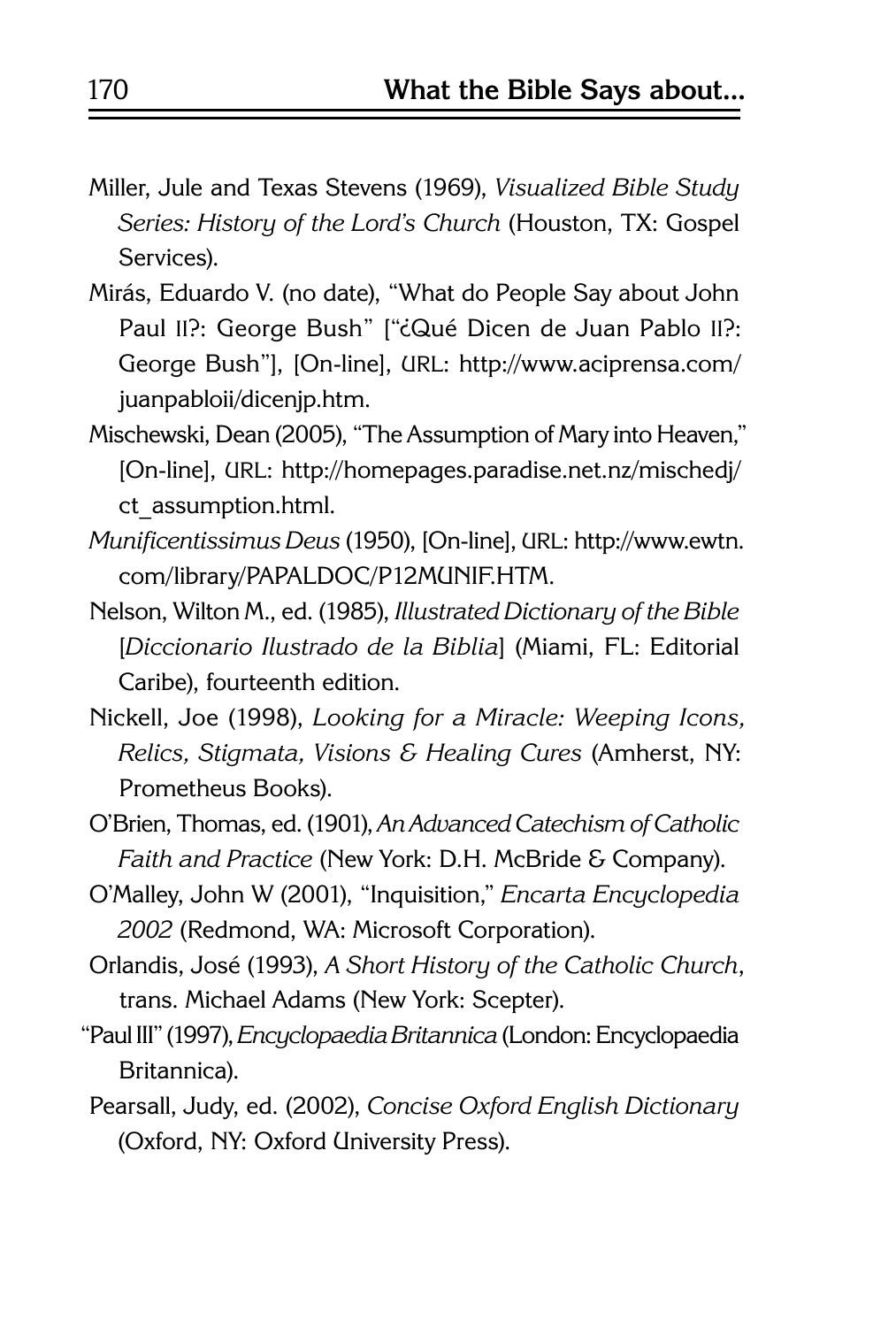Miller, Jule and Texas Stevens (1969), *Visualized Bible Study Series: History of the Lord's Church* (Houston, TX: Gospel Services).

Mirás, Eduardo V. (no date), "What do People Say about John Paul II?: George Bush" ["¿Qué Dicen de Juan Pablo II?: George Bush"], [On-line], URL: http://www.aciprensa.com/juanpabloii/dicenjp.htm.

Mischewski, Dean (2005), "The Assumption of Mary into Heaven," [On-line], URL: http://homepages.paradise.net.nz/mischedj/ct_assumption.html.

*Munificentissimus Deus* (1950), [On-line], URL: http://www.ewtn.com/library/PAPALDOC/P12MUNIF.HTM.

Nelson, Wilton M., ed. (1985), *Illustrated Dictionary of the Bible* [*Diccionario Ilustrado de la Biblia*] (Miami, FL: Editorial Caribe), fourteenth edition.

Nickell, Joe (1998), *Looking for a Miracle: Weeping Icons, Relics, Stigmata, Visions & Healing Cures* (Amherst, NY: Prometheus Books).

O'Brien, Thomas, ed. (1901), *An Advanced Catechism of Catholic Faith and Practice* (New York: D.H. McBride & Company).

O'Malley, John W (2001), "Inquisition," *Encarta Encyclopedia 2002* (Redmond, WA: Microsoft Corporation).

Orlandis, José (1993), *A Short History of the Catholic Church*, trans. Michael Adams (New York: Scepter).

"Paul III" (1997), *Encyclopaedia Britannica* (London: Encyclopaedia Britannica).

Pearsall, Judy, ed. (2002), *Concise Oxford English Dictionary* (Oxford, NY: Oxford University Press).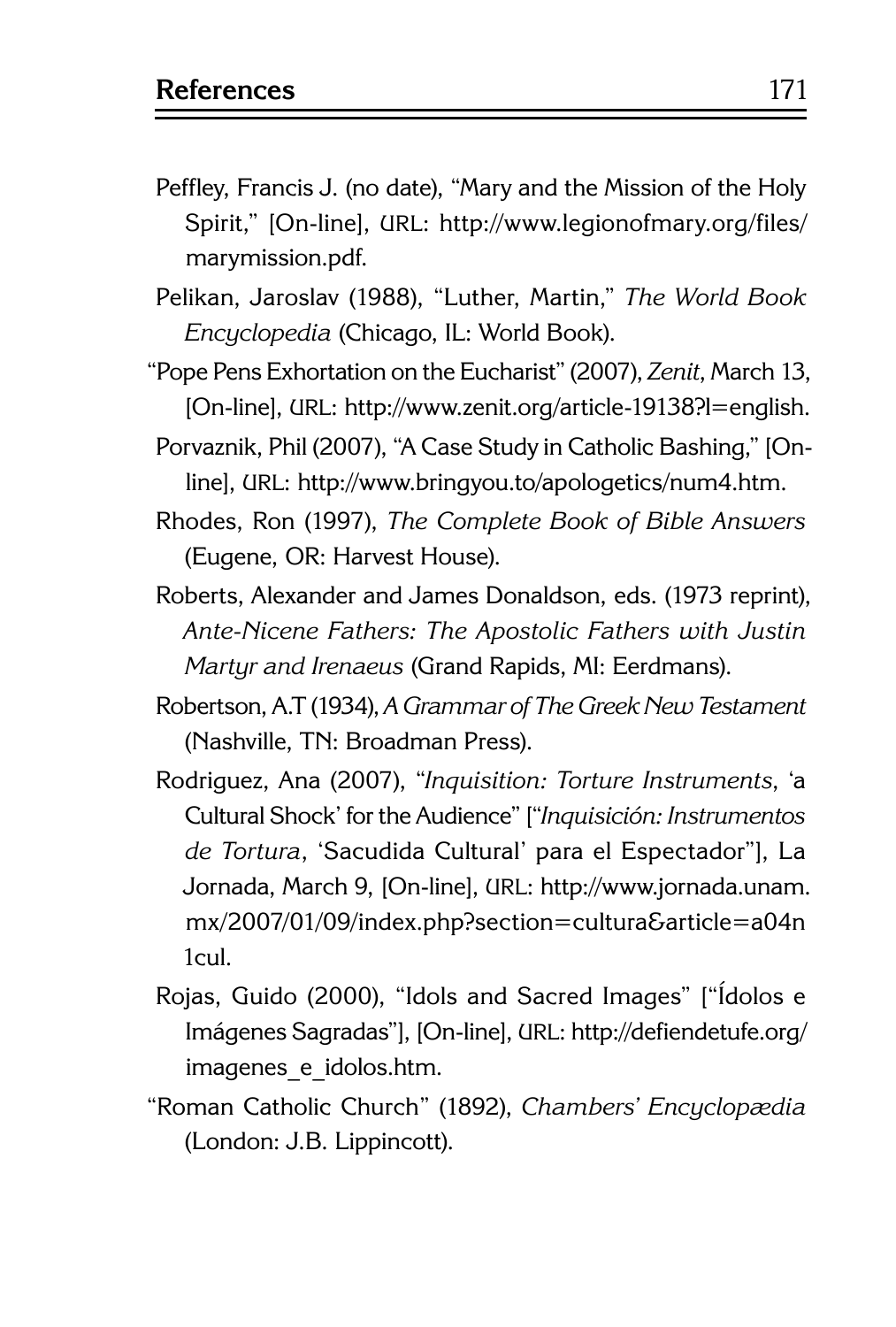Peffley, Francis J. (no date), "Mary and the Mission of the Holy Spirit," [On-line], URL: http://www.legionofmary.org/files/marymission.pdf.

Pelikan, Jaroslav (1988), "Luther, Martin," *The World Book Encyclopedia* (Chicago, IL: World Book).

"Pope Pens Exhortation on the Eucharist" (2007), *Zenit*, March 13, [On-line], URL: http://www.zenit.org/article-19138?l=english.

Porvaznik, Phil (2007), "A Case Study in Catholic Bashing," [On-line], URL: http://www.bringyou.to/apologetics/num4.htm.

Rhodes, Ron (1997), *The Complete Book of Bible Answers* (Eugene, OR: Harvest House).

Roberts, Alexander and James Donaldson, eds. (1973 reprint), *Ante-Nicene Fathers: The Apostolic Fathers with Justin Martyr and Irenaeus* (Grand Rapids, MI: Eerdmans).

Robertson, A.T (1934), *A Grammar of The Greek New Testament* (Nashville, TN: Broadman Press).

Rodriguez, Ana (2007), "*Inquisition: Torture Instruments*, 'a Cultural Shock' for the Audience" ["*Inquisición: Instrumentos de Tortura*, 'Sacudida Cultural' para el Espectador"], La Jornada, March 9, [On-line], URL: http://www.jornada.unam.mx/2007/01/09/index.php?section=cultura&article=a04n1cul.

Rojas, Guido (2000), "Idols and Sacred Images" ["Ídolos e Imágenes Sagradas"], [On-line], URL: http://defiendetufe.org/imagenes_e_idolos.htm.

"Roman Catholic Church" (1892), *Chambers' Encyclopædia* (London: J.B. Lippincott).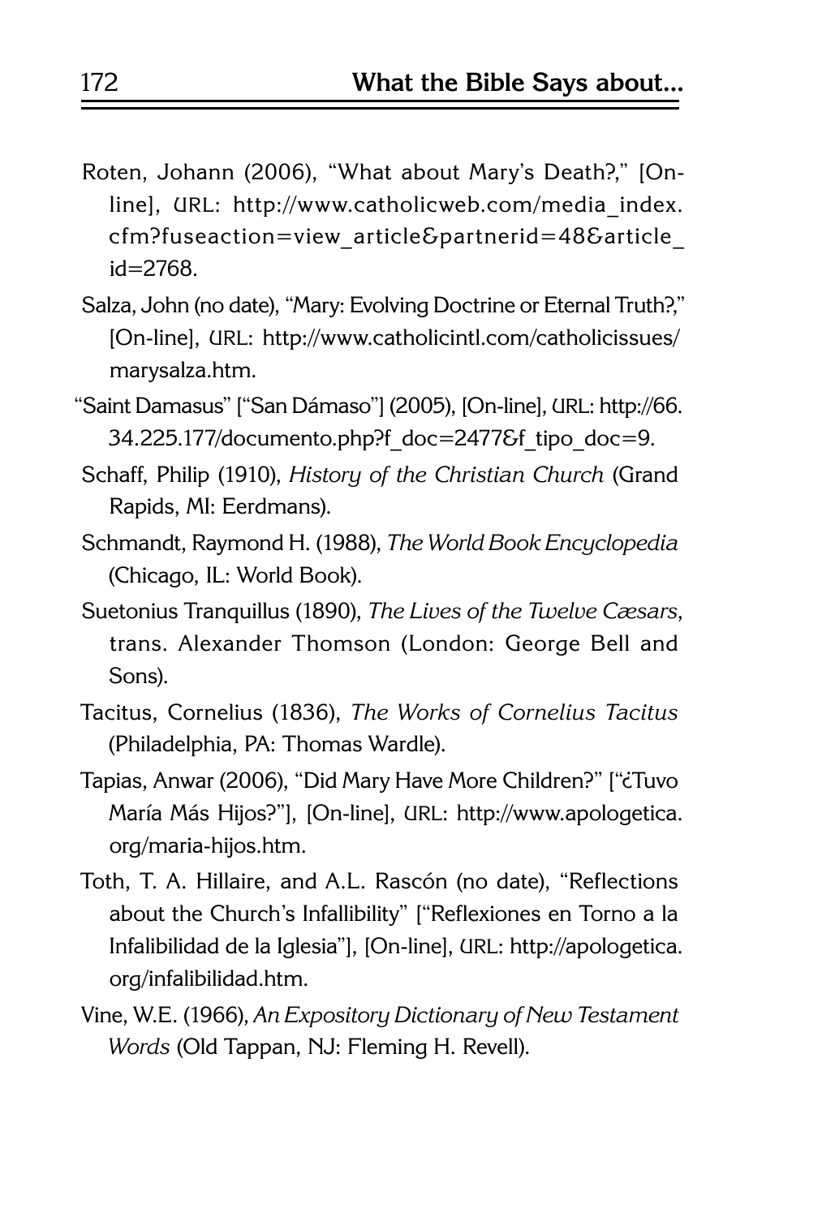Roten, Johann (2006), "What about Mary's Death?," [On-line], URL: http://www.catholicweb.com/media_index.cfm?fuseaction=view_article&partnerid=48&article_id=2768.

Salza, John (no date), "Mary: Evolving Doctrine or Eternal Truth?," [On-line], URL: http://www.catholicintl.com/catholicissues/marysalza.htm.

"Saint Damasus" ["San Dámaso"] (2005), [On-line], URL: http://66.34.225.177/documento.php?f_doc=2477&f_tipo_doc=9.

Schaff, Philip (1910), *History of the Christian Church* (Grand Rapids, MI: Eerdmans).

Schmandt, Raymond H. (1988), *The World Book Encyclopedia* (Chicago, IL: World Book).

Suetonius Tranquillus (1890), *The Lives of the Twelve Cæsars*, trans. Alexander Thomson (London: George Bell and Sons).

Tacitus, Cornelius (1836), *The Works of Cornelius Tacitus* (Philadelphia, PA: Thomas Wardle).

Tapias, Anwar (2006), "Did Mary Have More Children?" ["¿Tuvo María Más Hijos?"], [On-line], URL: http://www.apologetica.org/maria-hijos.htm.

Toth, T. A. Hillaire, and A.L. Rascón (no date), "Reflections about the Church's Infallibility" ["Reflexiones en Torno a la Infalibilidad de la Iglesia"], [On-line], URL: http://apologetica.org/infalibilidad.htm.

Vine, W.E. (1966), *An Expository Dictionary of New Testament Words* (Old Tappan, NJ: Fleming H. Revell).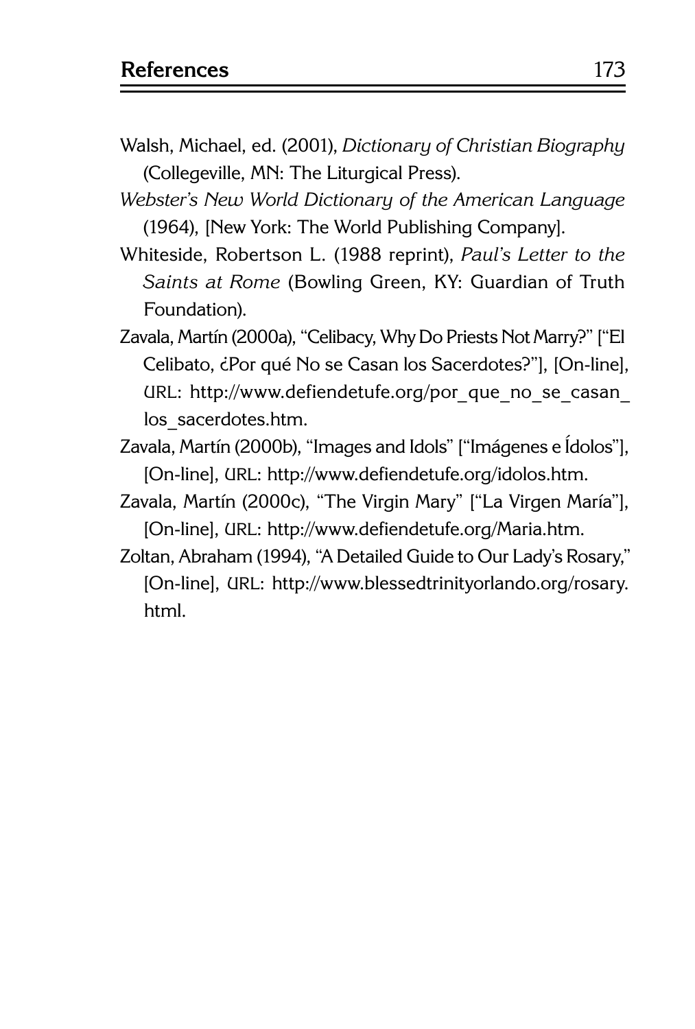Walsh, Michael, ed. (2001), *Dictionary of Christian Biography* (Collegeville, MN: The Liturgical Press).

*Webster's New World Dictionary of the American Language* (1964), [New York: The World Publishing Company].

Whiteside, Robertson L. (1988 reprint), *Paul's Letter to the Saints at Rome* (Bowling Green, KY: Guardian of Truth Foundation).

Zavala, Martín (2000a), "Celibacy, Why Do Priests Not Marry?" ["El Celibato, ¿Por qué No se Casan los Sacerdotes?"], [On-line], URL: http://www.defiendetufe.org/por_que_no_se_casan_los_sacerdotes.htm.

Zavala, Martín (2000b), "Images and Idols" ["Imágenes e Ídolos"], [On-line], URL: http://www.defiendetufe.org/idolos.htm.

Zavala, Martín (2000c), "The Virgin Mary" ["La Virgen María"], [On-line], URL: http://www.defiendetufe.org/Maria.htm.

Zoltan, Abraham (1994), "A Detailed Guide to Our Lady's Rosary," [On-line], URL: http://www.blessedtrinityorlando.org/rosary.html.